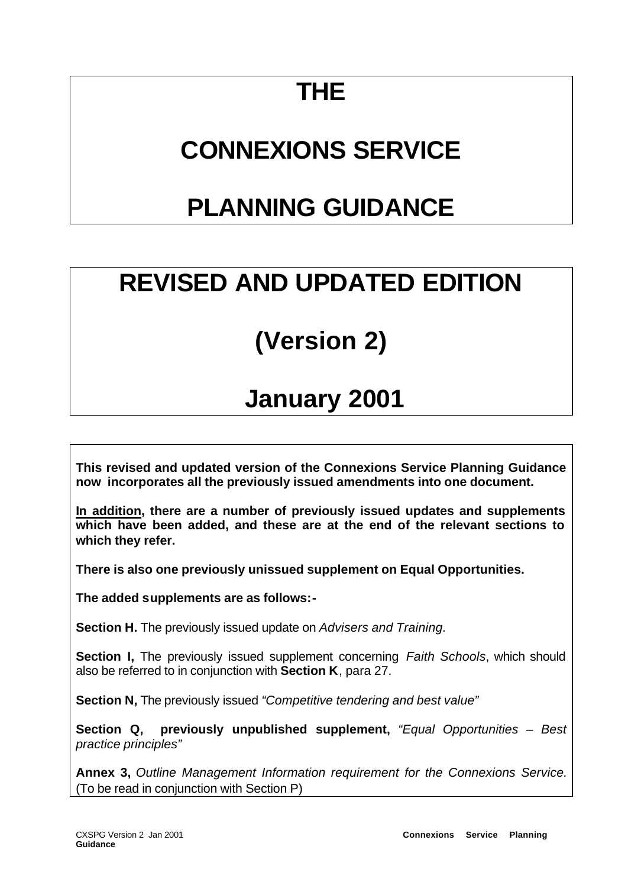# THE

# CONNEXIONS SERVICE

# PLANNING GUIDANCE

# REVISED AND UPDATED EDITION

# (Version 2)

# January 2001

**This revised and updated version of the Connexions Service Planning Guidance now incorporates all the previously issued amendments into one document.**

**<u>In addition</u>, there are a number of previously issued updates and supplements which have been added, and these are at the end of the relevant sections to which they refer.**

**There is also one previously unissued supplement on Equal Opportunities.**

**The added supplements are as follows:-**

**Section H.** The previously issued update on *Advisers and Training.*

**Section I,** The previously issued supplement concerning *Faith Schools*, which should also be referred to in conjunction with **Section K**, para 27.

**Section N,** The previously issued *"Competitive tendering and best value"*

**Section Q, previously unpublished supplement,** *"Equal Opportunities – Best practice principles"*

**Annex 3,** *Outline Management Information requirement for the Connexions Service.* (To be read in conjunction with Section P)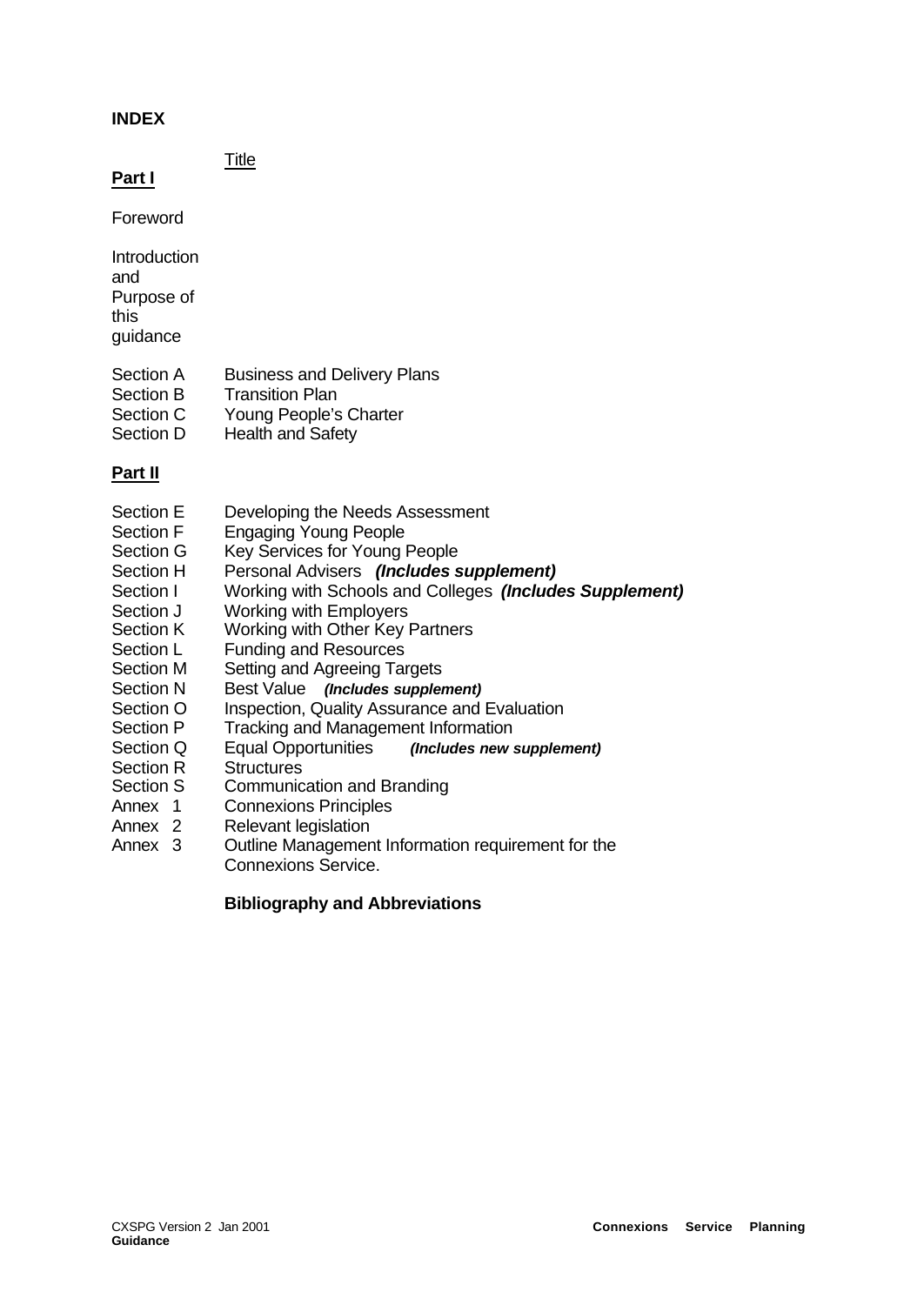## INDEX

**Part I** &nbsp;&nbsp;&nbsp;&nbsp; Title

Foreword

Introduction and Purpose of this guidance

| | |
|---|---|
| Section A | Business and Delivery Plans |
| Section B | Transition Plan |
| Section C | Young People's Charter |
| Section D | Health and Safety |

**Part II**

| | |
|---|---|
| Section E | Developing the Needs Assessment |
| Section F | Engaging Young People |
| Section G | Key Services for Young People |
| Section H | Personal Advisers ***(Includes supplement)*** |
| Section I | Working with Schools and Colleges ***(Includes Supplement)*** |
| Section J | Working with Employers |
| Section K | Working with Other Key Partners |
| Section L | Funding and Resources |
| Section M | Setting and Agreeing Targets |
| Section N | Best Value ***(Includes supplement)*** |
| Section O | Inspection, Quality Assurance and Evaluation |
| Section P | Tracking and Management Information |
| Section Q | Equal Opportunities ***(Includes new supplement)*** |
| Section R | Structures |
| Section S | Communication and Branding |
| Annex 1 | Connexions Principles |
| Annex 2 | Relevant legislation |
| Annex 3 | Outline Management Information requirement for the Connexions Service. |

**Bibliography and Abbreviations**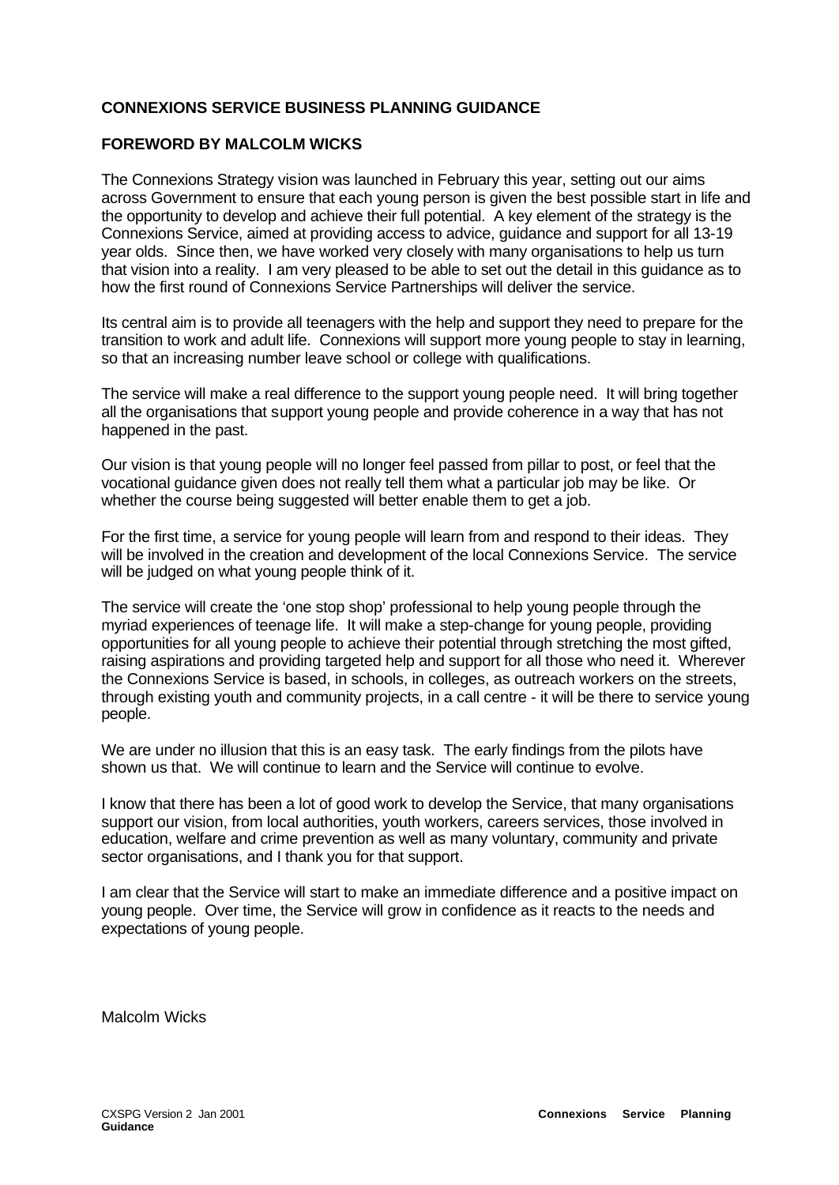**CONNEXIONS SERVICE BUSINESS PLANNING GUIDANCE**

**FOREWORD BY MALCOLM WICKS**

The Connexions Strategy vision was launched in February this year, setting out our aims across Government to ensure that each young person is given the best possible start in life and the opportunity to develop and achieve their full potential. A key element of the strategy is the Connexions Service, aimed at providing access to advice, guidance and support for all 13-19 year olds. Since then, we have worked very closely with many organisations to help us turn that vision into a reality. I am very pleased to be able to set out the detail in this guidance as to how the first round of Connexions Service Partnerships will deliver the service.

Its central aim is to provide all teenagers with the help and support they need to prepare for the transition to work and adult life. Connexions will support more young people to stay in learning, so that an increasing number leave school or college with qualifications.

The service will make a real difference to the support young people need. It will bring together all the organisations that support young people and provide coherence in a way that has not happened in the past.

Our vision is that young people will no longer feel passed from pillar to post, or feel that the vocational guidance given does not really tell them what a particular job may be like. Or whether the course being suggested will better enable them to get a job.

For the first time, a service for young people will learn from and respond to their ideas. They will be involved in the creation and development of the local Connexions Service. The service will be judged on what young people think of it.

The service will create the 'one stop shop' professional to help young people through the myriad experiences of teenage life. It will make a step-change for young people, providing opportunities for all young people to achieve their potential through stretching the most gifted, raising aspirations and providing targeted help and support for all those who need it. Wherever the Connexions Service is based, in schools, in colleges, as outreach workers on the streets, through existing youth and community projects, in a call centre - it will be there to service young people.

We are under no illusion that this is an easy task. The early findings from the pilots have shown us that. We will continue to learn and the Service will continue to evolve.

I know that there has been a lot of good work to develop the Service, that many organisations support our vision, from local authorities, youth workers, careers services, those involved in education, welfare and crime prevention as well as many voluntary, community and private sector organisations, and I thank you for that support.

I am clear that the Service will start to make an immediate difference and a positive impact on young people. Over time, the Service will grow in confidence as it reacts to the needs and expectations of young people.

Malcolm Wicks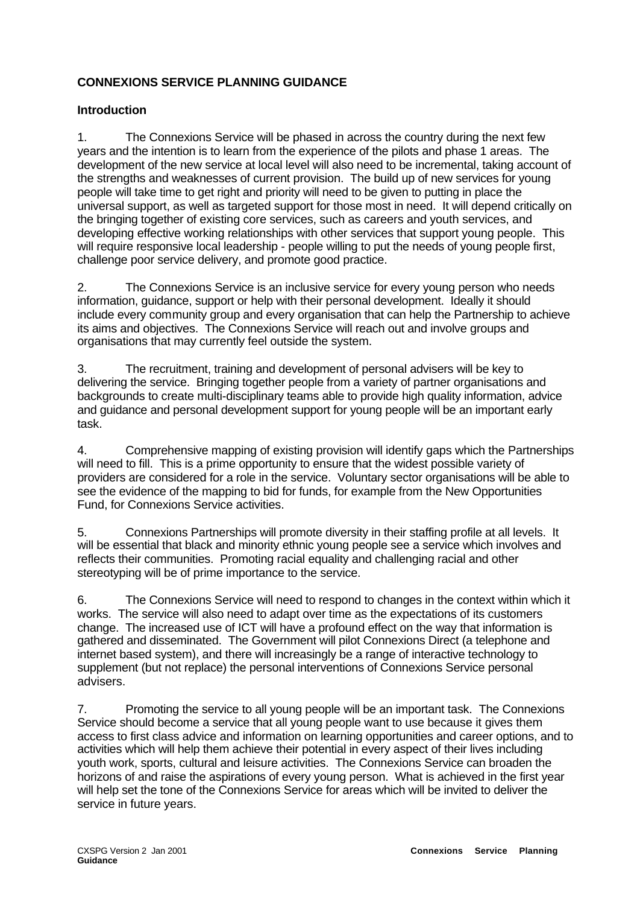**CONNEXIONS SERVICE PLANNING GUIDANCE**

**Introduction**

1. The Connexions Service will be phased in across the country during the next few years and the intention is to learn from the experience of the pilots and phase 1 areas. The development of the new service at local level will also need to be incremental, taking account of the strengths and weaknesses of current provision. The build up of new services for young people will take time to get right and priority will need to be given to putting in place the universal support, as well as targeted support for those most in need. It will depend critically on the bringing together of existing core services, such as careers and youth services, and developing effective working relationships with other services that support young people. This will require responsive local leadership - people willing to put the needs of young people first, challenge poor service delivery, and promote good practice.

2. The Connexions Service is an inclusive service for every young person who needs information, guidance, support or help with their personal development. Ideally it should include every community group and every organisation that can help the Partnership to achieve its aims and objectives. The Connexions Service will reach out and involve groups and organisations that may currently feel outside the system.

3. The recruitment, training and development of personal advisers will be key to delivering the service. Bringing together people from a variety of partner organisations and backgrounds to create multi-disciplinary teams able to provide high quality information, advice and guidance and personal development support for young people will be an important early task.

4. Comprehensive mapping of existing provision will identify gaps which the Partnerships will need to fill. This is a prime opportunity to ensure that the widest possible variety of providers are considered for a role in the service. Voluntary sector organisations will be able to see the evidence of the mapping to bid for funds, for example from the New Opportunities Fund, for Connexions Service activities.

5. Connexions Partnerships will promote diversity in their staffing profile at all levels. It will be essential that black and minority ethnic young people see a service which involves and reflects their communities. Promoting racial equality and challenging racial and other stereotyping will be of prime importance to the service.

6. The Connexions Service will need to respond to changes in the context within which it works. The service will also need to adapt over time as the expectations of its customers change. The increased use of ICT will have a profound effect on the way that information is gathered and disseminated. The Government will pilot Connexions Direct (a telephone and internet based system), and there will increasingly be a range of interactive technology to supplement (but not replace) the personal interventions of Connexions Service personal advisers.

7. Promoting the service to all young people will be an important task. The Connexions Service should become a service that all young people want to use because it gives them access to first class advice and information on learning opportunities and career options, and to activities which will help them achieve their potential in every aspect of their lives including youth work, sports, cultural and leisure activities. The Connexions Service can broaden the horizons of and raise the aspirations of every young person. What is achieved in the first year will help set the tone of the Connexions Service for areas which will be invited to deliver the service in future years.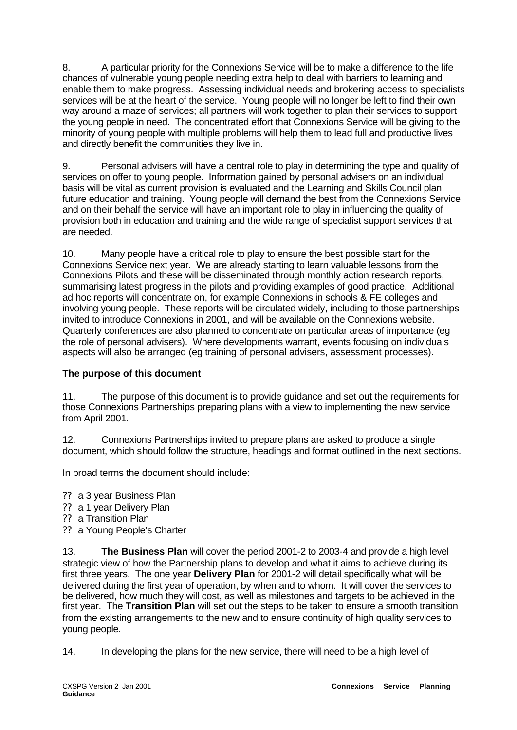8. A particular priority for the Connexions Service will be to make a difference to the life chances of vulnerable young people needing extra help to deal with barriers to learning and enable them to make progress. Assessing individual needs and brokering access to specialists services will be at the heart of the service. Young people will no longer be left to find their own way around a maze of services; all partners will work together to plan their services to support the young people in need. The concentrated effort that Connexions Service will be giving to the minority of young people with multiple problems will help them to lead full and productive lives and directly benefit the communities they live in.

9. Personal advisers will have a central role to play in determining the type and quality of services on offer to young people. Information gained by personal advisers on an individual basis will be vital as current provision is evaluated and the Learning and Skills Council plan future education and training. Young people will demand the best from the Connexions Service and on their behalf the service will have an important role to play in influencing the quality of provision both in education and training and the wide range of specialist support services that are needed.

10. Many people have a critical role to play to ensure the best possible start for the Connexions Service next year. We are already starting to learn valuable lessons from the Connexions Pilots and these will be disseminated through monthly action research reports, summarising latest progress in the pilots and providing examples of good practice. Additional ad hoc reports will concentrate on, for example Connexions in schools & FE colleges and involving young people. These reports will be circulated widely, including to those partnerships invited to introduce Connexions in 2001, and will be available on the Connexions website. Quarterly conferences are also planned to concentrate on particular areas of importance (eg the role of personal advisers). Where developments warrant, events focusing on individuals aspects will also be arranged (eg training of personal advisers, assessment processes).

**The purpose of this document**

11. The purpose of this document is to provide guidance and set out the requirements for those Connexions Partnerships preparing plans with a view to implementing the new service from April 2001.

12. Connexions Partnerships invited to prepare plans are asked to produce a single document, which should follow the structure, headings and format outlined in the next sections.

In broad terms the document should include:

- a 3 year Business Plan
- a 1 year Delivery Plan
- a Transition Plan
- a Young People's Charter

13. **The Business Plan** will cover the period 2001-2 to 2003-4 and provide a high level strategic view of how the Partnership plans to develop and what it aims to achieve during its first three years. The one year **Delivery Plan** for 2001-2 will detail specifically what will be delivered during the first year of operation, by when and to whom. It will cover the services to be delivered, how much they will cost, as well as milestones and targets to be achieved in the first year. The **Transition Plan** will set out the steps to be taken to ensure a smooth transition from the existing arrangements to the new and to ensure continuity of high quality services to young people.

14. In developing the plans for the new service, there will need to be a high level of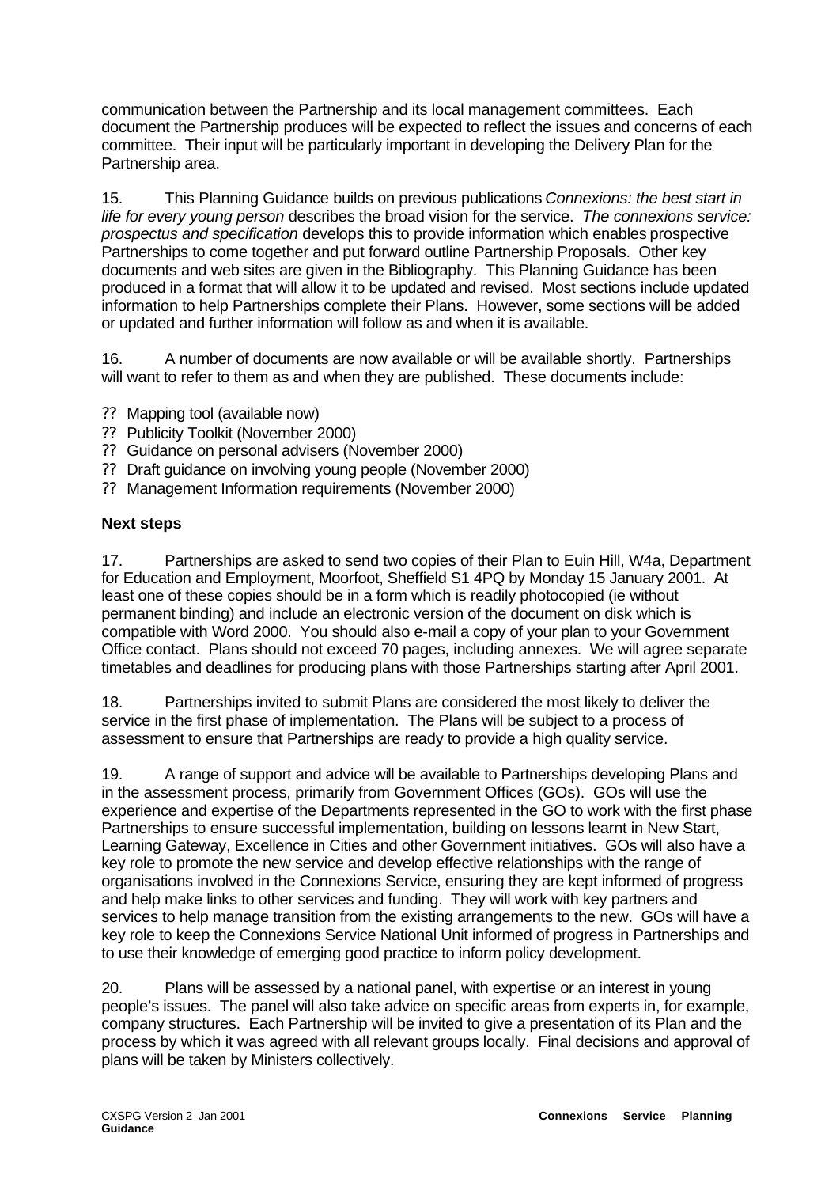communication between the Partnership and its local management committees. Each document the Partnership produces will be expected to reflect the issues and concerns of each committee. Their input will be particularly important in developing the Delivery Plan for the Partnership area.

15. This Planning Guidance builds on previous publications *Connexions: the best start in life for every young person* describes the broad vision for the service. *The connexions service: prospectus and specification* develops this to provide information which enables prospective Partnerships to come together and put forward outline Partnership Proposals. Other key documents and web sites are given in the Bibliography. This Planning Guidance has been produced in a format that will allow it to be updated and revised. Most sections include updated information to help Partnerships complete their Plans. However, some sections will be added or updated and further information will follow as and when it is available.

16. A number of documents are now available or will be available shortly. Partnerships will want to refer to them as and when they are published. These documents include:

- Mapping tool (available now)
- Publicity Toolkit (November 2000)
- Guidance on personal advisers (November 2000)
- Draft guidance on involving young people (November 2000)
- Management Information requirements (November 2000)

**Next steps**

17. Partnerships are asked to send two copies of their Plan to Euin Hill, W4a, Department for Education and Employment, Moorfoot, Sheffield S1 4PQ by Monday 15 January 2001. At least one of these copies should be in a form which is readily photocopied (ie without permanent binding) and include an electronic version of the document on disk which is compatible with Word 2000. You should also e-mail a copy of your plan to your Government Office contact. Plans should not exceed 70 pages, including annexes. We will agree separate timetables and deadlines for producing plans with those Partnerships starting after April 2001.

18. Partnerships invited to submit Plans are considered the most likely to deliver the service in the first phase of implementation. The Plans will be subject to a process of assessment to ensure that Partnerships are ready to provide a high quality service.

19. A range of support and advice will be available to Partnerships developing Plans and in the assessment process, primarily from Government Offices (GOs). GOs will use the experience and expertise of the Departments represented in the GO to work with the first phase Partnerships to ensure successful implementation, building on lessons learnt in New Start, Learning Gateway, Excellence in Cities and other Government initiatives. GOs will also have a key role to promote the new service and develop effective relationships with the range of organisations involved in the Connexions Service, ensuring they are kept informed of progress and help make links to other services and funding. They will work with key partners and services to help manage transition from the existing arrangements to the new. GOs will have a key role to keep the Connexions Service National Unit informed of progress in Partnerships and to use their knowledge of emerging good practice to inform policy development.

20. Plans will be assessed by a national panel, with expertise or an interest in young people's issues. The panel will also take advice on specific areas from experts in, for example, company structures. Each Partnership will be invited to give a presentation of its Plan and the process by which it was agreed with all relevant groups locally. Final decisions and approval of plans will be taken by Ministers collectively.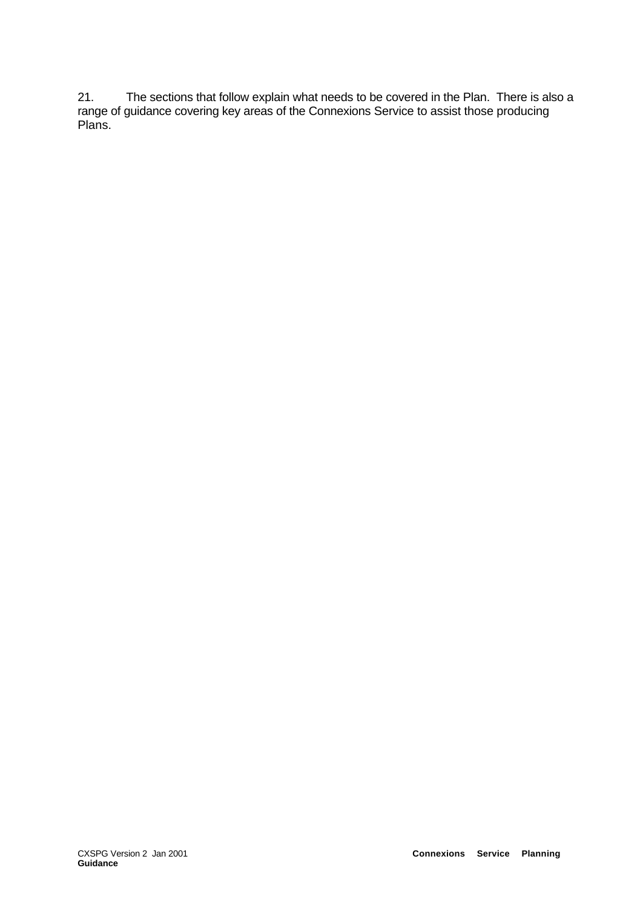21. The sections that follow explain what needs to be covered in the Plan. There is also a range of guidance covering key areas of the Connexions Service to assist those producing Plans.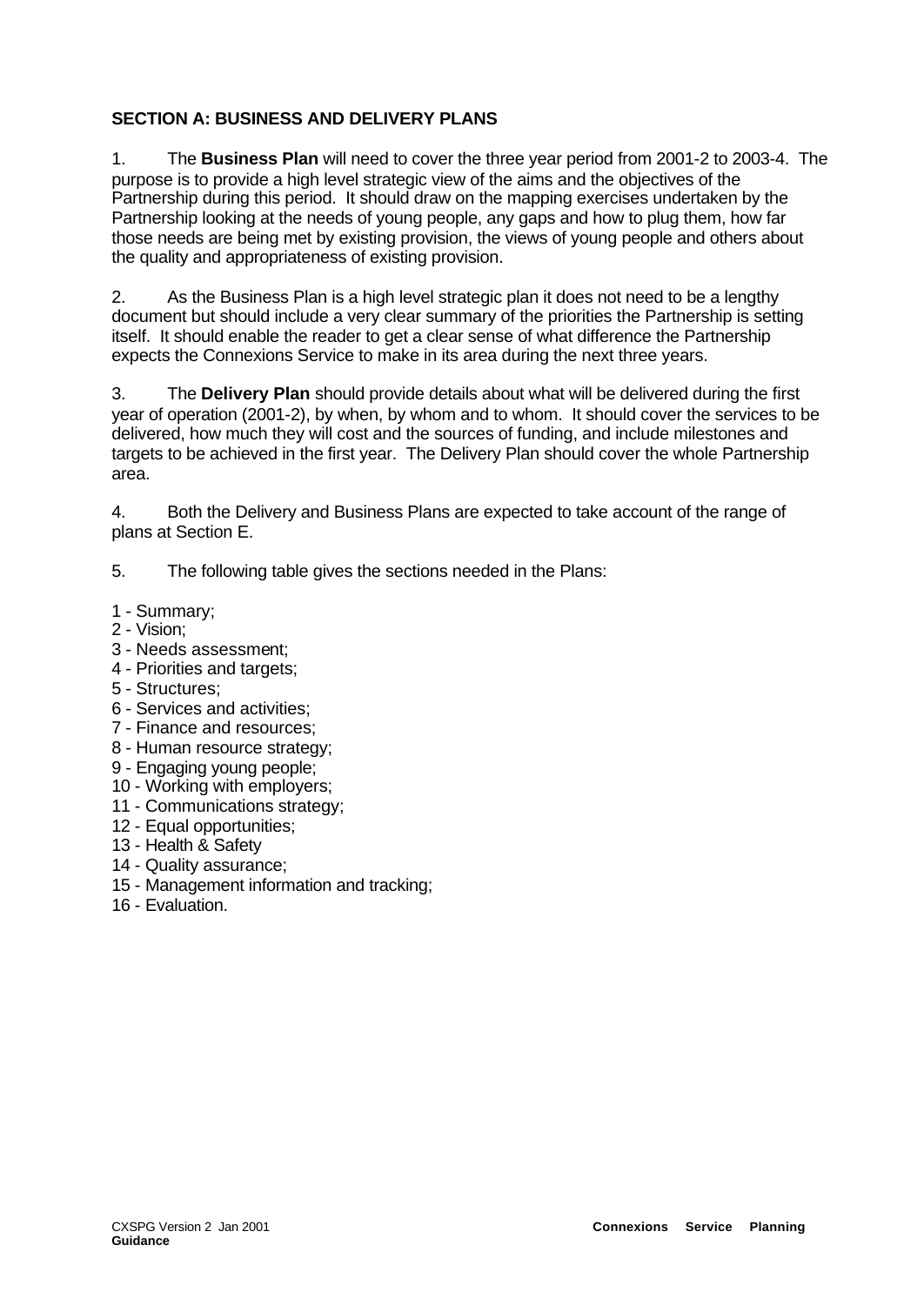**SECTION A: BUSINESS AND DELIVERY PLANS**

1. The **Business Plan** will need to cover the three year period from 2001-2 to 2003-4. The purpose is to provide a high level strategic view of the aims and the objectives of the Partnership during this period. It should draw on the mapping exercises undertaken by the Partnership looking at the needs of young people, any gaps and how to plug them, how far those needs are being met by existing provision, the views of young people and others about the quality and appropriateness of existing provision.

2. As the Business Plan is a high level strategic plan it does not need to be a lengthy document but should include a very clear summary of the priorities the Partnership is setting itself. It should enable the reader to get a clear sense of what difference the Partnership expects the Connexions Service to make in its area during the next three years.

3. The **Delivery Plan** should provide details about what will be delivered during the first year of operation (2001-2), by when, by whom and to whom. It should cover the services to be delivered, how much they will cost and the sources of funding, and include milestones and targets to be achieved in the first year. The Delivery Plan should cover the whole Partnership area.

4. Both the Delivery and Business Plans are expected to take account of the range of plans at Section E.

5. The following table gives the sections needed in the Plans:

1 - Summary;
2 - Vision;
3 - Needs assessment;
4 - Priorities and targets;
5 - Structures;
6 - Services and activities;
7 - Finance and resources;
8 - Human resource strategy;
9 - Engaging young people;
10 - Working with employers;
11 - Communications strategy;
12 - Equal opportunities;
13 - Health & Safety
14 - Quality assurance;
15 - Management information and tracking;
16 - Evaluation.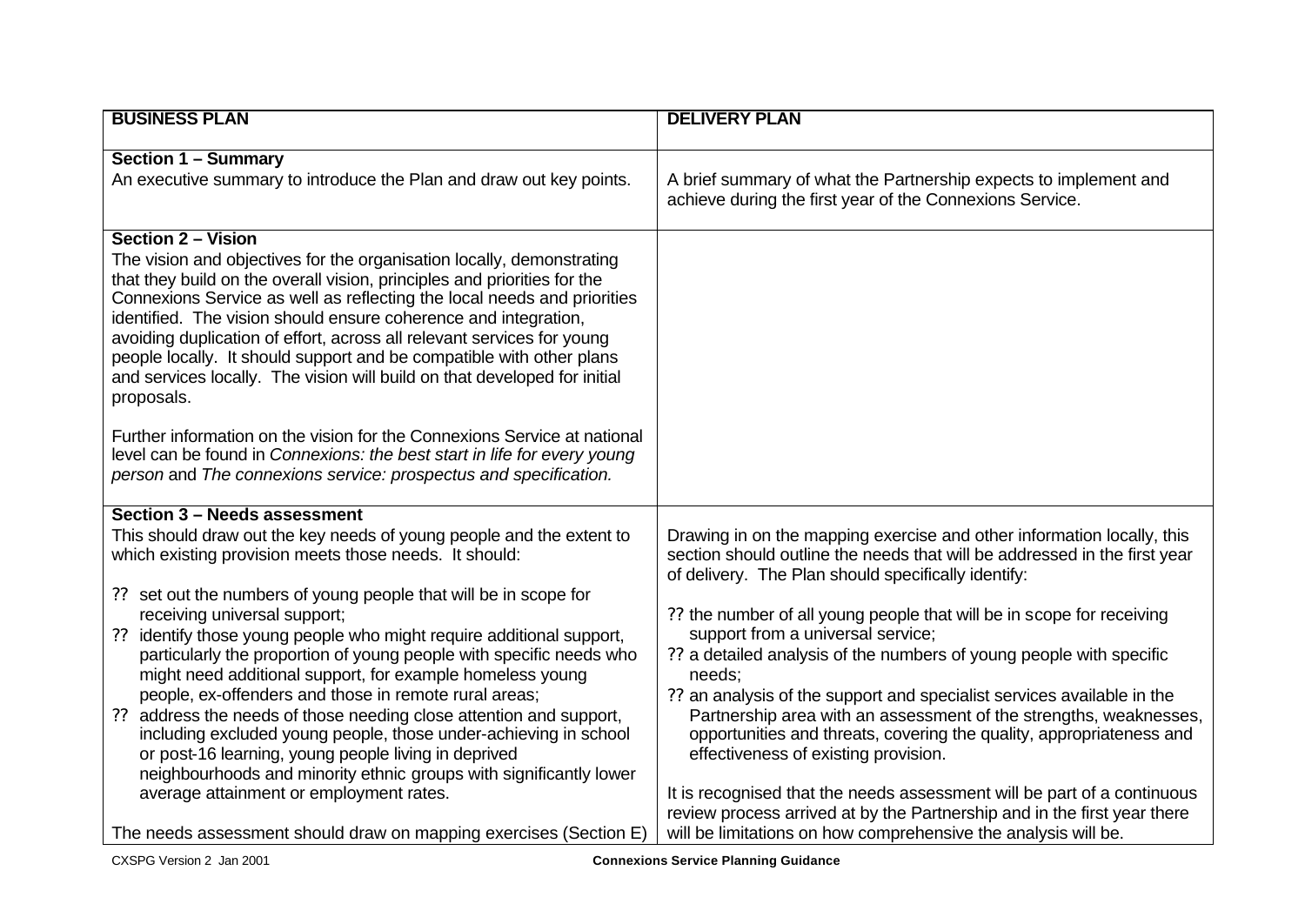| BUSINESS PLAN | DELIVERY PLAN |
|---|---|
| **Section 1 – Summary**<br>An executive summary to introduce the Plan and draw out key points. | A brief summary of what the Partnership expects to implement and achieve during the first year of the Connexions Service. |
| **Section 2 – Vision**<br>The vision and objectives for the organisation locally, demonstrating that they build on the overall vision, principles and priorities for the Connexions Service as well as reflecting the local needs and priorities identified. The vision should ensure coherence and integration, avoiding duplication of effort, across all relevant services for young people locally. It should support and be compatible with other plans and services locally. The vision will build on that developed for initial proposals.<br><br>Further information on the vision for the Connexions Service at national level can be found in *Connexions: the best start in life for every young person* and *The connexions service: prospectus and specification.* | |
| **Section 3 – Needs assessment**<br>This should draw out the key needs of young people and the extent to which existing provision meets those needs. It should:<br><br>?? set out the numbers of young people that will be in scope for receiving universal support;<br>?? identify those young people who might require additional support, particularly the proportion of young people with specific needs who might need additional support, for example homeless young people, ex-offenders and those in remote rural areas;<br>?? address the needs of those needing close attention and support, including excluded young people, those under-achieving in school or post-16 learning, young people living in deprived neighbourhoods and minority ethnic groups with significantly lower average attainment or employment rates.<br><br>The needs assessment should draw on mapping exercises (Section E) | Drawing in on the mapping exercise and other information locally, this section should outline the needs that will be addressed in the first year of delivery. The Plan should specifically identify:<br><br>?? the number of all young people that will be in scope for receiving support from a universal service;<br>?? a detailed analysis of the numbers of young people with specific needs;<br>?? an analysis of the support and specialist services available in the Partnership area with an assessment of the strengths, weaknesses, opportunities and threats, covering the quality, appropriateness and effectiveness of existing provision.<br><br>It is recognised that the needs assessment will be part of a continuous review process arrived at by the Partnership and in the first year there will be limitations on how comprehensive the analysis will be. |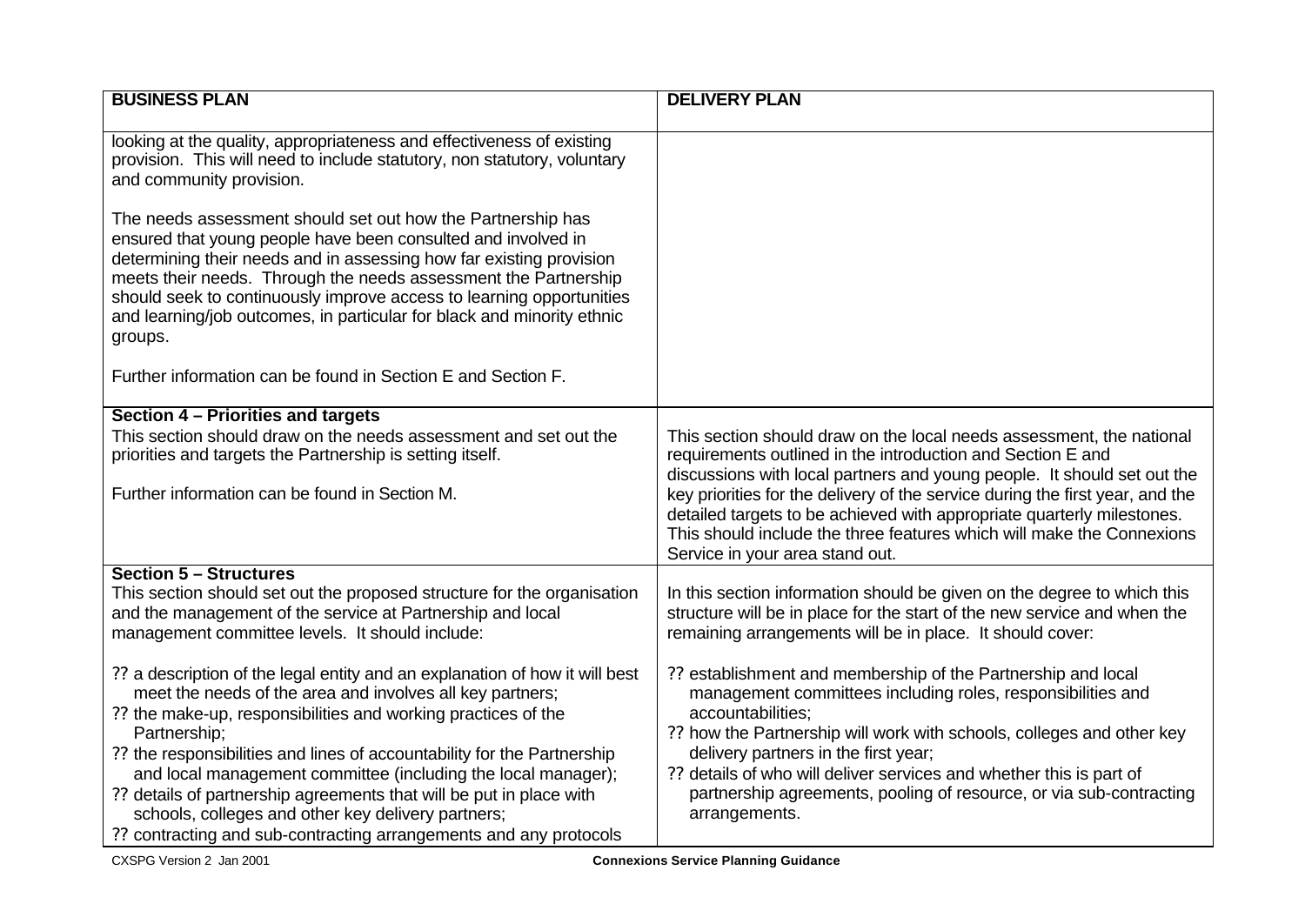| BUSINESS PLAN | DELIVERY PLAN |
|---|---|
| looking at the quality, appropriateness and effectiveness of existing provision. This will need to include statutory, non statutory, voluntary and community provision.<br><br>The needs assessment should set out how the Partnership has ensured that young people have been consulted and involved in determining their needs and in assessing how far existing provision meets their needs. Through the needs assessment the Partnership should seek to continuously improve access to learning opportunities and learning/job outcomes, in particular for black and minority ethnic groups.<br><br>Further information can be found in Section E and Section F. | |
| **Section 4 – Priorities and targets**<br>This section should draw on the needs assessment and set out the priorities and targets the Partnership is setting itself.<br><br>Further information can be found in Section M. | This section should draw on the local needs assessment, the national requirements outlined in the introduction and Section E and discussions with local partners and young people. It should set out the key priorities for the delivery of the service during the first year, and the detailed targets to be achieved with appropriate quarterly milestones. This should include the three features which will make the Connexions Service in your area stand out. |
| **Section 5 – Structures**<br>This section should set out the proposed structure for the organisation and the management of the service at Partnership and local management committee levels. It should include:<br><br>?? a description of the legal entity and an explanation of how it will best meet the needs of the area and involves all key partners;<br>?? the make-up, responsibilities and working practices of the Partnership;<br>?? the responsibilities and lines of accountability for the Partnership and local management committee (including the local manager);<br>?? details of partnership agreements that will be put in place with schools, colleges and other key delivery partners;<br>?? contracting and sub-contracting arrangements and any protocols | In this section information should be given on the degree to which this structure will be in place for the start of the new service and when the remaining arrangements will be in place. It should cover:<br><br>?? establishment and membership of the Partnership and local management committees including roles, responsibilities and accountabilities;<br>?? how the Partnership will work with schools, colleges and other key delivery partners in the first year;<br>?? details of who will deliver services and whether this is part of partnership agreements, pooling of resource, or via sub-contracting arrangements. |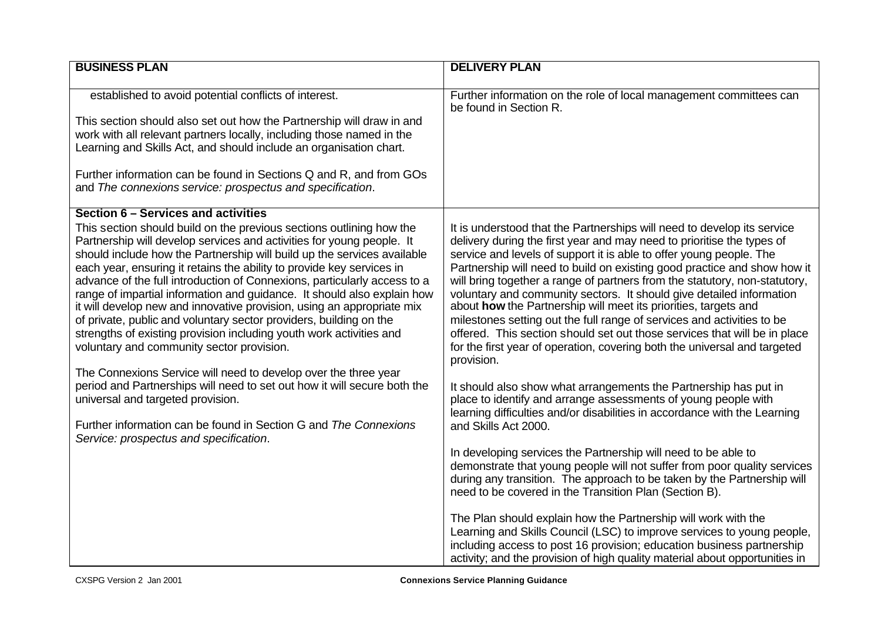| BUSINESS PLAN | DELIVERY PLAN |
| --- | --- |
| established to avoid potential conflicts of interest.<br><br>This section should also set out how the Partnership will draw in and work with all relevant partners locally, including those named in the Learning and Skills Act, and should include an organisation chart.<br><br>Further information can be found in Sections Q and R, and from GOs and *The connexions service: prospectus and specification*. | Further information on the role of local management committees can be found in Section R. |
| **Section 6 – Services and activities**<br>This section should build on the previous sections outlining how the Partnership will develop services and activities for young people. It should include how the Partnership will build up the services available each year, ensuring it retains the ability to provide key services in advance of the full introduction of Connexions, particularly access to a range of impartial information and guidance. It should also explain how it will develop new and innovative provision, using an appropriate mix of private, public and voluntary sector providers, building on the strengths of existing provision including youth work activities and voluntary and community sector provision.<br><br>The Connexions Service will need to develop over the three year period and Partnerships will need to set out how it will secure both the universal and targeted provision.<br><br>Further information can be found in Section G and *The Connexions Service: prospectus and specification*. | It is understood that the Partnerships will need to develop its service delivery during the first year and may need to prioritise the types of service and levels of support it is able to offer young people. The Partnership will need to build on existing good practice and show how it will bring together a range of partners from the statutory, non-statutory, voluntary and community sectors. It should give detailed information about **how** the Partnership will meet its priorities, targets and milestones setting out the full range of services and activities to be offered. This section should set out those services that will be in place for the first year of operation, covering both the universal and targeted provision.<br><br>It should also show what arrangements the Partnership has put in place to identify and arrange assessments of young people with learning difficulties and/or disabilities in accordance with the Learning and Skills Act 2000.<br><br>In developing services the Partnership will need to be able to demonstrate that young people will not suffer from poor quality services during any transition. The approach to be taken by the Partnership will need to be covered in the Transition Plan (Section B).<br><br>The Plan should explain how the Partnership will work with the Learning and Skills Council (LSC) to improve services to young people, including access to post 16 provision; education business partnership activity; and the provision of high quality material about opportunities in |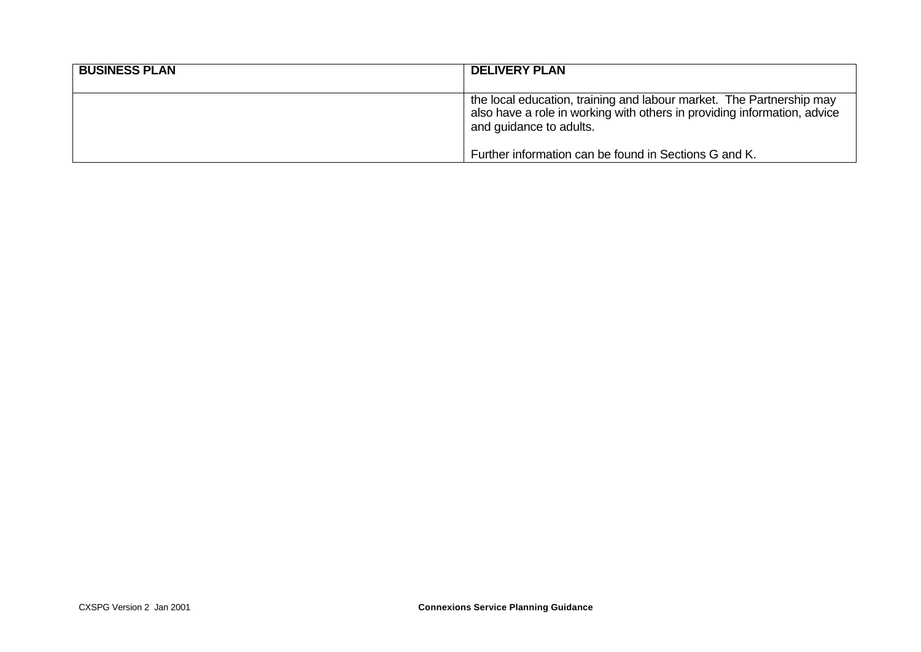| BUSINESS PLAN | DELIVERY PLAN |
| --- | --- |
| | the local education, training and labour market. The Partnership may also have a role in working with others in providing information, advice and guidance to adults.<br><br>Further information can be found in Sections G and K. |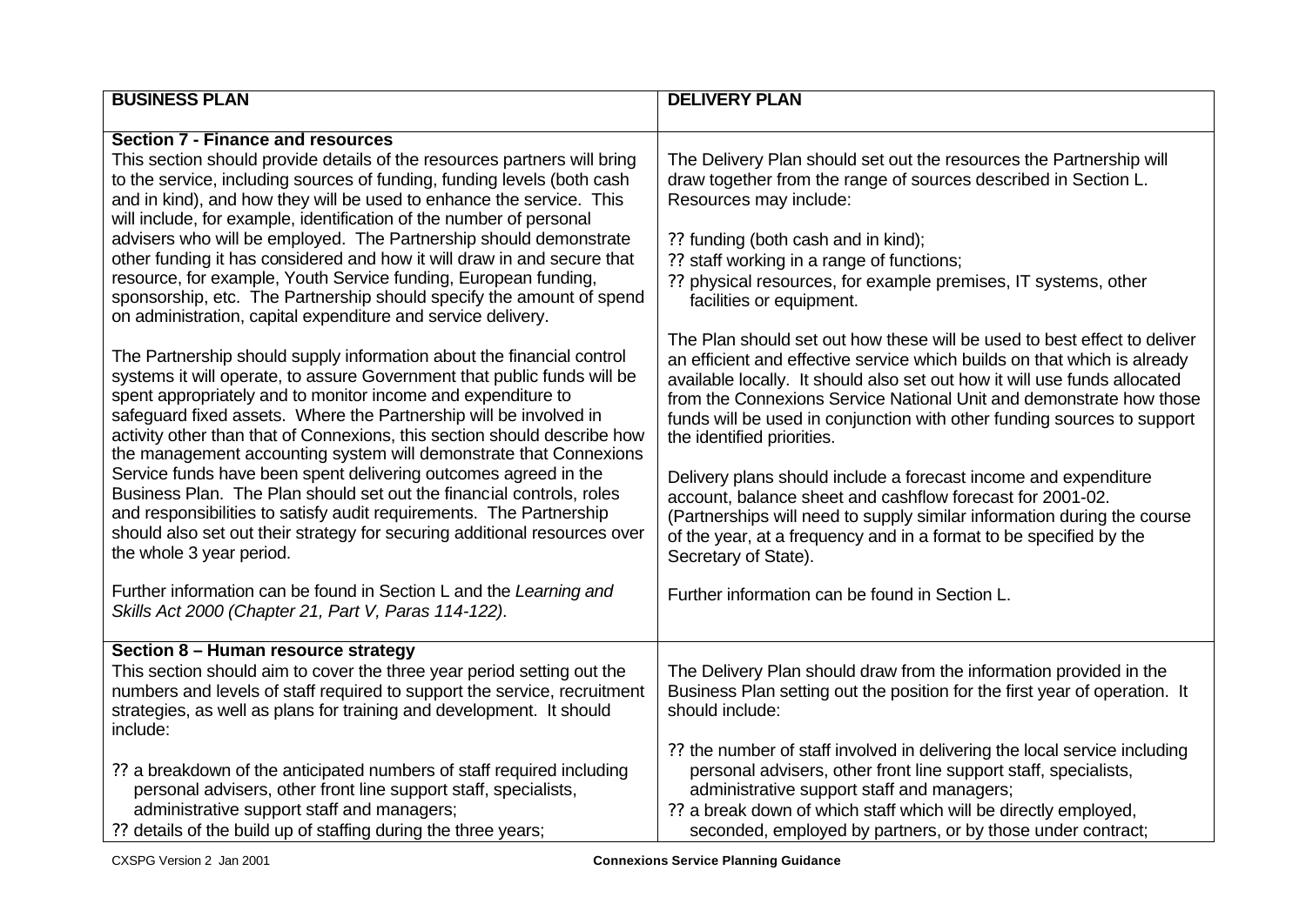| BUSINESS PLAN | DELIVERY PLAN |
|---|---|
| **Section 7 - Finance and resources**<br>This section should provide details of the resources partners will bring to the service, including sources of funding, funding levels (both cash and in kind), and how they will be used to enhance the service. This will include, for example, identification of the number of personal advisers who will be employed. The Partnership should demonstrate other funding it has considered and how it will draw in and secure that resource, for example, Youth Service funding, European funding, sponsorship, etc. The Partnership should specify the amount of spend on administration, capital expenditure and service delivery.<br><br>The Partnership should supply information about the financial control systems it will operate, to assure Government that public funds will be spent appropriately and to monitor income and expenditure to safeguard fixed assets. Where the Partnership will be involved in activity other than that of Connexions, this section should describe how the management accounting system will demonstrate that Connexions Service funds have been spent delivering outcomes agreed in the Business Plan. The Plan should set out the financial controls, roles and responsibilities to satisfy audit requirements. The Partnership should also set out their strategy for securing additional resources over the whole 3 year period.<br><br>Further information can be found in Section L and the *Learning and Skills Act 2000 (Chapter 21, Part V, Paras 114-122)*. | The Delivery Plan should set out the resources the Partnership will draw together from the range of sources described in Section L. Resources may include:<br><br>?? funding (both cash and in kind);<br>?? staff working in a range of functions;<br>?? physical resources, for example premises, IT systems, other facilities or equipment.<br><br>The Plan should set out how these will be used to best effect to deliver an efficient and effective service which builds on that which is already available locally. It should also set out how it will use funds allocated from the Connexions Service National Unit and demonstrate how those funds will be used in conjunction with other funding sources to support the identified priorities.<br><br>Delivery plans should include a forecast income and expenditure account, balance sheet and cashflow forecast for 2001-02. (Partnerships will need to supply similar information during the course of the year, at a frequency and in a format to be specified by the Secretary of State).<br><br>Further information can be found in Section L. |
| **Section 8 – Human resource strategy**<br>This section should aim to cover the three year period setting out the numbers and levels of staff required to support the service, recruitment strategies, as well as plans for training and development. It should include:<br><br>?? a breakdown of the anticipated numbers of staff required including personal advisers, other front line support staff, specialists, administrative support staff and managers;<br>?? details of the build up of staffing during the three years; | The Delivery Plan should draw from the information provided in the Business Plan setting out the position for the first year of operation. It should include:<br><br>?? the number of staff involved in delivering the local service including personal advisers, other front line support staff, specialists, administrative support staff and managers;<br>?? a break down of which staff which will be directly employed, seconded, employed by partners, or by those under contract; |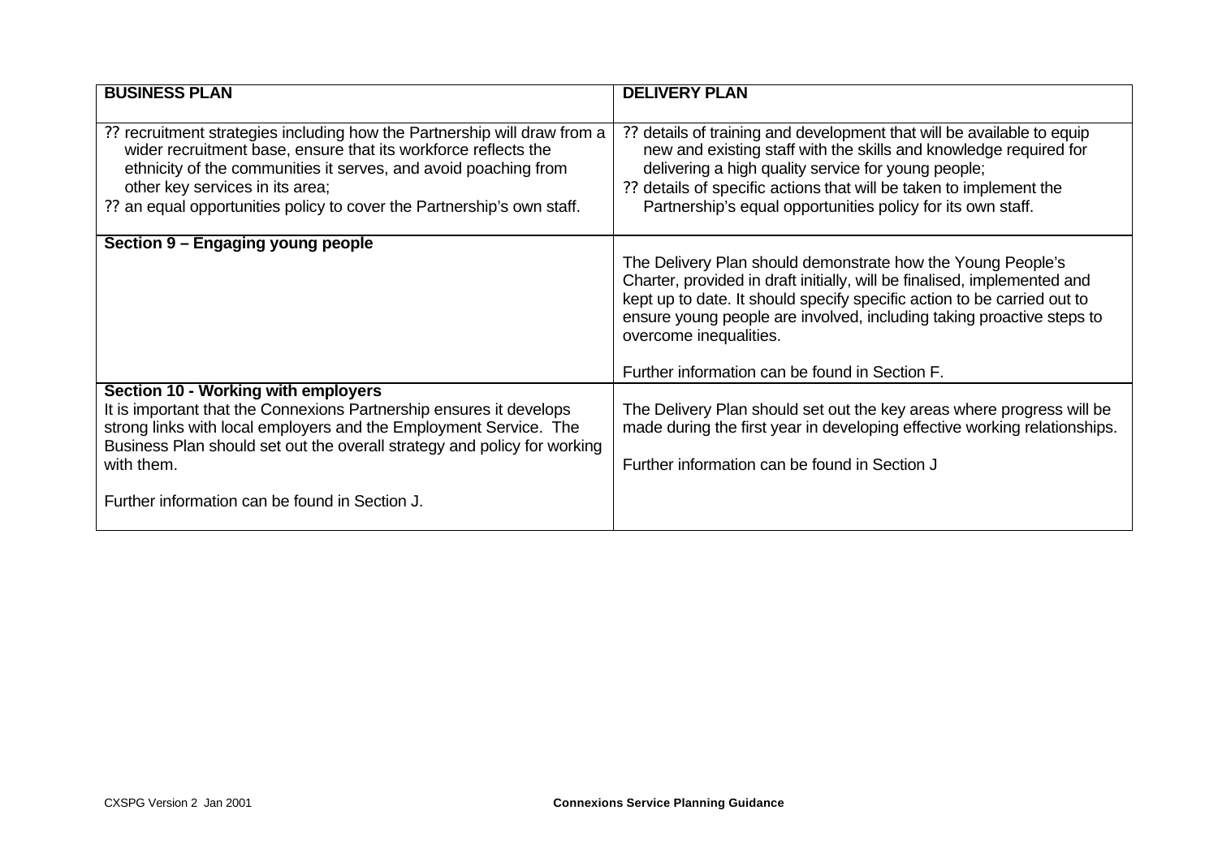| BUSINESS PLAN | DELIVERY PLAN |
|---|---|
| ?? recruitment strategies including how the Partnership will draw from a wider recruitment base, ensure that its workforce reflects the ethnicity of the communities it serves, and avoid poaching from other key services in its area;<br>?? an equal opportunities policy to cover the Partnership's own staff. | ?? details of training and development that will be available to equip new and existing staff with the skills and knowledge required for delivering a high quality service for young people;<br>?? details of specific actions that will be taken to implement the Partnership's equal opportunities policy for its own staff. |
| **Section 9 – Engaging young people** | The Delivery Plan should demonstrate how the Young People's Charter, provided in draft initially, will be finalised, implemented and kept up to date. It should specify specific action to be carried out to ensure young people are involved, including taking proactive steps to overcome inequalities.<br><br>Further information can be found in Section F. |
| **Section 10 - Working with employers**<br>It is important that the Connexions Partnership ensures it develops strong links with local employers and the Employment Service. The Business Plan should set out the overall strategy and policy for working with them.<br><br>Further information can be found in Section J. | The Delivery Plan should set out the key areas where progress will be made during the first year in developing effective working relationships.<br><br>Further information can be found in Section J |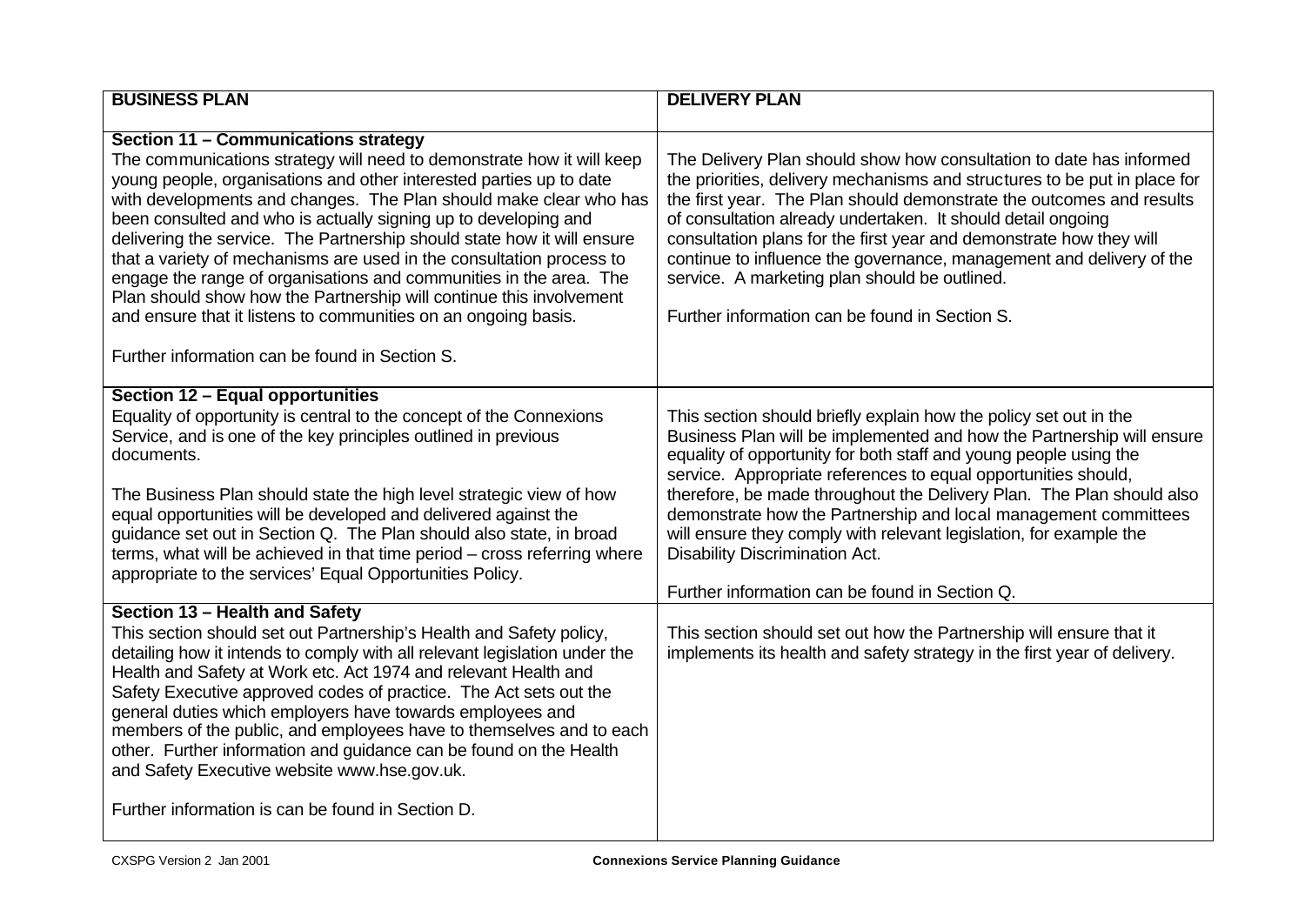| BUSINESS PLAN | DELIVERY PLAN |
|---|---|
| **Section 11 – Communications strategy**<br>The communications strategy will need to demonstrate how it will keep young people, organisations and other interested parties up to date with developments and changes. The Plan should make clear who has been consulted and who is actually signing up to developing and delivering the service. The Partnership should state how it will ensure that a variety of mechanisms are used in the consultation process to engage the range of organisations and communities in the area. The Plan should show how the Partnership will continue this involvement and ensure that it listens to communities on an ongoing basis.<br><br>Further information can be found in Section S. | The Delivery Plan should show how consultation to date has informed the priorities, delivery mechanisms and structures to be put in place for the first year. The Plan should demonstrate the outcomes and results of consultation already undertaken. It should detail ongoing consultation plans for the first year and demonstrate how they will continue to influence the governance, management and delivery of the service. A marketing plan should be outlined.<br><br>Further information can be found in Section S. |
| **Section 12 – Equal opportunities**<br>Equality of opportunity is central to the concept of the Connexions Service, and is one of the key principles outlined in previous documents.<br><br>The Business Plan should state the high level strategic view of how equal opportunities will be developed and delivered against the guidance set out in Section Q. The Plan should also state, in broad terms, what will be achieved in that time period – cross referring where appropriate to the services' Equal Opportunities Policy. | This section should briefly explain how the policy set out in the Business Plan will be implemented and how the Partnership will ensure equality of opportunity for both staff and young people using the service. Appropriate references to equal opportunities should, therefore, be made throughout the Delivery Plan. The Plan should also demonstrate how the Partnership and local management committees will ensure they comply with relevant legislation, for example the Disability Discrimination Act.<br><br>Further information can be found in Section Q. |
| **Section 13 – Health and Safety**<br>This section should set out Partnership's Health and Safety policy, detailing how it intends to comply with all relevant legislation under the Health and Safety at Work etc. Act 1974 and relevant Health and Safety Executive approved codes of practice. The Act sets out the general duties which employers have towards employees and members of the public, and employees have to themselves and to each other. Further information and guidance can be found on the Health and Safety Executive website www.hse.gov.uk.<br><br>Further information is can be found in Section D. | This section should set out how the Partnership will ensure that it implements its health and safety strategy in the first year of delivery. |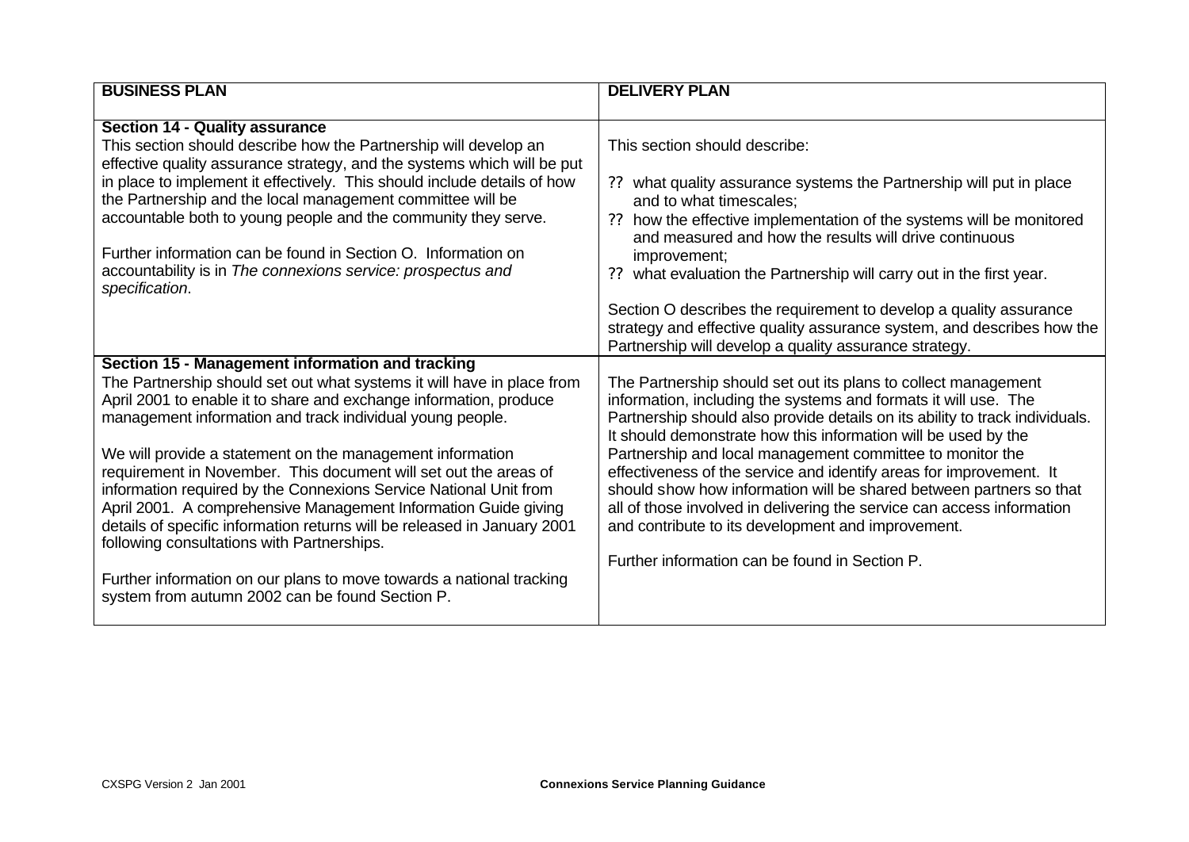| BUSINESS PLAN | DELIVERY PLAN |
|---|---|
| **Section 14 - Quality assurance**<br>This section should describe how the Partnership will develop an effective quality assurance strategy, and the systems which will be put in place to implement it effectively. This should include details of how the Partnership and the local management committee will be accountable both to young people and the community they serve.<br><br>Further information can be found in Section O. Information on accountability is in *The connexions service: prospectus and specification*. | This section should describe:<br><br>?? what quality assurance systems the Partnership will put in place and to what timescales;<br>?? how the effective implementation of the systems will be monitored and measured and how the results will drive continuous improvement;<br>?? what evaluation the Partnership will carry out in the first year.<br><br>Section O describes the requirement to develop a quality assurance strategy and effective quality assurance system, and describes how the Partnership will develop a quality assurance strategy. |
| **Section 15 - Management information and tracking**<br>The Partnership should set out what systems it will have in place from April 2001 to enable it to share and exchange information, produce management information and track individual young people.<br><br>We will provide a statement on the management information requirement in November. This document will set out the areas of information required by the Connexions Service National Unit from April 2001. A comprehensive Management Information Guide giving details of specific information returns will be released in January 2001 following consultations with Partnerships.<br><br>Further information on our plans to move towards a national tracking system from autumn 2002 can be found Section P. | The Partnership should set out its plans to collect management information, including the systems and formats it will use. The Partnership should also provide details on its ability to track individuals. It should demonstrate how this information will be used by the Partnership and local management committee to monitor the effectiveness of the service and identify areas for improvement. It should show how information will be shared between partners so that all of those involved in delivering the service can access information and contribute to its development and improvement.<br><br>Further information can be found in Section P. |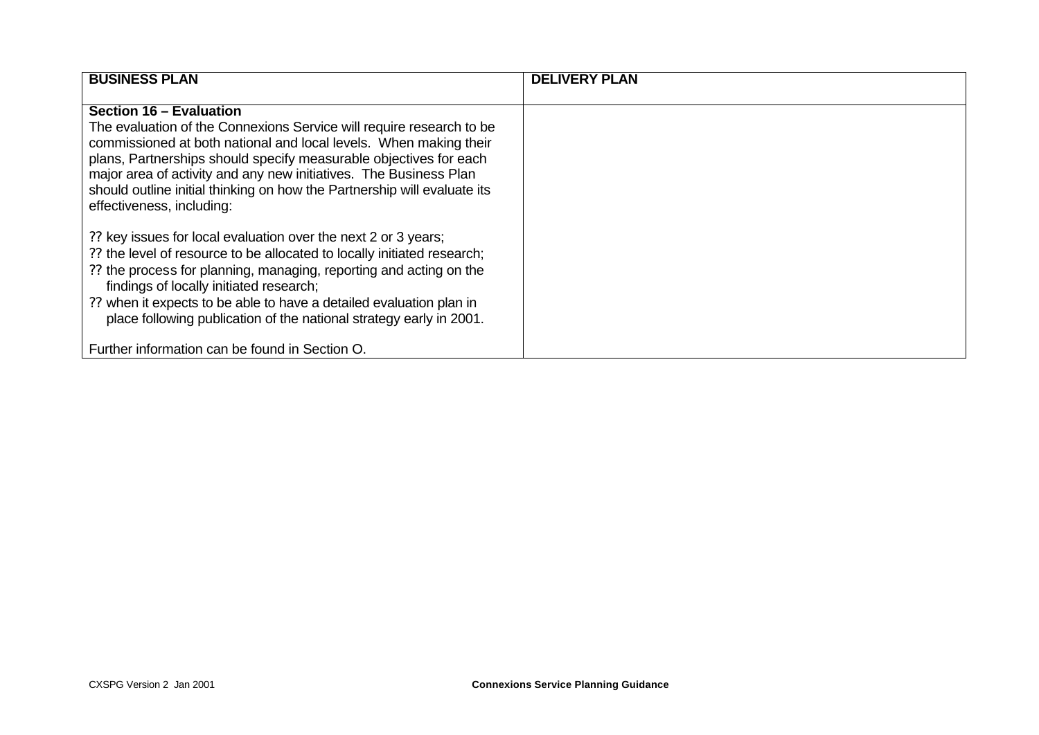| BUSINESS PLAN | DELIVERY PLAN |
|---|---|
| **Section 16 – Evaluation**<br>The evaluation of the Connexions Service will require research to be commissioned at both national and local levels. When making their plans, Partnerships should specify measurable objectives for each major area of activity and any new initiatives. The Business Plan should outline initial thinking on how the Partnership will evaluate its effectiveness, including:<br><br>?? key issues for local evaluation over the next 2 or 3 years;<br>?? the level of resource to be allocated to locally initiated research;<br>?? the process for planning, managing, reporting and acting on the findings of locally initiated research;<br>?? when it expects to be able to have a detailed evaluation plan in place following publication of the national strategy early in 2001.<br><br>Further information can be found in Section O. | |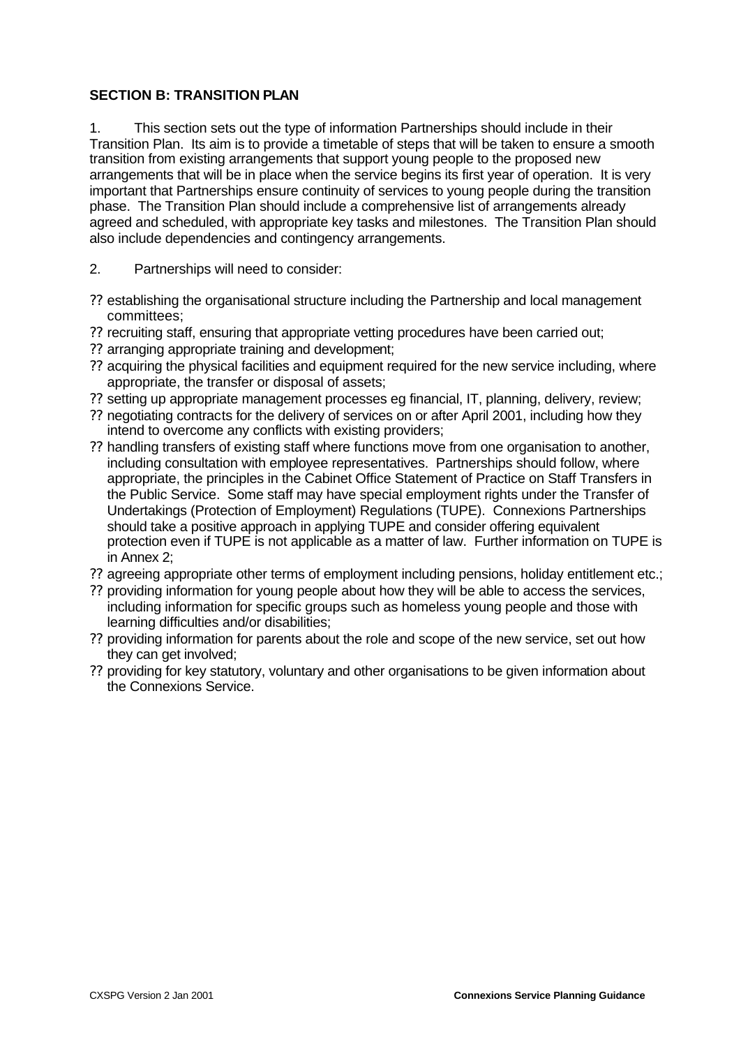## SECTION B: TRANSITION PLAN

1. This section sets out the type of information Partnerships should include in their Transition Plan. Its aim is to provide a timetable of steps that will be taken to ensure a smooth transition from existing arrangements that support young people to the proposed new arrangements that will be in place when the service begins its first year of operation. It is very important that Partnerships ensure continuity of services to young people during the transition phase. The Transition Plan should include a comprehensive list of arrangements already agreed and scheduled, with appropriate key tasks and milestones. The Transition Plan should also include dependencies and contingency arrangements.

2. Partnerships will need to consider:

- establishing the organisational structure including the Partnership and local management committees;
- recruiting staff, ensuring that appropriate vetting procedures have been carried out;
- arranging appropriate training and development;
- acquiring the physical facilities and equipment required for the new service including, where appropriate, the transfer or disposal of assets;
- setting up appropriate management processes eg financial, IT, planning, delivery, review;
- negotiating contracts for the delivery of services on or after April 2001, including how they intend to overcome any conflicts with existing providers;
- handling transfers of existing staff where functions move from one organisation to another, including consultation with employee representatives. Partnerships should follow, where appropriate, the principles in the Cabinet Office Statement of Practice on Staff Transfers in the Public Service. Some staff may have special employment rights under the Transfer of Undertakings (Protection of Employment) Regulations (TUPE). Connexions Partnerships should take a positive approach in applying TUPE and consider offering equivalent protection even if TUPE is not applicable as a matter of law. Further information on TUPE is in Annex 2;
- agreeing appropriate other terms of employment including pensions, holiday entitlement etc.;
- providing information for young people about how they will be able to access the services, including information for specific groups such as homeless young people and those with learning difficulties and/or disabilities;
- providing information for parents about the role and scope of the new service, set out how they can get involved;
- providing for key statutory, voluntary and other organisations to be given information about the Connexions Service.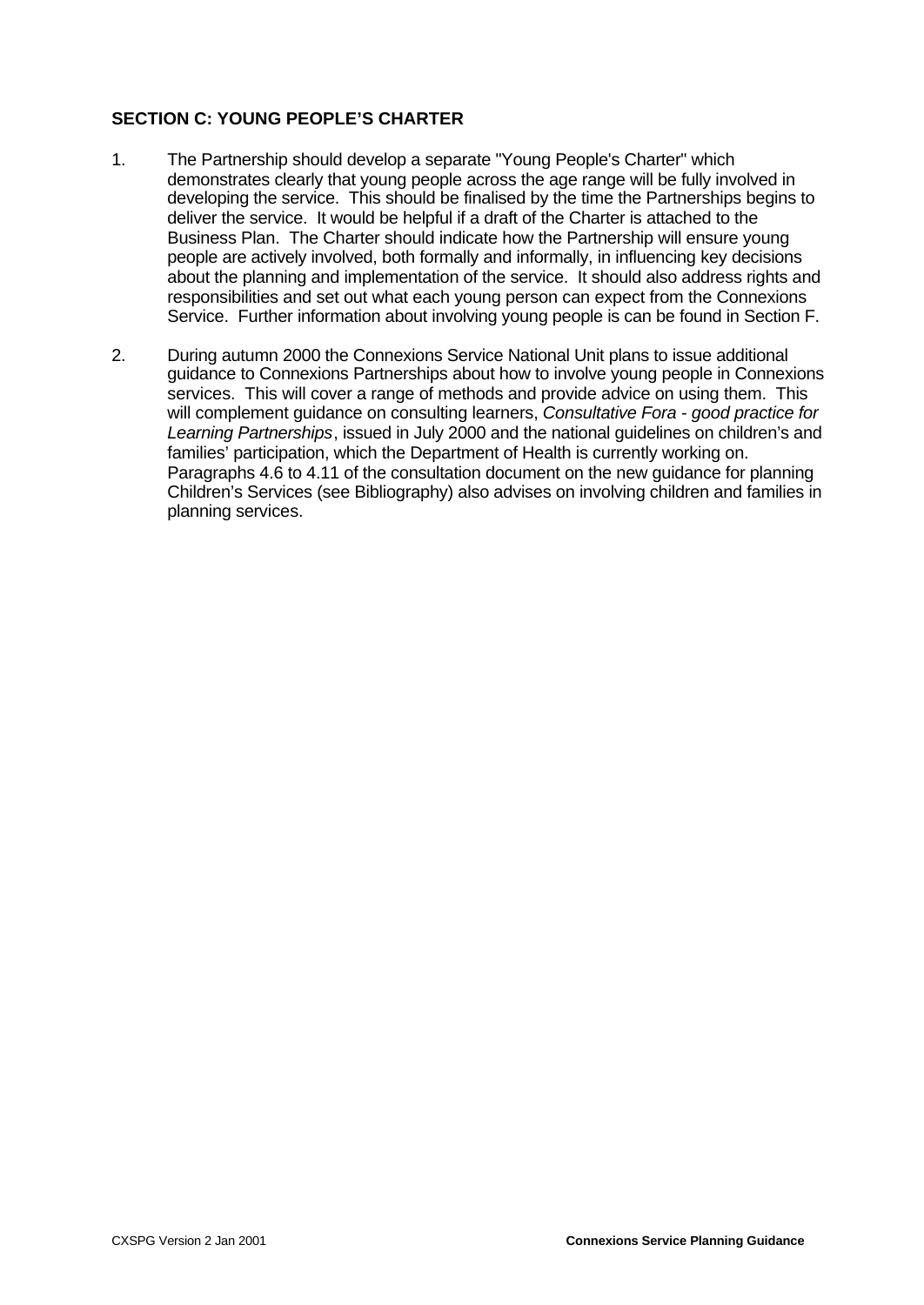## SECTION C: YOUNG PEOPLE'S CHARTER

1. The Partnership should develop a separate "Young People's Charter" which demonstrates clearly that young people across the age range will be fully involved in developing the service. This should be finalised by the time the Partnerships begins to deliver the service. It would be helpful if a draft of the Charter is attached to the Business Plan. The Charter should indicate how the Partnership will ensure young people are actively involved, both formally and informally, in influencing key decisions about the planning and implementation of the service. It should also address rights and responsibilities and set out what each young person can expect from the Connexions Service. Further information about involving young people is can be found in Section F.

2. During autumn 2000 the Connexions Service National Unit plans to issue additional guidance to Connexions Partnerships about how to involve young people in Connexions services. This will cover a range of methods and provide advice on using them. This will complement guidance on consulting learners, *Consultative Fora - good practice for Learning Partnerships*, issued in July 2000 and the national guidelines on children's and families' participation, which the Department of Health is currently working on. Paragraphs 4.6 to 4.11 of the consultation document on the new guidance for planning Children's Services (see Bibliography) also advises on involving children and families in planning services.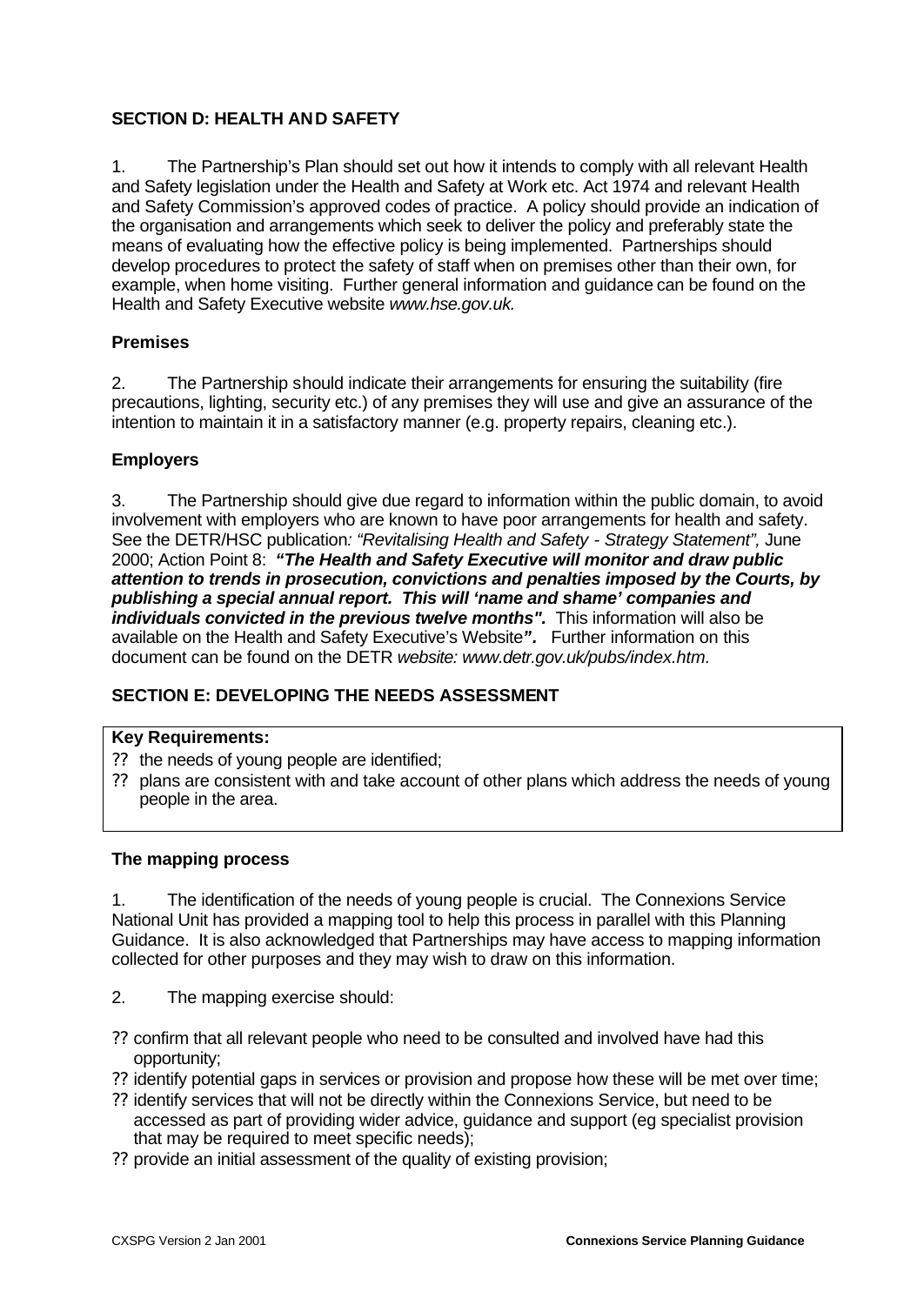## SECTION D: HEALTH AND SAFETY

1. The Partnership's Plan should set out how it intends to comply with all relevant Health and Safety legislation under the Health and Safety at Work etc. Act 1974 and relevant Health and Safety Commission's approved codes of practice. A policy should provide an indication of the organisation and arrangements which seek to deliver the policy and preferably state the means of evaluating how the effective policy is being implemented. Partnerships should develop procedures to protect the safety of staff when on premises other than their own, for example, when home visiting. Further general information and guidance can be found on the Health and Safety Executive website *www.hse.gov.uk.*

### Premises

2. The Partnership should indicate their arrangements for ensuring the suitability (fire precautions, lighting, security etc.) of any premises they will use and give an assurance of the intention to maintain it in a satisfactory manner (e.g. property repairs, cleaning etc.).

### Employers

3. The Partnership should give due regard to information within the public domain, to avoid involvement with employers who are known to have poor arrangements for health and safety. See the DETR/HSC publication*: "Revitalising Health and Safety - Strategy Statement",* June 2000; Action Point 8: ***"The Health and Safety Executive will monitor and draw public attention to trends in prosecution, convictions and penalties imposed by the Courts, by publishing a special annual report. This will 'name and shame' companies and individuals convicted in the previous twelve months".*** This information will also be available on the Health and Safety Executive's Website***".*** Further information on this document can be found on the DETR *website: www.detr.gov.uk/pubs/index.htm.*

## SECTION E: DEVELOPING THE NEEDS ASSESSMENT

**Key Requirements:**

- the needs of young people are identified;
- plans are consistent with and take account of other plans which address the needs of young people in the area.

### The mapping process

1. The identification of the needs of young people is crucial. The Connexions Service National Unit has provided a mapping tool to help this process in parallel with this Planning Guidance. It is also acknowledged that Partnerships may have access to mapping information collected for other purposes and they may wish to draw on this information.

2. The mapping exercise should:

- confirm that all relevant people who need to be consulted and involved have had this opportunity;
- identify potential gaps in services or provision and propose how these will be met over time;
- identify services that will not be directly within the Connexions Service, but need to be accessed as part of providing wider advice, guidance and support (eg specialist provision that may be required to meet specific needs);
- provide an initial assessment of the quality of existing provision;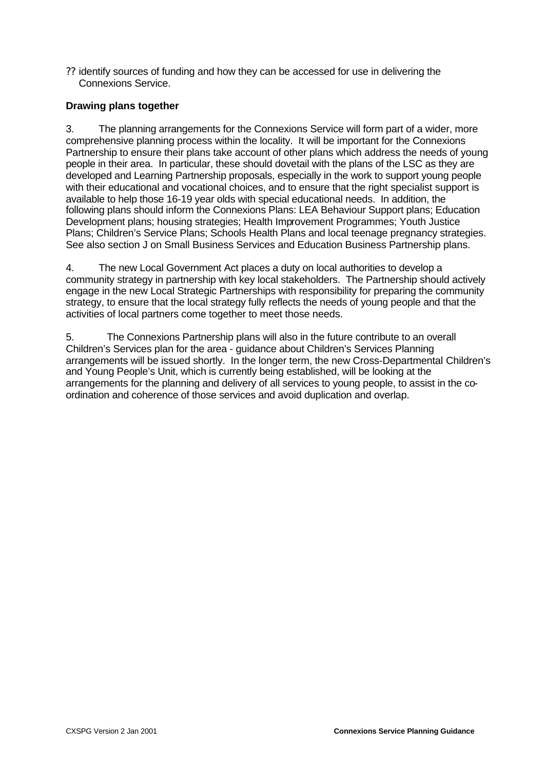- identify sources of funding and how they can be accessed for use in delivering the Connexions Service.

**Drawing plans together**

3. The planning arrangements for the Connexions Service will form part of a wider, more comprehensive planning process within the locality. It will be important for the Connexions Partnership to ensure their plans take account of other plans which address the needs of young people in their area. In particular, these should dovetail with the plans of the LSC as they are developed and Learning Partnership proposals, especially in the work to support young people with their educational and vocational choices, and to ensure that the right specialist support is available to help those 16-19 year olds with special educational needs. In addition, the following plans should inform the Connexions Plans: LEA Behaviour Support plans; Education Development plans; housing strategies; Health Improvement Programmes; Youth Justice Plans; Children's Service Plans; Schools Health Plans and local teenage pregnancy strategies. See also section J on Small Business Services and Education Business Partnership plans.

4. The new Local Government Act places a duty on local authorities to develop a community strategy in partnership with key local stakeholders. The Partnership should actively engage in the new Local Strategic Partnerships with responsibility for preparing the community strategy, to ensure that the local strategy fully reflects the needs of young people and that the activities of local partners come together to meet those needs.

5. The Connexions Partnership plans will also in the future contribute to an overall Children's Services plan for the area - guidance about Children's Services Planning arrangements will be issued shortly. In the longer term, the new Cross-Departmental Children's and Young People's Unit, which is currently being established, will be looking at the arrangements for the planning and delivery of all services to young people, to assist in the co-ordination and coherence of those services and avoid duplication and overlap.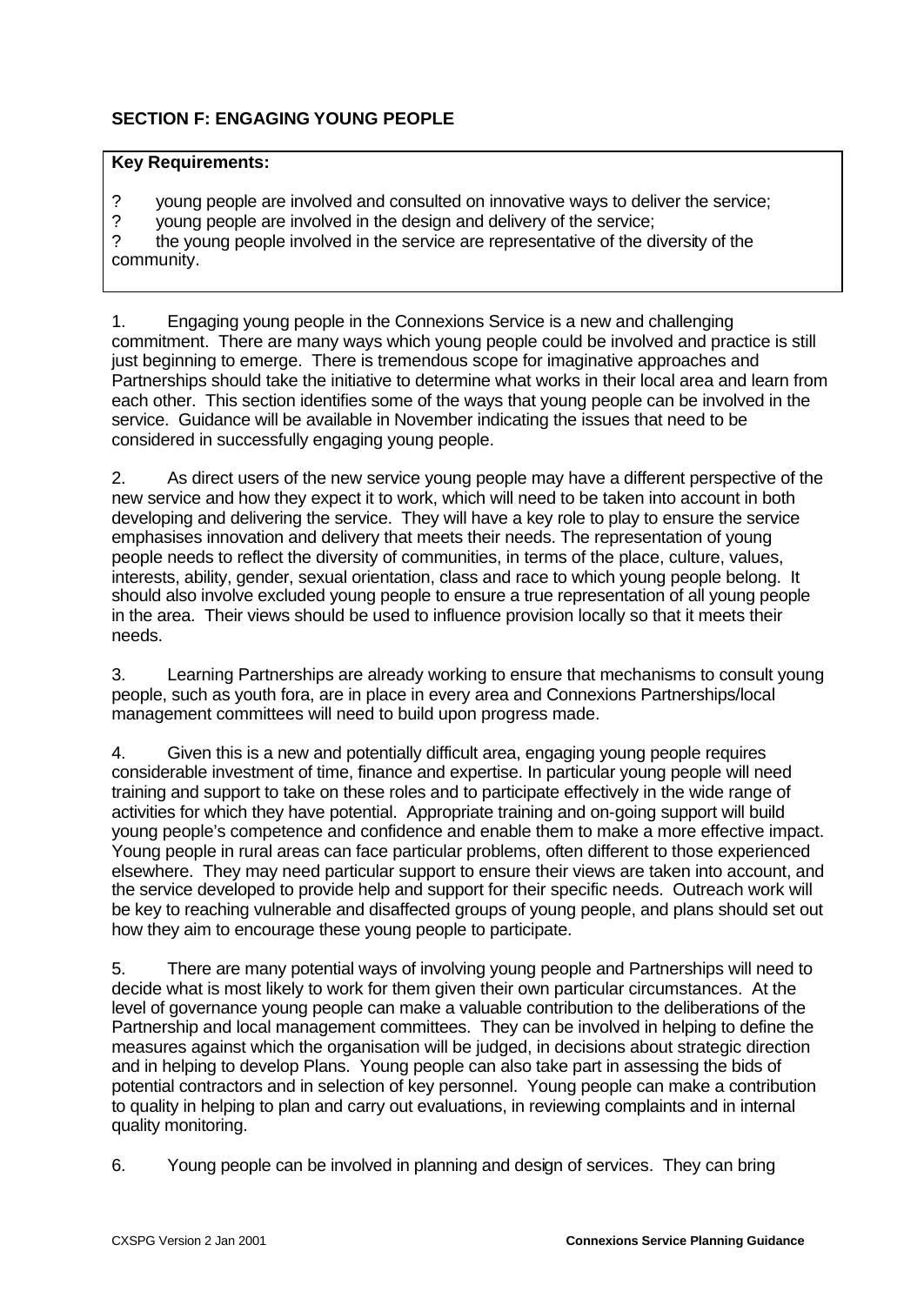**SECTION F: ENGAGING YOUNG PEOPLE**

**Key Requirements:**

- young people are involved and consulted on innovative ways to deliver the service;
- young people are involved in the design and delivery of the service;
- the young people involved in the service are representative of the diversity of the community.

1. Engaging young people in the Connexions Service is a new and challenging commitment. There are many ways which young people could be involved and practice is still just beginning to emerge. There is tremendous scope for imaginative approaches and Partnerships should take the initiative to determine what works in their local area and learn from each other. This section identifies some of the ways that young people can be involved in the service. Guidance will be available in November indicating the issues that need to be considered in successfully engaging young people.

2. As direct users of the new service young people may have a different perspective of the new service and how they expect it to work, which will need to be taken into account in both developing and delivering the service. They will have a key role to play to ensure the service emphasises innovation and delivery that meets their needs. The representation of young people needs to reflect the diversity of communities, in terms of the place, culture, values, interests, ability, gender, sexual orientation, class and race to which young people belong. It should also involve excluded young people to ensure a true representation of all young people in the area. Their views should be used to influence provision locally so that it meets their needs.

3. Learning Partnerships are already working to ensure that mechanisms to consult young people, such as youth fora, are in place in every area and Connexions Partnerships/local management committees will need to build upon progress made.

4. Given this is a new and potentially difficult area, engaging young people requires considerable investment of time, finance and expertise. In particular young people will need training and support to take on these roles and to participate effectively in the wide range of activities for which they have potential. Appropriate training and on-going support will build young people's competence and confidence and enable them to make a more effective impact. Young people in rural areas can face particular problems, often different to those experienced elsewhere. They may need particular support to ensure their views are taken into account, and the service developed to provide help and support for their specific needs. Outreach work will be key to reaching vulnerable and disaffected groups of young people, and plans should set out how they aim to encourage these young people to participate.

5. There are many potential ways of involving young people and Partnerships will need to decide what is most likely to work for them given their own particular circumstances. At the level of governance young people can make a valuable contribution to the deliberations of the Partnership and local management committees. They can be involved in helping to define the measures against which the organisation will be judged, in decisions about strategic direction and in helping to develop Plans. Young people can also take part in assessing the bids of potential contractors and in selection of key personnel. Young people can make a contribution to quality in helping to plan and carry out evaluations, in reviewing complaints and in internal quality monitoring.

6. Young people can be involved in planning and design of services. They can bring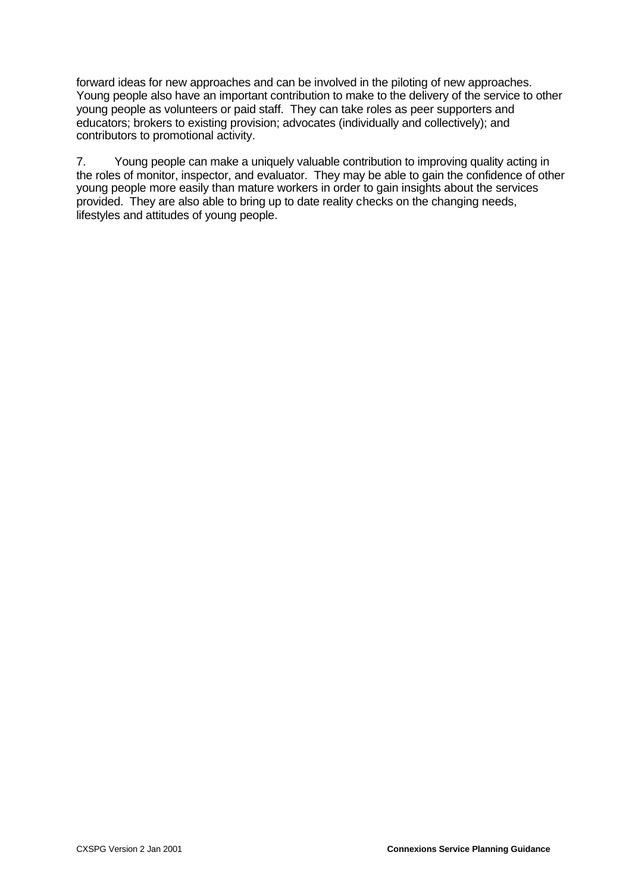forward ideas for new approaches and can be involved in the piloting of new approaches. Young people also have an important contribution to make to the delivery of the service to other young people as volunteers or paid staff. They can take roles as peer supporters and educators; brokers to existing provision; advocates (individually and collectively); and contributors to promotional activity.

7. Young people can make a uniquely valuable contribution to improving quality acting in the roles of monitor, inspector, and evaluator. They may be able to gain the confidence of other young people more easily than mature workers in order to gain insights about the services provided. They are also able to bring up to date reality checks on the changing needs, lifestyles and attitudes of young people.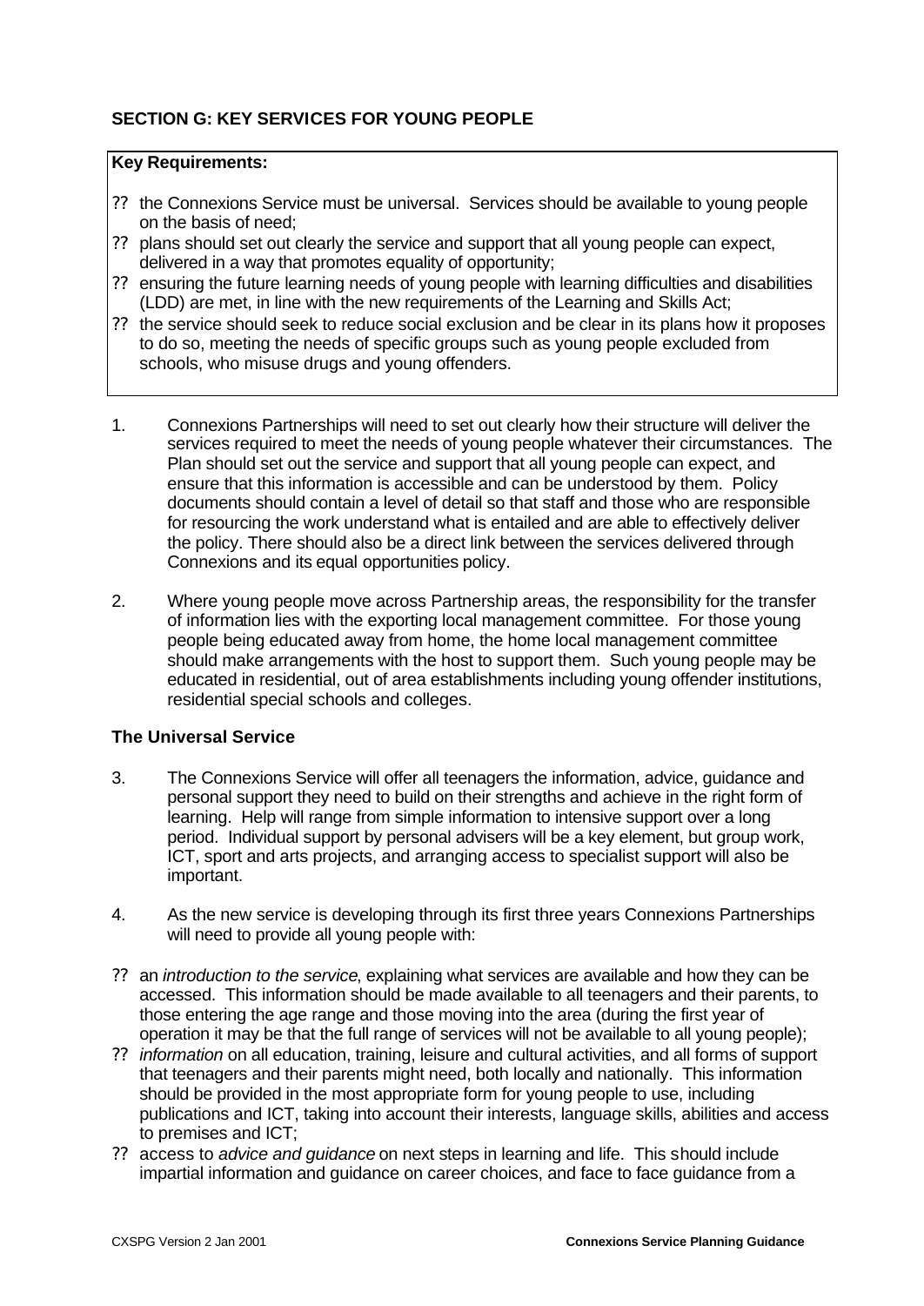## SECTION G: KEY SERVICES FOR YOUNG PEOPLE

**Key Requirements:**

- the Connexions Service must be universal. Services should be available to young people on the basis of need;
- plans should set out clearly the service and support that all young people can expect, delivered in a way that promotes equality of opportunity;
- ensuring the future learning needs of young people with learning difficulties and disabilities (LDD) are met, in line with the new requirements of the Learning and Skills Act;
- the service should seek to reduce social exclusion and be clear in its plans how it proposes to do so, meeting the needs of specific groups such as young people excluded from schools, who misuse drugs and young offenders.

1. Connexions Partnerships will need to set out clearly how their structure will deliver the services required to meet the needs of young people whatever their circumstances. The Plan should set out the service and support that all young people can expect, and ensure that this information is accessible and can be understood by them. Policy documents should contain a level of detail so that staff and those who are responsible for resourcing the work understand what is entailed and are able to effectively deliver the policy. There should also be a direct link between the services delivered through Connexions and its equal opportunities policy.

2. Where young people move across Partnership areas, the responsibility for the transfer of information lies with the exporting local management committee. For those young people being educated away from home, the home local management committee should make arrangements with the host to support them. Such young people may be educated in residential, out of area establishments including young offender institutions, residential special schools and colleges.

### The Universal Service

3. The Connexions Service will offer all teenagers the information, advice, guidance and personal support they need to build on their strengths and achieve in the right form of learning. Help will range from simple information to intensive support over a long period. Individual support by personal advisers will be a key element, but group work, ICT, sport and arts projects, and arranging access to specialist support will also be important.

4. As the new service is developing through its first three years Connexions Partnerships will need to provide all young people with:

- an *introduction to the service*, explaining what services are available and how they can be accessed. This information should be made available to all teenagers and their parents, to those entering the age range and those moving into the area (during the first year of operation it may be that the full range of services will not be available to all young people);
- *information* on all education, training, leisure and cultural activities, and all forms of support that teenagers and their parents might need, both locally and nationally. This information should be provided in the most appropriate form for young people to use, including publications and ICT, taking into account their interests, language skills, abilities and access to premises and ICT;
- access to *advice and guidance* on next steps in learning and life. This should include impartial information and guidance on career choices, and face to face guidance from a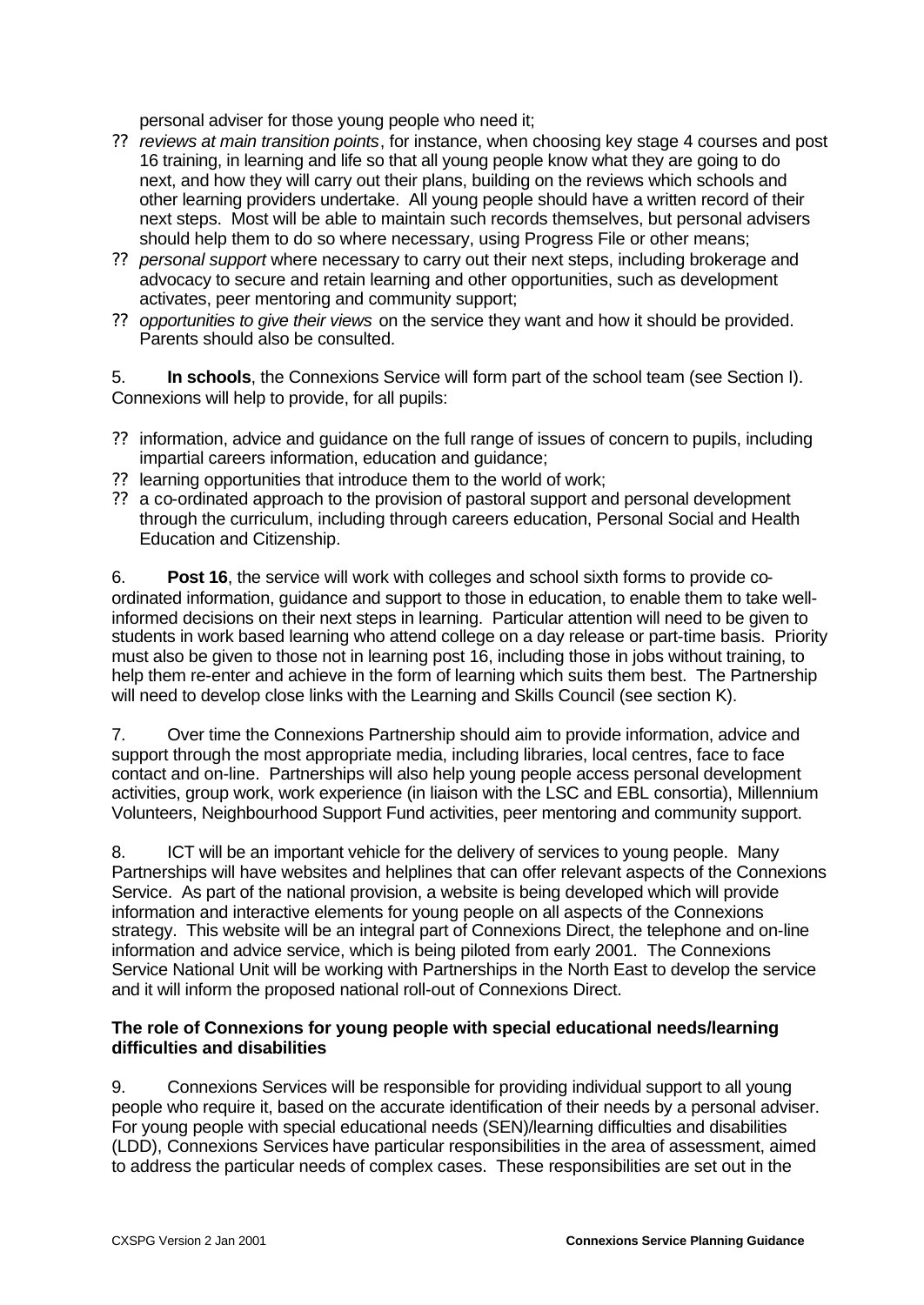personal adviser for those young people who need it;

- *reviews at main transition points*, for instance, when choosing key stage 4 courses and post 16 training, in learning and life so that all young people know what they are going to do next, and how they will carry out their plans, building on the reviews which schools and other learning providers undertake. All young people should have a written record of their next steps. Most will be able to maintain such records themselves, but personal advisers should help them to do so where necessary, using Progress File or other means;
- *personal support* where necessary to carry out their next steps, including brokerage and advocacy to secure and retain learning and other opportunities, such as development activates, peer mentoring and community support;
- *opportunities to give their views* on the service they want and how it should be provided. Parents should also be consulted.

5. **In schools**, the Connexions Service will form part of the school team (see Section I). Connexions will help to provide, for all pupils:

- information, advice and guidance on the full range of issues of concern to pupils, including impartial careers information, education and guidance;
- learning opportunities that introduce them to the world of work;
- a co-ordinated approach to the provision of pastoral support and personal development through the curriculum, including through careers education, Personal Social and Health Education and Citizenship.

6. **Post 16**, the service will work with colleges and school sixth forms to provide co-ordinated information, guidance and support to those in education, to enable them to take well-informed decisions on their next steps in learning. Particular attention will need to be given to students in work based learning who attend college on a day release or part-time basis. Priority must also be given to those not in learning post 16, including those in jobs without training, to help them re-enter and achieve in the form of learning which suits them best. The Partnership will need to develop close links with the Learning and Skills Council (see section K).

7. Over time the Connexions Partnership should aim to provide information, advice and support through the most appropriate media, including libraries, local centres, face to face contact and on-line. Partnerships will also help young people access personal development activities, group work, work experience (in liaison with the LSC and EBL consortia), Millennium Volunteers, Neighbourhood Support Fund activities, peer mentoring and community support.

8. ICT will be an important vehicle for the delivery of services to young people. Many Partnerships will have websites and helplines that can offer relevant aspects of the Connexions Service. As part of the national provision, a website is being developed which will provide information and interactive elements for young people on all aspects of the Connexions strategy. This website will be an integral part of Connexions Direct, the telephone and on-line information and advice service, which is being piloted from early 2001. The Connexions Service National Unit will be working with Partnerships in the North East to develop the service and it will inform the proposed national roll-out of Connexions Direct.

**The role of Connexions for young people with special educational needs/learning difficulties and disabilities**

9. Connexions Services will be responsible for providing individual support to all young people who require it, based on the accurate identification of their needs by a personal adviser. For young people with special educational needs (SEN)/learning difficulties and disabilities (LDD), Connexions Services have particular responsibilities in the area of assessment, aimed to address the particular needs of complex cases. These responsibilities are set out in the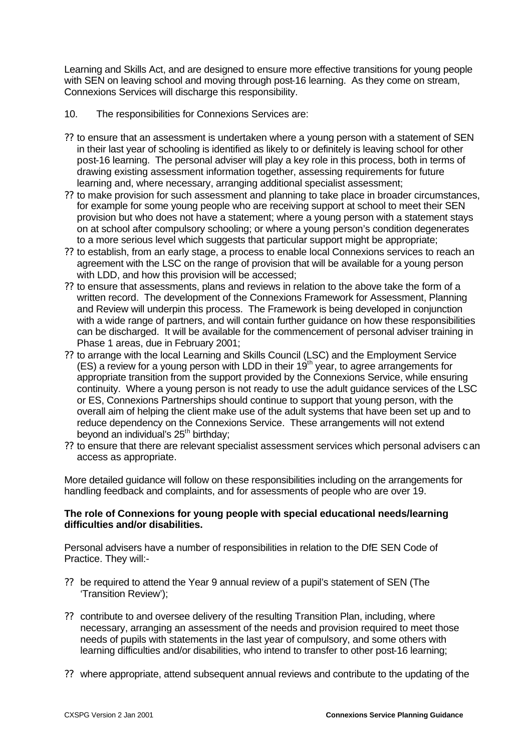Learning and Skills Act, and are designed to ensure more effective transitions for young people with SEN on leaving school and moving through post-16 learning. As they come on stream, Connexions Services will discharge this responsibility.

10. The responsibilities for Connexions Services are:

- to ensure that an assessment is undertaken where a young person with a statement of SEN in their last year of schooling is identified as likely to or definitely is leaving school for other post-16 learning. The personal adviser will play a key role in this process, both in terms of drawing existing assessment information together, assessing requirements for future learning and, where necessary, arranging additional specialist assessment;
- to make provision for such assessment and planning to take place in broader circumstances, for example for some young people who are receiving support at school to meet their SEN provision but who does not have a statement; where a young person with a statement stays on at school after compulsory schooling; or where a young person's condition degenerates to a more serious level which suggests that particular support might be appropriate;
- to establish, from an early stage, a process to enable local Connexions services to reach an agreement with the LSC on the range of provision that will be available for a young person with LDD, and how this provision will be accessed;
- to ensure that assessments, plans and reviews in relation to the above take the form of a written record. The development of the Connexions Framework for Assessment, Planning and Review will underpin this process. The Framework is being developed in conjunction with a wide range of partners, and will contain further guidance on how these responsibilities can be discharged. It will be available for the commencement of personal adviser training in Phase 1 areas, due in February 2001;
- to arrange with the local Learning and Skills Council (LSC) and the Employment Service (ES) a review for a young person with LDD in their 19th year, to agree arrangements for appropriate transition from the support provided by the Connexions Service, while ensuring continuity. Where a young person is not ready to use the adult guidance services of the LSC or ES, Connexions Partnerships should continue to support that young person, with the overall aim of helping the client make use of the adult systems that have been set up and to reduce dependency on the Connexions Service. These arrangements will not extend beyond an individual's 25th birthday;
- to ensure that there are relevant specialist assessment services which personal advisers can access as appropriate.

More detailed guidance will follow on these responsibilities including on the arrangements for handling feedback and complaints, and for assessments of people who are over 19.

**The role of Connexions for young people with special educational needs/learning difficulties and/or disabilities.**

Personal advisers have a number of responsibilities in relation to the DfE SEN Code of Practice. They will:-

- be required to attend the Year 9 annual review of a pupil's statement of SEN (The 'Transition Review');

- contribute to and oversee delivery of the resulting Transition Plan, including, where necessary, arranging an assessment of the needs and provision required to meet those needs of pupils with statements in the last year of compulsory, and some others with learning difficulties and/or disabilities, who intend to transfer to other post-16 learning;

- where appropriate, attend subsequent annual reviews and contribute to the updating of the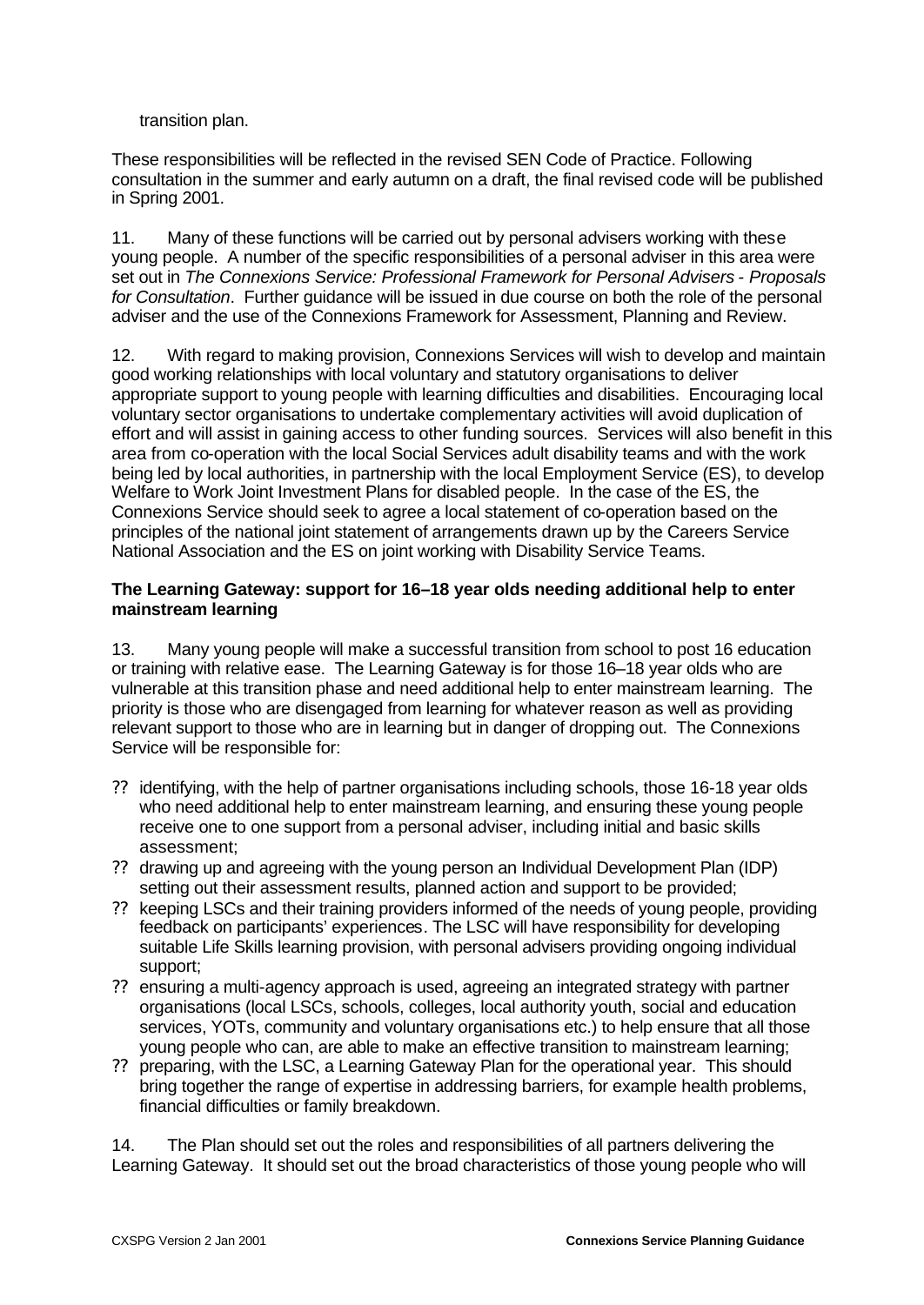transition plan.

These responsibilities will be reflected in the revised SEN Code of Practice. Following consultation in the summer and early autumn on a draft, the final revised code will be published in Spring 2001.

11. Many of these functions will be carried out by personal advisers working with these young people. A number of the specific responsibilities of a personal adviser in this area were set out in *The Connexions Service: Professional Framework for Personal Advisers - Proposals for Consultation*. Further guidance will be issued in due course on both the role of the personal adviser and the use of the Connexions Framework for Assessment, Planning and Review.

12. With regard to making provision, Connexions Services will wish to develop and maintain good working relationships with local voluntary and statutory organisations to deliver appropriate support to young people with learning difficulties and disabilities. Encouraging local voluntary sector organisations to undertake complementary activities will avoid duplication of effort and will assist in gaining access to other funding sources. Services will also benefit in this area from co-operation with the local Social Services adult disability teams and with the work being led by local authorities, in partnership with the local Employment Service (ES), to develop Welfare to Work Joint Investment Plans for disabled people. In the case of the ES, the Connexions Service should seek to agree a local statement of co-operation based on the principles of the national joint statement of arrangements drawn up by the Careers Service National Association and the ES on joint working with Disability Service Teams.

**The Learning Gateway: support for 16–18 year olds needing additional help to enter mainstream learning**

13. Many young people will make a successful transition from school to post 16 education or training with relative ease. The Learning Gateway is for those 16–18 year olds who are vulnerable at this transition phase and need additional help to enter mainstream learning. The priority is those who are disengaged from learning for whatever reason as well as providing relevant support to those who are in learning but in danger of dropping out. The Connexions Service will be responsible for:

- identifying, with the help of partner organisations including schools, those 16-18 year olds who need additional help to enter mainstream learning, and ensuring these young people receive one to one support from a personal adviser, including initial and basic skills assessment;
- drawing up and agreeing with the young person an Individual Development Plan (IDP) setting out their assessment results, planned action and support to be provided;
- keeping LSCs and their training providers informed of the needs of young people, providing feedback on participants' experiences. The LSC will have responsibility for developing suitable Life Skills learning provision, with personal advisers providing ongoing individual support;
- ensuring a multi-agency approach is used, agreeing an integrated strategy with partner organisations (local LSCs, schools, colleges, local authority youth, social and education services, YOTs, community and voluntary organisations etc.) to help ensure that all those young people who can, are able to make an effective transition to mainstream learning;
- preparing, with the LSC, a Learning Gateway Plan for the operational year. This should bring together the range of expertise in addressing barriers, for example health problems, financial difficulties or family breakdown.

14. The Plan should set out the roles and responsibilities of all partners delivering the Learning Gateway. It should set out the broad characteristics of those young people who will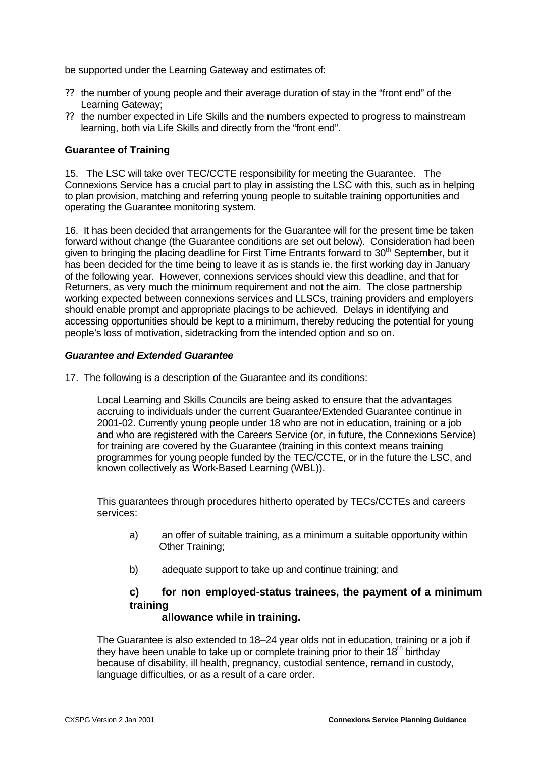be supported under the Learning Gateway and estimates of:

- the number of young people and their average duration of stay in the "front end" of the Learning Gateway;
- the number expected in Life Skills and the numbers expected to progress to mainstream learning, both via Life Skills and directly from the "front end".

**Guarantee of Training**

15. The LSC will take over TEC/CCTE responsibility for meeting the Guarantee. The Connexions Service has a crucial part to play in assisting the LSC with this, such as in helping to plan provision, matching and referring young people to suitable training opportunities and operating the Guarantee monitoring system.

16. It has been decided that arrangements for the Guarantee will for the present time be taken forward without change (the Guarantee conditions are set out below). Consideration had been given to bringing the placing deadline for First Time Entrants forward to 30th September, but it has been decided for the time being to leave it as is stands ie. the first working day in January of the following year. However, connexions services should view this deadline, and that for Returners, as very much the minimum requirement and not the aim. The close partnership working expected between connexions services and LLSCs, training providers and employers should enable prompt and appropriate placings to be achieved. Delays in identifying and accessing opportunities should be kept to a minimum, thereby reducing the potential for young people's loss of motivation, sidetracking from the intended option and so on.

***Guarantee and Extended Guarantee***

17. The following is a description of the Guarantee and its conditions:

> Local Learning and Skills Councils are being asked to ensure that the advantages accruing to individuals under the current Guarantee/Extended Guarantee continue in 2001-02. Currently young people under 18 who are not in education, training or a job and who are registered with the Careers Service (or, in future, the Connexions Service) for training are covered by the Guarantee (training in this context means training programmes for young people funded by the TEC/CCTE, or in the future the LSC, and known collectively as Work-Based Learning (WBL)).
>
> This guarantees through procedures hitherto operated by TECs/CCTEs and careers services:
>
> a) an offer of suitable training, as a minimum a suitable opportunity within Other Training;
>
> b) adequate support to take up and continue training; and
>
> **c) for non employed-status trainees, the payment of a minimum training allowance while in training.**
>
> The Guarantee is also extended to 18–24 year olds not in education, training or a job if they have been unable to take up or complete training prior to their 18th birthday because of disability, ill health, pregnancy, custodial sentence, remand in custody, language difficulties, or as a result of a care order.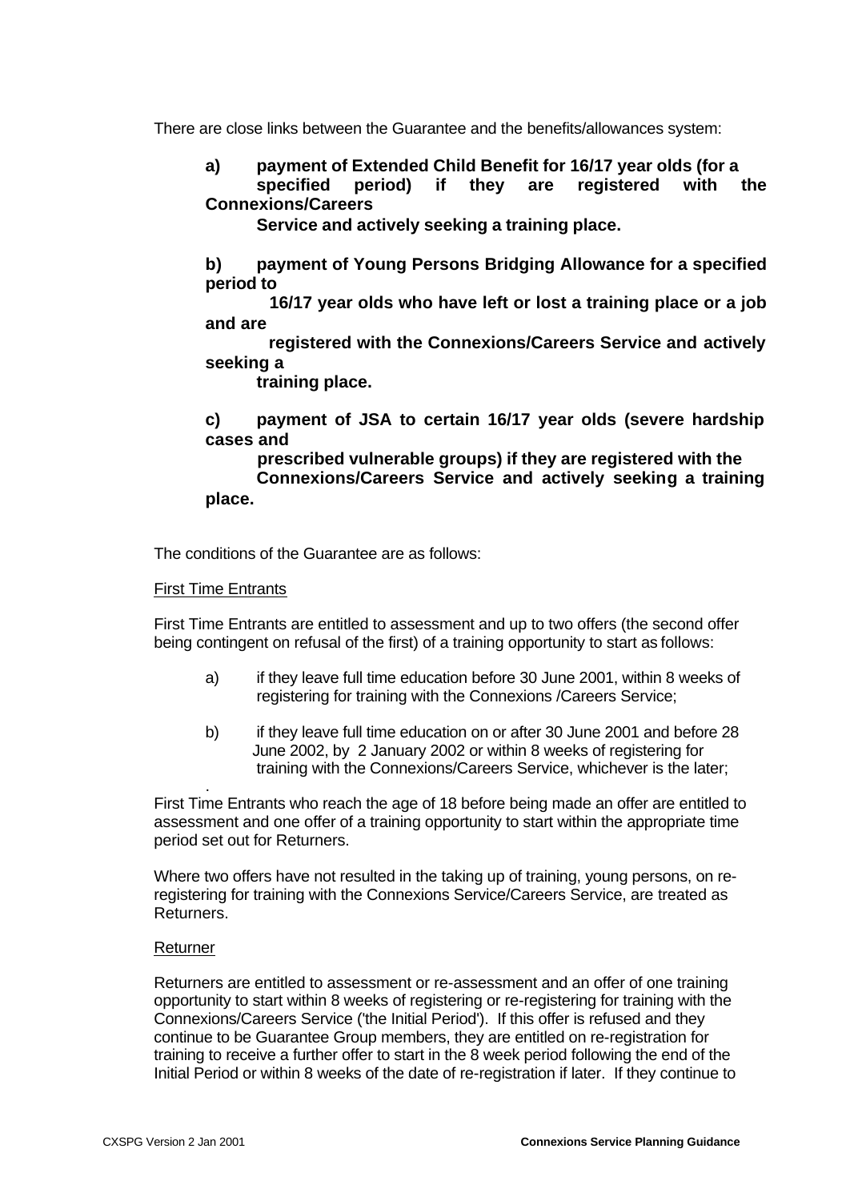There are close links between the Guarantee and the benefits/allowances system:

**a) payment of Extended Child Benefit for 16/17 year olds (for a specified period) if they are registered with the Connexions/Careers Service and actively seeking a training place.**

**b) payment of Young Persons Bridging Allowance for a specified period to 16/17 year olds who have left or lost a training place or a job and are registered with the Connexions/Careers Service and actively seeking a training place.**

**c) payment of JSA to certain 16/17 year olds (severe hardship cases and prescribed vulnerable groups) if they are registered with the Connexions/Careers Service and actively seeking a training place.**

The conditions of the Guarantee are as follows:

<u>First Time Entrants</u>

First Time Entrants are entitled to assessment and up to two offers (the second offer being contingent on refusal of the first) of a training opportunity to start as follows:

a) if they leave full time education before 30 June 2001, within 8 weeks of registering for training with the Connexions /Careers Service;

b) if they leave full time education on or after 30 June 2001 and before 28 June 2002, by 2 January 2002 or within 8 weeks of registering for training with the Connexions/Careers Service, whichever is the later;

First Time Entrants who reach the age of 18 before being made an offer are entitled to assessment and one offer of a training opportunity to start within the appropriate time period set out for Returners.

Where two offers have not resulted in the taking up of training, young persons, on re-registering for training with the Connexions Service/Careers Service, are treated as Returners.

<u>Returner</u>

Returners are entitled to assessment or re-assessment and an offer of one training opportunity to start within 8 weeks of registering or re-registering for training with the Connexions/Careers Service ('the Initial Period'). If this offer is refused and they continue to be Guarantee Group members, they are entitled on re-registration for training to receive a further offer to start in the 8 week period following the end of the Initial Period or within 8 weeks of the date of re-registration if later. If they continue to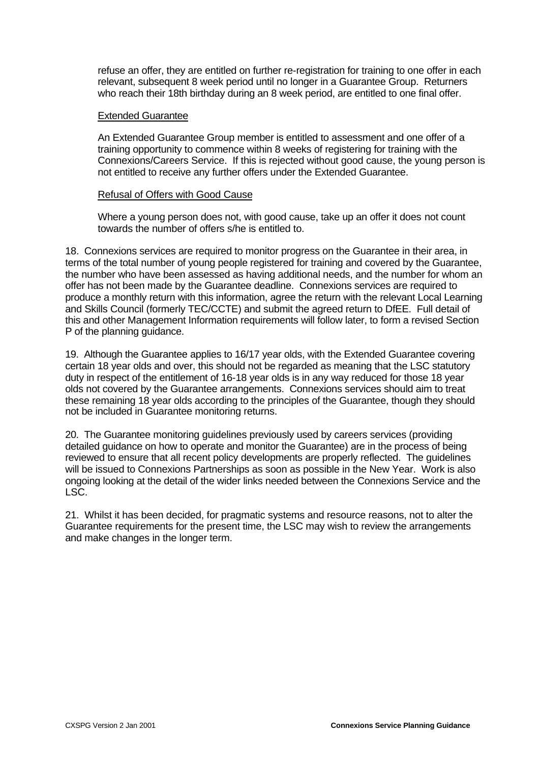refuse an offer, they are entitled on further re-registration for training to one offer in each relevant, subsequent 8 week period until no longer in a Guarantee Group. Returners who reach their 18th birthday during an 8 week period, are entitled to one final offer.

<u>Extended Guarantee</u>

An Extended Guarantee Group member is entitled to assessment and one offer of a training opportunity to commence within 8 weeks of registering for training with the Connexions/Careers Service. If this is rejected without good cause, the young person is not entitled to receive any further offers under the Extended Guarantee.

<u>Refusal of Offers with Good Cause</u>

Where a young person does not, with good cause, take up an offer it does not count towards the number of offers s/he is entitled to.

18. Connexions services are required to monitor progress on the Guarantee in their area, in terms of the total number of young people registered for training and covered by the Guarantee, the number who have been assessed as having additional needs, and the number for whom an offer has not been made by the Guarantee deadline. Connexions services are required to produce a monthly return with this information, agree the return with the relevant Local Learning and Skills Council (formerly TEC/CCTE) and submit the agreed return to DfEE. Full detail of this and other Management Information requirements will follow later, to form a revised Section P of the planning guidance.

19. Although the Guarantee applies to 16/17 year olds, with the Extended Guarantee covering certain 18 year olds and over, this should not be regarded as meaning that the LSC statutory duty in respect of the entitlement of 16-18 year olds is in any way reduced for those 18 year olds not covered by the Guarantee arrangements. Connexions services should aim to treat these remaining 18 year olds according to the principles of the Guarantee, though they should not be included in Guarantee monitoring returns.

20. The Guarantee monitoring guidelines previously used by careers services (providing detailed guidance on how to operate and monitor the Guarantee) are in the process of being reviewed to ensure that all recent policy developments are properly reflected. The guidelines will be issued to Connexions Partnerships as soon as possible in the New Year. Work is also ongoing looking at the detail of the wider links needed between the Connexions Service and the LSC.

21. Whilst it has been decided, for pragmatic systems and resource reasons, not to alter the Guarantee requirements for the present time, the LSC may wish to review the arrangements and make changes in the longer term.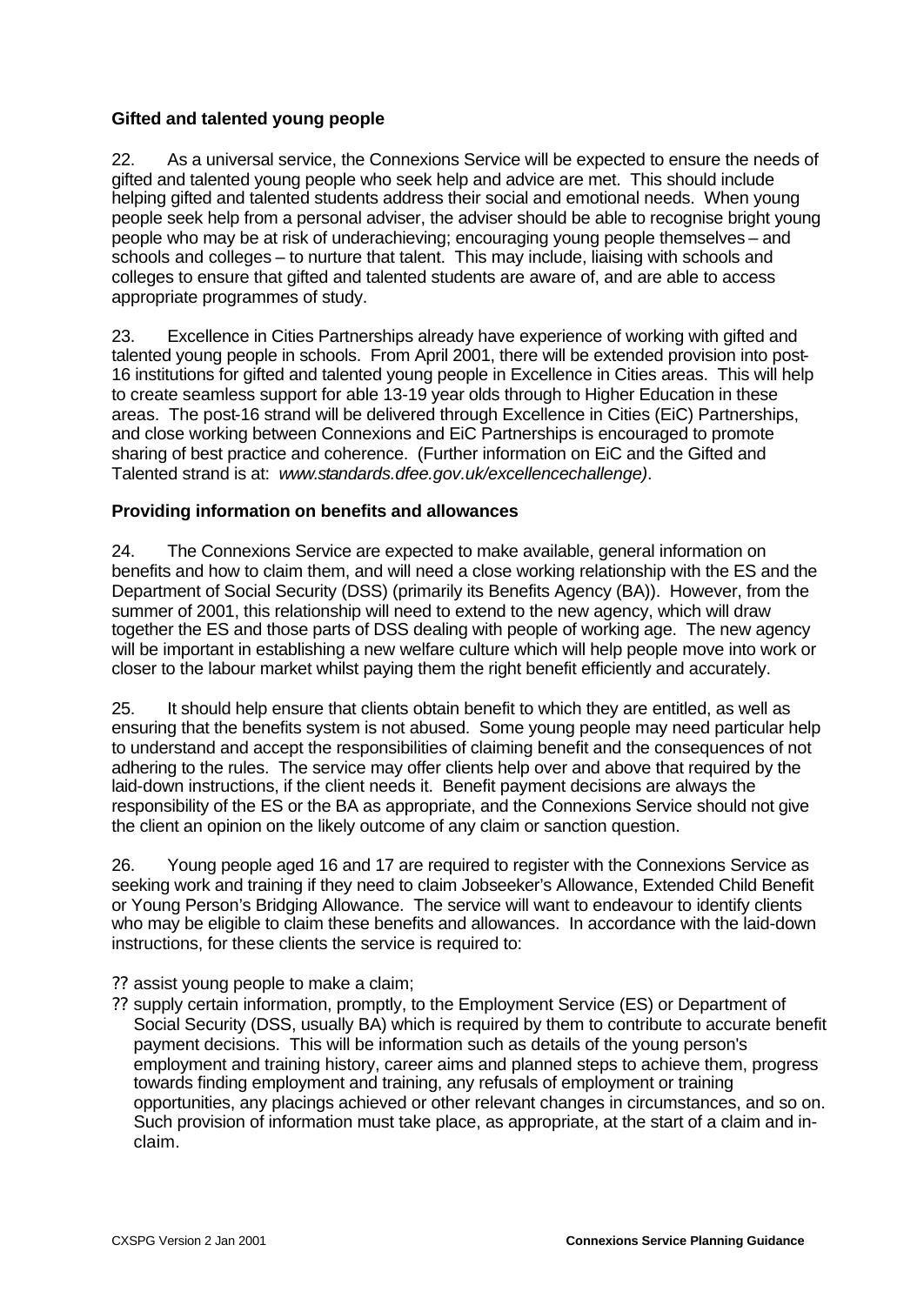## Gifted and talented young people

22. As a universal service, the Connexions Service will be expected to ensure the needs of gifted and talented young people who seek help and advice are met. This should include helping gifted and talented students address their social and emotional needs. When young people seek help from a personal adviser, the adviser should be able to recognise bright young people who may be at risk of underachieving; encouraging young people themselves – and schools and colleges – to nurture that talent. This may include, liaising with schools and colleges to ensure that gifted and talented students are aware of, and are able to access appropriate programmes of study.

23. Excellence in Cities Partnerships already have experience of working with gifted and talented young people in schools. From April 2001, there will be extended provision into post-16 institutions for gifted and talented young people in Excellence in Cities areas. This will help to create seamless support for able 13-19 year olds through to Higher Education in these areas. The post-16 strand will be delivered through Excellence in Cities (EiC) Partnerships, and close working between Connexions and EiC Partnerships is encouraged to promote sharing of best practice and coherence. (Further information on EiC and the Gifted and Talented strand is at: *www.standards.dfee.gov.uk/excellencechallenge)*.

## Providing information on benefits and allowances

24. The Connexions Service are expected to make available, general information on benefits and how to claim them, and will need a close working relationship with the ES and the Department of Social Security (DSS) (primarily its Benefits Agency (BA)). However, from the summer of 2001, this relationship will need to extend to the new agency, which will draw together the ES and those parts of DSS dealing with people of working age. The new agency will be important in establishing a new welfare culture which will help people move into work or closer to the labour market whilst paying them the right benefit efficiently and accurately.

25. It should help ensure that clients obtain benefit to which they are entitled, as well as ensuring that the benefits system is not abused. Some young people may need particular help to understand and accept the responsibilities of claiming benefit and the consequences of not adhering to the rules. The service may offer clients help over and above that required by the laid-down instructions, if the client needs it. Benefit payment decisions are always the responsibility of the ES or the BA as appropriate, and the Connexions Service should not give the client an opinion on the likely outcome of any claim or sanction question.

26. Young people aged 16 and 17 are required to register with the Connexions Service as seeking work and training if they need to claim Jobseeker's Allowance, Extended Child Benefit or Young Person's Bridging Allowance. The service will want to endeavour to identify clients who may be eligible to claim these benefits and allowances. In accordance with the laid-down instructions, for these clients the service is required to:

- assist young people to make a claim;
- supply certain information, promptly, to the Employment Service (ES) or Department of Social Security (DSS, usually BA) which is required by them to contribute to accurate benefit payment decisions. This will be information such as details of the young person's employment and training history, career aims and planned steps to achieve them, progress towards finding employment and training, any refusals of employment or training opportunities, any placings achieved or other relevant changes in circumstances, and so on. Such provision of information must take place, as appropriate, at the start of a claim and in-claim.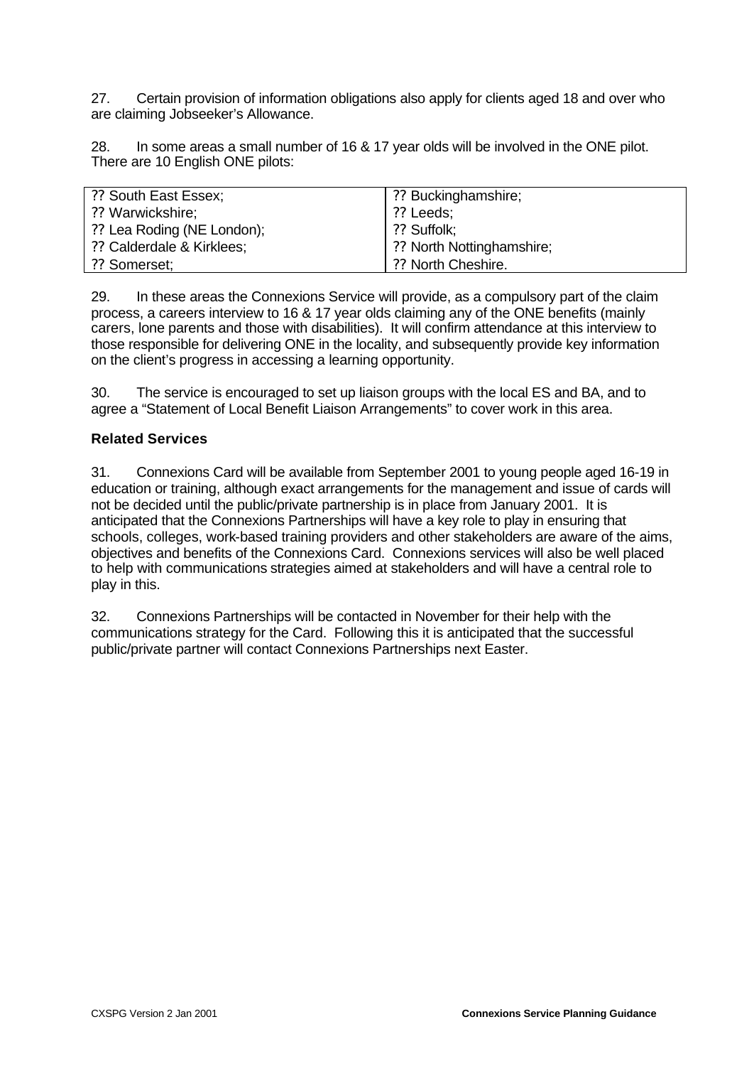27. Certain provision of information obligations also apply for clients aged 18 and over who are claiming Jobseeker's Allowance.

28. In some areas a small number of 16 & 17 year olds will be involved in the ONE pilot. There are 10 English ONE pilots:

| | |
|---|---|
| ?? South East Essex; | ?? Buckinghamshire; |
| ?? Warwickshire; | ?? Leeds; |
| ?? Lea Roding (NE London); | ?? Suffolk; |
| ?? Calderdale & Kirklees; | ?? North Nottinghamshire; |
| ?? Somerset; | ?? North Cheshire. |

29. In these areas the Connexions Service will provide, as a compulsory part of the claim process, a careers interview to 16 & 17 year olds claiming any of the ONE benefits (mainly carers, lone parents and those with disabilities). It will confirm attendance at this interview to those responsible for delivering ONE in the locality, and subsequently provide key information on the client's progress in accessing a learning opportunity.

30. The service is encouraged to set up liaison groups with the local ES and BA, and to agree a "Statement of Local Benefit Liaison Arrangements" to cover work in this area.

**Related Services**

31. Connexions Card will be available from September 2001 to young people aged 16-19 in education or training, although exact arrangements for the management and issue of cards will not be decided until the public/private partnership is in place from January 2001. It is anticipated that the Connexions Partnerships will have a key role to play in ensuring that schools, colleges, work-based training providers and other stakeholders are aware of the aims, objectives and benefits of the Connexions Card. Connexions services will also be well placed to help with communications strategies aimed at stakeholders and will have a central role to play in this.

32. Connexions Partnerships will be contacted in November for their help with the communications strategy for the Card. Following this it is anticipated that the successful public/private partner will contact Connexions Partnerships next Easter.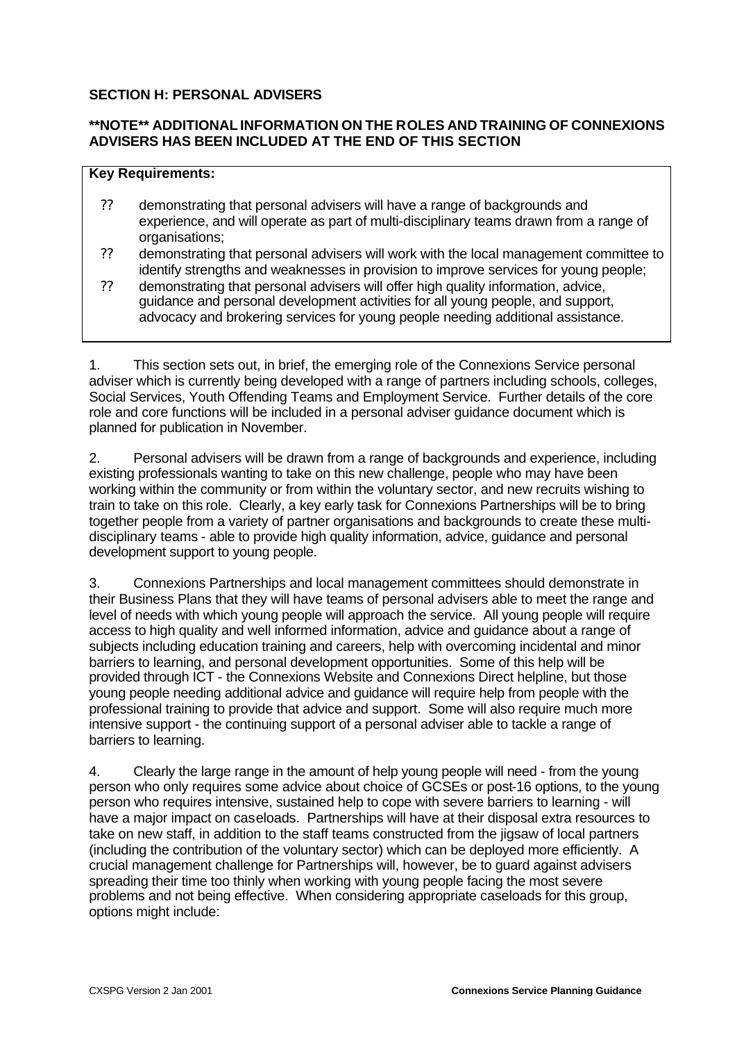## SECTION H: PERSONAL ADVISERS

**\*\*NOTE\*\* ADDITIONAL INFORMATION ON THE ROLES AND TRAINING OF CONNEXIONS ADVISERS HAS BEEN INCLUDED AT THE END OF THIS SECTION**

**Key Requirements:**

- demonstrating that personal advisers will have a range of backgrounds and experience, and will operate as part of multi-disciplinary teams drawn from a range of organisations;
- demonstrating that personal advisers will work with the local management committee to identify strengths and weaknesses in provision to improve services for young people;
- demonstrating that personal advisers will offer high quality information, advice, guidance and personal development activities for all young people, and support, advocacy and brokering services for young people needing additional assistance.

1. This section sets out, in brief, the emerging role of the Connexions Service personal adviser which is currently being developed with a range of partners including schools, colleges, Social Services, Youth Offending Teams and Employment Service. Further details of the core role and core functions will be included in a personal adviser guidance document which is planned for publication in November.

2. Personal advisers will be drawn from a range of backgrounds and experience, including existing professionals wanting to take on this new challenge, people who may have been working within the community or from within the voluntary sector, and new recruits wishing to train to take on this role. Clearly, a key early task for Connexions Partnerships will be to bring together people from a variety of partner organisations and backgrounds to create these multi-disciplinary teams - able to provide high quality information, advice, guidance and personal development support to young people.

3. Connexions Partnerships and local management committees should demonstrate in their Business Plans that they will have teams of personal advisers able to meet the range and level of needs with which young people will approach the service. All young people will require access to high quality and well informed information, advice and guidance about a range of subjects including education training and careers, help with overcoming incidental and minor barriers to learning, and personal development opportunities. Some of this help will be provided through ICT - the Connexions Website and Connexions Direct helpline, but those young people needing additional advice and guidance will require help from people with the professional training to provide that advice and support. Some will also require much more intensive support - the continuing support of a personal adviser able to tackle a range of barriers to learning.

4. Clearly the large range in the amount of help young people will need - from the young person who only requires some advice about choice of GCSEs or post-16 options, to the young person who requires intensive, sustained help to cope with severe barriers to learning - will have a major impact on caseloads. Partnerships will have at their disposal extra resources to take on new staff, in addition to the staff teams constructed from the jigsaw of local partners (including the contribution of the voluntary sector) which can be deployed more efficiently. A crucial management challenge for Partnerships will, however, be to guard against advisers spreading their time too thinly when working with young people facing the most severe problems and not being effective. When considering appropriate caseloads for this group, options might include: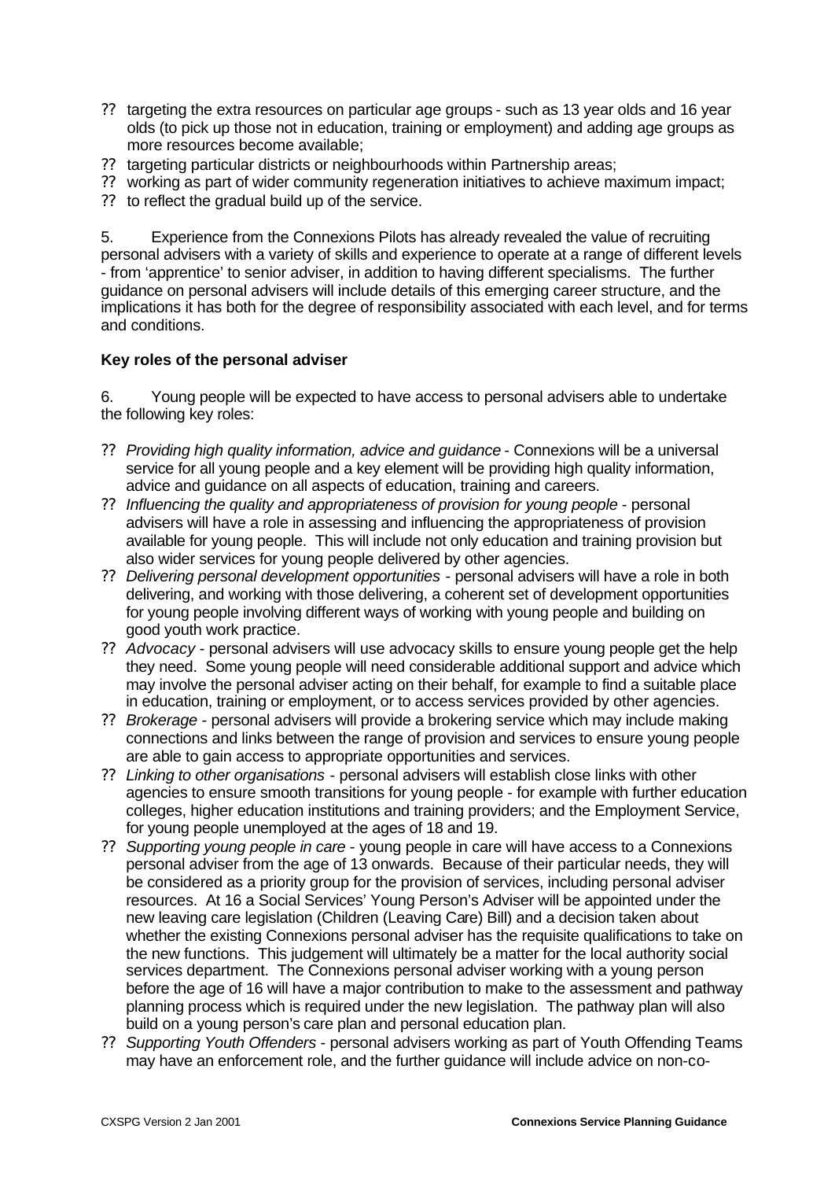- targeting the extra resources on particular age groups - such as 13 year olds and 16 year olds (to pick up those not in education, training or employment) and adding age groups as more resources become available;
- targeting particular districts or neighbourhoods within Partnership areas;
- working as part of wider community regeneration initiatives to achieve maximum impact;
- to reflect the gradual build up of the service.

5. Experience from the Connexions Pilots has already revealed the value of recruiting personal advisers with a variety of skills and experience to operate at a range of different levels - from 'apprentice' to senior adviser, in addition to having different specialisms. The further guidance on personal advisers will include details of this emerging career structure, and the implications it has both for the degree of responsibility associated with each level, and for terms and conditions.

**Key roles of the personal adviser**

6. Young people will be expected to have access to personal advisers able to undertake the following key roles:

- *Providing high quality information, advice and guidance* - Connexions will be a universal service for all young people and a key element will be providing high quality information, advice and guidance on all aspects of education, training and careers.
- *Influencing the quality and appropriateness of provision for young people* - personal advisers will have a role in assessing and influencing the appropriateness of provision available for young people. This will include not only education and training provision but also wider services for young people delivered by other agencies.
- *Delivering personal development opportunities* - personal advisers will have a role in both delivering, and working with those delivering, a coherent set of development opportunities for young people involving different ways of working with young people and building on good youth work practice.
- *Advocacy* - personal advisers will use advocacy skills to ensure young people get the help they need. Some young people will need considerable additional support and advice which may involve the personal adviser acting on their behalf, for example to find a suitable place in education, training or employment, or to access services provided by other agencies.
- *Brokerage* - personal advisers will provide a brokering service which may include making connections and links between the range of provision and services to ensure young people are able to gain access to appropriate opportunities and services.
- *Linking to other organisations* - personal advisers will establish close links with other agencies to ensure smooth transitions for young people - for example with further education colleges, higher education institutions and training providers; and the Employment Service, for young people unemployed at the ages of 18 and 19.
- *Supporting young people in care* - young people in care will have access to a Connexions personal adviser from the age of 13 onwards. Because of their particular needs, they will be considered as a priority group for the provision of services, including personal adviser resources. At 16 a Social Services' Young Person's Adviser will be appointed under the new leaving care legislation (Children (Leaving Care) Bill) and a decision taken about whether the existing Connexions personal adviser has the requisite qualifications to take on the new functions. This judgement will ultimately be a matter for the local authority social services department. The Connexions personal adviser working with a young person before the age of 16 will have a major contribution to make to the assessment and pathway planning process which is required under the new legislation. The pathway plan will also build on a young person's care plan and personal education plan.
- *Supporting Youth Offenders* - personal advisers working as part of Youth Offending Teams may have an enforcement role, and the further guidance will include advice on non-co-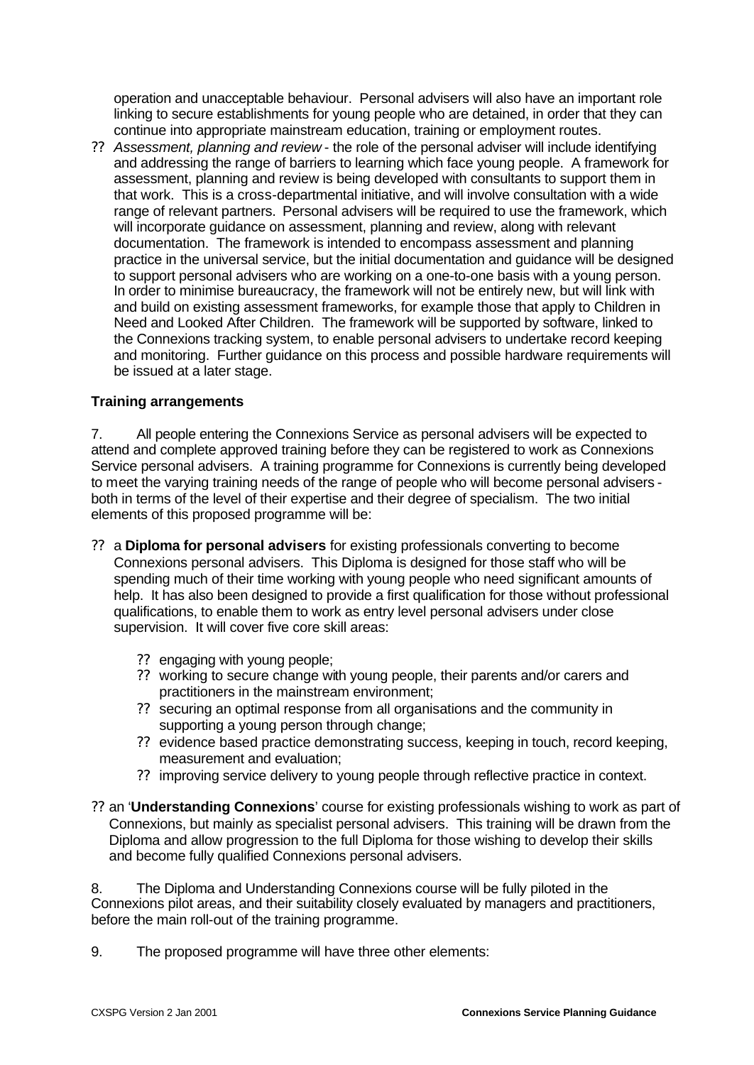operation and unacceptable behaviour. Personal advisers will also have an important role linking to secure establishments for young people who are detained, in order that they can continue into appropriate mainstream education, training or employment routes.

- *Assessment, planning and review* - the role of the personal adviser will include identifying and addressing the range of barriers to learning which face young people. A framework for assessment, planning and review is being developed with consultants to support them in that work. This is a cross-departmental initiative, and will involve consultation with a wide range of relevant partners. Personal advisers will be required to use the framework, which will incorporate guidance on assessment, planning and review, along with relevant documentation. The framework is intended to encompass assessment and planning practice in the universal service, but the initial documentation and guidance will be designed to support personal advisers who are working on a one-to-one basis with a young person. In order to minimise bureaucracy, the framework will not be entirely new, but will link with and build on existing assessment frameworks, for example those that apply to Children in Need and Looked After Children. The framework will be supported by software, linked to the Connexions tracking system, to enable personal advisers to undertake record keeping and monitoring. Further guidance on this process and possible hardware requirements will be issued at a later stage.

**Training arrangements**

7. All people entering the Connexions Service as personal advisers will be expected to attend and complete approved training before they can be registered to work as Connexions Service personal advisers. A training programme for Connexions is currently being developed to meet the varying training needs of the range of people who will become personal advisers - both in terms of the level of their expertise and their degree of specialism. The two initial elements of this proposed programme will be:

- a **Diploma for personal advisers** for existing professionals converting to become Connexions personal advisers. This Diploma is designed for those staff who will be spending much of their time working with young people who need significant amounts of help. It has also been designed to provide a first qualification for those without professional qualifications, to enable them to work as entry level personal advisers under close supervision. It will cover five core skill areas:
  - engaging with young people;
  - working to secure change with young people, their parents and/or carers and practitioners in the mainstream environment;
  - securing an optimal response from all organisations and the community in supporting a young person through change;
  - evidence based practice demonstrating success, keeping in touch, record keeping, measurement and evaluation;
  - improving service delivery to young people through reflective practice in context.
- an '**Understanding Connexions**' course for existing professionals wishing to work as part of Connexions, but mainly as specialist personal advisers. This training will be drawn from the Diploma and allow progression to the full Diploma for those wishing to develop their skills and become fully qualified Connexions personal advisers.

8. The Diploma and Understanding Connexions course will be fully piloted in the Connexions pilot areas, and their suitability closely evaluated by managers and practitioners, before the main roll-out of the training programme.

9. The proposed programme will have three other elements: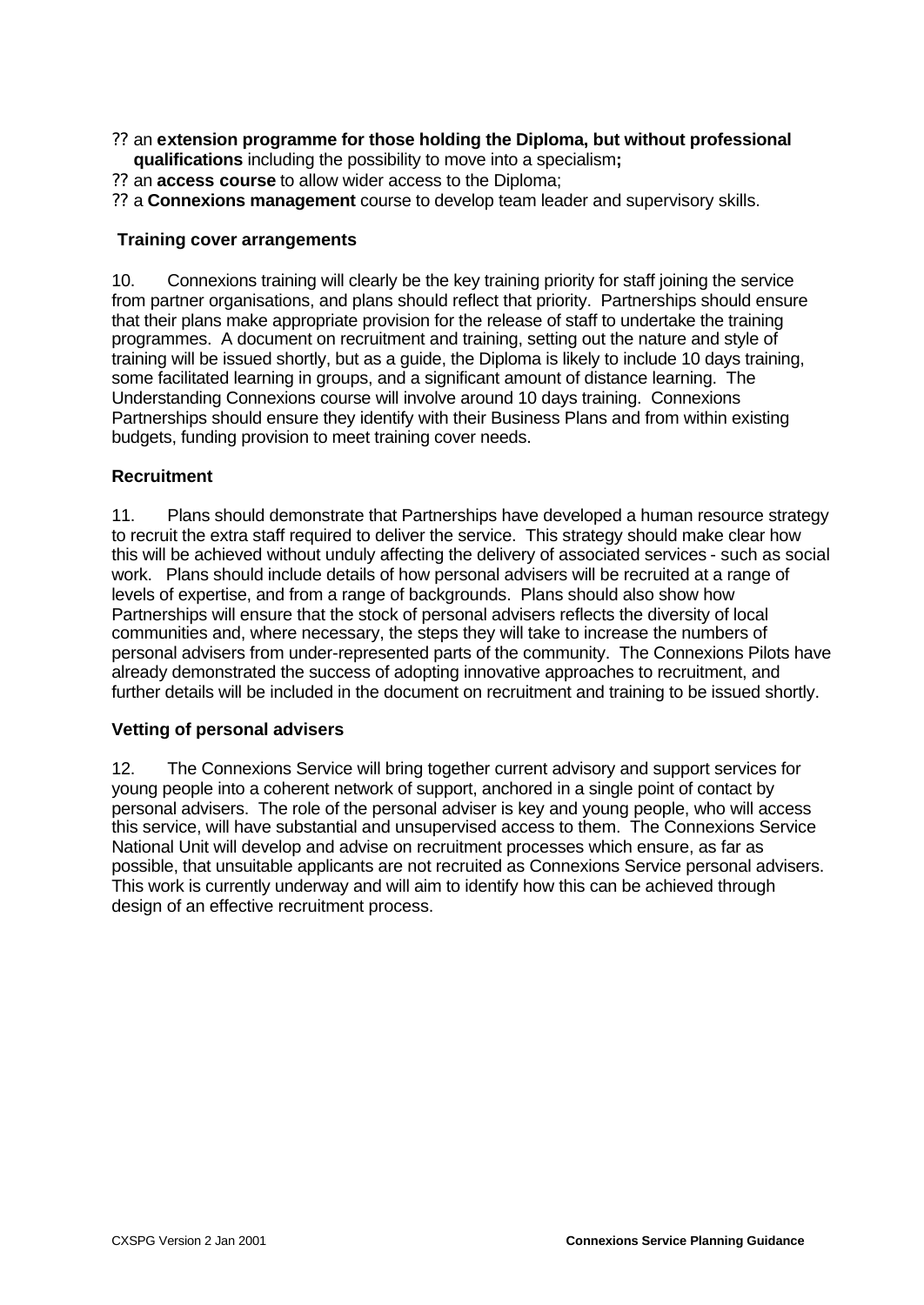- an **extension programme for those holding the Diploma, but without professional qualifications** including the possibility to move into a specialism**;**
- an **access course** to allow wider access to the Diploma;
- a **Connexions management** course to develop team leader and supervisory skills.

### Training cover arrangements

10. Connexions training will clearly be the key training priority for staff joining the service from partner organisations, and plans should reflect that priority. Partnerships should ensure that their plans make appropriate provision for the release of staff to undertake the training programmes. A document on recruitment and training, setting out the nature and style of training will be issued shortly, but as a guide, the Diploma is likely to include 10 days training, some facilitated learning in groups, and a significant amount of distance learning. The Understanding Connexions course will involve around 10 days training. Connexions Partnerships should ensure they identify with their Business Plans and from within existing budgets, funding provision to meet training cover needs.

### Recruitment

11. Plans should demonstrate that Partnerships have developed a human resource strategy to recruit the extra staff required to deliver the service. This strategy should make clear how this will be achieved without unduly affecting the delivery of associated services - such as social work. Plans should include details of how personal advisers will be recruited at a range of levels of expertise, and from a range of backgrounds. Plans should also show how Partnerships will ensure that the stock of personal advisers reflects the diversity of local communities and, where necessary, the steps they will take to increase the numbers of personal advisers from under-represented parts of the community. The Connexions Pilots have already demonstrated the success of adopting innovative approaches to recruitment, and further details will be included in the document on recruitment and training to be issued shortly.

### Vetting of personal advisers

12. The Connexions Service will bring together current advisory and support services for young people into a coherent network of support, anchored in a single point of contact by personal advisers. The role of the personal adviser is key and young people, who will access this service, will have substantial and unsupervised access to them. The Connexions Service National Unit will develop and advise on recruitment processes which ensure, as far as possible, that unsuitable applicants are not recruited as Connexions Service personal advisers. This work is currently underway and will aim to identify how this can be achieved through design of an effective recruitment process.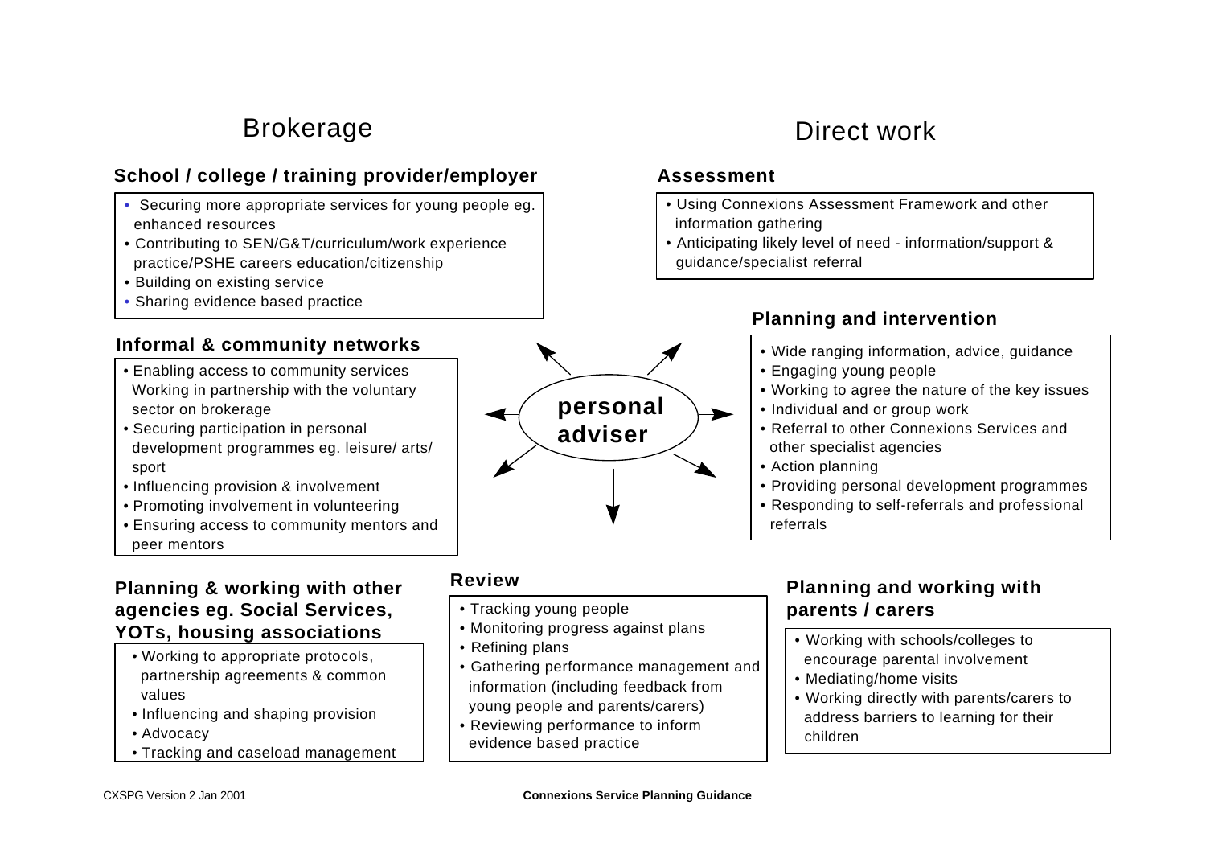## Brokerage

### School / college / training provider/employer

- Securing more appropriate services for young people eg. enhanced resources
- Contributing to SEN/G&T/curriculum/work experience practice/PSHE careers education/citizenship
- Building on existing service
- Sharing evidence based practice

### Informal & community networks

- Enabling access to community services Working in partnership with the voluntary sector on brokerage
- Securing participation in personal development programmes eg. leisure/ arts/ sport
- Influencing provision & involvement
- Promoting involvement in volunteering
- Ensuring access to community mentors and peer mentors

### Planning & working with other agencies eg. Social Services, YOTs, housing associations

- Working to appropriate protocols, partnership agreements & common values
- Influencing and shaping provision
- Advocacy
- Tracking and caseload management

**personal adviser**

## Direct work

### Assessment

- Using Connexions Assessment Framework and other information gathering
- Anticipating likely level of need - information/support & guidance/specialist referral

### Planning and intervention

- Wide ranging information, advice, guidance
- Engaging young people
- Working to agree the nature of the key issues
- Individual and or group work
- Referral to other Connexions Services and other specialist agencies
- Action planning
- Providing personal development programmes
- Responding to self-referrals and professional referrals

### Review

- Tracking young people
- Monitoring progress against plans
- Refining plans
- Gathering performance management and information (including feedback from young people and parents/carers)
- Reviewing performance to inform evidence based practice

### Planning and working with parents / carers

- Working with schools/colleges to encourage parental involvement
- Mediating/home visits
- Working directly with parents/carers to address barriers to learning for their children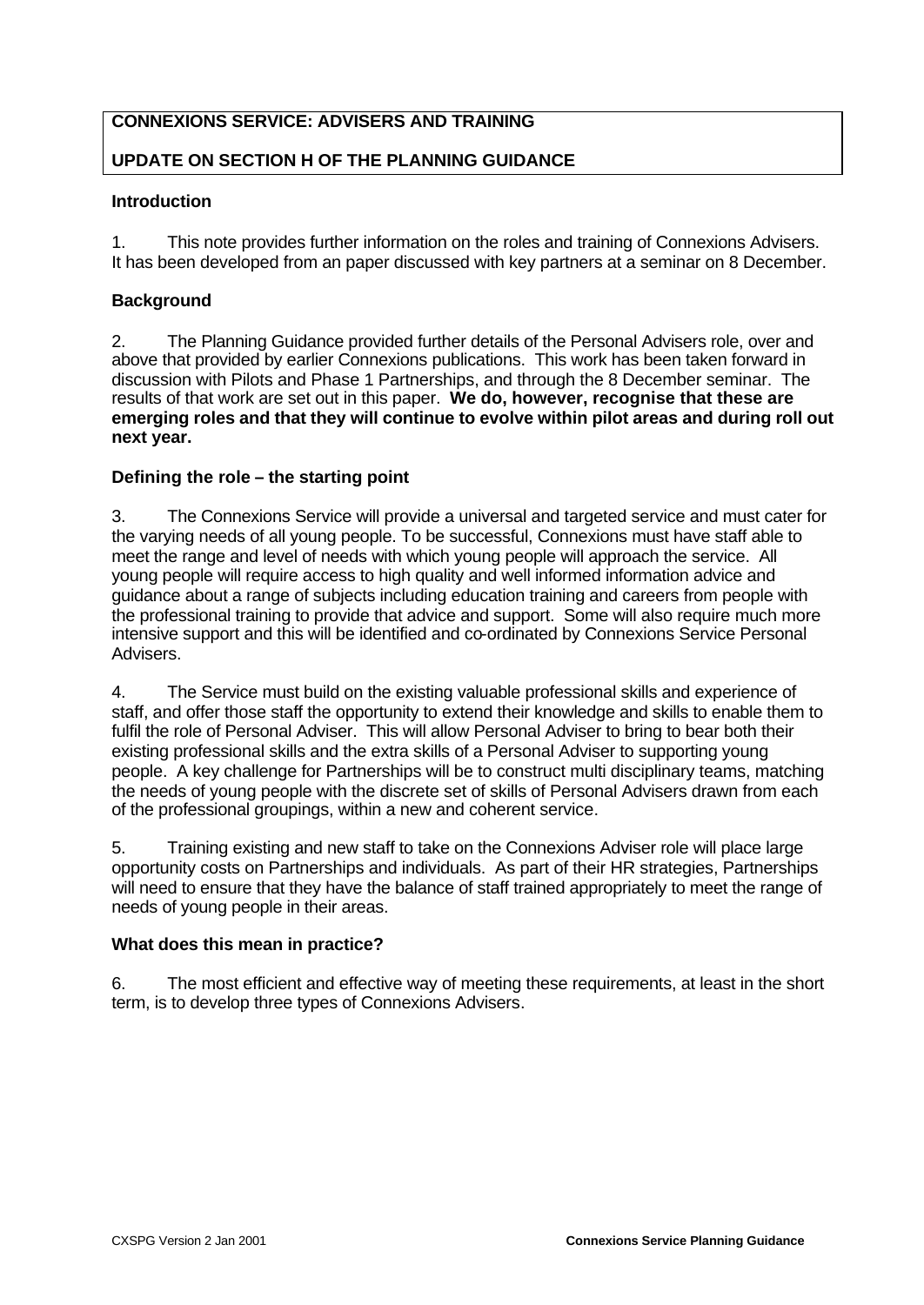**CONNEXIONS SERVICE: ADVISERS AND TRAINING**

**UPDATE ON SECTION H OF THE PLANNING GUIDANCE**

**Introduction**

1. This note provides further information on the roles and training of Connexions Advisers. It has been developed from an paper discussed with key partners at a seminar on 8 December.

**Background**

2. The Planning Guidance provided further details of the Personal Advisers role, over and above that provided by earlier Connexions publications. This work has been taken forward in discussion with Pilots and Phase 1 Partnerships, and through the 8 December seminar. The results of that work are set out in this paper. **We do, however, recognise that these are emerging roles and that they will continue to evolve within pilot areas and during roll out next year.**

**Defining the role – the starting point**

3. The Connexions Service will provide a universal and targeted service and must cater for the varying needs of all young people. To be successful, Connexions must have staff able to meet the range and level of needs with which young people will approach the service. All young people will require access to high quality and well informed information advice and guidance about a range of subjects including education training and careers from people with the professional training to provide that advice and support. Some will also require much more intensive support and this will be identified and co-ordinated by Connexions Service Personal Advisers.

4. The Service must build on the existing valuable professional skills and experience of staff, and offer those staff the opportunity to extend their knowledge and skills to enable them to fulfil the role of Personal Adviser. This will allow Personal Adviser to bring to bear both their existing professional skills and the extra skills of a Personal Adviser to supporting young people. A key challenge for Partnerships will be to construct multi disciplinary teams, matching the needs of young people with the discrete set of skills of Personal Advisers drawn from each of the professional groupings, within a new and coherent service.

5. Training existing and new staff to take on the Connexions Adviser role will place large opportunity costs on Partnerships and individuals. As part of their HR strategies, Partnerships will need to ensure that they have the balance of staff trained appropriately to meet the range of needs of young people in their areas.

**What does this mean in practice?**

6. The most efficient and effective way of meeting these requirements, at least in the short term, is to develop three types of Connexions Advisers.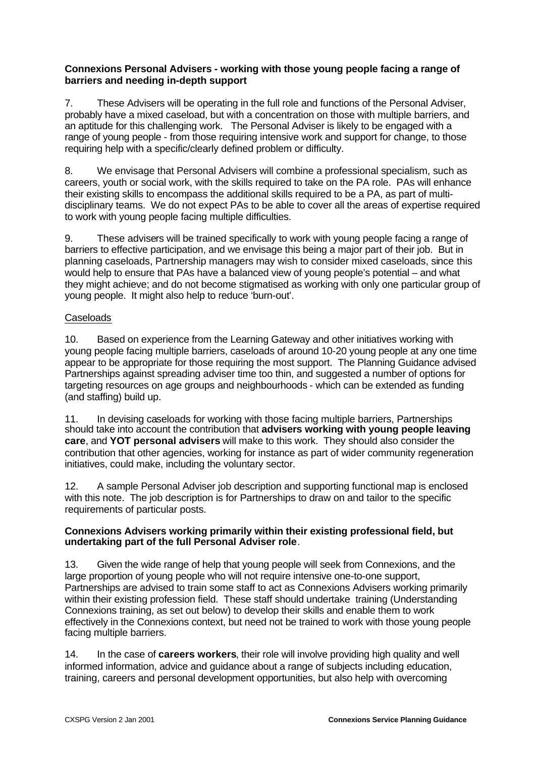**Connexions Personal Advisers - working with those young people facing a range of barriers and needing in-depth support**

7. These Advisers will be operating in the full role and functions of the Personal Adviser, probably have a mixed caseload, but with a concentration on those with multiple barriers, and an aptitude for this challenging work. The Personal Adviser is likely to be engaged with a range of young people - from those requiring intensive work and support for change, to those requiring help with a specific/clearly defined problem or difficulty.

8. We envisage that Personal Advisers will combine a professional specialism, such as careers, youth or social work, with the skills required to take on the PA role. PAs will enhance their existing skills to encompass the additional skills required to be a PA, as part of multi-disciplinary teams. We do not expect PAs to be able to cover all the areas of expertise required to work with young people facing multiple difficulties.

9. These advisers will be trained specifically to work with young people facing a range of barriers to effective participation, and we envisage this being a major part of their job. But in planning caseloads, Partnership managers may wish to consider mixed caseloads, since this would help to ensure that PAs have a balanced view of young people's potential – and what they might achieve; and do not become stigmatised as working with only one particular group of young people. It might also help to reduce 'burn-out'.

Caseloads

10. Based on experience from the Learning Gateway and other initiatives working with young people facing multiple barriers, caseloads of around 10-20 young people at any one time appear to be appropriate for those requiring the most support. The Planning Guidance advised Partnerships against spreading adviser time too thin, and suggested a number of options for targeting resources on age groups and neighbourhoods - which can be extended as funding (and staffing) build up.

11. In devising caseloads for working with those facing multiple barriers, Partnerships should take into account the contribution that **advisers working with young people leaving care**, and **YOT personal advisers** will make to this work. They should also consider the contribution that other agencies, working for instance as part of wider community regeneration initiatives, could make, including the voluntary sector.

12. A sample Personal Adviser job description and supporting functional map is enclosed with this note. The job description is for Partnerships to draw on and tailor to the specific requirements of particular posts.

**Connexions Advisers working primarily within their existing professional field, but undertaking part of the full Personal Adviser role**.

13. Given the wide range of help that young people will seek from Connexions, and the large proportion of young people who will not require intensive one-to-one support, Partnerships are advised to train some staff to act as Connexions Advisers working primarily within their existing profession field. These staff should undertake training (Understanding Connexions training, as set out below) to develop their skills and enable them to work effectively in the Connexions context, but need not be trained to work with those young people facing multiple barriers.

14. In the case of **careers workers**, their role will involve providing high quality and well informed information, advice and guidance about a range of subjects including education, training, careers and personal development opportunities, but also help with overcoming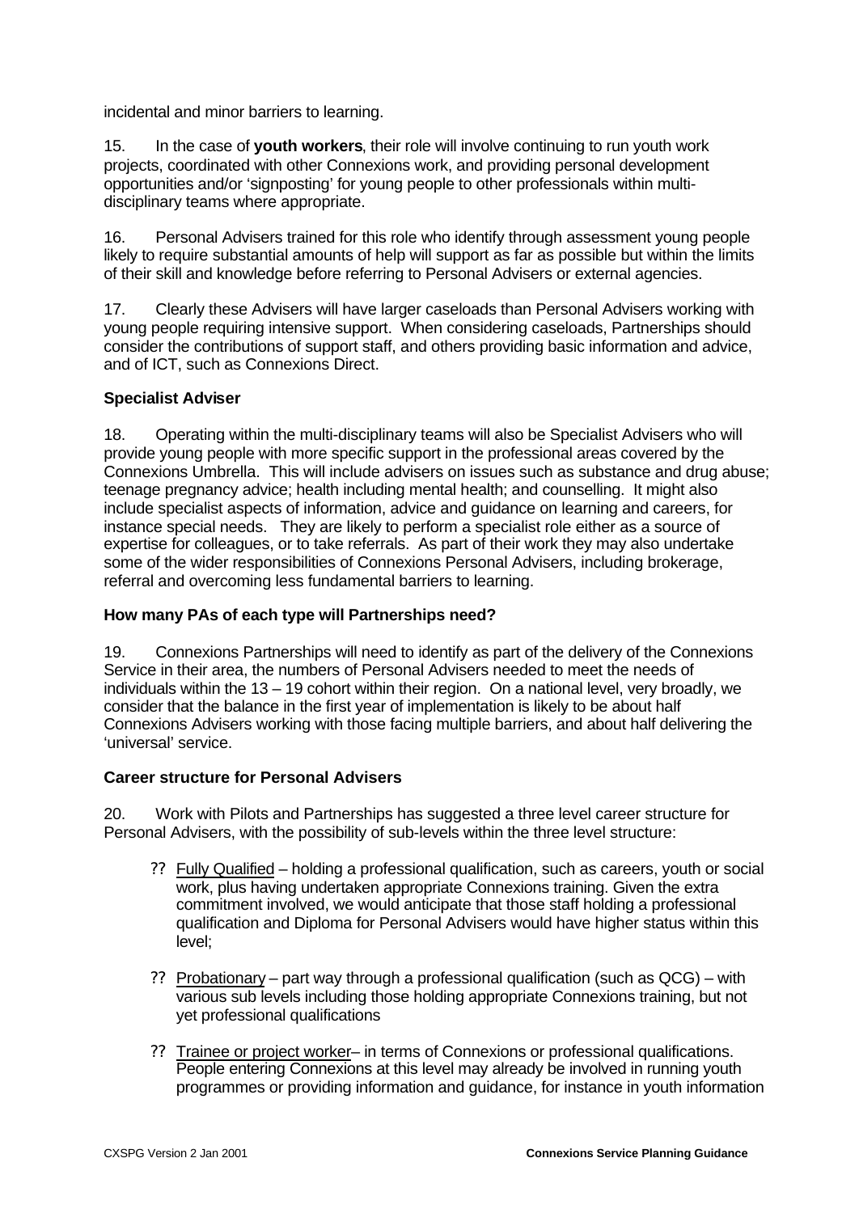incidental and minor barriers to learning.

15. In the case of **youth workers**, their role will involve continuing to run youth work projects, coordinated with other Connexions work, and providing personal development opportunities and/or 'signposting' for young people to other professionals within multi-disciplinary teams where appropriate.

16. Personal Advisers trained for this role who identify through assessment young people likely to require substantial amounts of help will support as far as possible but within the limits of their skill and knowledge before referring to Personal Advisers or external agencies.

17. Clearly these Advisers will have larger caseloads than Personal Advisers working with young people requiring intensive support. When considering caseloads, Partnerships should consider the contributions of support staff, and others providing basic information and advice, and of ICT, such as Connexions Direct.

**Specialist Adviser**

18. Operating within the multi-disciplinary teams will also be Specialist Advisers who will provide young people with more specific support in the professional areas covered by the Connexions Umbrella. This will include advisers on issues such as substance and drug abuse; teenage pregnancy advice; health including mental health; and counselling. It might also include specialist aspects of information, advice and guidance on learning and careers, for instance special needs. They are likely to perform a specialist role either as a source of expertise for colleagues, or to take referrals. As part of their work they may also undertake some of the wider responsibilities of Connexions Personal Advisers, including brokerage, referral and overcoming less fundamental barriers to learning.

**How many PAs of each type will Partnerships need?**

19. Connexions Partnerships will need to identify as part of the delivery of the Connexions Service in their area, the numbers of Personal Advisers needed to meet the needs of individuals within the 13 – 19 cohort within their region. On a national level, very broadly, we consider that the balance in the first year of implementation is likely to be about half Connexions Advisers working with those facing multiple barriers, and about half delivering the 'universal' service.

**Career structure for Personal Advisers**

20. Work with Pilots and Partnerships has suggested a three level career structure for Personal Advisers, with the possibility of sub-levels within the three level structure:

- Fully Qualified – holding a professional qualification, such as careers, youth or social work, plus having undertaken appropriate Connexions training. Given the extra commitment involved, we would anticipate that those staff holding a professional qualification and Diploma for Personal Advisers would have higher status within this level;

- Probationary – part way through a professional qualification (such as QCG) – with various sub levels including those holding appropriate Connexions training, but not yet professional qualifications

- Trainee or project worker– in terms of Connexions or professional qualifications. People entering Connexions at this level may already be involved in running youth programmes or providing information and guidance, for instance in youth information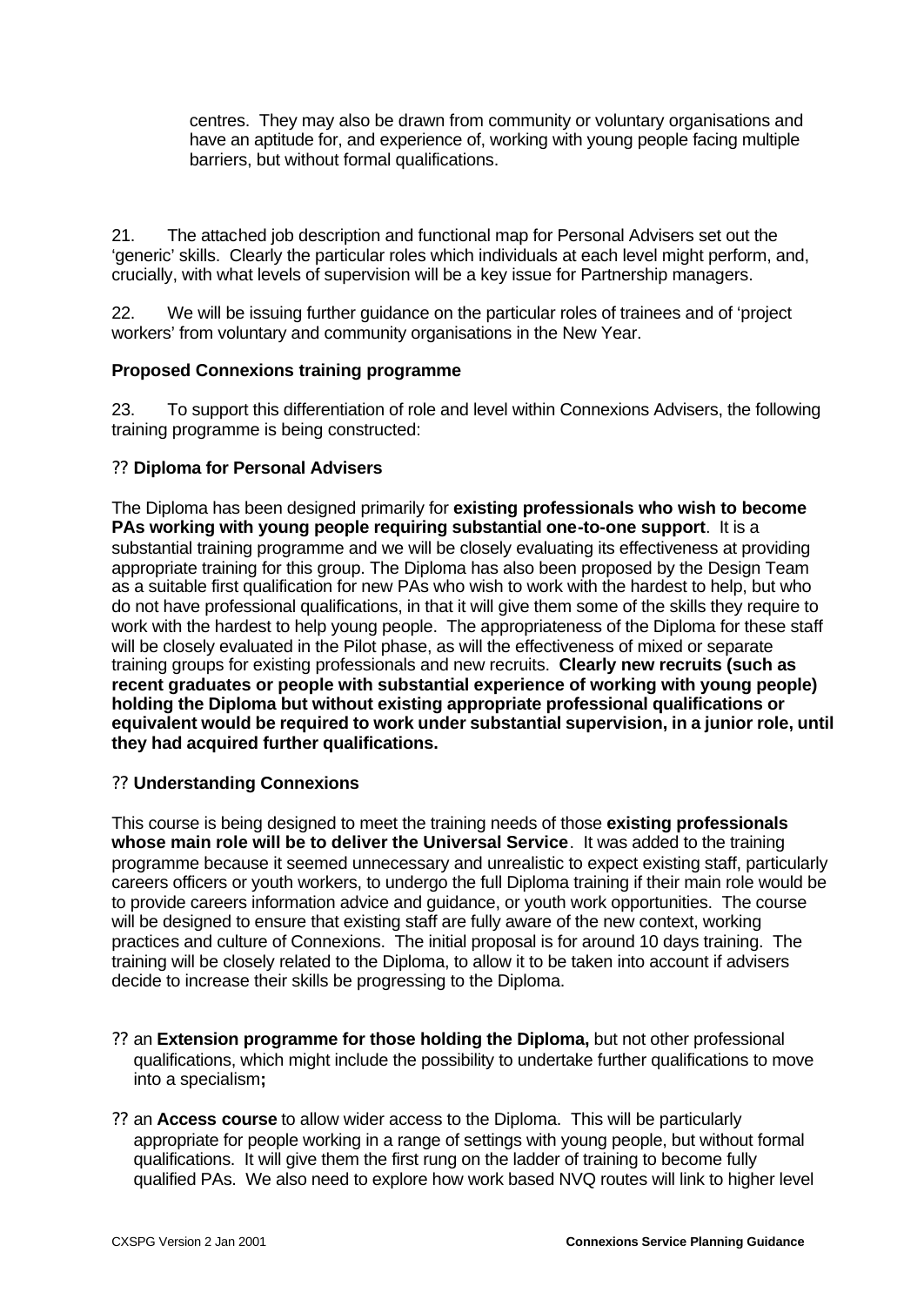centres. They may also be drawn from community or voluntary organisations and have an aptitude for, and experience of, working with young people facing multiple barriers, but without formal qualifications.

21. The attached job description and functional map for Personal Advisers set out the 'generic' skills. Clearly the particular roles which individuals at each level might perform, and, crucially, with what levels of supervision will be a key issue for Partnership managers.

22. We will be issuing further guidance on the particular roles of trainees and of 'project workers' from voluntary and community organisations in the New Year.

**Proposed Connexions training programme**

23. To support this differentiation of role and level within Connexions Advisers, the following training programme is being constructed:

- **Diploma for Personal Advisers**

The Diploma has been designed primarily for **existing professionals who wish to become PAs working with young people requiring substantial one-to-one support**. It is a substantial training programme and we will be closely evaluating its effectiveness at providing appropriate training for this group. The Diploma has also been proposed by the Design Team as a suitable first qualification for new PAs who wish to work with the hardest to help, but who do not have professional qualifications, in that it will give them some of the skills they require to work with the hardest to help young people. The appropriateness of the Diploma for these staff will be closely evaluated in the Pilot phase, as will the effectiveness of mixed or separate training groups for existing professionals and new recruits. **Clearly new recruits (such as recent graduates or people with substantial experience of working with young people) holding the Diploma but without existing appropriate professional qualifications or equivalent would be required to work under substantial supervision, in a junior role, until they had acquired further qualifications.**

- **Understanding Connexions**

This course is being designed to meet the training needs of those **existing professionals whose main role will be to deliver the Universal Service**. It was added to the training programme because it seemed unnecessary and unrealistic to expect existing staff, particularly careers officers or youth workers, to undergo the full Diploma training if their main role would be to provide careers information advice and guidance, or youth work opportunities. The course will be designed to ensure that existing staff are fully aware of the new context, working practices and culture of Connexions. The initial proposal is for around 10 days training. The training will be closely related to the Diploma, to allow it to be taken into account if advisers decide to increase their skills be progressing to the Diploma.

- an **Extension programme for those holding the Diploma,** but not other professional qualifications, which might include the possibility to undertake further qualifications to move into a specialism**;**

- an **Access course** to allow wider access to the Diploma. This will be particularly appropriate for people working in a range of settings with young people, but without formal qualifications. It will give them the first rung on the ladder of training to become fully qualified PAs. We also need to explore how work based NVQ routes will link to higher level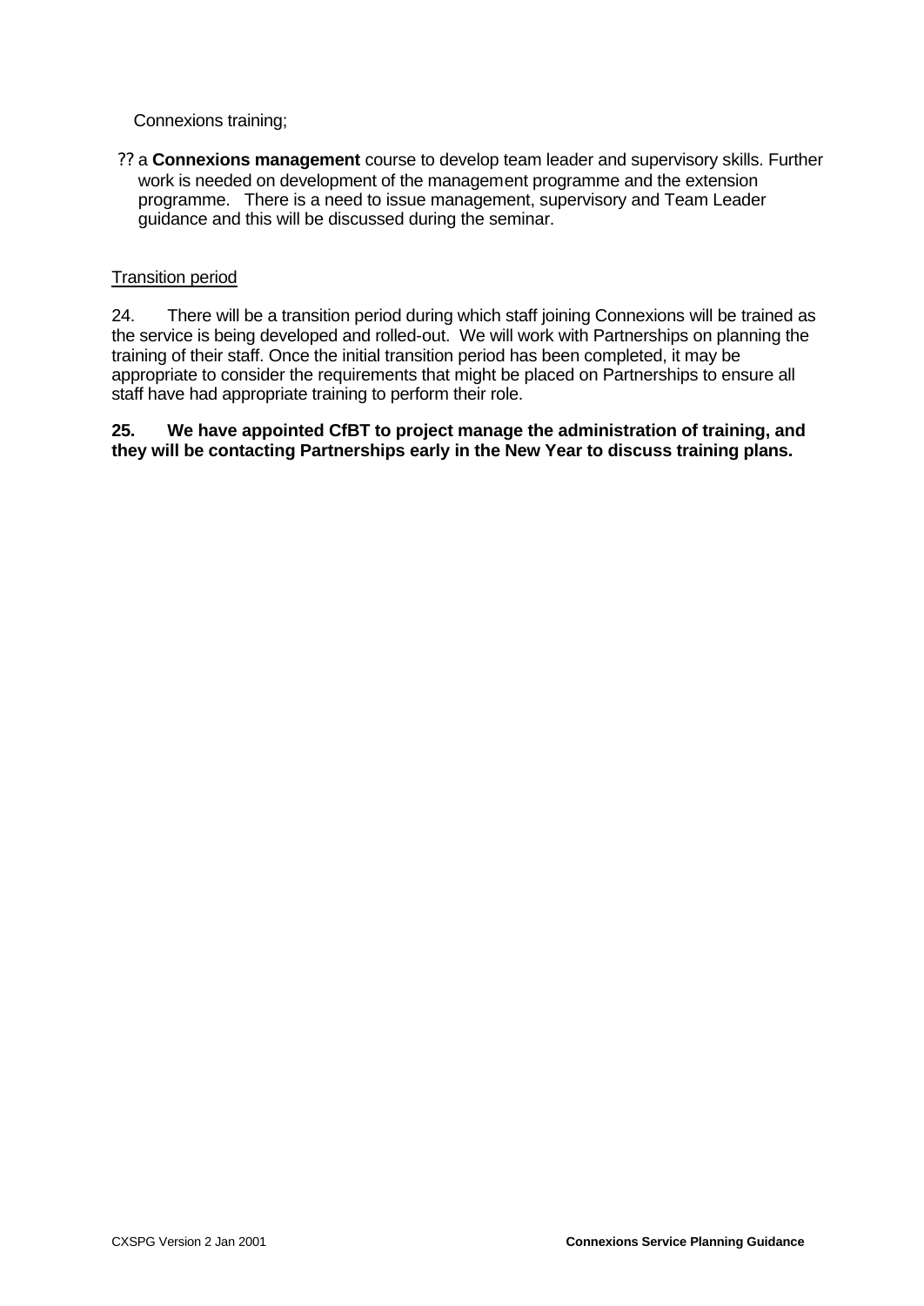Connexions training;

- a **Connexions management** course to develop team leader and supervisory skills. Further work is needed on development of the management programme and the extension programme. There is a need to issue management, supervisory and Team Leader guidance and this will be discussed during the seminar.

Transition period

24. There will be a transition period during which staff joining Connexions will be trained as the service is being developed and rolled-out. We will work with Partnerships on planning the training of their staff. Once the initial transition period has been completed, it may be appropriate to consider the requirements that might be placed on Partnerships to ensure all staff have had appropriate training to perform their role.

**25. We have appointed CfBT to project manage the administration of training, and they will be contacting Partnerships early in the New Year to discuss training plans.**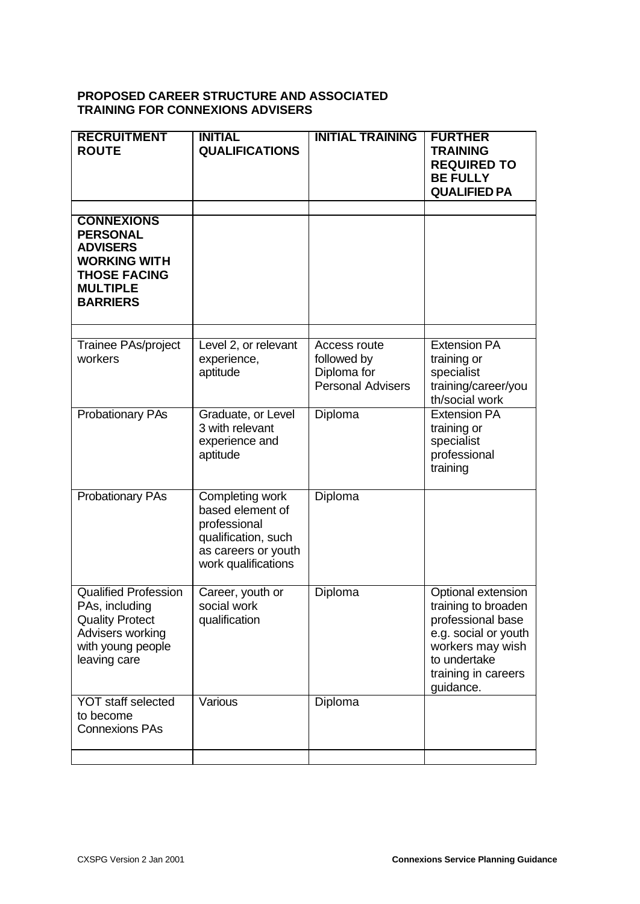**PROPOSED CAREER STRUCTURE AND ASSOCIATED TRAINING FOR CONNEXIONS ADVISERS**

| **RECRUITMENT ROUTE** | **INITIAL QUALIFICATIONS** | **INITIAL TRAINING** | **FURTHER TRAINING REQUIRED TO BE FULLY QUALIFIED PA** |
|---|---|---|---|
| | | | |
| **CONNEXIONS PERSONAL ADVISERS WORKING WITH THOSE FACING MULTIPLE BARRIERS** | | | |
| | | | |
| Trainee PAs/project workers | Level 2, or relevant experience, aptitude | Access route followed by Diploma for Personal Advisers | Extension PA training or specialist training/career/youth/social work |
| Probationary PAs | Graduate, or Level 3 with relevant experience and aptitude | Diploma | Extension PA training or specialist professional training |
| Probationary PAs | Completing work based element of professional qualification, such as careers or youth work qualifications | Diploma | |
| Qualified Profession PAs, including Quality Protect Advisers working with young people leaving care | Career, youth or social work qualification | Diploma | Optional extension training to broaden professional base e.g. social or youth workers may wish to undertake training in careers guidance. |
| YOT staff selected to become Connexions PAs | Various | Diploma | |
| | | | |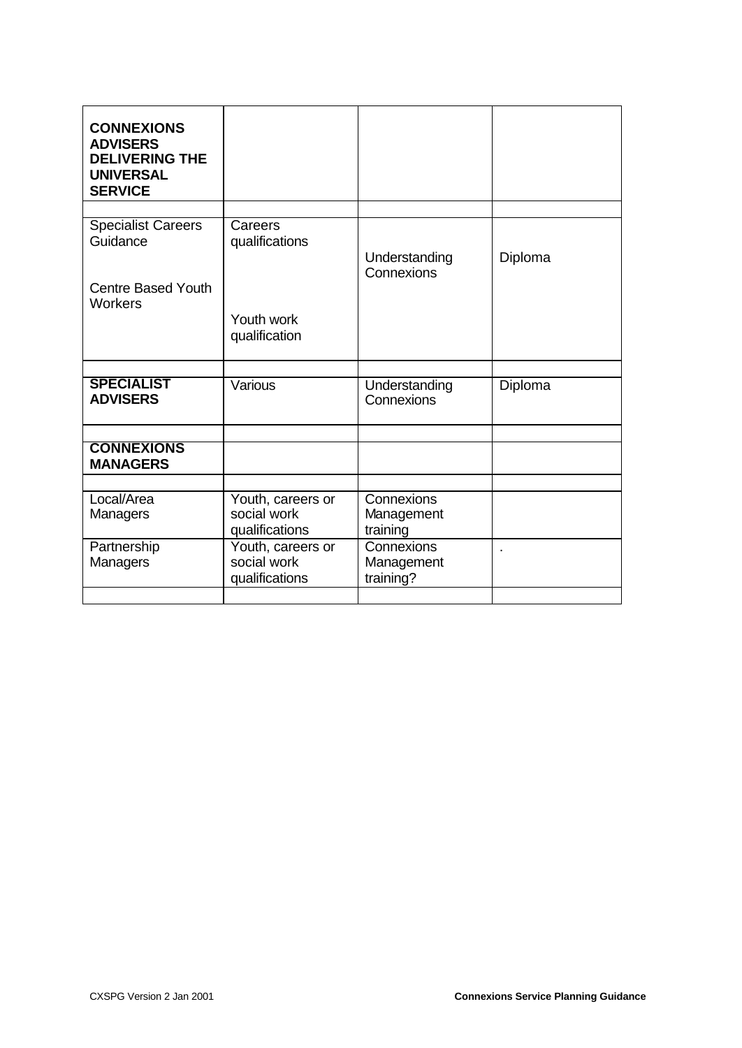| | | | |
|---|---|---|---|
| **CONNEXIONS ADVISERS DELIVERING THE UNIVERSAL SERVICE** | | | |
| | | | |
| Specialist Careers Guidance<br><br>Centre Based Youth Workers | Careers qualifications<br><br>Youth work qualification | Understanding Connexions | Diploma |
| | | | |
| **SPECIALIST ADVISERS** | Various | Understanding Connexions | Diploma |
| | | | |
| **CONNEXIONS MANAGERS** | | | |
| | | | |
| Local/Area Managers | Youth, careers or social work qualifications | Connexions Management training | |
| Partnership Managers | Youth, careers or social work qualifications | Connexions Management training? | . |
| | | | |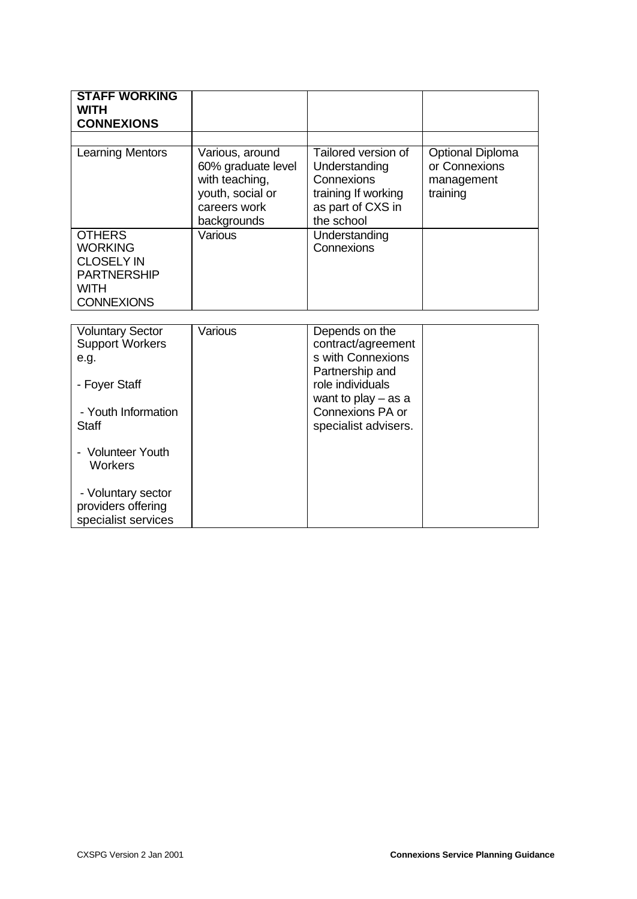| **STAFF WORKING WITH CONNEXIONS** | | | |
|---|---|---|---|
| | | | |
| Learning Mentors | Various, around 60% graduate level with teaching, youth, social or careers work backgrounds | Tailored version of Understanding Connexions training If working as part of CXS in the school | Optional Diploma or Connexions management training |
| **OTHERS WORKING CLOSELY IN PARTNERSHIP WITH CONNEXIONS** | Various | Understanding Connexions | |
| Voluntary Sector Support Workers e.g.<br><br>- Foyer Staff<br><br>- Youth Information Staff<br><br>- Volunteer Youth Workers<br><br>- Voluntary sector providers offering specialist services | Various | Depends on the contract/agreements with Connexions Partnership and role individuals want to play – as a Connexions PA or specialist advisers. | |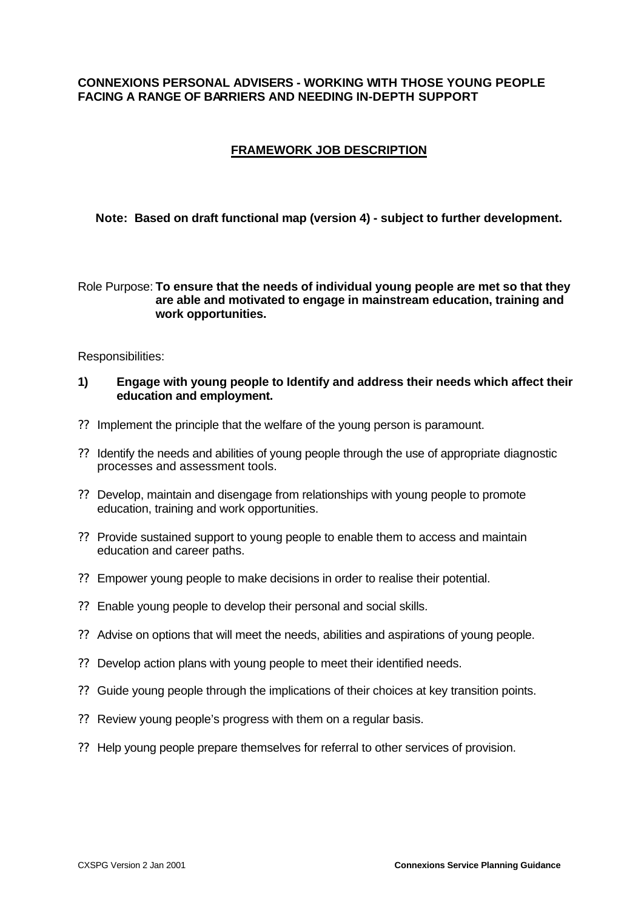**CONNEXIONS PERSONAL ADVISERS - WORKING WITH THOSE YOUNG PEOPLE FACING A RANGE OF BARRIERS AND NEEDING IN-DEPTH SUPPORT**

## FRAMEWORK JOB DESCRIPTION

**Note: Based on draft functional map (version 4) - subject to further development.**

Role Purpose: **To ensure that the needs of individual young people are met so that they are able and motivated to engage in mainstream education, training and work opportunities.**

Responsibilities:

**1) Engage with young people to Identify and address their needs which affect their education and employment.**

- Implement the principle that the welfare of the young person is paramount.
- Identify the needs and abilities of young people through the use of appropriate diagnostic processes and assessment tools.
- Develop, maintain and disengage from relationships with young people to promote education, training and work opportunities.
- Provide sustained support to young people to enable them to access and maintain education and career paths.
- Empower young people to make decisions in order to realise their potential.
- Enable young people to develop their personal and social skills.
- Advise on options that will meet the needs, abilities and aspirations of young people.
- Develop action plans with young people to meet their identified needs.
- Guide young people through the implications of their choices at key transition points.
- Review young people's progress with them on a regular basis.
- Help young people prepare themselves for referral to other services of provision.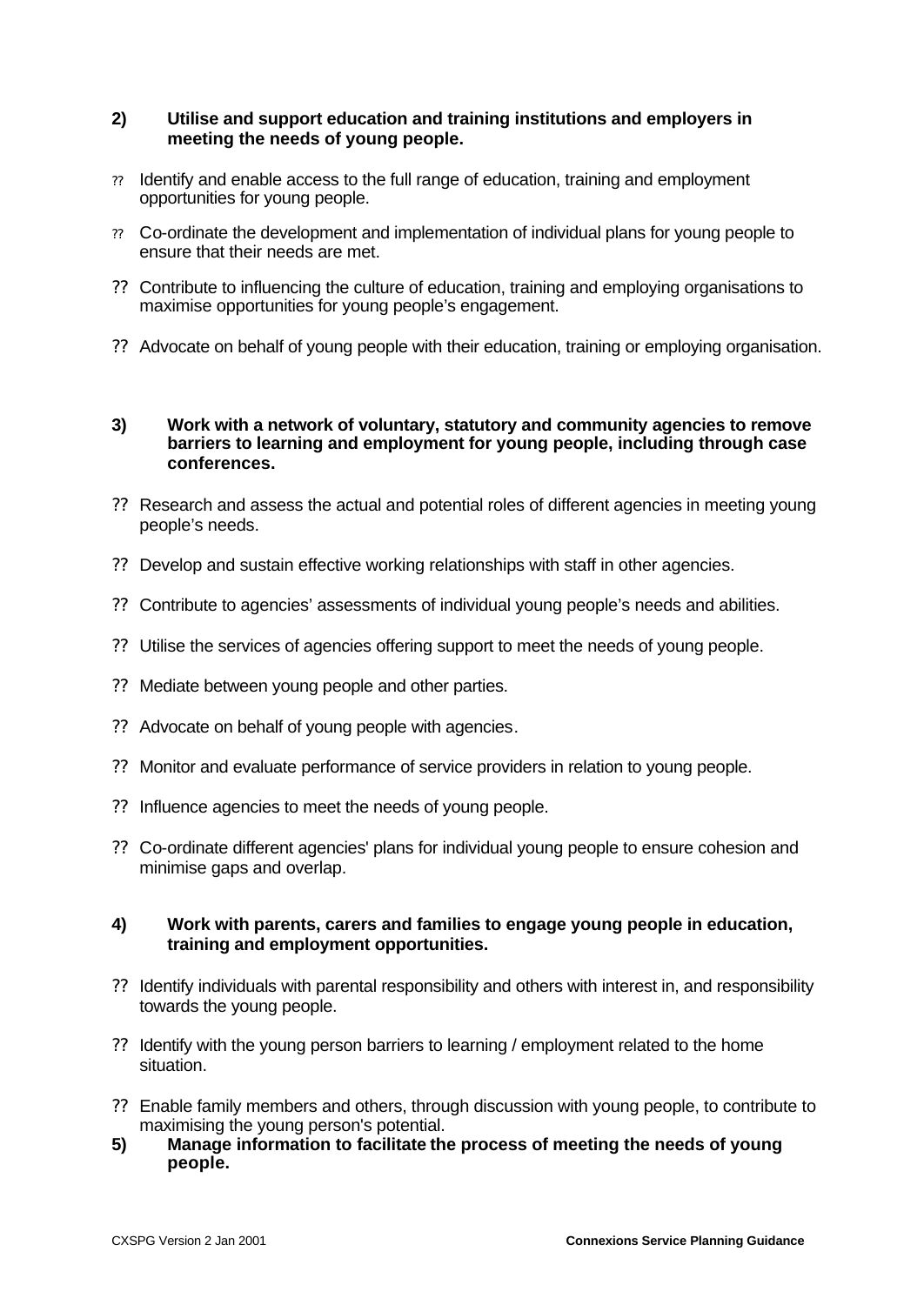**2) Utilise and support education and training institutions and employers in meeting the needs of young people.**

- Identify and enable access to the full range of education, training and employment opportunities for young people.
- Co-ordinate the development and implementation of individual plans for young people to ensure that their needs are met.
- Contribute to influencing the culture of education, training and employing organisations to maximise opportunities for young people's engagement.
- Advocate on behalf of young people with their education, training or employing organisation.

**3) Work with a network of voluntary, statutory and community agencies to remove barriers to learning and employment for young people, including through case conferences.**

- Research and assess the actual and potential roles of different agencies in meeting young people's needs.
- Develop and sustain effective working relationships with staff in other agencies.
- Contribute to agencies' assessments of individual young people's needs and abilities.
- Utilise the services of agencies offering support to meet the needs of young people.
- Mediate between young people and other parties.
- Advocate on behalf of young people with agencies.
- Monitor and evaluate performance of service providers in relation to young people.
- Influence agencies to meet the needs of young people.
- Co-ordinate different agencies' plans for individual young people to ensure cohesion and minimise gaps and overlap.

**4) Work with parents, carers and families to engage young people in education, training and employment opportunities.**

- Identify individuals with parental responsibility and others with interest in, and responsibility towards the young people.
- Identify with the young person barriers to learning / employment related to the home situation.
- Enable family members and others, through discussion with young people, to contribute to maximising the young person's potential.

**5) Manage information to facilitate the process of meeting the needs of young people.**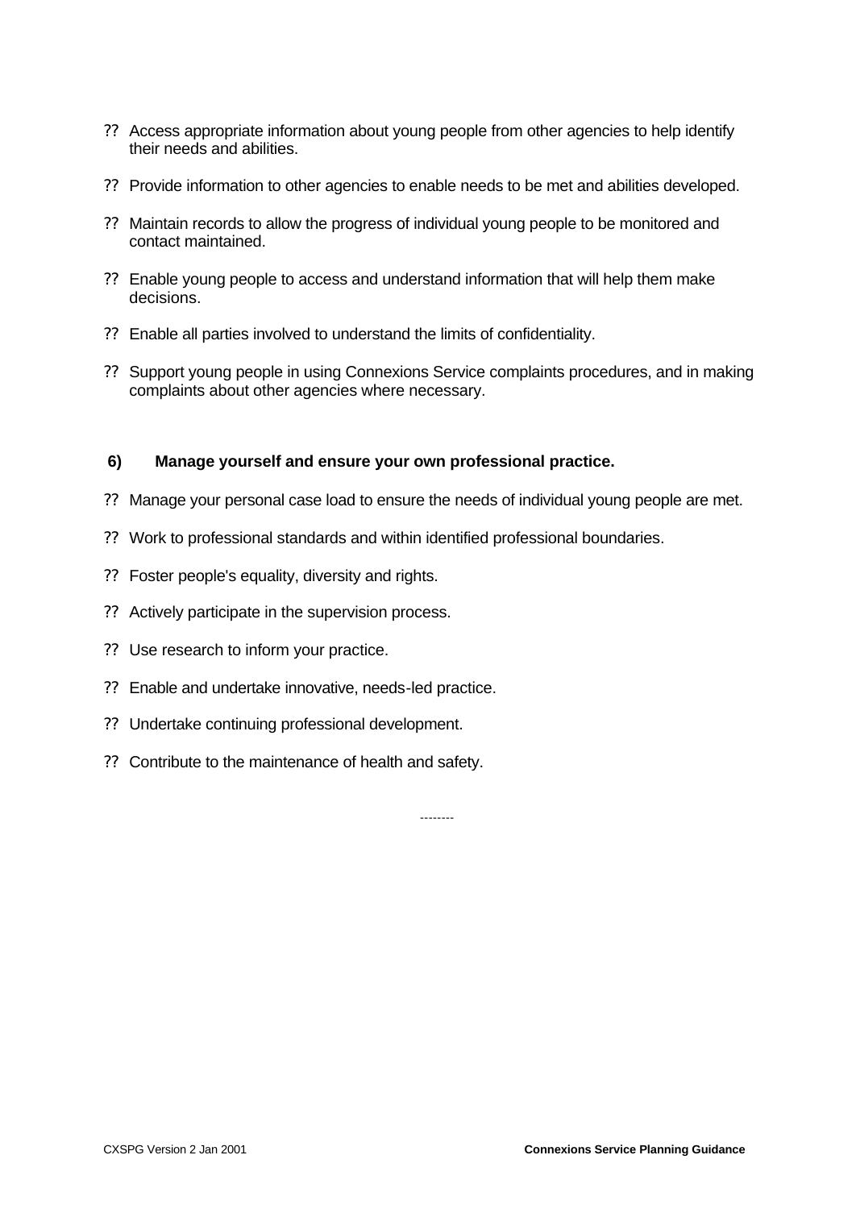- Access appropriate information about young people from other agencies to help identify their needs and abilities.
- Provide information to other agencies to enable needs to be met and abilities developed.
- Maintain records to allow the progress of individual young people to be monitored and contact maintained.
- Enable young people to access and understand information that will help them make decisions.
- Enable all parties involved to understand the limits of confidentiality.
- Support young people in using Connexions Service complaints procedures, and in making complaints about other agencies where necessary.

**6) Manage yourself and ensure your own professional practice.**

- Manage your personal case load to ensure the needs of individual young people are met.
- Work to professional standards and within identified professional boundaries.
- Foster people's equality, diversity and rights.
- Actively participate in the supervision process.
- Use research to inform your practice.
- Enable and undertake innovative, needs-led practice.
- Undertake continuing professional development.
- Contribute to the maintenance of health and safety.

--------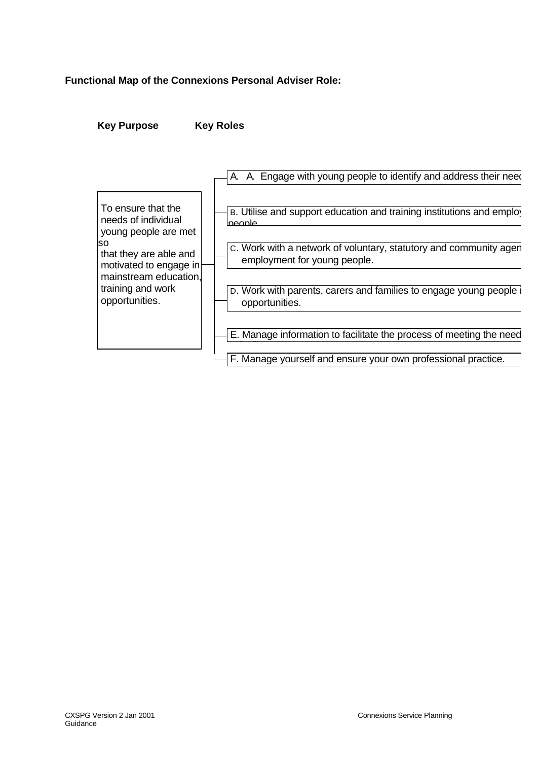**Functional Map of the Connexions Personal Adviser Role:**

**Key Purpose** **Key Roles**

| Key Purpose | Key Roles |
|---|---|
| To ensure that the needs of individual young people are met so that they are able and motivated to engage in mainstream education, training and work opportunities. | A. A. Engage with young people to identify and address their need |
| | B. Utilise and support education and training institutions and employ people |
| | C. Work with a network of voluntary, statutory and community agen employment for young people. |
| | D. Work with parents, carers and families to engage young people i opportunities. |
| | E. Manage information to facilitate the process of meeting the need |
| | F. Manage yourself and ensure your own professional practice. |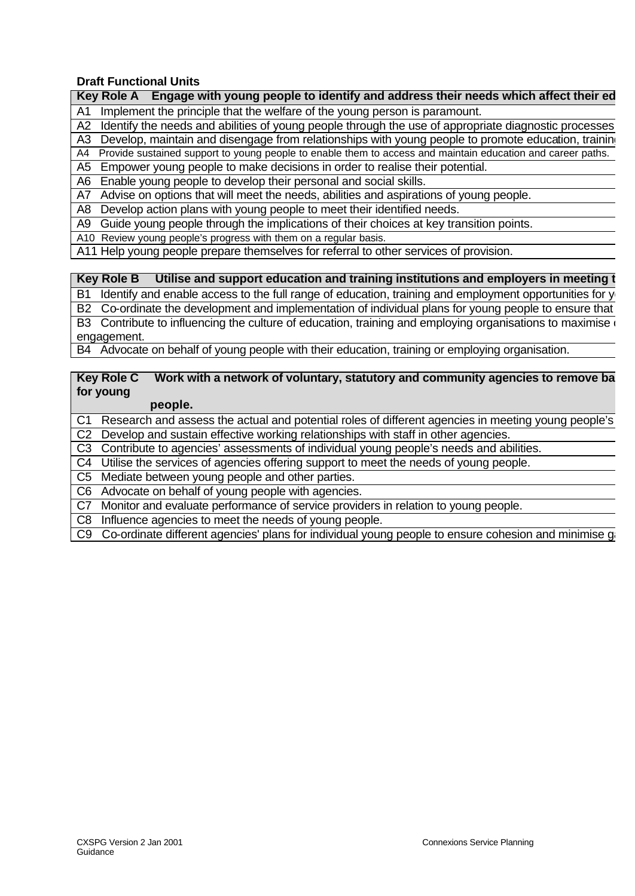**Draft Functional Units**

| Key Role A Engage with young people to identify and address their needs which affect their ed |
|---|
| A1 Implement the principle that the welfare of the young person is paramount. |
| A2 Identify the needs and abilities of young people through the use of appropriate diagnostic processes |
| A3 Develop, maintain and disengage from relationships with young people to promote education, trainin |
| A4 Provide sustained support to young people to enable them to access and maintain education and career paths. |
| A5 Empower young people to make decisions in order to realise their potential. |
| A6 Enable young people to develop their personal and social skills. |
| A7 Advise on options that will meet the needs, abilities and aspirations of young people. |
| A8 Develop action plans with young people to meet their identified needs. |
| A9 Guide young people through the implications of their choices at key transition points. |
| A10 Review young people's progress with them on a regular basis. |
| A11 Help young people prepare themselves for referral to other services of provision. |

| Key Role B Utilise and support education and training institutions and employers in meeting t |
|---|
| B1 Identify and enable access to the full range of education, training and employment opportunities for y |
| B2 Co-ordinate the development and implementation of individual plans for young people to ensure that |
| B3 Contribute to influencing the culture of education, training and employing organisations to maximise engagement. |
| B4 Advocate on behalf of young people with their education, training or employing organisation. |

| Key Role C Work with a network of voluntary, statutory and community agencies to remove ba for young people. |
|---|
| C1 Research and assess the actual and potential roles of different agencies in meeting young people's |
| C2 Develop and sustain effective working relationships with staff in other agencies. |
| C3 Contribute to agencies' assessments of individual young people's needs and abilities. |
| C4 Utilise the services of agencies offering support to meet the needs of young people. |
| C5 Mediate between young people and other parties. |
| C6 Advocate on behalf of young people with agencies. |
| C7 Monitor and evaluate performance of service providers in relation to young people. |
| C8 Influence agencies to meet the needs of young people. |
| C9 Co-ordinate different agencies' plans for individual young people to ensure cohesion and minimise g |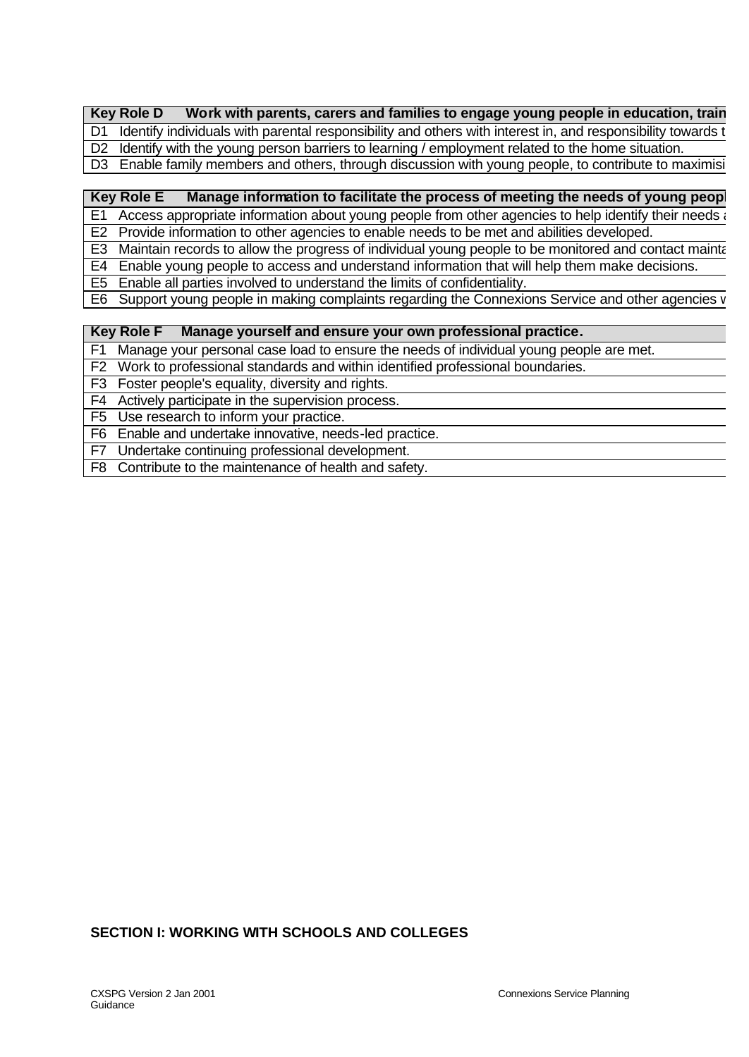| Key Role D Work with parents, carers and families to engage young people in education, train |
|---|
| D1 Identify individuals with parental responsibility and others with interest in, and responsibility towards t |
| D2 Identify with the young person barriers to learning / employment related to the home situation. |
| D3 Enable family members and others, through discussion with young people, to contribute to maximisi |

| Key Role E Manage information to facilitate the process of meeting the needs of young peopl |
|---|
| E1 Access appropriate information about young people from other agencies to help identify their needs a |
| E2 Provide information to other agencies to enable needs to be met and abilities developed. |
| E3 Maintain records to allow the progress of individual young people to be monitored and contact mainta |
| E4 Enable young people to access and understand information that will help them make decisions. |
| E5 Enable all parties involved to understand the limits of confidentiality. |
| E6 Support young people in making complaints regarding the Connexions Service and other agencies v |

| Key Role F Manage yourself and ensure your own professional practice. |
|---|
| F1 Manage your personal case load to ensure the needs of individual young people are met. |
| F2 Work to professional standards and within identified professional boundaries. |
| F3 Foster people's equality, diversity and rights. |
| F4 Actively participate in the supervision process. |
| F5 Use research to inform your practice. |
| F6 Enable and undertake innovative, needs-led practice. |
| F7 Undertake continuing professional development. |
| F8 Contribute to the maintenance of health and safety. |

## SECTION I: WORKING WITH SCHOOLS AND COLLEGES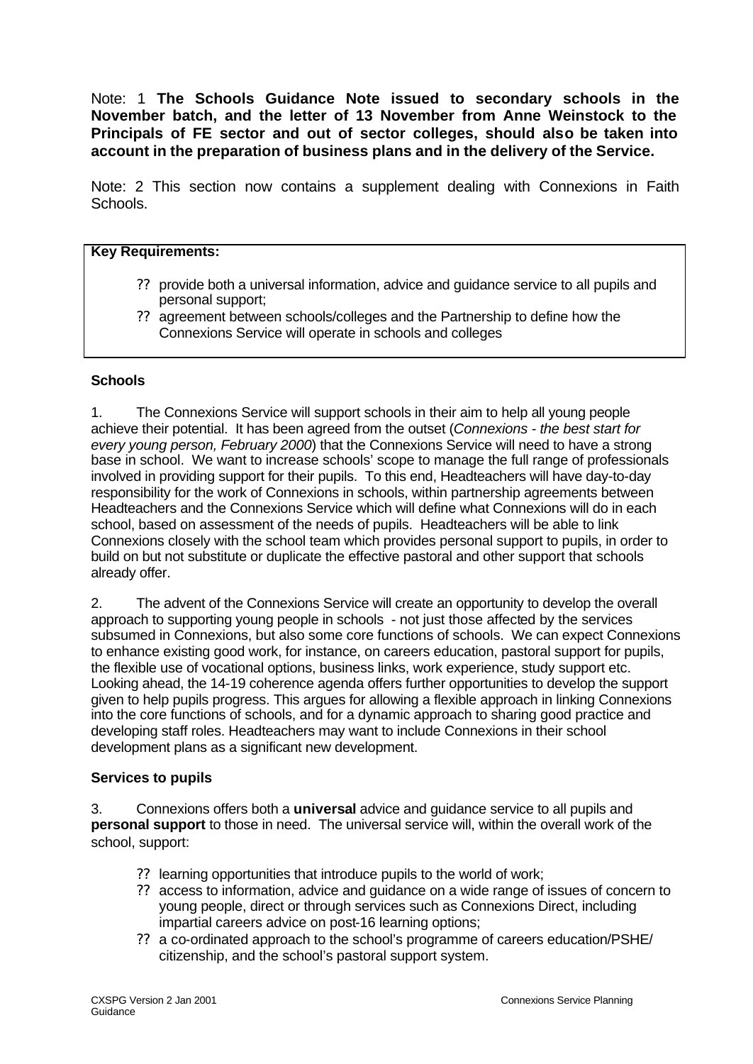Note: 1 **The Schools Guidance Note issued to secondary schools in the November batch, and the letter of 13 November from Anne Weinstock to the Principals of FE sector and out of sector colleges, should also be taken into account in the preparation of business plans and in the delivery of the Service.**

Note: 2 This section now contains a supplement dealing with Connexions in Faith Schools.

**Key Requirements:**

- provide both a universal information, advice and guidance service to all pupils and personal support;
- agreement between schools/colleges and the Partnership to define how the Connexions Service will operate in schools and colleges

**Schools**

1. The Connexions Service will support schools in their aim to help all young people achieve their potential. It has been agreed from the outset (*Connexions - the best start for every young person, February 2000*) that the Connexions Service will need to have a strong base in school. We want to increase schools' scope to manage the full range of professionals involved in providing support for their pupils. To this end, Headteachers will have day-to-day responsibility for the work of Connexions in schools, within partnership agreements between Headteachers and the Connexions Service which will define what Connexions will do in each school, based on assessment of the needs of pupils. Headteachers will be able to link Connexions closely with the school team which provides personal support to pupils, in order to build on but not substitute or duplicate the effective pastoral and other support that schools already offer.

2. The advent of the Connexions Service will create an opportunity to develop the overall approach to supporting young people in schools - not just those affected by the services subsumed in Connexions, but also some core functions of schools. We can expect Connexions to enhance existing good work, for instance, on careers education, pastoral support for pupils, the flexible use of vocational options, business links, work experience, study support etc. Looking ahead, the 14-19 coherence agenda offers further opportunities to develop the support given to help pupils progress. This argues for allowing a flexible approach in linking Connexions into the core functions of schools, and for a dynamic approach to sharing good practice and developing staff roles. Headteachers may want to include Connexions in their school development plans as a significant new development.

**Services to pupils**

3. Connexions offers both a **universal** advice and guidance service to all pupils and **personal support** to those in need. The universal service will, within the overall work of the school, support:

- learning opportunities that introduce pupils to the world of work;
- access to information, advice and guidance on a wide range of issues of concern to young people, direct or through services such as Connexions Direct, including impartial careers advice on post-16 learning options;
- a co-ordinated approach to the school's programme of careers education/PSHE/ citizenship, and the school's pastoral support system.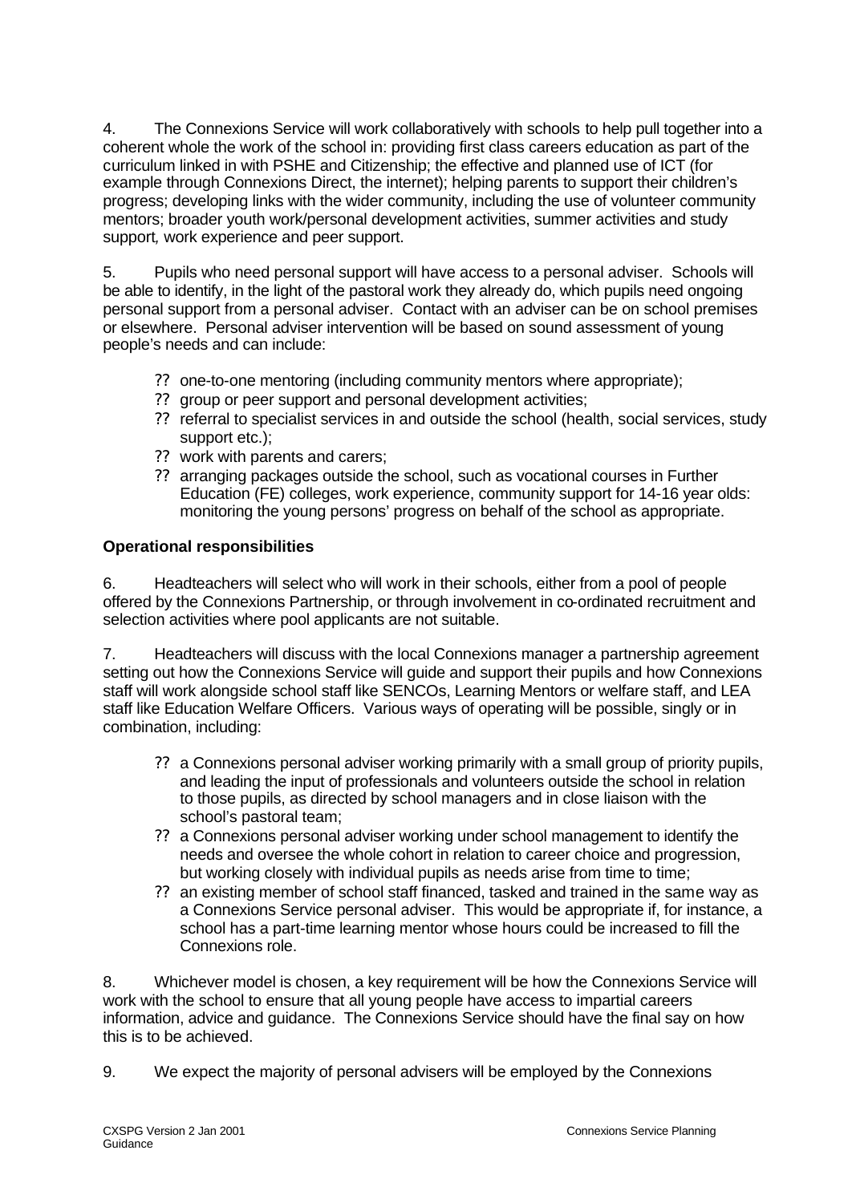4. The Connexions Service will work collaboratively with schools to help pull together into a coherent whole the work of the school in: providing first class careers education as part of the curriculum linked in with PSHE and Citizenship; the effective and planned use of ICT (for example through Connexions Direct, the internet); helping parents to support their children's progress; developing links with the wider community, including the use of volunteer community mentors; broader youth work/personal development activities, summer activities and study support*,* work experience and peer support.

5. Pupils who need personal support will have access to a personal adviser. Schools will be able to identify, in the light of the pastoral work they already do, which pupils need ongoing personal support from a personal adviser. Contact with an adviser can be on school premises or elsewhere. Personal adviser intervention will be based on sound assessment of young people's needs and can include:

- one-to-one mentoring (including community mentors where appropriate);
- group or peer support and personal development activities;
- referral to specialist services in and outside the school (health, social services, study support etc.);
- work with parents and carers;
- arranging packages outside the school, such as vocational courses in Further Education (FE) colleges, work experience, community support for 14-16 year olds: monitoring the young persons' progress on behalf of the school as appropriate.

**Operational responsibilities**

6. Headteachers will select who will work in their schools, either from a pool of people offered by the Connexions Partnership, or through involvement in co-ordinated recruitment and selection activities where pool applicants are not suitable.

7. Headteachers will discuss with the local Connexions manager a partnership agreement setting out how the Connexions Service will guide and support their pupils and how Connexions staff will work alongside school staff like SENCOs, Learning Mentors or welfare staff, and LEA staff like Education Welfare Officers. Various ways of operating will be possible, singly or in combination, including:

- a Connexions personal adviser working primarily with a small group of priority pupils, and leading the input of professionals and volunteers outside the school in relation to those pupils, as directed by school managers and in close liaison with the school's pastoral team;
- a Connexions personal adviser working under school management to identify the needs and oversee the whole cohort in relation to career choice and progression, but working closely with individual pupils as needs arise from time to time;
- an existing member of school staff financed, tasked and trained in the same way as a Connexions Service personal adviser. This would be appropriate if, for instance, a school has a part-time learning mentor whose hours could be increased to fill the Connexions role.

8. Whichever model is chosen, a key requirement will be how the Connexions Service will work with the school to ensure that all young people have access to impartial careers information, advice and guidance. The Connexions Service should have the final say on how this is to be achieved.

9. We expect the majority of personal advisers will be employed by the Connexions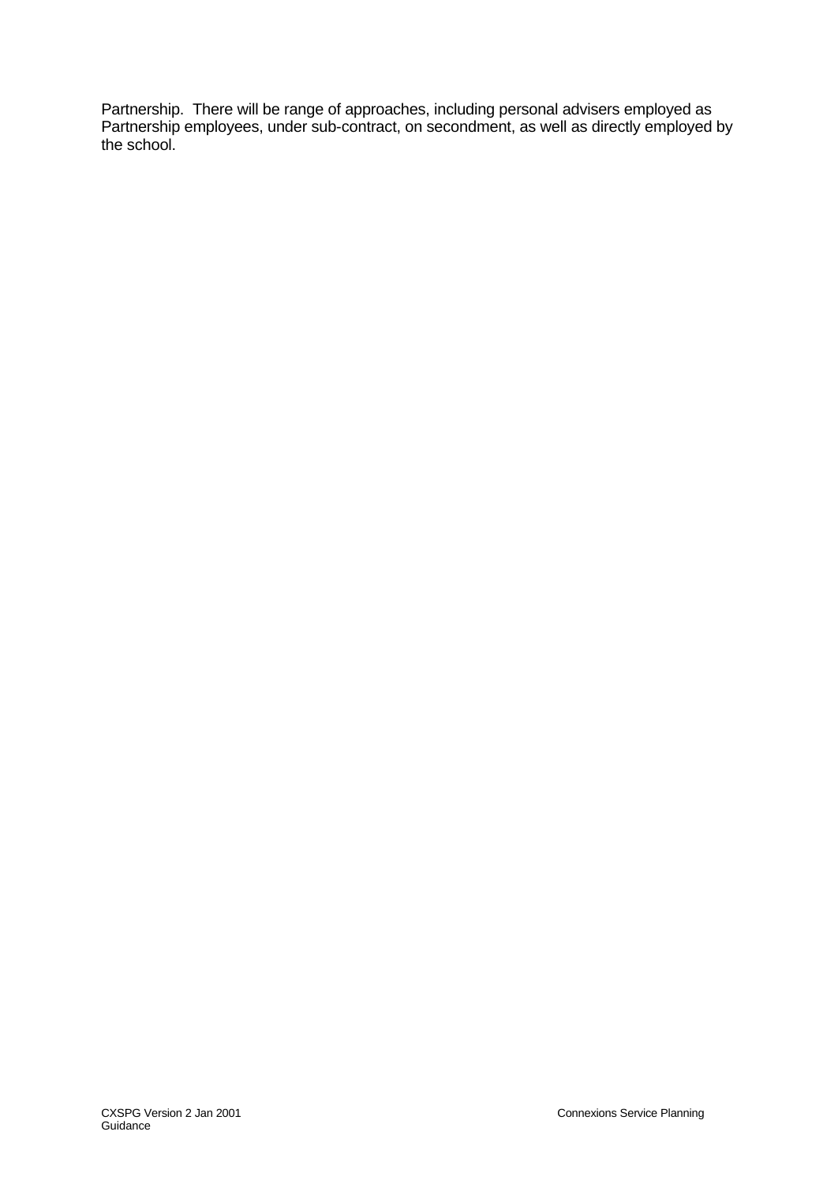Partnership. There will be range of approaches, including personal advisers employed as Partnership employees, under sub-contract, on secondment, as well as directly employed by the school.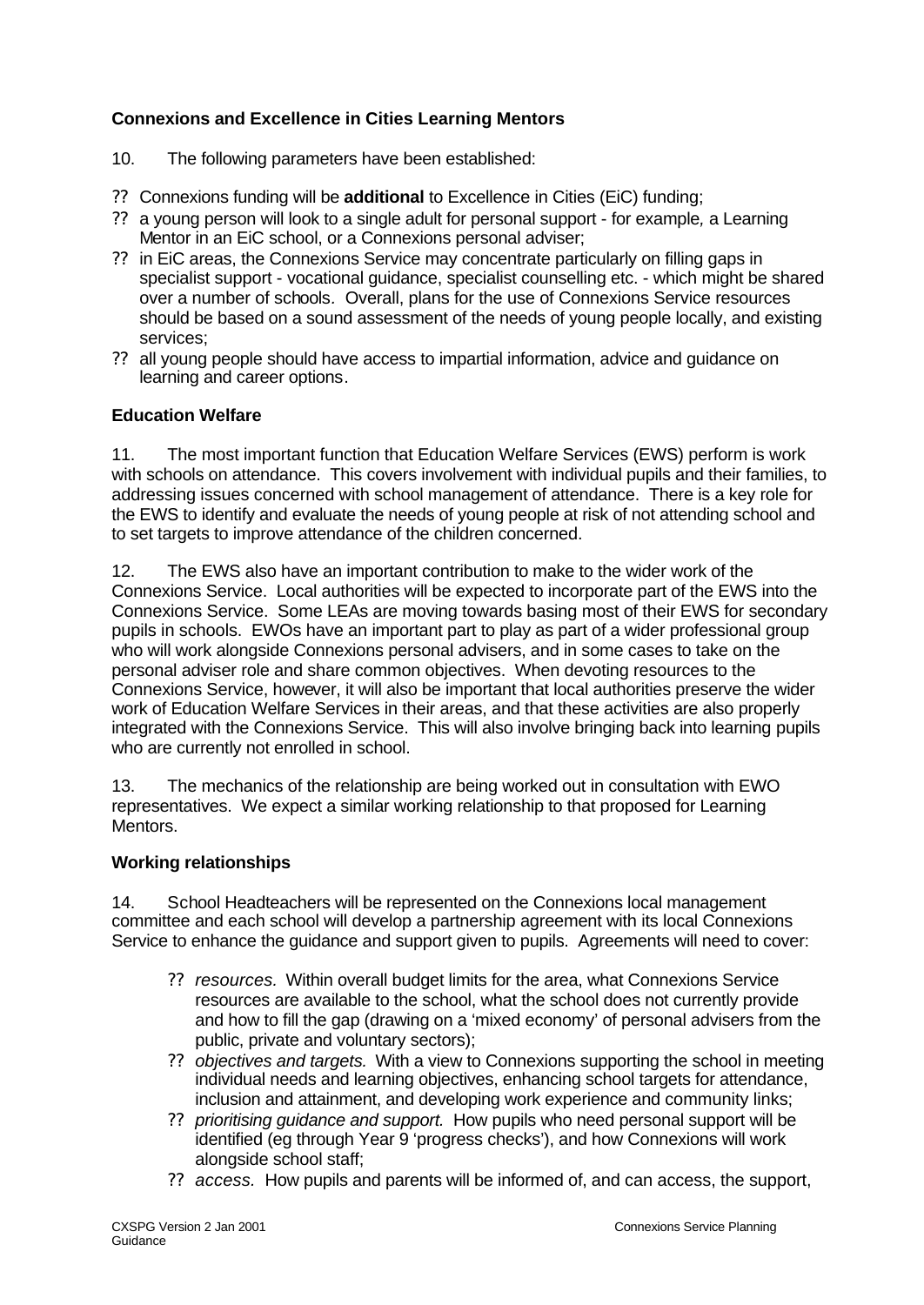**Connexions and Excellence in Cities Learning Mentors**

10. The following parameters have been established:

- Connexions funding will be **additional** to Excellence in Cities (EiC) funding;
- a young person will look to a single adult for personal support - for example, a Learning Mentor in an EiC school, or a Connexions personal adviser;
- in EiC areas, the Connexions Service may concentrate particularly on filling gaps in specialist support - vocational guidance, specialist counselling etc. - which might be shared over a number of schools. Overall, plans for the use of Connexions Service resources should be based on a sound assessment of the needs of young people locally, and existing services;
- all young people should have access to impartial information, advice and guidance on learning and career options.

**Education Welfare**

11. The most important function that Education Welfare Services (EWS) perform is work with schools on attendance. This covers involvement with individual pupils and their families, to addressing issues concerned with school management of attendance. There is a key role for the EWS to identify and evaluate the needs of young people at risk of not attending school and to set targets to improve attendance of the children concerned.

12. The EWS also have an important contribution to make to the wider work of the Connexions Service. Local authorities will be expected to incorporate part of the EWS into the Connexions Service. Some LEAs are moving towards basing most of their EWS for secondary pupils in schools. EWOs have an important part to play as part of a wider professional group who will work alongside Connexions personal advisers, and in some cases to take on the personal adviser role and share common objectives. When devoting resources to the Connexions Service, however, it will also be important that local authorities preserve the wider work of Education Welfare Services in their areas, and that these activities are also properly integrated with the Connexions Service. This will also involve bringing back into learning pupils who are currently not enrolled in school.

13. The mechanics of the relationship are being worked out in consultation with EWO representatives. We expect a similar working relationship to that proposed for Learning Mentors.

**Working relationships**

14. School Headteachers will be represented on the Connexions local management committee and each school will develop a partnership agreement with its local Connexions Service to enhance the guidance and support given to pupils. Agreements will need to cover:

- *resources.* Within overall budget limits for the area, what Connexions Service resources are available to the school, what the school does not currently provide and how to fill the gap (drawing on a 'mixed economy' of personal advisers from the public, private and voluntary sectors);
- *objectives and targets.* With a view to Connexions supporting the school in meeting individual needs and learning objectives, enhancing school targets for attendance, inclusion and attainment, and developing work experience and community links;
- *prioritising guidance and support.* How pupils who need personal support will be identified (eg through Year 9 'progress checks'), and how Connexions will work alongside school staff;
- *access*. How pupils and parents will be informed of, and can access, the support,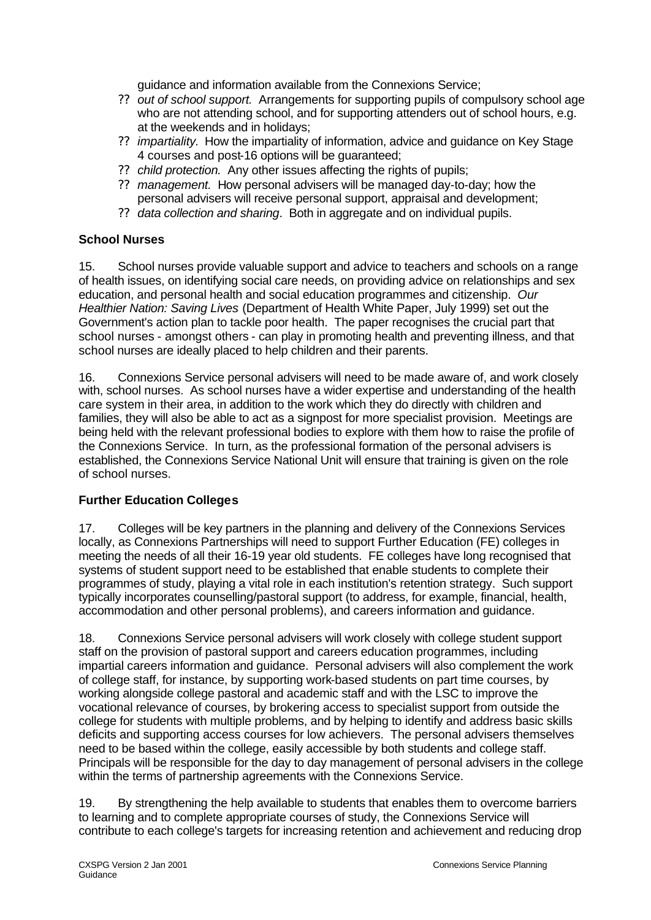guidance and information available from the Connexions Service;

- *out of school support.* Arrangements for supporting pupils of compulsory school age who are not attending school, and for supporting attenders out of school hours, e.g. at the weekends and in holidays;
- *impartiality.* How the impartiality of information, advice and guidance on Key Stage 4 courses and post-16 options will be guaranteed;
- *child protection.* Any other issues affecting the rights of pupils;
- *management.* How personal advisers will be managed day-to-day; how the personal advisers will receive personal support, appraisal and development;
- *data collection and sharing*. Both in aggregate and on individual pupils.

**School Nurses**

15. School nurses provide valuable support and advice to teachers and schools on a range of health issues, on identifying social care needs, on providing advice on relationships and sex education, and personal health and social education programmes and citizenship. *Our Healthier Nation: Saving Lives* (Department of Health White Paper, July 1999) set out the Government's action plan to tackle poor health. The paper recognises the crucial part that school nurses - amongst others - can play in promoting health and preventing illness, and that school nurses are ideally placed to help children and their parents.

16. Connexions Service personal advisers will need to be made aware of, and work closely with, school nurses. As school nurses have a wider expertise and understanding of the health care system in their area, in addition to the work which they do directly with children and families, they will also be able to act as a signpost for more specialist provision. Meetings are being held with the relevant professional bodies to explore with them how to raise the profile of the Connexions Service. In turn, as the professional formation of the personal advisers is established, the Connexions Service National Unit will ensure that training is given on the role of school nurses.

**Further Education Colleges**

17. Colleges will be key partners in the planning and delivery of the Connexions Services locally, as Connexions Partnerships will need to support Further Education (FE) colleges in meeting the needs of all their 16-19 year old students. FE colleges have long recognised that systems of student support need to be established that enable students to complete their programmes of study, playing a vital role in each institution's retention strategy. Such support typically incorporates counselling/pastoral support (to address, for example, financial, health, accommodation and other personal problems), and careers information and guidance.

18. Connexions Service personal advisers will work closely with college student support staff on the provision of pastoral support and careers education programmes, including impartial careers information and guidance. Personal advisers will also complement the work of college staff, for instance, by supporting work-based students on part time courses, by working alongside college pastoral and academic staff and with the LSC to improve the vocational relevance of courses, by brokering access to specialist support from outside the college for students with multiple problems, and by helping to identify and address basic skills deficits and supporting access courses for low achievers. The personal advisers themselves need to be based within the college, easily accessible by both students and college staff. Principals will be responsible for the day to day management of personal advisers in the college within the terms of partnership agreements with the Connexions Service.

19. By strengthening the help available to students that enables them to overcome barriers to learning and to complete appropriate courses of study, the Connexions Service will contribute to each college's targets for increasing retention and achievement and reducing drop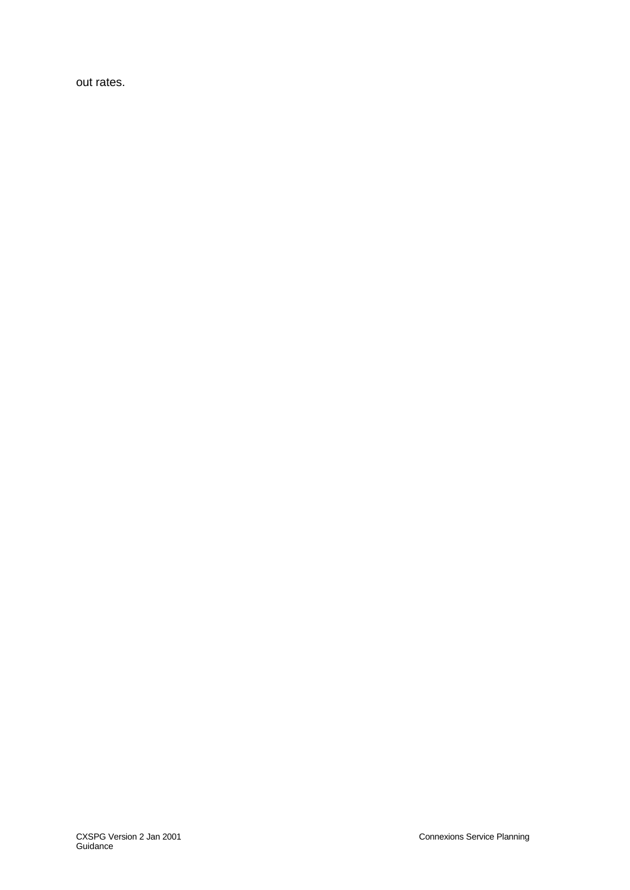out rates.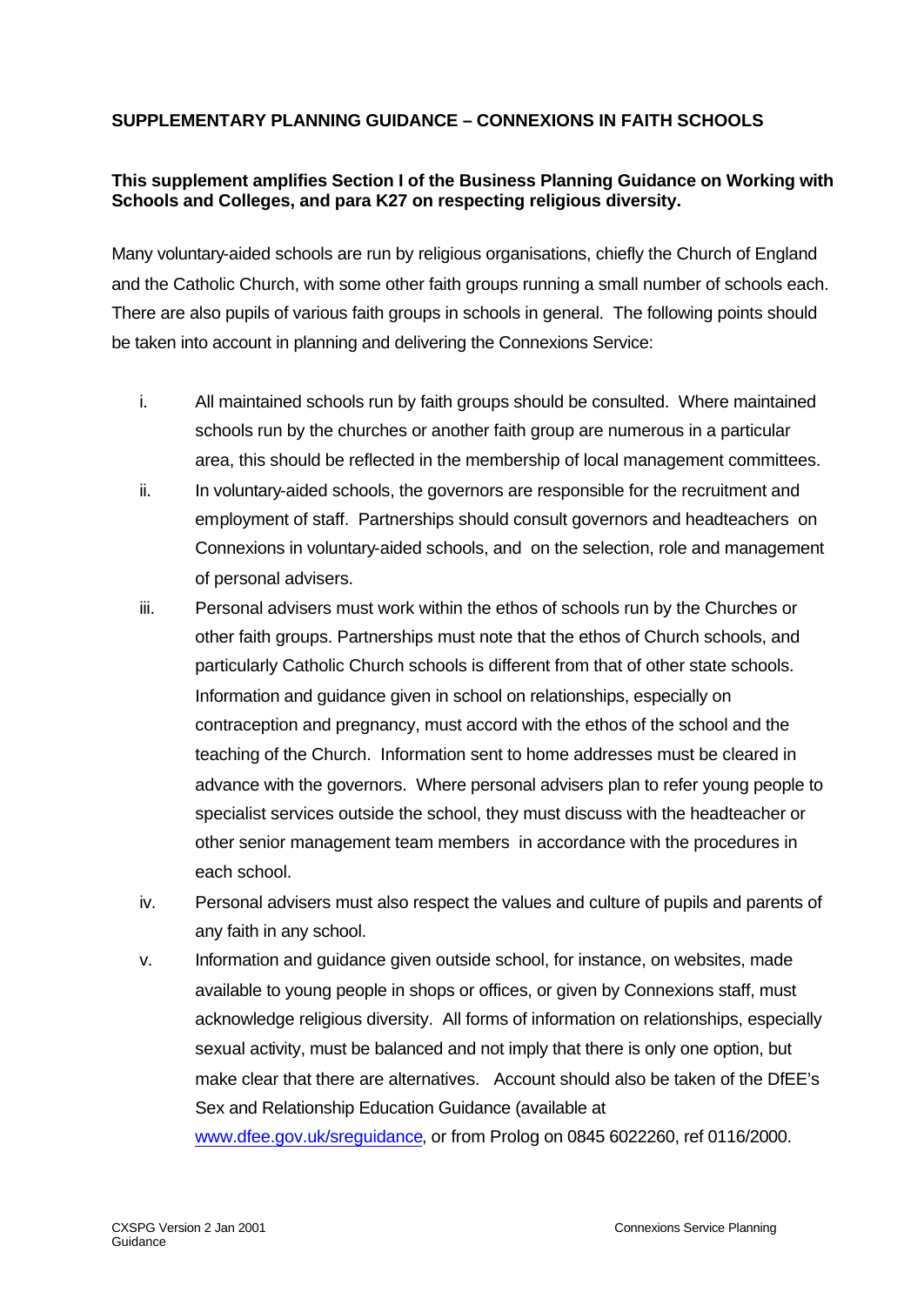## SUPPLEMENTARY PLANNING GUIDANCE – CONNEXIONS IN FAITH SCHOOLS

**This supplement amplifies Section I of the Business Planning Guidance on Working with Schools and Colleges, and para K27 on respecting religious diversity.**

Many voluntary-aided schools are run by religious organisations, chiefly the Church of England and the Catholic Church, with some other faith groups running a small number of schools each. There are also pupils of various faith groups in schools in general. The following points should be taken into account in planning and delivering the Connexions Service:

i. All maintained schools run by faith groups should be consulted. Where maintained schools run by the churches or another faith group are numerous in a particular area, this should be reflected in the membership of local management committees.

ii. In voluntary-aided schools, the governors are responsible for the recruitment and employment of staff. Partnerships should consult governors and headteachers on Connexions in voluntary-aided schools, and on the selection, role and management of personal advisers.

iii. Personal advisers must work within the ethos of schools run by the Churches or other faith groups. Partnerships must note that the ethos of Church schools, and particularly Catholic Church schools is different from that of other state schools. Information and guidance given in school on relationships, especially on contraception and pregnancy, must accord with the ethos of the school and the teaching of the Church. Information sent to home addresses must be cleared in advance with the governors. Where personal advisers plan to refer young people to specialist services outside the school, they must discuss with the headteacher or other senior management team members in accordance with the procedures in each school.

iv. Personal advisers must also respect the values and culture of pupils and parents of any faith in any school.

v. Information and guidance given outside school, for instance, on websites, made available to young people in shops or offices, or given by Connexions staff, must acknowledge religious diversity. All forms of information on relationships, especially sexual activity, must be balanced and not imply that there is only one option, but make clear that there are alternatives. Account should also be taken of the DfEE's Sex and Relationship Education Guidance (available at www.dfee.gov.uk/sreguidance, or from Prolog on 0845 6022260, ref 0116/2000.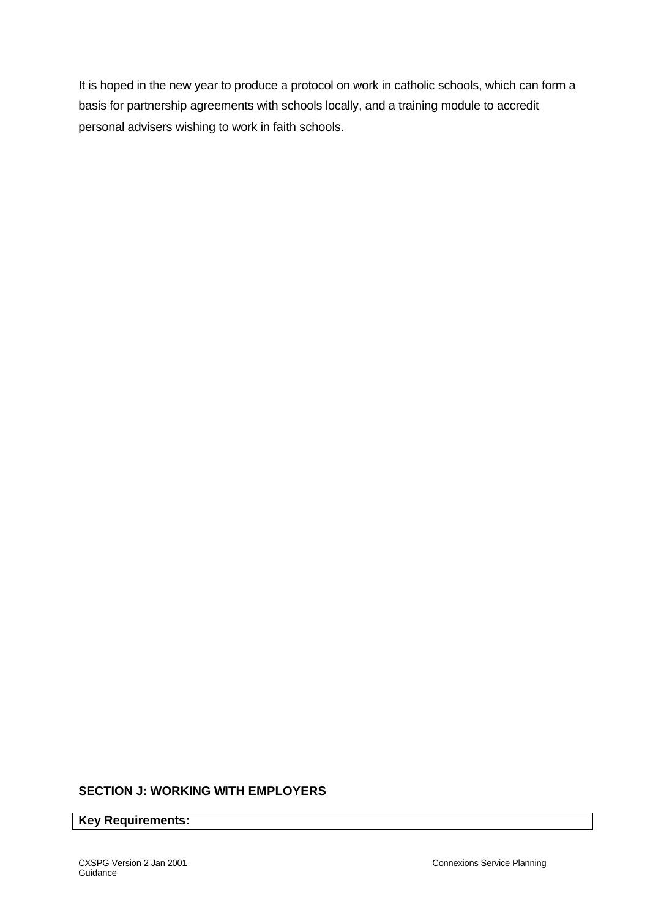It is hoped in the new year to produce a protocol on work in catholic schools, which can form a basis for partnership agreements with schools locally, and a training module to accredit personal advisers wishing to work in faith schools.

## SECTION J: WORKING WITH EMPLOYERS

| Key Requirements: |
| --- |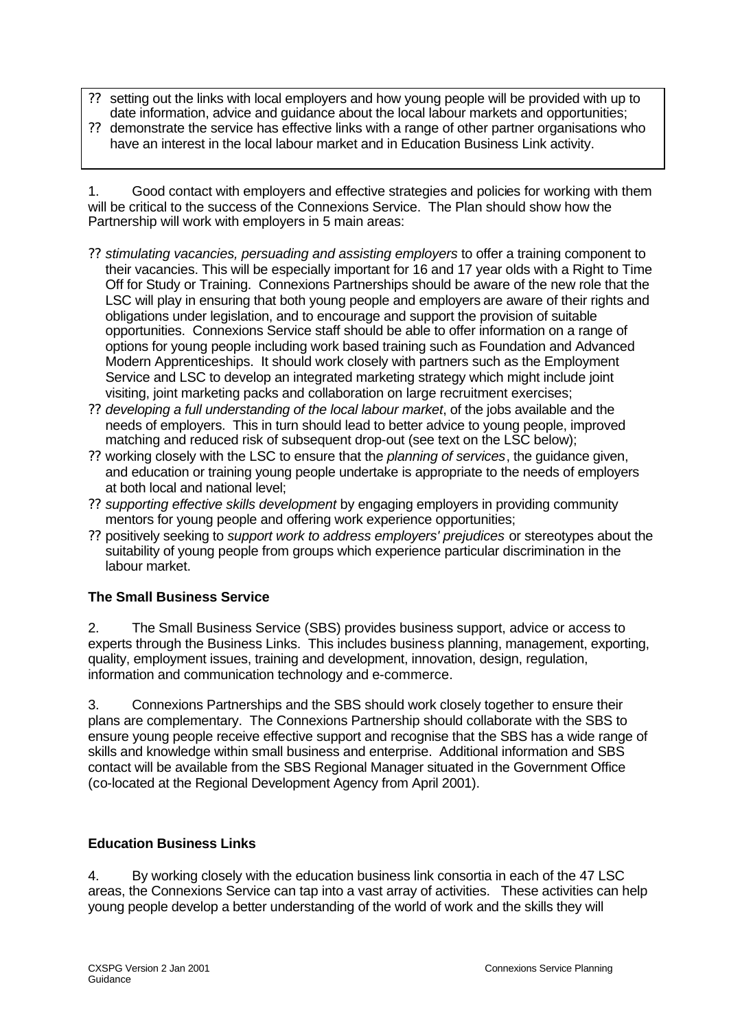- setting out the links with local employers and how young people will be provided with up to date information, advice and guidance about the local labour markets and opportunities;
- demonstrate the service has effective links with a range of other partner organisations who have an interest in the local labour market and in Education Business Link activity.

1. Good contact with employers and effective strategies and policies for working with them will be critical to the success of the Connexions Service. The Plan should show how the Partnership will work with employers in 5 main areas:

- *stimulating vacancies, persuading and assisting employers* to offer a training component to their vacancies. This will be especially important for 16 and 17 year olds with a Right to Time Off for Study or Training. Connexions Partnerships should be aware of the new role that the LSC will play in ensuring that both young people and employers are aware of their rights and obligations under legislation, and to encourage and support the provision of suitable opportunities. Connexions Service staff should be able to offer information on a range of options for young people including work based training such as Foundation and Advanced Modern Apprenticeships. It should work closely with partners such as the Employment Service and LSC to develop an integrated marketing strategy which might include joint visiting, joint marketing packs and collaboration on large recruitment exercises;
- *developing a full understanding of the local labour market*, of the jobs available and the needs of employers. This in turn should lead to better advice to young people, improved matching and reduced risk of subsequent drop-out (see text on the LSC below);
- working closely with the LSC to ensure that the *planning of services*, the guidance given, and education or training young people undertake is appropriate to the needs of employers at both local and national level;
- *supporting effective skills development* by engaging employers in providing community mentors for young people and offering work experience opportunities;
- positively seeking to *support work to address employers' prejudices* or stereotypes about the suitability of young people from groups which experience particular discrimination in the labour market.

**The Small Business Service**

2. The Small Business Service (SBS) provides business support, advice or access to experts through the Business Links. This includes business planning, management, exporting, quality, employment issues, training and development, innovation, design, regulation, information and communication technology and e-commerce.

3. Connexions Partnerships and the SBS should work closely together to ensure their plans are complementary. The Connexions Partnership should collaborate with the SBS to ensure young people receive effective support and recognise that the SBS has a wide range of skills and knowledge within small business and enterprise. Additional information and SBS contact will be available from the SBS Regional Manager situated in the Government Office (co-located at the Regional Development Agency from April 2001).

**Education Business Links**

4. By working closely with the education business link consortia in each of the 47 LSC areas, the Connexions Service can tap into a vast array of activities. These activities can help young people develop a better understanding of the world of work and the skills they will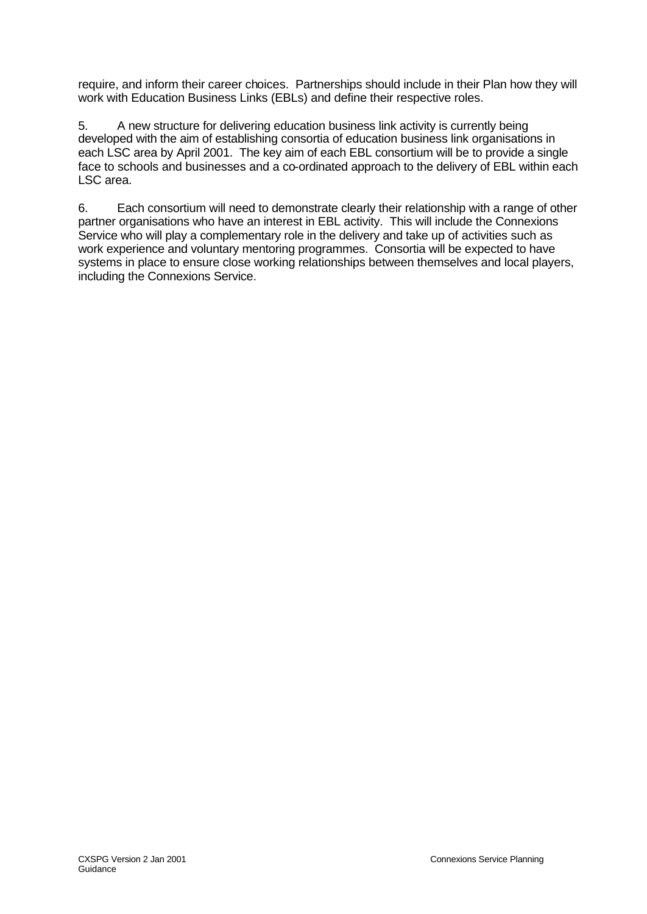require, and inform their career choices. Partnerships should include in their Plan how they will work with Education Business Links (EBLs) and define their respective roles.

5. A new structure for delivering education business link activity is currently being developed with the aim of establishing consortia of education business link organisations in each LSC area by April 2001. The key aim of each EBL consortium will be to provide a single face to schools and businesses and a co-ordinated approach to the delivery of EBL within each LSC area.

6. Each consortium will need to demonstrate clearly their relationship with a range of other partner organisations who have an interest in EBL activity. This will include the Connexions Service who will play a complementary role in the delivery and take up of activities such as work experience and voluntary mentoring programmes. Consortia will be expected to have systems in place to ensure close working relationships between themselves and local players, including the Connexions Service.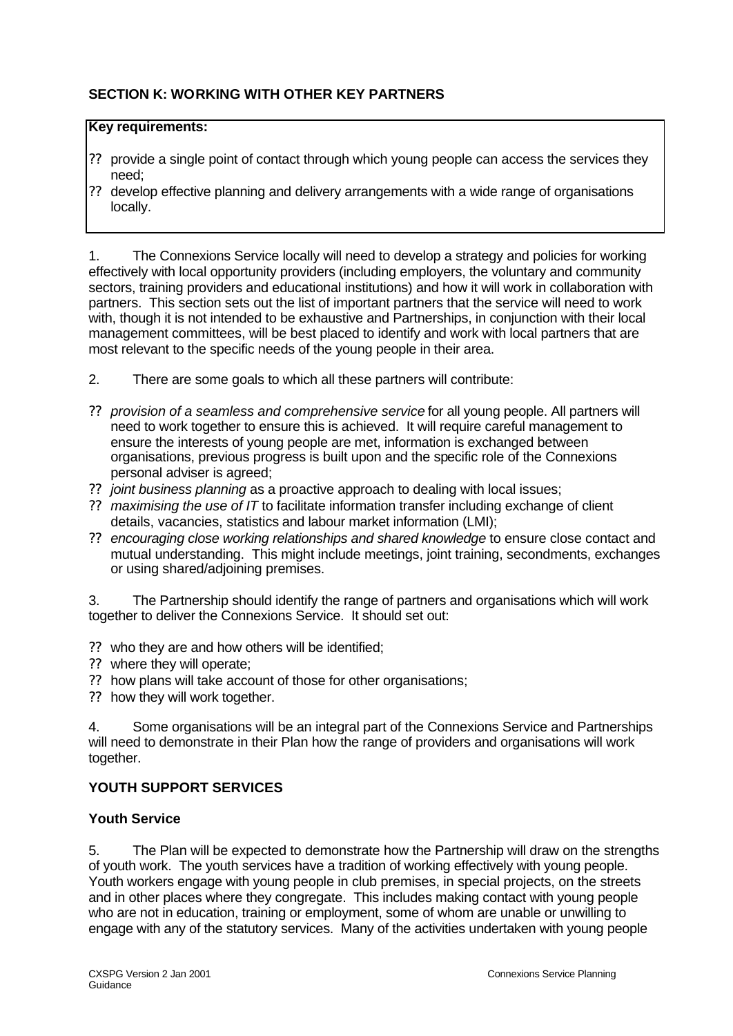## SECTION K: WORKING WITH OTHER KEY PARTNERS

**Key requirements:**

- provide a single point of contact through which young people can access the services they need;
- develop effective planning and delivery arrangements with a wide range of organisations locally.

1. The Connexions Service locally will need to develop a strategy and policies for working effectively with local opportunity providers (including employers, the voluntary and community sectors, training providers and educational institutions) and how it will work in collaboration with partners. This section sets out the list of important partners that the service will need to work with, though it is not intended to be exhaustive and Partnerships, in conjunction with their local management committees, will be best placed to identify and work with local partners that are most relevant to the specific needs of the young people in their area.

2. There are some goals to which all these partners will contribute:

- *provision of a seamless and comprehensive service* for all young people. All partners will need to work together to ensure this is achieved. It will require careful management to ensure the interests of young people are met, information is exchanged between organisations, previous progress is built upon and the specific role of the Connexions personal adviser is agreed;
- *joint business planning* as a proactive approach to dealing with local issues;
- *maximising the use of IT* to facilitate information transfer including exchange of client details, vacancies, statistics and labour market information (LMI);
- *encouraging close working relationships and shared knowledge* to ensure close contact and mutual understanding. This might include meetings, joint training, secondments, exchanges or using shared/adjoining premises.

3. The Partnership should identify the range of partners and organisations which will work together to deliver the Connexions Service. It should set out:

- who they are and how others will be identified;
- where they will operate;
- how plans will take account of those for other organisations;
- how they will work together.

4. Some organisations will be an integral part of the Connexions Service and Partnerships will need to demonstrate in their Plan how the range of providers and organisations will work together.

## YOUTH SUPPORT SERVICES

### Youth Service

5. The Plan will be expected to demonstrate how the Partnership will draw on the strengths of youth work. The youth services have a tradition of working effectively with young people. Youth workers engage with young people in club premises, in special projects, on the streets and in other places where they congregate. This includes making contact with young people who are not in education, training or employment, some of whom are unable or unwilling to engage with any of the statutory services. Many of the activities undertaken with young people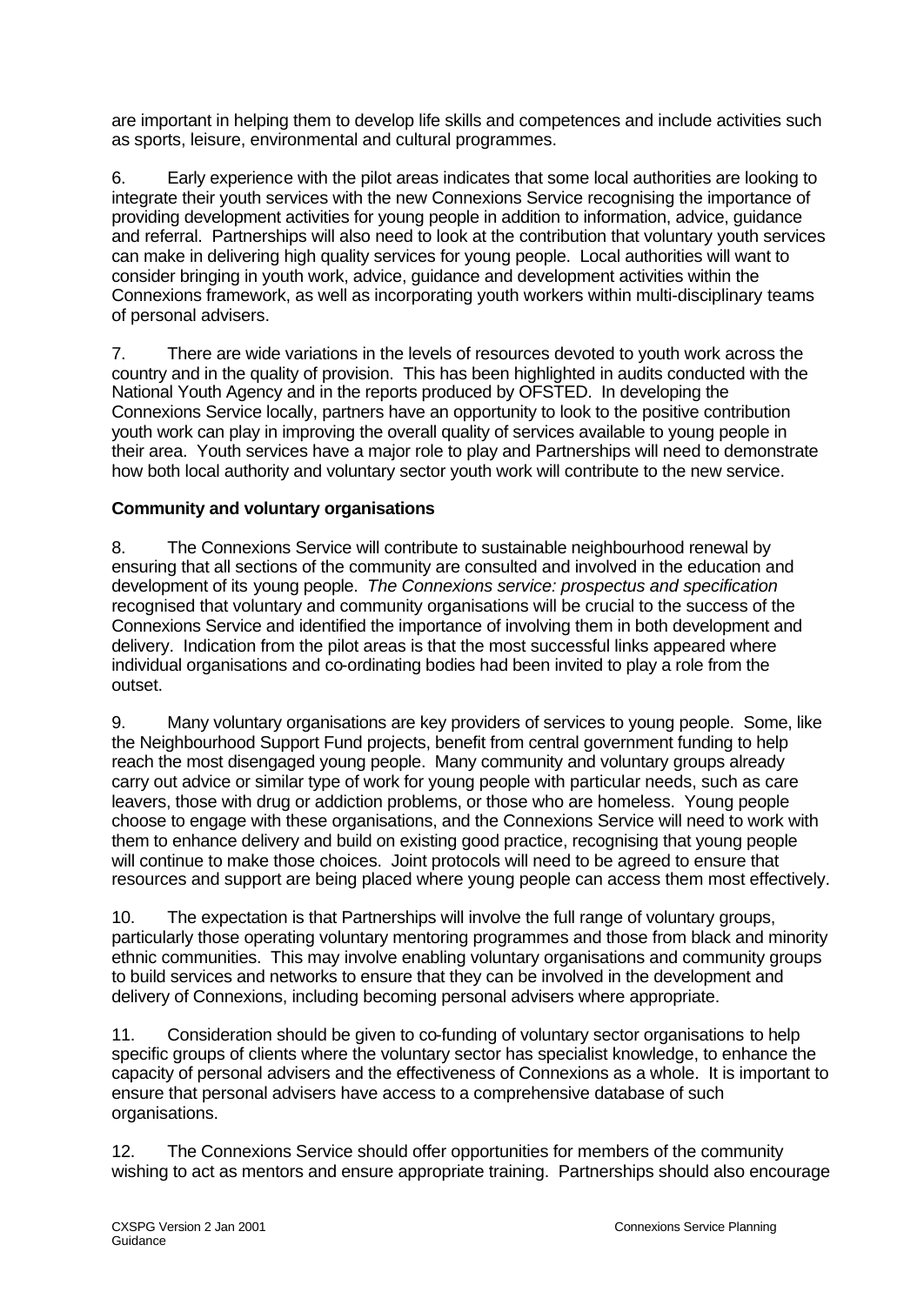are important in helping them to develop life skills and competences and include activities such as sports, leisure, environmental and cultural programmes.

6. Early experience with the pilot areas indicates that some local authorities are looking to integrate their youth services with the new Connexions Service recognising the importance of providing development activities for young people in addition to information, advice, guidance and referral. Partnerships will also need to look at the contribution that voluntary youth services can make in delivering high quality services for young people. Local authorities will want to consider bringing in youth work, advice, guidance and development activities within the Connexions framework, as well as incorporating youth workers within multi-disciplinary teams of personal advisers.

7. There are wide variations in the levels of resources devoted to youth work across the country and in the quality of provision. This has been highlighted in audits conducted with the National Youth Agency and in the reports produced by OFSTED. In developing the Connexions Service locally, partners have an opportunity to look to the positive contribution youth work can play in improving the overall quality of services available to young people in their area. Youth services have a major role to play and Partnerships will need to demonstrate how both local authority and voluntary sector youth work will contribute to the new service.

**Community and voluntary organisations**

8. The Connexions Service will contribute to sustainable neighbourhood renewal by ensuring that all sections of the community are consulted and involved in the education and development of its young people. *The Connexions service: prospectus and specification* recognised that voluntary and community organisations will be crucial to the success of the Connexions Service and identified the importance of involving them in both development and delivery. Indication from the pilot areas is that the most successful links appeared where individual organisations and co-ordinating bodies had been invited to play a role from the outset.

9. Many voluntary organisations are key providers of services to young people. Some, like the Neighbourhood Support Fund projects, benefit from central government funding to help reach the most disengaged young people. Many community and voluntary groups already carry out advice or similar type of work for young people with particular needs, such as care leavers, those with drug or addiction problems, or those who are homeless. Young people choose to engage with these organisations, and the Connexions Service will need to work with them to enhance delivery and build on existing good practice, recognising that young people will continue to make those choices. Joint protocols will need to be agreed to ensure that resources and support are being placed where young people can access them most effectively.

10. The expectation is that Partnerships will involve the full range of voluntary groups, particularly those operating voluntary mentoring programmes and those from black and minority ethnic communities. This may involve enabling voluntary organisations and community groups to build services and networks to ensure that they can be involved in the development and delivery of Connexions, including becoming personal advisers where appropriate.

11. Consideration should be given to co-funding of voluntary sector organisations to help specific groups of clients where the voluntary sector has specialist knowledge, to enhance the capacity of personal advisers and the effectiveness of Connexions as a whole. It is important to ensure that personal advisers have access to a comprehensive database of such organisations.

12. The Connexions Service should offer opportunities for members of the community wishing to act as mentors and ensure appropriate training. Partnerships should also encourage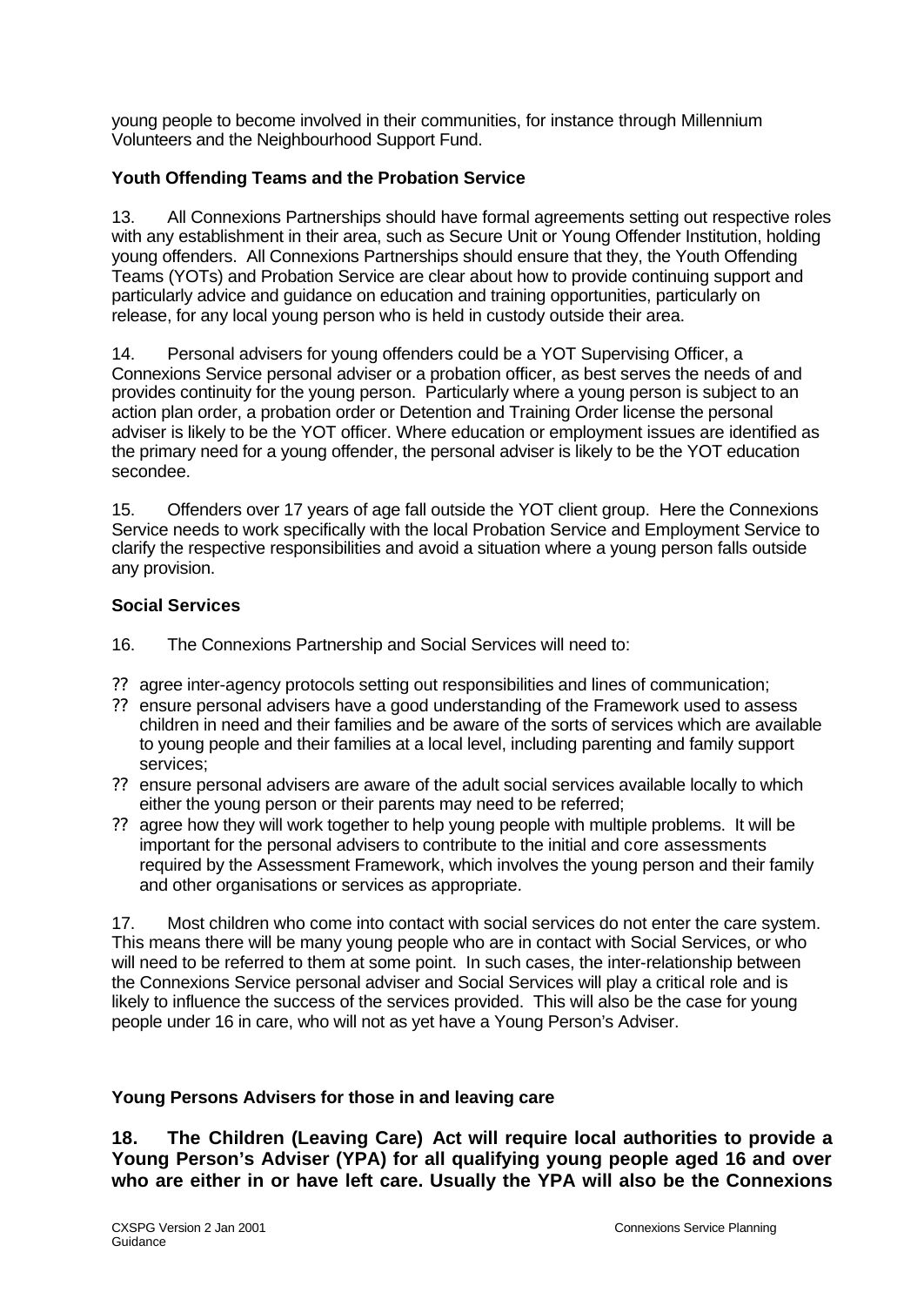young people to become involved in their communities, for instance through Millennium Volunteers and the Neighbourhood Support Fund.

**Youth Offending Teams and the Probation Service**

13. All Connexions Partnerships should have formal agreements setting out respective roles with any establishment in their area, such as Secure Unit or Young Offender Institution, holding young offenders. All Connexions Partnerships should ensure that they, the Youth Offending Teams (YOTs) and Probation Service are clear about how to provide continuing support and particularly advice and guidance on education and training opportunities, particularly on release, for any local young person who is held in custody outside their area.

14. Personal advisers for young offenders could be a YOT Supervising Officer, a Connexions Service personal adviser or a probation officer, as best serves the needs of and provides continuity for the young person. Particularly where a young person is subject to an action plan order, a probation order or Detention and Training Order license the personal adviser is likely to be the YOT officer. Where education or employment issues are identified as the primary need for a young offender, the personal adviser is likely to be the YOT education secondee.

15. Offenders over 17 years of age fall outside the YOT client group. Here the Connexions Service needs to work specifically with the local Probation Service and Employment Service to clarify the respective responsibilities and avoid a situation where a young person falls outside any provision.

**Social Services**

16. The Connexions Partnership and Social Services will need to:

- agree inter-agency protocols setting out responsibilities and lines of communication;
- ensure personal advisers have a good understanding of the Framework used to assess children in need and their families and be aware of the sorts of services which are available to young people and their families at a local level, including parenting and family support services;
- ensure personal advisers are aware of the adult social services available locally to which either the young person or their parents may need to be referred;
- agree how they will work together to help young people with multiple problems. It will be important for the personal advisers to contribute to the initial and core assessments required by the Assessment Framework, which involves the young person and their family and other organisations or services as appropriate.

17. Most children who come into contact with social services do not enter the care system. This means there will be many young people who are in contact with Social Services, or who will need to be referred to them at some point. In such cases, the inter-relationship between the Connexions Service personal adviser and Social Services will play a critical role and is likely to influence the success of the services provided. This will also be the case for young people under 16 in care, who will not as yet have a Young Person's Adviser.

**Young Persons Advisers for those in and leaving care**

**18. The Children (Leaving Care) Act will require local authorities to provide a Young Person's Adviser (YPA) for all qualifying young people aged 16 and over who are either in or have left care. Usually the YPA will also be the Connexions**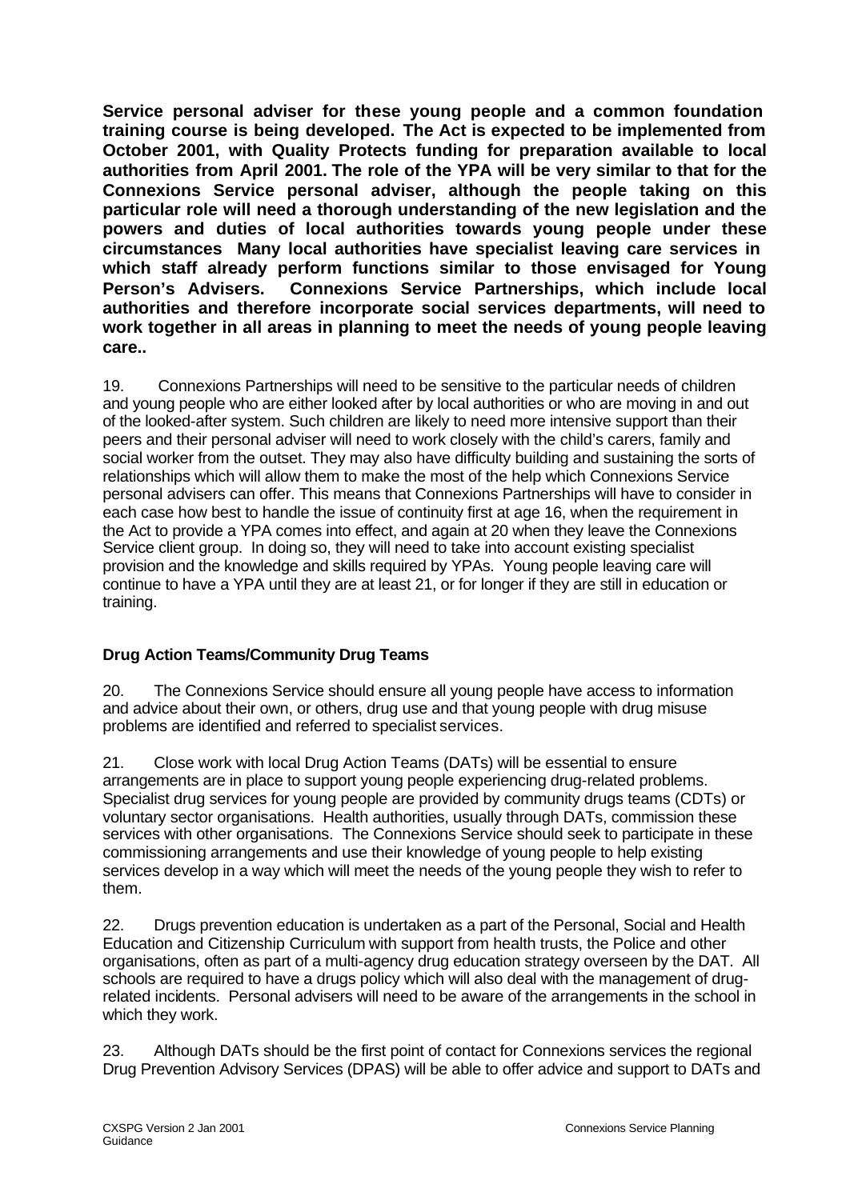**Service personal adviser for these young people and a common foundation training course is being developed. The Act is expected to be implemented from October 2001, with Quality Protects funding for preparation available to local authorities from April 2001. The role of the YPA will be very similar to that for the Connexions Service personal adviser, although the people taking on this particular role will need a thorough understanding of the new legislation and the powers and duties of local authorities towards young people under these circumstances Many local authorities have specialist leaving care services in which staff already perform functions similar to those envisaged for Young Person's Advisers. Connexions Service Partnerships, which include local authorities and therefore incorporate social services departments, will need to work together in all areas in planning to meet the needs of young people leaving care..**

19. Connexions Partnerships will need to be sensitive to the particular needs of children and young people who are either looked after by local authorities or who are moving in and out of the looked-after system. Such children are likely to need more intensive support than their peers and their personal adviser will need to work closely with the child's carers, family and social worker from the outset. They may also have difficulty building and sustaining the sorts of relationships which will allow them to make the most of the help which Connexions Service personal advisers can offer. This means that Connexions Partnerships will have to consider in each case how best to handle the issue of continuity first at age 16, when the requirement in the Act to provide a YPA comes into effect, and again at 20 when they leave the Connexions Service client group. In doing so, they will need to take into account existing specialist provision and the knowledge and skills required by YPAs. Young people leaving care will continue to have a YPA until they are at least 21, or for longer if they are still in education or training.

**Drug Action Teams/Community Drug Teams**

20. The Connexions Service should ensure all young people have access to information and advice about their own, or others, drug use and that young people with drug misuse problems are identified and referred to specialist services.

21. Close work with local Drug Action Teams (DATs) will be essential to ensure arrangements are in place to support young people experiencing drug-related problems. Specialist drug services for young people are provided by community drugs teams (CDTs) or voluntary sector organisations. Health authorities, usually through DATs, commission these services with other organisations. The Connexions Service should seek to participate in these commissioning arrangements and use their knowledge of young people to help existing services develop in a way which will meet the needs of the young people they wish to refer to them.

22. Drugs prevention education is undertaken as a part of the Personal, Social and Health Education and Citizenship Curriculum with support from health trusts, the Police and other organisations, often as part of a multi-agency drug education strategy overseen by the DAT. All schools are required to have a drugs policy which will also deal with the management of drug-related incidents. Personal advisers will need to be aware of the arrangements in the school in which they work.

23. Although DATs should be the first point of contact for Connexions services the regional Drug Prevention Advisory Services (DPAS) will be able to offer advice and support to DATs and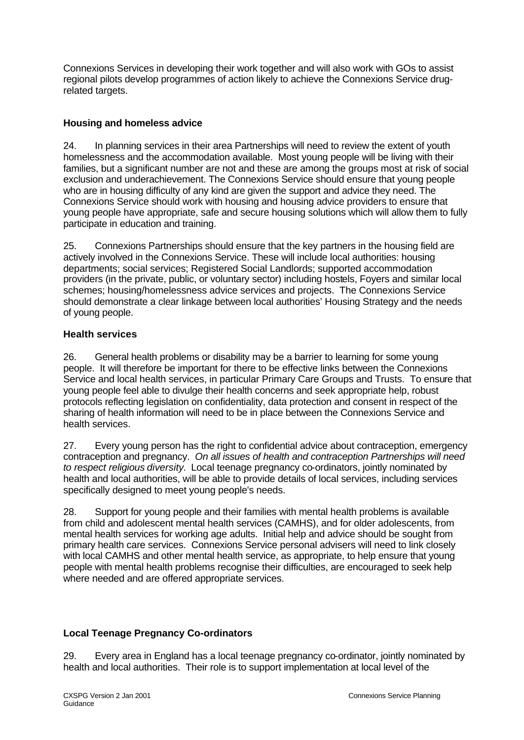Connexions Services in developing their work together and will also work with GOs to assist regional pilots develop programmes of action likely to achieve the Connexions Service drug-related targets.

### Housing and homeless advice

24. In planning services in their area Partnerships will need to review the extent of youth homelessness and the accommodation available. Most young people will be living with their families, but a significant number are not and these are among the groups most at risk of social exclusion and underachievement. The Connexions Service should ensure that young people who are in housing difficulty of any kind are given the support and advice they need. The Connexions Service should work with housing and housing advice providers to ensure that young people have appropriate, safe and secure housing solutions which will allow them to fully participate in education and training.

25. Connexions Partnerships should ensure that the key partners in the housing field are actively involved in the Connexions Service. These will include local authorities: housing departments; social services; Registered Social Landlords; supported accommodation providers (in the private, public, or voluntary sector) including hostels, Foyers and similar local schemes; housing/homelessness advice services and projects. The Connexions Service should demonstrate a clear linkage between local authorities' Housing Strategy and the needs of young people.

### Health services

26. General health problems or disability may be a barrier to learning for some young people. It will therefore be important for there to be effective links between the Connexions Service and local health services, in particular Primary Care Groups and Trusts. To ensure that young people feel able to divulge their health concerns and seek appropriate help, robust protocols reflecting legislation on confidentiality, data protection and consent in respect of the sharing of health information will need to be in place between the Connexions Service and health services.

27. Every young person has the right to confidential advice about contraception, emergency contraception and pregnancy. *On all issues of health and contraception Partnerships will need to respect religious diversity.* Local teenage pregnancy co-ordinators, jointly nominated by health and local authorities, will be able to provide details of local services, including services specifically designed to meet young people's needs.

28. Support for young people and their families with mental health problems is available from child and adolescent mental health services (CAMHS), and for older adolescents, from mental health services for working age adults. Initial help and advice should be sought from primary health care services. Connexions Service personal advisers will need to link closely with local CAMHS and other mental health service, as appropriate, to help ensure that young people with mental health problems recognise their difficulties, are encouraged to seek help where needed and are offered appropriate services.

### Local Teenage Pregnancy Co-ordinators

29. Every area in England has a local teenage pregnancy co-ordinator, jointly nominated by health and local authorities. Their role is to support implementation at local level of the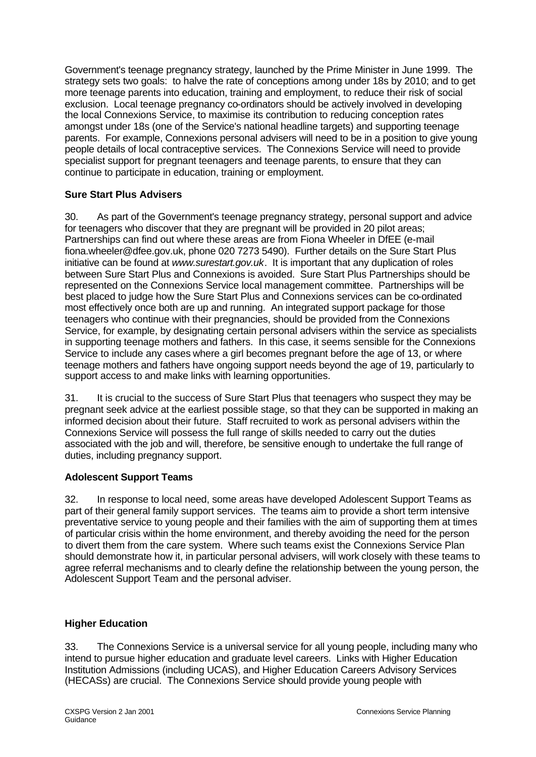Government's teenage pregnancy strategy, launched by the Prime Minister in June 1999. The strategy sets two goals: to halve the rate of conceptions among under 18s by 2010; and to get more teenage parents into education, training and employment, to reduce their risk of social exclusion. Local teenage pregnancy co-ordinators should be actively involved in developing the local Connexions Service, to maximise its contribution to reducing conception rates amongst under 18s (one of the Service's national headline targets) and supporting teenage parents. For example, Connexions personal advisers will need to be in a position to give young people details of local contraceptive services. The Connexions Service will need to provide specialist support for pregnant teenagers and teenage parents, to ensure that they can continue to participate in education, training or employment.

**Sure Start Plus Advisers**

30. As part of the Government's teenage pregnancy strategy, personal support and advice for teenagers who discover that they are pregnant will be provided in 20 pilot areas; Partnerships can find out where these areas are from Fiona Wheeler in DfEE (e-mail fiona.wheeler@dfee.gov.uk, phone 020 7273 5490). Further details on the Sure Start Plus initiative can be found at *www.surestart.gov.uk*. It is important that any duplication of roles between Sure Start Plus and Connexions is avoided. Sure Start Plus Partnerships should be represented on the Connexions Service local management committee. Partnerships will be best placed to judge how the Sure Start Plus and Connexions services can be co-ordinated most effectively once both are up and running. An integrated support package for those teenagers who continue with their pregnancies, should be provided from the Connexions Service, for example, by designating certain personal advisers within the service as specialists in supporting teenage mothers and fathers. In this case, it seems sensible for the Connexions Service to include any cases where a girl becomes pregnant before the age of 13, or where teenage mothers and fathers have ongoing support needs beyond the age of 19, particularly to support access to and make links with learning opportunities.

31. It is crucial to the success of Sure Start Plus that teenagers who suspect they may be pregnant seek advice at the earliest possible stage, so that they can be supported in making an informed decision about their future. Staff recruited to work as personal advisers within the Connexions Service will possess the full range of skills needed to carry out the duties associated with the job and will, therefore, be sensitive enough to undertake the full range of duties, including pregnancy support.

**Adolescent Support Teams**

32. In response to local need, some areas have developed Adolescent Support Teams as part of their general family support services. The teams aim to provide a short term intensive preventative service to young people and their families with the aim of supporting them at times of particular crisis within the home environment, and thereby avoiding the need for the person to divert them from the care system. Where such teams exist the Connexions Service Plan should demonstrate how it, in particular personal advisers, will work closely with these teams to agree referral mechanisms and to clearly define the relationship between the young person, the Adolescent Support Team and the personal adviser.

**Higher Education**

33. The Connexions Service is a universal service for all young people, including many who intend to pursue higher education and graduate level careers. Links with Higher Education Institution Admissions (including UCAS), and Higher Education Careers Advisory Services (HECASs) are crucial. The Connexions Service should provide young people with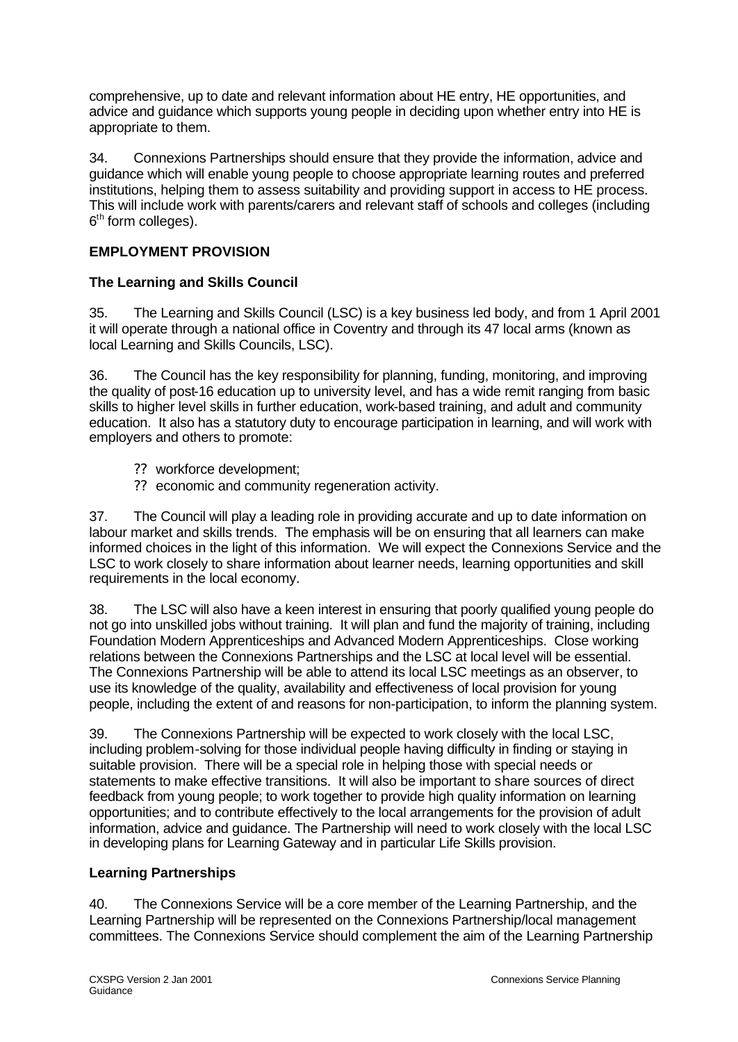comprehensive, up to date and relevant information about HE entry, HE opportunities, and advice and guidance which supports young people in deciding upon whether entry into HE is appropriate to them.

34. Connexions Partnerships should ensure that they provide the information, advice and guidance which will enable young people to choose appropriate learning routes and preferred institutions, helping them to assess suitability and providing support in access to HE process. This will include work with parents/carers and relevant staff of schools and colleges (including 6th form colleges).

## EMPLOYMENT PROVISION

### The Learning and Skills Council

35. The Learning and Skills Council (LSC) is a key business led body, and from 1 April 2001 it will operate through a national office in Coventry and through its 47 local arms (known as local Learning and Skills Councils, LSC).

36. The Council has the key responsibility for planning, funding, monitoring, and improving the quality of post-16 education up to university level, and has a wide remit ranging from basic skills to higher level skills in further education, work-based training, and adult and community education. It also has a statutory duty to encourage participation in learning, and will work with employers and others to promote:

- workforce development;
- economic and community regeneration activity.

37. The Council will play a leading role in providing accurate and up to date information on labour market and skills trends. The emphasis will be on ensuring that all learners can make informed choices in the light of this information. We will expect the Connexions Service and the LSC to work closely to share information about learner needs, learning opportunities and skill requirements in the local economy.

38. The LSC will also have a keen interest in ensuring that poorly qualified young people do not go into unskilled jobs without training. It will plan and fund the majority of training, including Foundation Modern Apprenticeships and Advanced Modern Apprenticeships. Close working relations between the Connexions Partnerships and the LSC at local level will be essential. The Connexions Partnership will be able to attend its local LSC meetings as an observer, to use its knowledge of the quality, availability and effectiveness of local provision for young people, including the extent of and reasons for non-participation, to inform the planning system.

39. The Connexions Partnership will be expected to work closely with the local LSC, including problem-solving for those individual people having difficulty in finding or staying in suitable provision. There will be a special role in helping those with special needs or statements to make effective transitions. It will also be important to share sources of direct feedback from young people; to work together to provide high quality information on learning opportunities; and to contribute effectively to the local arrangements for the provision of adult information, advice and guidance. The Partnership will need to work closely with the local LSC in developing plans for Learning Gateway and in particular Life Skills provision.

### Learning Partnerships

40. The Connexions Service will be a core member of the Learning Partnership, and the Learning Partnership will be represented on the Connexions Partnership/local management committees. The Connexions Service should complement the aim of the Learning Partnership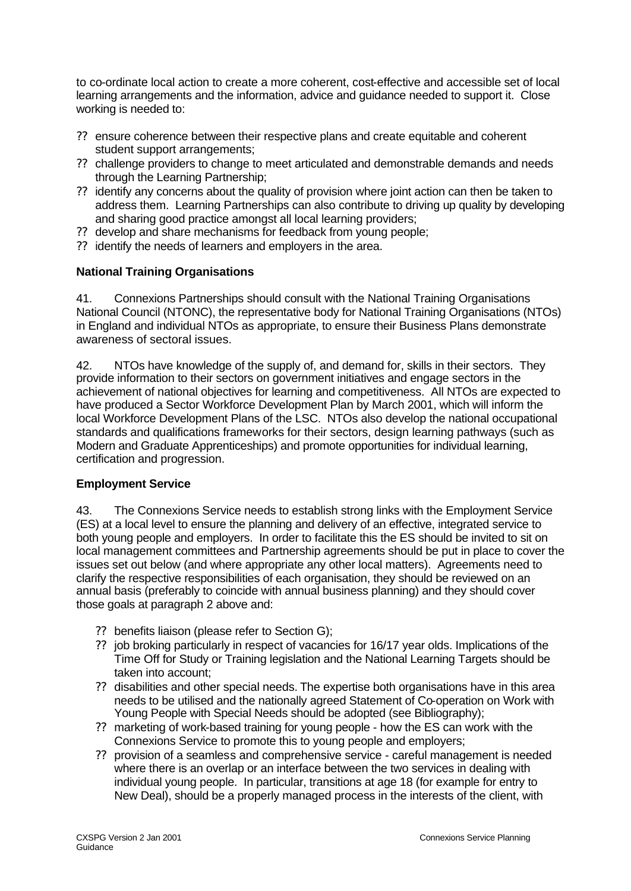to co-ordinate local action to create a more coherent, cost-effective and accessible set of local learning arrangements and the information, advice and guidance needed to support it. Close working is needed to:

- ensure coherence between their respective plans and create equitable and coherent student support arrangements;
- challenge providers to change to meet articulated and demonstrable demands and needs through the Learning Partnership;
- identify any concerns about the quality of provision where joint action can then be taken to address them. Learning Partnerships can also contribute to driving up quality by developing and sharing good practice amongst all local learning providers;
- develop and share mechanisms for feedback from young people;
- identify the needs of learners and employers in the area.

**National Training Organisations**

41. Connexions Partnerships should consult with the National Training Organisations National Council (NTONC), the representative body for National Training Organisations (NTOs) in England and individual NTOs as appropriate, to ensure their Business Plans demonstrate awareness of sectoral issues.

42. NTOs have knowledge of the supply of, and demand for, skills in their sectors. They provide information to their sectors on government initiatives and engage sectors in the achievement of national objectives for learning and competitiveness. All NTOs are expected to have produced a Sector Workforce Development Plan by March 2001, which will inform the local Workforce Development Plans of the LSC. NTOs also develop the national occupational standards and qualifications frameworks for their sectors, design learning pathways (such as Modern and Graduate Apprenticeships) and promote opportunities for individual learning, certification and progression.

**Employment Service**

43. The Connexions Service needs to establish strong links with the Employment Service (ES) at a local level to ensure the planning and delivery of an effective, integrated service to both young people and employers. In order to facilitate this the ES should be invited to sit on local management committees and Partnership agreements should be put in place to cover the issues set out below (and where appropriate any other local matters). Agreements need to clarify the respective responsibilities of each organisation, they should be reviewed on an annual basis (preferably to coincide with annual business planning) and they should cover those goals at paragraph 2 above and:

- benefits liaison (please refer to Section G);
- job broking particularly in respect of vacancies for 16/17 year olds. Implications of the Time Off for Study or Training legislation and the National Learning Targets should be taken into account;
- disabilities and other special needs. The expertise both organisations have in this area needs to be utilised and the nationally agreed Statement of Co-operation on Work with Young People with Special Needs should be adopted (see Bibliography);
- marketing of work-based training for young people - how the ES can work with the Connexions Service to promote this to young people and employers;
- provision of a seamless and comprehensive service - careful management is needed where there is an overlap or an interface between the two services in dealing with individual young people. In particular, transitions at age 18 (for example for entry to New Deal), should be a properly managed process in the interests of the client, with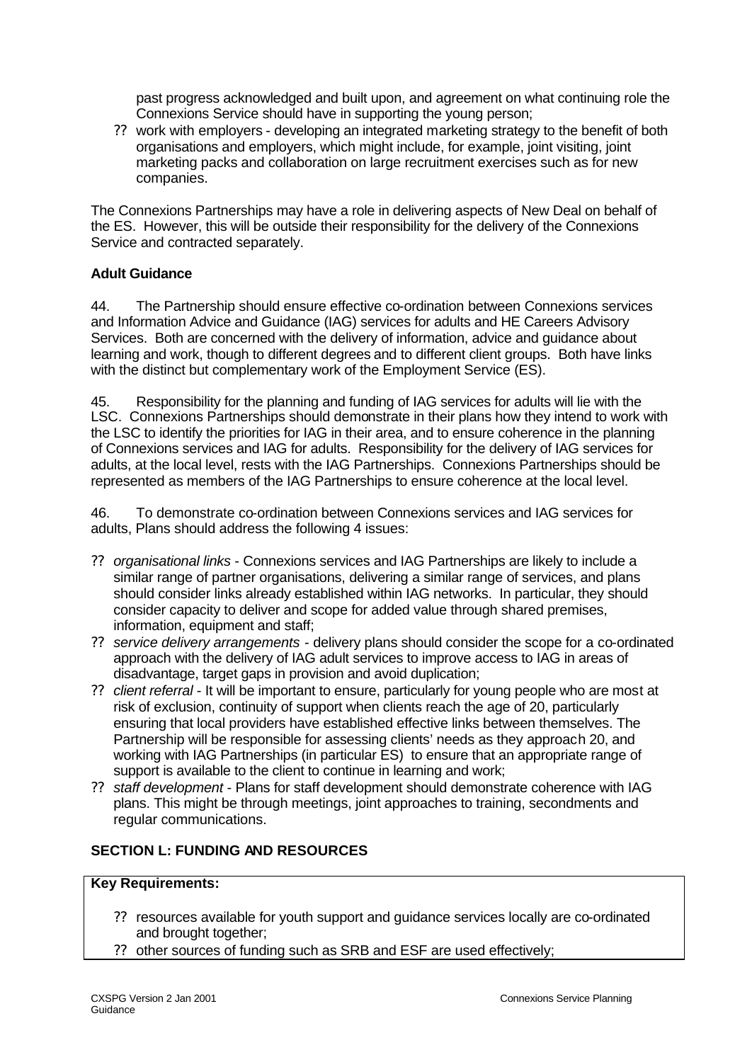past progress acknowledged and built upon, and agreement on what continuing role the Connexions Service should have in supporting the young person;

- work with employers - developing an integrated marketing strategy to the benefit of both organisations and employers, which might include, for example, joint visiting, joint marketing packs and collaboration on large recruitment exercises such as for new companies.

The Connexions Partnerships may have a role in delivering aspects of New Deal on behalf of the ES. However, this will be outside their responsibility for the delivery of the Connexions Service and contracted separately.

**Adult Guidance**

44. The Partnership should ensure effective co-ordination between Connexions services and Information Advice and Guidance (IAG) services for adults and HE Careers Advisory Services. Both are concerned with the delivery of information, advice and guidance about learning and work, though to different degrees and to different client groups. Both have links with the distinct but complementary work of the Employment Service (ES).

45. Responsibility for the planning and funding of IAG services for adults will lie with the LSC. Connexions Partnerships should demonstrate in their plans how they intend to work with the LSC to identify the priorities for IAG in their area, and to ensure coherence in the planning of Connexions services and IAG for adults. Responsibility for the delivery of IAG services for adults, at the local level, rests with the IAG Partnerships. Connexions Partnerships should be represented as members of the IAG Partnerships to ensure coherence at the local level.

46. To demonstrate co-ordination between Connexions services and IAG services for adults, Plans should address the following 4 issues:

- *organisational links* - Connexions services and IAG Partnerships are likely to include a similar range of partner organisations, delivering a similar range of services, and plans should consider links already established within IAG networks. In particular, they should consider capacity to deliver and scope for added value through shared premises, information, equipment and staff;
- *service delivery arrangements* - delivery plans should consider the scope for a co-ordinated approach with the delivery of IAG adult services to improve access to IAG in areas of disadvantage, target gaps in provision and avoid duplication;
- *client referral* - It will be important to ensure, particularly for young people who are most at risk of exclusion, continuity of support when clients reach the age of 20, particularly ensuring that local providers have established effective links between themselves. The Partnership will be responsible for assessing clients' needs as they approach 20, and working with IAG Partnerships (in particular ES) to ensure that an appropriate range of support is available to the client to continue in learning and work;
- *staff development* - Plans for staff development should demonstrate coherence with IAG plans. This might be through meetings, joint approaches to training, secondments and regular communications.

## SECTION L: FUNDING AND RESOURCES

**Key Requirements:**

- resources available for youth support and guidance services locally are co-ordinated and brought together;
- other sources of funding such as SRB and ESF are used effectively;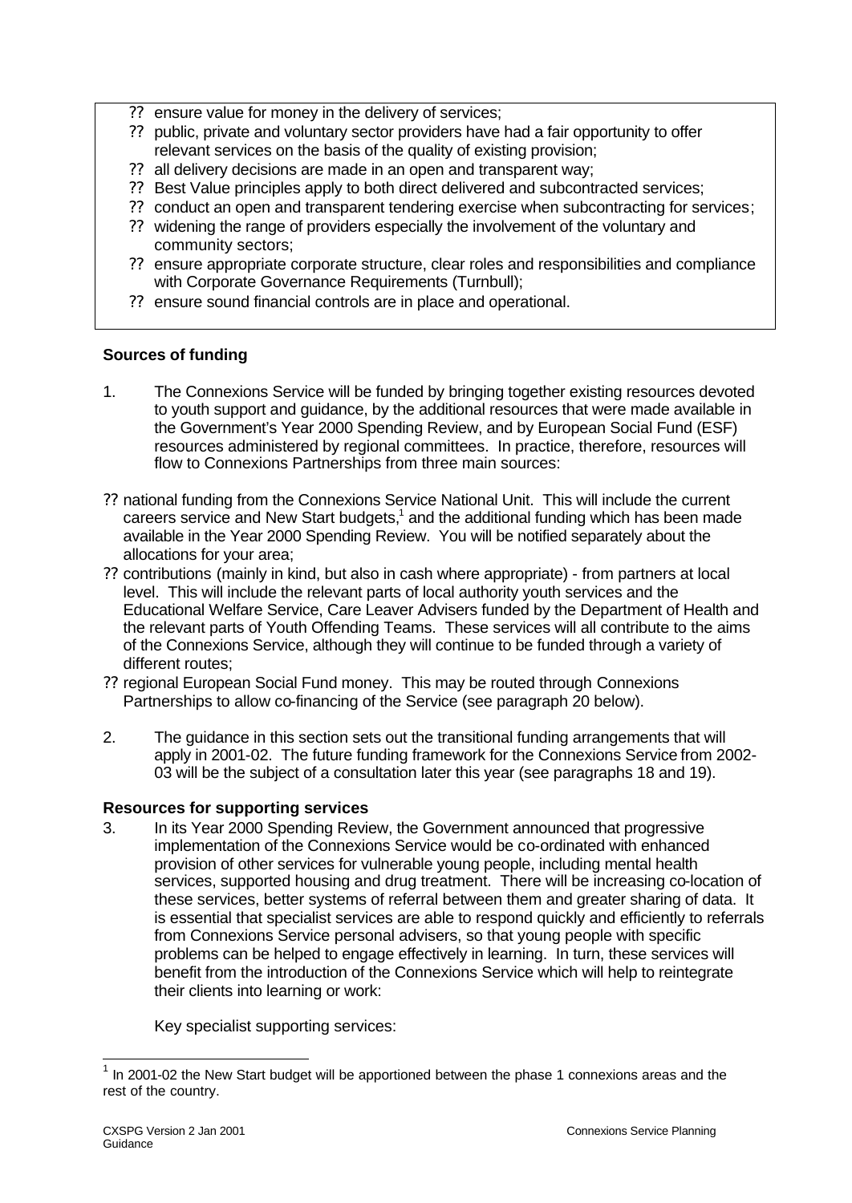- ?? ensure value for money in the delivery of services;
- ?? public, private and voluntary sector providers have had a fair opportunity to offer relevant services on the basis of the quality of existing provision;
- ?? all delivery decisions are made in an open and transparent way;
- ?? Best Value principles apply to both direct delivered and subcontracted services;
- ?? conduct an open and transparent tendering exercise when subcontracting for services;
- ?? widening the range of providers especially the involvement of the voluntary and community sectors;
- ?? ensure appropriate corporate structure, clear roles and responsibilities and compliance with Corporate Governance Requirements (Turnbull);
- ?? ensure sound financial controls are in place and operational.

### Sources of funding

1. The Connexions Service will be funded by bringing together existing resources devoted to youth support and guidance, by the additional resources that were made available in the Government's Year 2000 Spending Review, and by European Social Fund (ESF) resources administered by regional committees. In practice, therefore, resources will flow to Connexions Partnerships from three main sources:

- ?? national funding from the Connexions Service National Unit. This will include the current careers service and New Start budgets,[1] and the additional funding which has been made available in the Year 2000 Spending Review. You will be notified separately about the allocations for your area;
- ?? contributions (mainly in kind, but also in cash where appropriate) - from partners at local level. This will include the relevant parts of local authority youth services and the Educational Welfare Service, Care Leaver Advisers funded by the Department of Health and the relevant parts of Youth Offending Teams. These services will all contribute to the aims of the Connexions Service, although they will continue to be funded through a variety of different routes;
- ?? regional European Social Fund money. This may be routed through Connexions Partnerships to allow co-financing of the Service (see paragraph 20 below).

2. The guidance in this section sets out the transitional funding arrangements that will apply in 2001-02. The future funding framework for the Connexions Service from 2002-03 will be the subject of a consultation later this year (see paragraphs 18 and 19).

### Resources for supporting services

3. In its Year 2000 Spending Review, the Government announced that progressive implementation of the Connexions Service would be co-ordinated with enhanced provision of other services for vulnerable young people, including mental health services, supported housing and drug treatment. There will be increasing co-location of these services, better systems of referral between them and greater sharing of data. It is essential that specialist services are able to respond quickly and efficiently to referrals from Connexions Service personal advisers, so that young people with specific problems can be helped to engage effectively in learning. In turn, these services will benefit from the introduction of the Connexions Service which will help to reintegrate their clients into learning or work:

   Key specialist supporting services:

[1] In 2001-02 the New Start budget will be apportioned between the phase 1 connexions areas and the rest of the country.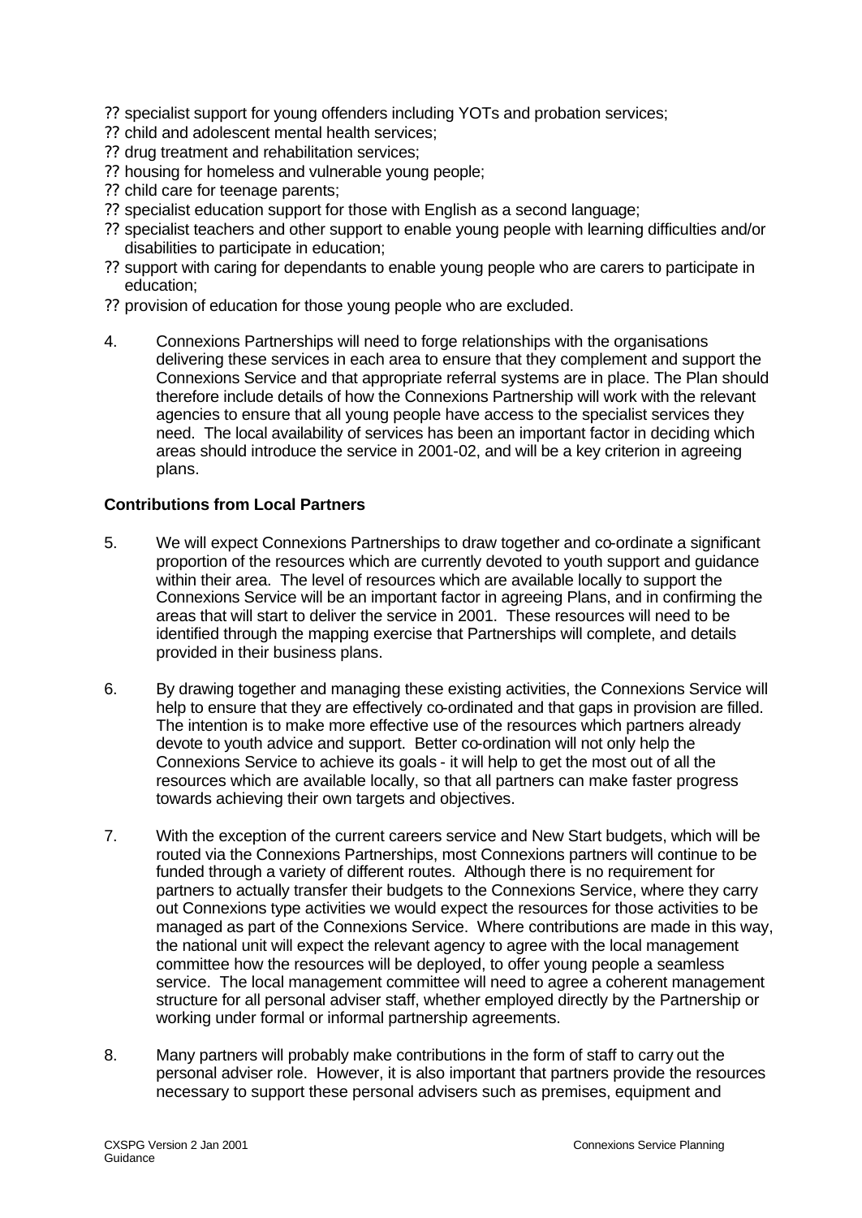- specialist support for young offenders including YOTs and probation services;
- child and adolescent mental health services;
- drug treatment and rehabilitation services;
- housing for homeless and vulnerable young people;
- child care for teenage parents;
- specialist education support for those with English as a second language;
- specialist teachers and other support to enable young people with learning difficulties and/or disabilities to participate in education;
- support with caring for dependants to enable young people who are carers to participate in education;
- provision of education for those young people who are excluded.

4. Connexions Partnerships will need to forge relationships with the organisations delivering these services in each area to ensure that they complement and support the Connexions Service and that appropriate referral systems are in place. The Plan should therefore include details of how the Connexions Partnership will work with the relevant agencies to ensure that all young people have access to the specialist services they need. The local availability of services has been an important factor in deciding which areas should introduce the service in 2001-02, and will be a key criterion in agreeing plans.

**Contributions from Local Partners**

5. We will expect Connexions Partnerships to draw together and co-ordinate a significant proportion of the resources which are currently devoted to youth support and guidance within their area. The level of resources which are available locally to support the Connexions Service will be an important factor in agreeing Plans, and in confirming the areas that will start to deliver the service in 2001. These resources will need to be identified through the mapping exercise that Partnerships will complete, and details provided in their business plans.

6. By drawing together and managing these existing activities, the Connexions Service will help to ensure that they are effectively co-ordinated and that gaps in provision are filled. The intention is to make more effective use of the resources which partners already devote to youth advice and support. Better co-ordination will not only help the Connexions Service to achieve its goals - it will help to get the most out of all the resources which are available locally, so that all partners can make faster progress towards achieving their own targets and objectives.

7. With the exception of the current careers service and New Start budgets, which will be routed via the Connexions Partnerships, most Connexions partners will continue to be funded through a variety of different routes. Although there is no requirement for partners to actually transfer their budgets to the Connexions Service, where they carry out Connexions type activities we would expect the resources for those activities to be managed as part of the Connexions Service. Where contributions are made in this way, the national unit will expect the relevant agency to agree with the local management committee how the resources will be deployed, to offer young people a seamless service. The local management committee will need to agree a coherent management structure for all personal adviser staff, whether employed directly by the Partnership or working under formal or informal partnership agreements.

8. Many partners will probably make contributions in the form of staff to carry out the personal adviser role. However, it is also important that partners provide the resources necessary to support these personal advisers such as premises, equipment and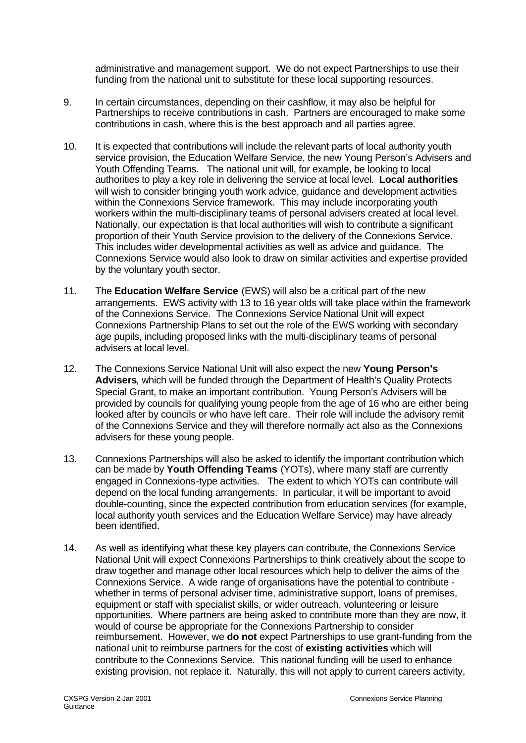administrative and management support. We do not expect Partnerships to use their funding from the national unit to substitute for these local supporting resources.

9. In certain circumstances, depending on their cashflow, it may also be helpful for Partnerships to receive contributions in cash. Partners are encouraged to make some contributions in cash, where this is the best approach and all parties agree.

10. It is expected that contributions will include the relevant parts of local authority youth service provision, the Education Welfare Service, the new Young Person's Advisers and Youth Offending Teams. The national unit will, for example, be looking to local authorities to play a key role in delivering the service at local level. **Local authorities** will wish to consider bringing youth work advice, guidance and development activities within the Connexions Service framework. This may include incorporating youth workers within the multi-disciplinary teams of personal advisers created at local level. Nationally, our expectation is that local authorities will wish to contribute a significant proportion of their Youth Service provision to the delivery of the Connexions Service. This includes wider developmental activities as well as advice and guidance. The Connexions Service would also look to draw on similar activities and expertise provided by the voluntary youth sector.

11. The **Education Welfare Service** (EWS) will also be a critical part of the new arrangements. EWS activity with 13 to 16 year olds will take place within the framework of the Connexions Service. The Connexions Service National Unit will expect Connexions Partnership Plans to set out the role of the EWS working with secondary age pupils, including proposed links with the multi-disciplinary teams of personal advisers at local level.

12. The Connexions Service National Unit will also expect the new **Young Person's Advisers**, which will be funded through the Department of Health's Quality Protects Special Grant, to make an important contribution. Young Person's Advisers will be provided by councils for qualifying young people from the age of 16 who are either being looked after by councils or who have left care. Their role will include the advisory remit of the Connexions Service and they will therefore normally act also as the Connexions advisers for these young people.

13. Connexions Partnerships will also be asked to identify the important contribution which can be made by **Youth Offending Teams** (YOTs), where many staff are currently engaged in Connexions-type activities. The extent to which YOTs can contribute will depend on the local funding arrangements. In particular, it will be important to avoid double-counting, since the expected contribution from education services (for example, local authority youth services and the Education Welfare Service) may have already been identified.

14. As well as identifying what these key players can contribute, the Connexions Service National Unit will expect Connexions Partnerships to think creatively about the scope to draw together and manage other local resources which help to deliver the aims of the Connexions Service. A wide range of organisations have the potential to contribute - whether in terms of personal adviser time, administrative support, loans of premises, equipment or staff with specialist skills, or wider outreach, volunteering or leisure opportunities. Where partners are being asked to contribute more than they are now, it would of course be appropriate for the Connexions Partnership to consider reimbursement. However, we **do not** expect Partnerships to use grant-funding from the national unit to reimburse partners for the cost of **existing activities** which will contribute to the Connexions Service. This national funding will be used to enhance existing provision, not replace it. Naturally, this will not apply to current careers activity,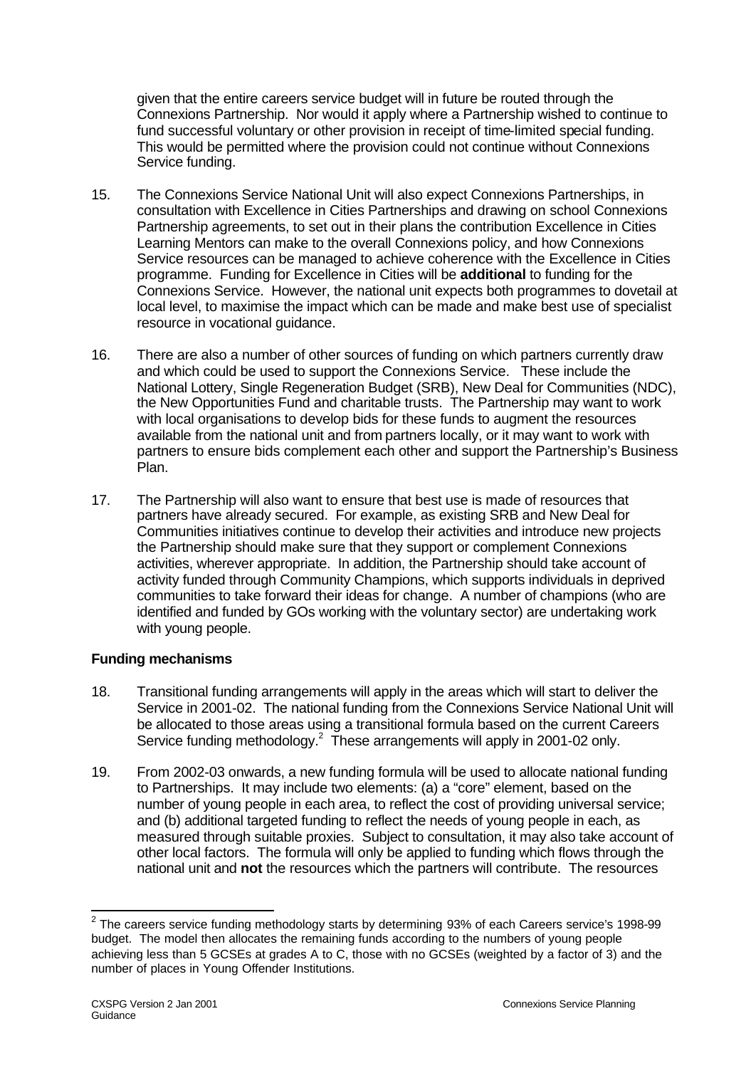given that the entire careers service budget will in future be routed through the Connexions Partnership. Nor would it apply where a Partnership wished to continue to fund successful voluntary or other provision in receipt of time-limited special funding. This would be permitted where the provision could not continue without Connexions Service funding.

15. The Connexions Service National Unit will also expect Connexions Partnerships, in consultation with Excellence in Cities Partnerships and drawing on school Connexions Partnership agreements, to set out in their plans the contribution Excellence in Cities Learning Mentors can make to the overall Connexions policy, and how Connexions Service resources can be managed to achieve coherence with the Excellence in Cities programme. Funding for Excellence in Cities will be **additional** to funding for the Connexions Service. However, the national unit expects both programmes to dovetail at local level, to maximise the impact which can be made and make best use of specialist resource in vocational guidance.

16. There are also a number of other sources of funding on which partners currently draw and which could be used to support the Connexions Service. These include the National Lottery, Single Regeneration Budget (SRB), New Deal for Communities (NDC), the New Opportunities Fund and charitable trusts. The Partnership may want to work with local organisations to develop bids for these funds to augment the resources available from the national unit and from partners locally, or it may want to work with partners to ensure bids complement each other and support the Partnership's Business Plan.

17. The Partnership will also want to ensure that best use is made of resources that partners have already secured. For example, as existing SRB and New Deal for Communities initiatives continue to develop their activities and introduce new projects the Partnership should make sure that they support or complement Connexions activities, wherever appropriate. In addition, the Partnership should take account of activity funded through Community Champions, which supports individuals in deprived communities to take forward their ideas for change. A number of champions (who are identified and funded by GOs working with the voluntary sector) are undertaking work with young people.

**Funding mechanisms**

18. Transitional funding arrangements will apply in the areas which will start to deliver the Service in 2001-02. The national funding from the Connexions Service National Unit will be allocated to those areas using a transitional formula based on the current Careers Service funding methodology.[2] These arrangements will apply in 2001-02 only.

19. From 2002-03 onwards, a new funding formula will be used to allocate national funding to Partnerships. It may include two elements: (a) a "core" element, based on the number of young people in each area, to reflect the cost of providing universal service; and (b) additional targeted funding to reflect the needs of young people in each, as measured through suitable proxies. Subject to consultation, it may also take account of other local factors. The formula will only be applied to funding which flows through the national unit and **not** the resources which the partners will contribute. The resources

[2] The careers service funding methodology starts by determining 93% of each Careers service's 1998-99 budget. The model then allocates the remaining funds according to the numbers of young people achieving less than 5 GCSEs at grades A to C, those with no GCSEs (weighted by a factor of 3) and the number of places in Young Offender Institutions.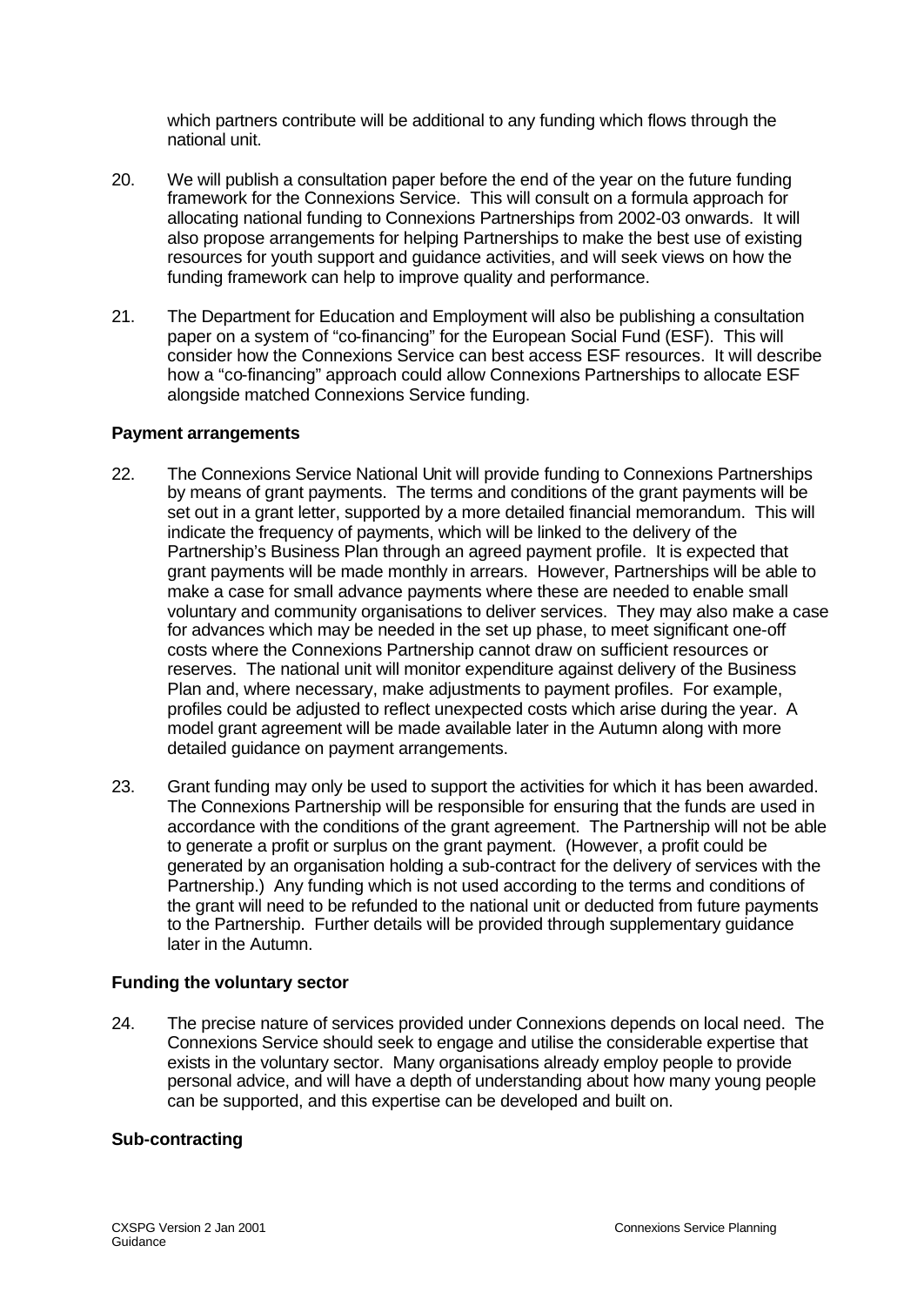which partners contribute will be additional to any funding which flows through the national unit.

20. We will publish a consultation paper before the end of the year on the future funding framework for the Connexions Service. This will consult on a formula approach for allocating national funding to Connexions Partnerships from 2002-03 onwards. It will also propose arrangements for helping Partnerships to make the best use of existing resources for youth support and guidance activities, and will seek views on how the funding framework can help to improve quality and performance.

21. The Department for Education and Employment will also be publishing a consultation paper on a system of "co-financing" for the European Social Fund (ESF). This will consider how the Connexions Service can best access ESF resources. It will describe how a "co-financing" approach could allow Connexions Partnerships to allocate ESF alongside matched Connexions Service funding.

**Payment arrangements**

22. The Connexions Service National Unit will provide funding to Connexions Partnerships by means of grant payments. The terms and conditions of the grant payments will be set out in a grant letter, supported by a more detailed financial memorandum. This will indicate the frequency of payments, which will be linked to the delivery of the Partnership's Business Plan through an agreed payment profile. It is expected that grant payments will be made monthly in arrears. However, Partnerships will be able to make a case for small advance payments where these are needed to enable small voluntary and community organisations to deliver services. They may also make a case for advances which may be needed in the set up phase, to meet significant one-off costs where the Connexions Partnership cannot draw on sufficient resources or reserves. The national unit will monitor expenditure against delivery of the Business Plan and, where necessary, make adjustments to payment profiles. For example, profiles could be adjusted to reflect unexpected costs which arise during the year. A model grant agreement will be made available later in the Autumn along with more detailed guidance on payment arrangements.

23. Grant funding may only be used to support the activities for which it has been awarded. The Connexions Partnership will be responsible for ensuring that the funds are used in accordance with the conditions of the grant agreement. The Partnership will not be able to generate a profit or surplus on the grant payment. (However, a profit could be generated by an organisation holding a sub-contract for the delivery of services with the Partnership.) Any funding which is not used according to the terms and conditions of the grant will need to be refunded to the national unit or deducted from future payments to the Partnership. Further details will be provided through supplementary guidance later in the Autumn.

**Funding the voluntary sector**

24. The precise nature of services provided under Connexions depends on local need. The Connexions Service should seek to engage and utilise the considerable expertise that exists in the voluntary sector. Many organisations already employ people to provide personal advice, and will have a depth of understanding about how many young people can be supported, and this expertise can be developed and built on.

**Sub-contracting**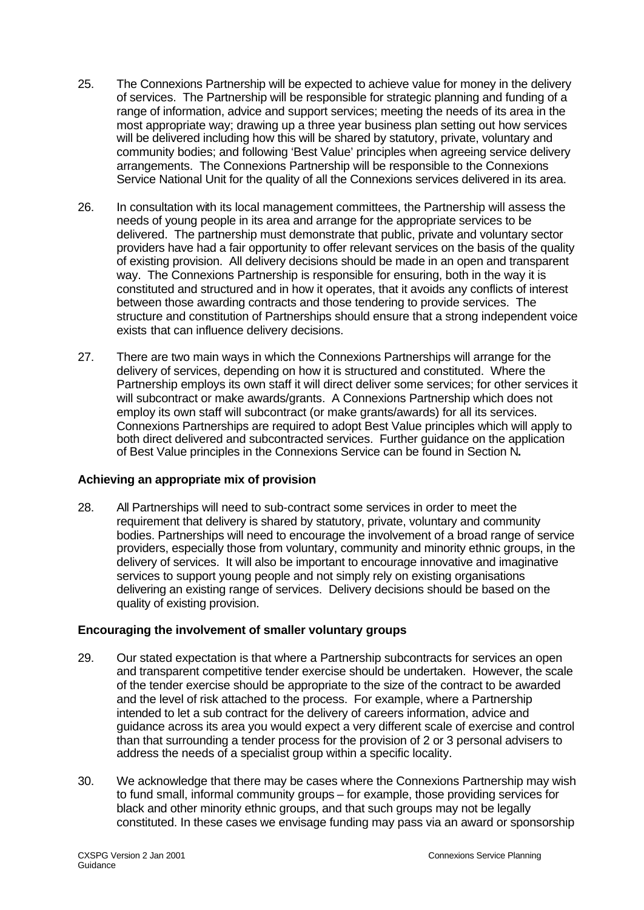25. The Connexions Partnership will be expected to achieve value for money in the delivery of services. The Partnership will be responsible for strategic planning and funding of a range of information, advice and support services; meeting the needs of its area in the most appropriate way; drawing up a three year business plan setting out how services will be delivered including how this will be shared by statutory, private, voluntary and community bodies; and following 'Best Value' principles when agreeing service delivery arrangements. The Connexions Partnership will be responsible to the Connexions Service National Unit for the quality of all the Connexions services delivered in its area.

26. In consultation with its local management committees, the Partnership will assess the needs of young people in its area and arrange for the appropriate services to be delivered. The partnership must demonstrate that public, private and voluntary sector providers have had a fair opportunity to offer relevant services on the basis of the quality of existing provision. All delivery decisions should be made in an open and transparent way. The Connexions Partnership is responsible for ensuring, both in the way it is constituted and structured and in how it operates, that it avoids any conflicts of interest between those awarding contracts and those tendering to provide services. The structure and constitution of Partnerships should ensure that a strong independent voice exists that can influence delivery decisions.

27. There are two main ways in which the Connexions Partnerships will arrange for the delivery of services, depending on how it is structured and constituted. Where the Partnership employs its own staff it will direct deliver some services; for other services it will subcontract or make awards/grants. A Connexions Partnership which does not employ its own staff will subcontract (or make grants/awards) for all its services. Connexions Partnerships are required to adopt Best Value principles which will apply to both direct delivered and subcontracted services. Further guidance on the application of Best Value principles in the Connexions Service can be found in Section N**.**

**Achieving an appropriate mix of provision**

28. All Partnerships will need to sub-contract some services in order to meet the requirement that delivery is shared by statutory, private, voluntary and community bodies. Partnerships will need to encourage the involvement of a broad range of service providers, especially those from voluntary, community and minority ethnic groups, in the delivery of services. It will also be important to encourage innovative and imaginative services to support young people and not simply rely on existing organisations delivering an existing range of services. Delivery decisions should be based on the quality of existing provision.

**Encouraging the involvement of smaller voluntary groups**

29. Our stated expectation is that where a Partnership subcontracts for services an open and transparent competitive tender exercise should be undertaken. However, the scale of the tender exercise should be appropriate to the size of the contract to be awarded and the level of risk attached to the process. For example, where a Partnership intended to let a sub contract for the delivery of careers information, advice and guidance across its area you would expect a very different scale of exercise and control than that surrounding a tender process for the provision of 2 or 3 personal advisers to address the needs of a specialist group within a specific locality.

30. We acknowledge that there may be cases where the Connexions Partnership may wish to fund small, informal community groups – for example, those providing services for black and other minority ethnic groups, and that such groups may not be legally constituted. In these cases we envisage funding may pass via an award or sponsorship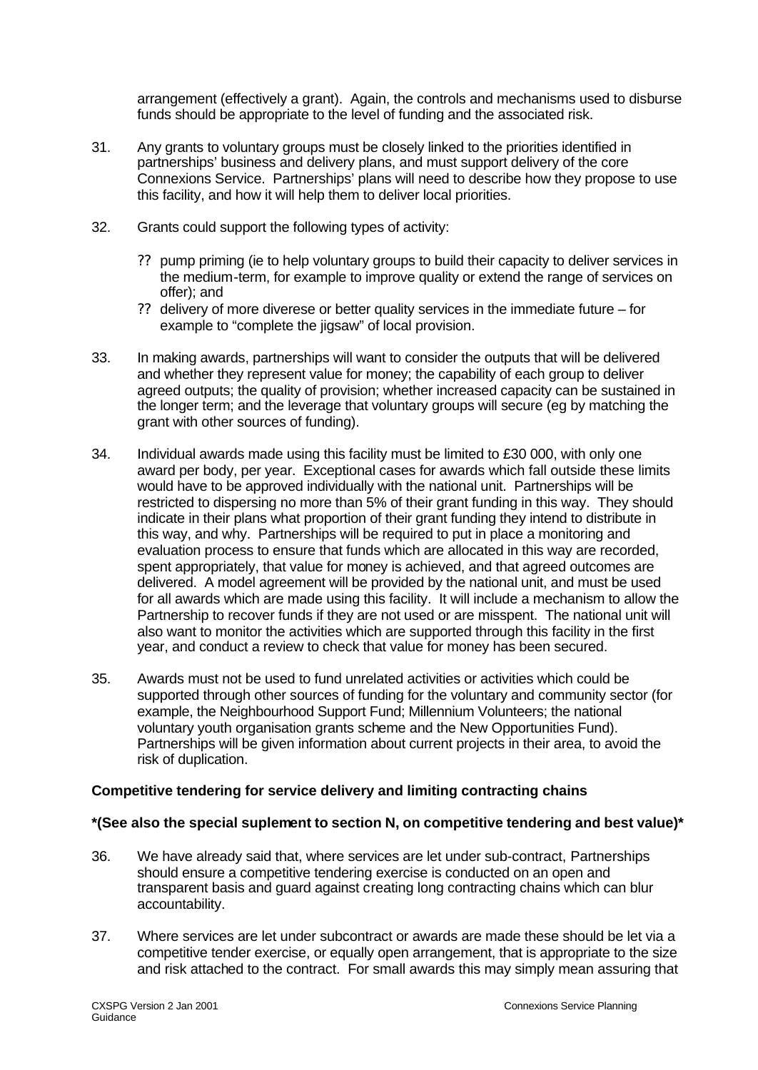arrangement (effectively a grant). Again, the controls and mechanisms used to disburse funds should be appropriate to the level of funding and the associated risk.

31. Any grants to voluntary groups must be closely linked to the priorities identified in partnerships' business and delivery plans, and must support delivery of the core Connexions Service. Partnerships' plans will need to describe how they propose to use this facility, and how it will help them to deliver local priorities.

32. Grants could support the following types of activity:

    - pump priming (ie to help voluntary groups to build their capacity to deliver services in the medium-term, for example to improve quality or extend the range of services on offer); and
    - delivery of more diverese or better quality services in the immediate future – for example to "complete the jigsaw" of local provision.

33. In making awards, partnerships will want to consider the outputs that will be delivered and whether they represent value for money; the capability of each group to deliver agreed outputs; the quality of provision; whether increased capacity can be sustained in the longer term; and the leverage that voluntary groups will secure (eg by matching the grant with other sources of funding).

34. Individual awards made using this facility must be limited to £30 000, with only one award per body, per year. Exceptional cases for awards which fall outside these limits would have to be approved individually with the national unit. Partnerships will be restricted to dispersing no more than 5% of their grant funding in this way. They should indicate in their plans what proportion of their grant funding they intend to distribute in this way, and why. Partnerships will be required to put in place a monitoring and evaluation process to ensure that funds which are allocated in this way are recorded, spent appropriately, that value for money is achieved, and that agreed outcomes are delivered. A model agreement will be provided by the national unit, and must be used for all awards which are made using this facility. It will include a mechanism to allow the Partnership to recover funds if they are not used or are misspent. The national unit will also want to monitor the activities which are supported through this facility in the first year, and conduct a review to check that value for money has been secured.

35. Awards must not be used to fund unrelated activities or activities which could be supported through other sources of funding for the voluntary and community sector (for example, the Neighbourhood Support Fund; Millennium Volunteers; the national voluntary youth organisation grants scheme and the New Opportunities Fund). Partnerships will be given information about current projects in their area, to avoid the risk of duplication.

**Competitive tendering for service delivery and limiting contracting chains**

**\*(See also the special suplement to section N, on competitive tendering and best value)\***

36. We have already said that, where services are let under sub-contract, Partnerships should ensure a competitive tendering exercise is conducted on an open and transparent basis and guard against creating long contracting chains which can blur accountability.

37. Where services are let under subcontract or awards are made these should be let via a competitive tender exercise, or equally open arrangement, that is appropriate to the size and risk attached to the contract. For small awards this may simply mean assuring that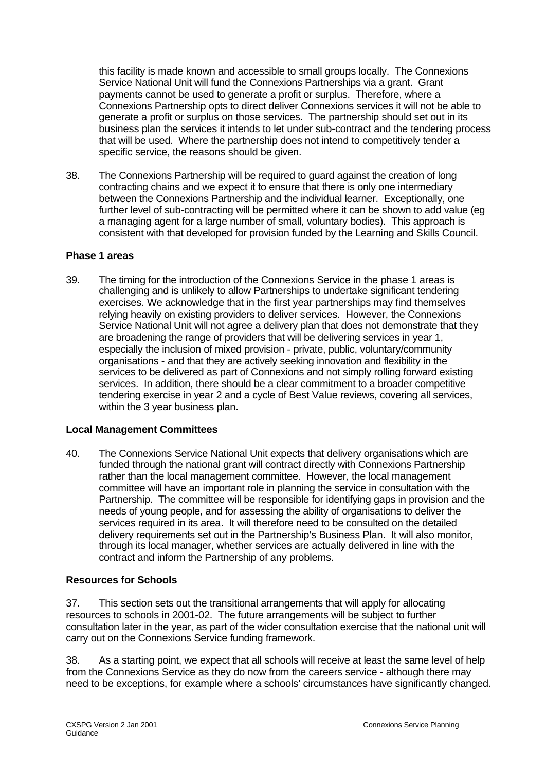this facility is made known and accessible to small groups locally. The Connexions Service National Unit will fund the Connexions Partnerships via a grant. Grant payments cannot be used to generate a profit or surplus. Therefore, where a Connexions Partnership opts to direct deliver Connexions services it will not be able to generate a profit or surplus on those services. The partnership should set out in its business plan the services it intends to let under sub-contract and the tendering process that will be used. Where the partnership does not intend to competitively tender a specific service, the reasons should be given.

38. The Connexions Partnership will be required to guard against the creation of long contracting chains and we expect it to ensure that there is only one intermediary between the Connexions Partnership and the individual learner. Exceptionally, one further level of sub-contracting will be permitted where it can be shown to add value (eg a managing agent for a large number of small, voluntary bodies). This approach is consistent with that developed for provision funded by the Learning and Skills Council.

**Phase 1 areas**

39. The timing for the introduction of the Connexions Service in the phase 1 areas is challenging and is unlikely to allow Partnerships to undertake significant tendering exercises. We acknowledge that in the first year partnerships may find themselves relying heavily on existing providers to deliver services. However, the Connexions Service National Unit will not agree a delivery plan that does not demonstrate that they are broadening the range of providers that will be delivering services in year 1, especially the inclusion of mixed provision - private, public, voluntary/community organisations - and that they are actively seeking innovation and flexibility in the services to be delivered as part of Connexions and not simply rolling forward existing services. In addition, there should be a clear commitment to a broader competitive tendering exercise in year 2 and a cycle of Best Value reviews, covering all services, within the 3 year business plan.

**Local Management Committees**

40. The Connexions Service National Unit expects that delivery organisations which are funded through the national grant will contract directly with Connexions Partnership rather than the local management committee. However, the local management committee will have an important role in planning the service in consultation with the Partnership. The committee will be responsible for identifying gaps in provision and the needs of young people, and for assessing the ability of organisations to deliver the services required in its area. It will therefore need to be consulted on the detailed delivery requirements set out in the Partnership's Business Plan. It will also monitor, through its local manager, whether services are actually delivered in line with the contract and inform the Partnership of any problems.

**Resources for Schools**

37. This section sets out the transitional arrangements that will apply for allocating resources to schools in 2001-02. The future arrangements will be subject to further consultation later in the year, as part of the wider consultation exercise that the national unit will carry out on the Connexions Service funding framework.

38. As a starting point, we expect that all schools will receive at least the same level of help from the Connexions Service as they do now from the careers service - although there may need to be exceptions, for example where a schools' circumstances have significantly changed.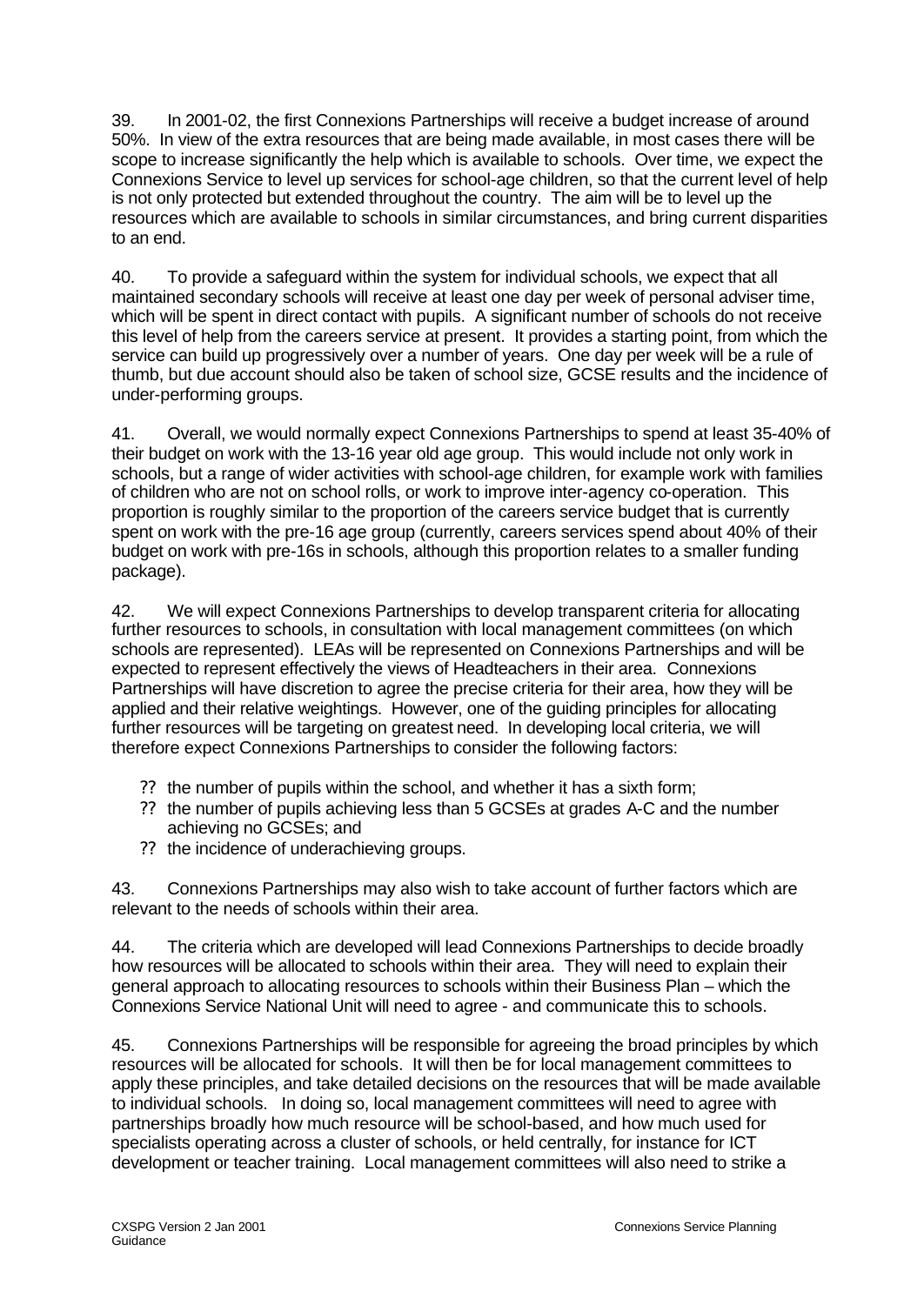39. In 2001-02, the first Connexions Partnerships will receive a budget increase of around 50%. In view of the extra resources that are being made available, in most cases there will be scope to increase significantly the help which is available to schools. Over time, we expect the Connexions Service to level up services for school-age children, so that the current level of help is not only protected but extended throughout the country. The aim will be to level up the resources which are available to schools in similar circumstances, and bring current disparities to an end.

40. To provide a safeguard within the system for individual schools, we expect that all maintained secondary schools will receive at least one day per week of personal adviser time, which will be spent in direct contact with pupils. A significant number of schools do not receive this level of help from the careers service at present. It provides a starting point, from which the service can build up progressively over a number of years. One day per week will be a rule of thumb, but due account should also be taken of school size, GCSE results and the incidence of under-performing groups.

41. Overall, we would normally expect Connexions Partnerships to spend at least 35-40% of their budget on work with the 13-16 year old age group. This would include not only work in schools, but a range of wider activities with school-age children, for example work with families of children who are not on school rolls, or work to improve inter-agency co-operation. This proportion is roughly similar to the proportion of the careers service budget that is currently spent on work with the pre-16 age group (currently, careers services spend about 40% of their budget on work with pre-16s in schools, although this proportion relates to a smaller funding package).

42. We will expect Connexions Partnerships to develop transparent criteria for allocating further resources to schools, in consultation with local management committees (on which schools are represented). LEAs will be represented on Connexions Partnerships and will be expected to represent effectively the views of Headteachers in their area. Connexions Partnerships will have discretion to agree the precise criteria for their area, how they will be applied and their relative weightings. However, one of the guiding principles for allocating further resources will be targeting on greatest need. In developing local criteria, we will therefore expect Connexions Partnerships to consider the following factors:

- the number of pupils within the school, and whether it has a sixth form;
- the number of pupils achieving less than 5 GCSEs at grades A-C and the number achieving no GCSEs; and
- the incidence of underachieving groups.

43. Connexions Partnerships may also wish to take account of further factors which are relevant to the needs of schools within their area.

44. The criteria which are developed will lead Connexions Partnerships to decide broadly how resources will be allocated to schools within their area. They will need to explain their general approach to allocating resources to schools within their Business Plan – which the Connexions Service National Unit will need to agree - and communicate this to schools.

45. Connexions Partnerships will be responsible for agreeing the broad principles by which resources will be allocated for schools. It will then be for local management committees to apply these principles, and take detailed decisions on the resources that will be made available to individual schools. In doing so, local management committees will need to agree with partnerships broadly how much resource will be school-based, and how much used for specialists operating across a cluster of schools, or held centrally, for instance for ICT development or teacher training. Local management committees will also need to strike a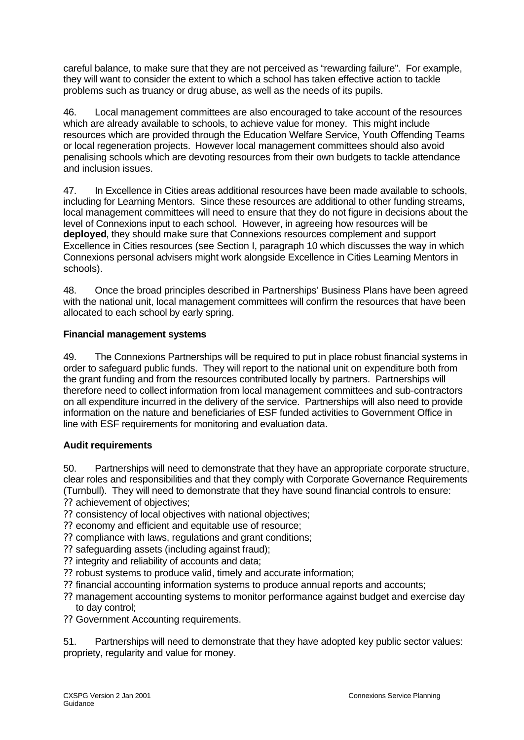careful balance, to make sure that they are not perceived as "rewarding failure". For example, they will want to consider the extent to which a school has taken effective action to tackle problems such as truancy or drug abuse, as well as the needs of its pupils.

46. Local management committees are also encouraged to take account of the resources which are already available to schools, to achieve value for money. This might include resources which are provided through the Education Welfare Service, Youth Offending Teams or local regeneration projects. However local management committees should also avoid penalising schools which are devoting resources from their own budgets to tackle attendance and inclusion issues.

47. In Excellence in Cities areas additional resources have been made available to schools, including for Learning Mentors. Since these resources are additional to other funding streams, local management committees will need to ensure that they do not figure in decisions about the level of Connexions input to each school. However, in agreeing how resources will be **deployed**, they should make sure that Connexions resources complement and support Excellence in Cities resources (see Section I, paragraph 10 which discusses the way in which Connexions personal advisers might work alongside Excellence in Cities Learning Mentors in schools).

48. Once the broad principles described in Partnerships' Business Plans have been agreed with the national unit, local management committees will confirm the resources that have been allocated to each school by early spring.

**Financial management systems**

49. The Connexions Partnerships will be required to put in place robust financial systems in order to safeguard public funds. They will report to the national unit on expenditure both from the grant funding and from the resources contributed locally by partners. Partnerships will therefore need to collect information from local management committees and sub-contractors on all expenditure incurred in the delivery of the service. Partnerships will also need to provide information on the nature and beneficiaries of ESF funded activities to Government Office in line with ESF requirements for monitoring and evaluation data.

**Audit requirements**

50. Partnerships will need to demonstrate that they have an appropriate corporate structure, clear roles and responsibilities and that they comply with Corporate Governance Requirements (Turnbull). They will need to demonstrate that they have sound financial controls to ensure:

- achievement of objectives;
- consistency of local objectives with national objectives;
- economy and efficient and equitable use of resource;
- compliance with laws, regulations and grant conditions;
- safeguarding assets (including against fraud);
- integrity and reliability of accounts and data;
- robust systems to produce valid, timely and accurate information;
- financial accounting information systems to produce annual reports and accounts;
- management accounting systems to monitor performance against budget and exercise day to day control;
- Government Accounting requirements.

51. Partnerships will need to demonstrate that they have adopted key public sector values: propriety, regularity and value for money.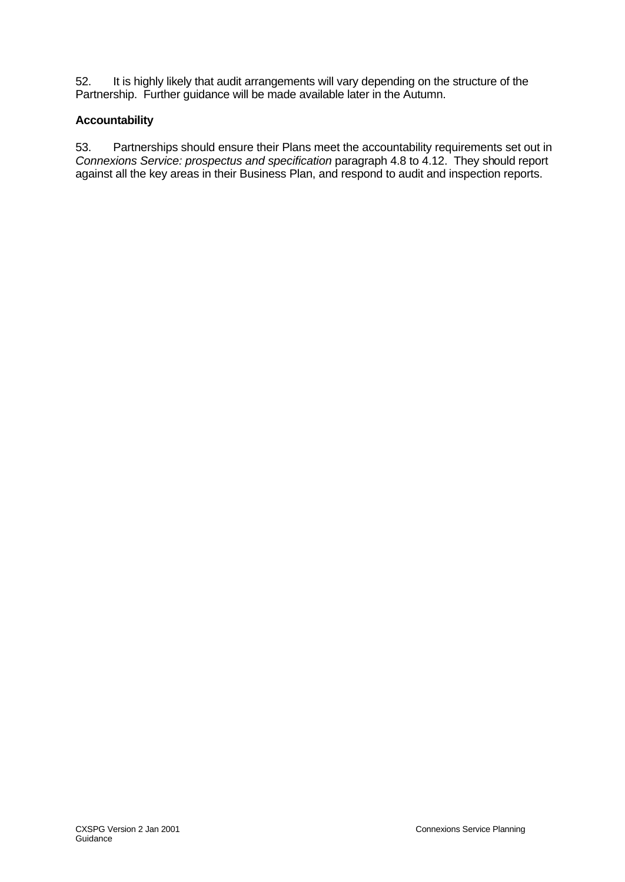52. It is highly likely that audit arrangements will vary depending on the structure of the Partnership. Further guidance will be made available later in the Autumn.

**Accountability**

53. Partnerships should ensure their Plans meet the accountability requirements set out in *Connexions Service: prospectus and specification* paragraph 4.8 to 4.12. They should report against all the key areas in their Business Plan, and respond to audit and inspection reports.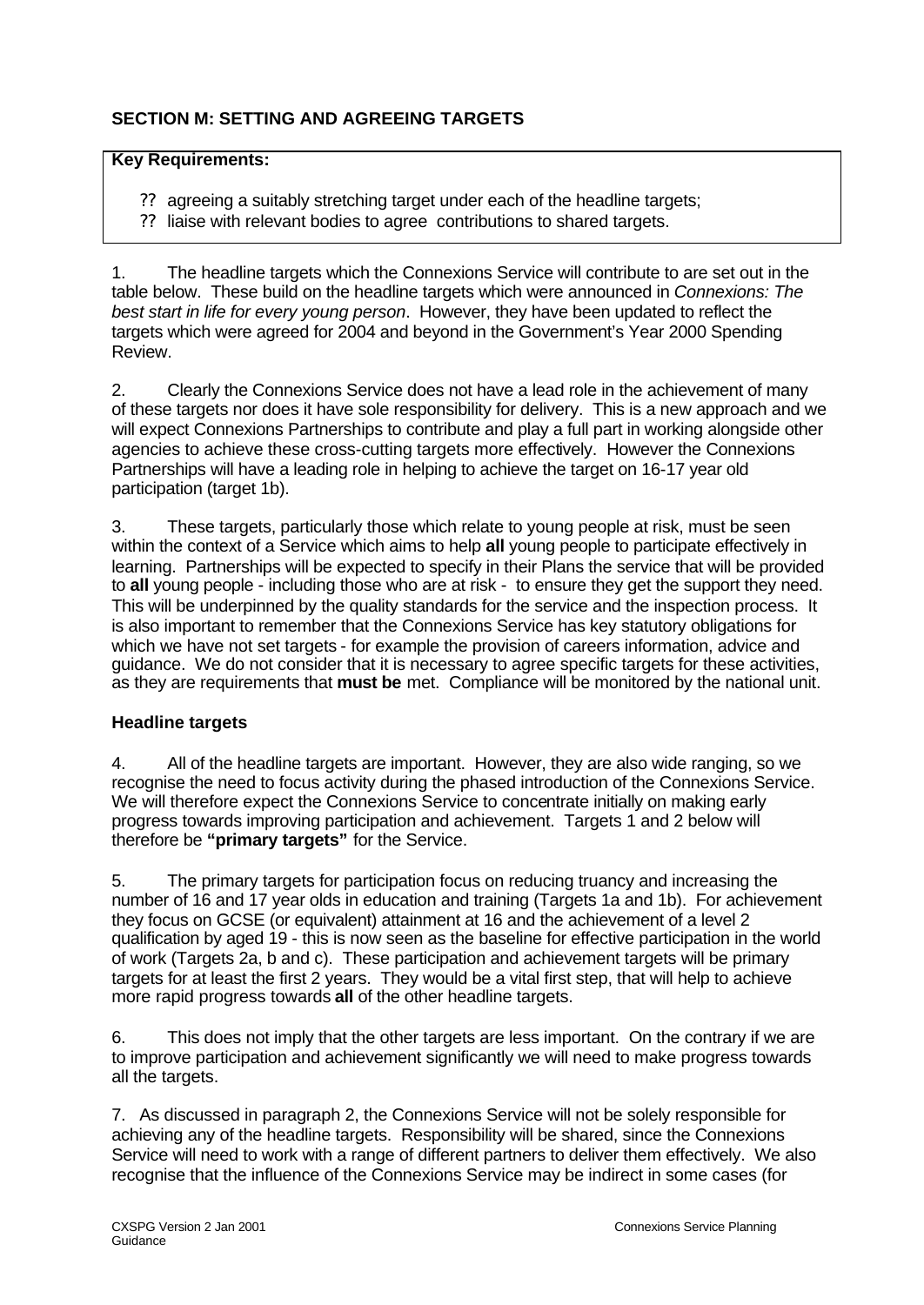## SECTION M: SETTING AND AGREEING TARGETS

**Key Requirements:**

- agreeing a suitably stretching target under each of the headline targets;
- liaise with relevant bodies to agree contributions to shared targets.

1. The headline targets which the Connexions Service will contribute to are set out in the table below. These build on the headline targets which were announced in *Connexions: The best start in life for every young person*. However, they have been updated to reflect the targets which were agreed for 2004 and beyond in the Government's Year 2000 Spending Review.

2. Clearly the Connexions Service does not have a lead role in the achievement of many of these targets nor does it have sole responsibility for delivery. This is a new approach and we will expect Connexions Partnerships to contribute and play a full part in working alongside other agencies to achieve these cross-cutting targets more effectively. However the Connexions Partnerships will have a leading role in helping to achieve the target on 16-17 year old participation (target 1b).

3. These targets, particularly those which relate to young people at risk, must be seen within the context of a Service which aims to help **all** young people to participate effectively in learning. Partnerships will be expected to specify in their Plans the service that will be provided to **all** young people - including those who are at risk - to ensure they get the support they need. This will be underpinned by the quality standards for the service and the inspection process. It is also important to remember that the Connexions Service has key statutory obligations for which we have not set targets - for example the provision of careers information, advice and guidance. We do not consider that it is necessary to agree specific targets for these activities, as they are requirements that **must be** met. Compliance will be monitored by the national unit.

### Headline targets

4. All of the headline targets are important. However, they are also wide ranging, so we recognise the need to focus activity during the phased introduction of the Connexions Service. We will therefore expect the Connexions Service to concentrate initially on making early progress towards improving participation and achievement. Targets 1 and 2 below will therefore be **"primary targets"** for the Service.

5. The primary targets for participation focus on reducing truancy and increasing the number of 16 and 17 year olds in education and training (Targets 1a and 1b). For achievement they focus on GCSE (or equivalent) attainment at 16 and the achievement of a level 2 qualification by aged 19 - this is now seen as the baseline for effective participation in the world of work (Targets 2a, b and c). These participation and achievement targets will be primary targets for at least the first 2 years. They would be a vital first step, that will help to achieve more rapid progress towards **all** of the other headline targets.

6. This does not imply that the other targets are less important. On the contrary if we are to improve participation and achievement significantly we will need to make progress towards all the targets.

7. As discussed in paragraph 2, the Connexions Service will not be solely responsible for achieving any of the headline targets. Responsibility will be shared, since the Connexions Service will need to work with a range of different partners to deliver them effectively. We also recognise that the influence of the Connexions Service may be indirect in some cases (for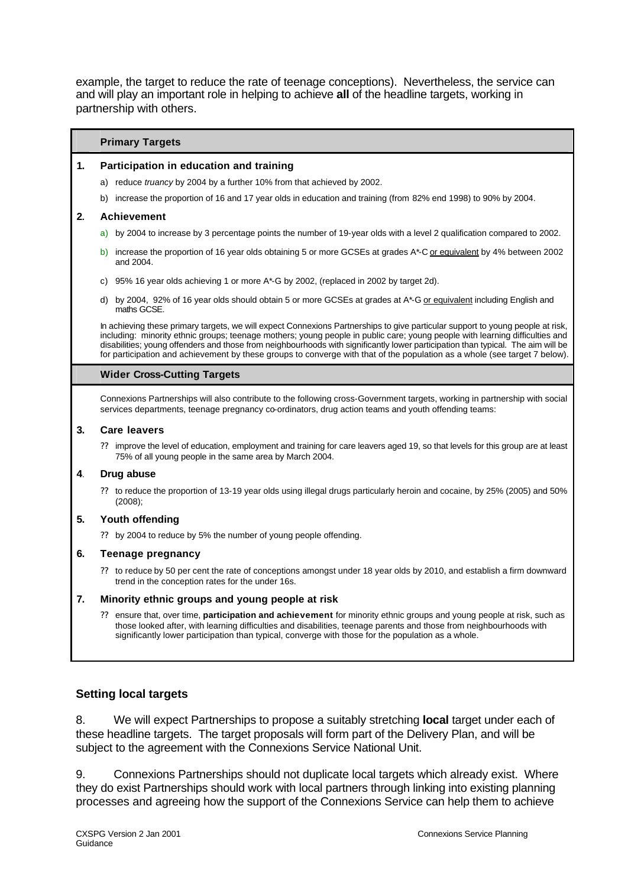example, the target to reduce the rate of teenage conceptions). Nevertheless, the service can and will play an important role in helping to achieve **all** of the headline targets, working in partnership with others.

### Primary Targets

**1. Participation in education and training**

a) reduce *truancy* by 2004 by a further 10% from that achieved by 2002.

b) increase the proportion of 16 and 17 year olds in education and training (from 82% end 1998) to 90% by 2004.

**2. Achievement**

a) by 2004 to increase by 3 percentage points the number of 19-year olds with a level 2 qualification compared to 2002.

b) increase the proportion of 16 year olds obtaining 5 or more GCSEs at grades A*-C or equivalent by 4% between 2002 and 2004.

c) 95% 16 year olds achieving 1 or more A*-G by 2002, (replaced in 2002 by target 2d).

d) by 2004, 92% of 16 year olds should obtain 5 or more GCSEs at grades at A*-G or equivalent including English and maths GCSE.

In achieving these primary targets, we will expect Connexions Partnerships to give particular support to young people at risk, including: minority ethnic groups; teenage mothers; young people in public care; young people with learning difficulties and disabilities; young offenders and those from neighbourhoods with significantly lower participation than typical. The aim will be for participation and achievement by these groups to converge with that of the population as a whole (see target 7 below).

### Wider Cross-Cutting Targets

Connexions Partnerships will also contribute to the following cross-Government targets, working in partnership with social services departments, teenage pregnancy co-ordinators, drug action teams and youth offending teams:

**3. Care leavers**

- improve the level of education, employment and training for care leavers aged 19, so that levels for this group are at least 75% of all young people in the same area by March 2004.

**4. Drug abuse**

- to reduce the proportion of 13-19 year olds using illegal drugs particularly heroin and cocaine, by 25% (2005) and 50% (2008);

**5. Youth offending**

- by 2004 to reduce by 5% the number of young people offending.

**6. Teenage pregnancy**

- to reduce by 50 per cent the rate of conceptions amongst under 18 year olds by 2010, and establish a firm downward trend in the conception rates for the under 16s.

**7. Minority ethnic groups and young people at risk**

- ensure that, over time, **participation and achievement** for minority ethnic groups and young people at risk, such as those looked after, with learning difficulties and disabilities, teenage parents and those from neighbourhoods with significantly lower participation than typical, converge with those for the population as a whole.

## Setting local targets

8. We will expect Partnerships to propose a suitably stretching **local** target under each of these headline targets. The target proposals will form part of the Delivery Plan, and will be subject to the agreement with the Connexions Service National Unit.

9. Connexions Partnerships should not duplicate local targets which already exist. Where they do exist Partnerships should work with local partners through linking into existing planning processes and agreeing how the support of the Connexions Service can help them to achieve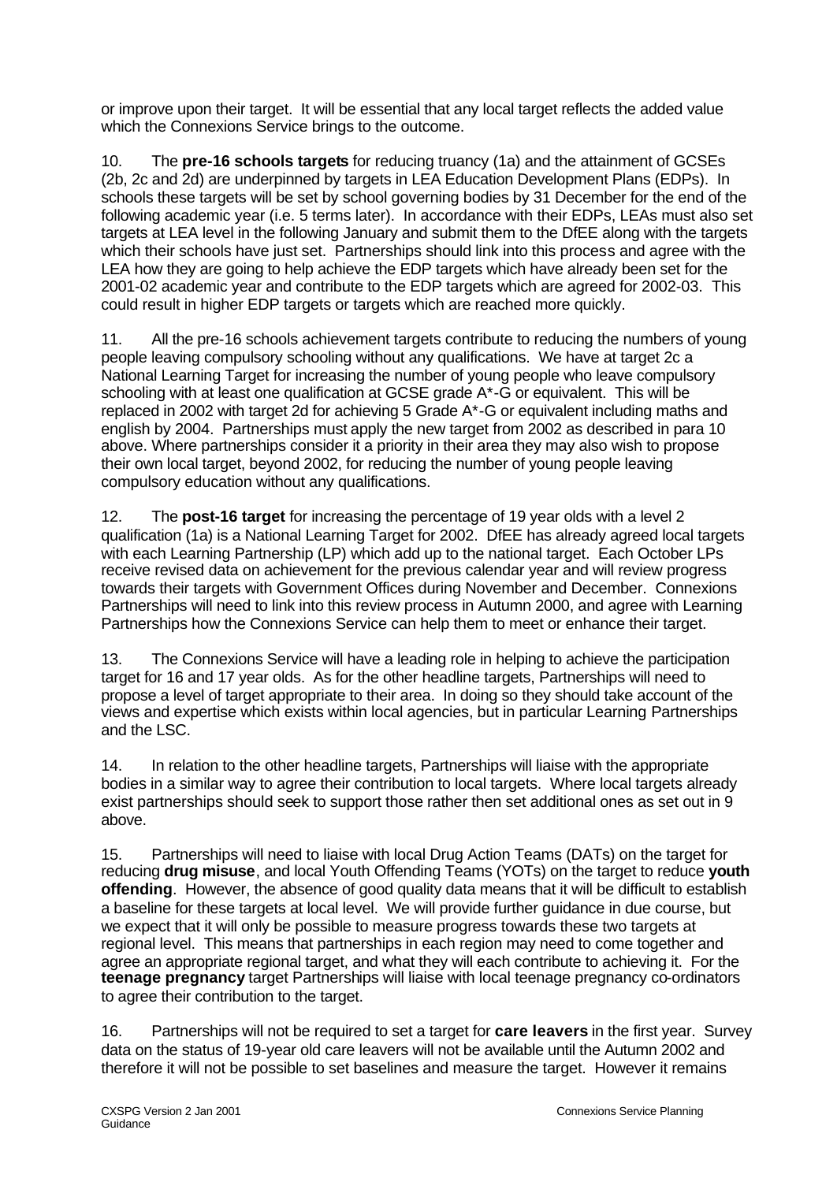or improve upon their target. It will be essential that any local target reflects the added value which the Connexions Service brings to the outcome.

10. The **pre-16 schools targets** for reducing truancy (1a) and the attainment of GCSEs (2b, 2c and 2d) are underpinned by targets in LEA Education Development Plans (EDPs). In schools these targets will be set by school governing bodies by 31 December for the end of the following academic year (i.e. 5 terms later). In accordance with their EDPs, LEAs must also set targets at LEA level in the following January and submit them to the DfEE along with the targets which their schools have just set. Partnerships should link into this process and agree with the LEA how they are going to help achieve the EDP targets which have already been set for the 2001-02 academic year and contribute to the EDP targets which are agreed for 2002-03. This could result in higher EDP targets or targets which are reached more quickly.

11. All the pre-16 schools achievement targets contribute to reducing the numbers of young people leaving compulsory schooling without any qualifications. We have at target 2c a National Learning Target for increasing the number of young people who leave compulsory schooling with at least one qualification at GCSE grade A*-G or equivalent. This will be replaced in 2002 with target 2d for achieving 5 Grade A*-G or equivalent including maths and english by 2004. Partnerships must apply the new target from 2002 as described in para 10 above. Where partnerships consider it a priority in their area they may also wish to propose their own local target, beyond 2002, for reducing the number of young people leaving compulsory education without any qualifications.

12. The **post-16 target** for increasing the percentage of 19 year olds with a level 2 qualification (1a) is a National Learning Target for 2002. DfEE has already agreed local targets with each Learning Partnership (LP) which add up to the national target. Each October LPs receive revised data on achievement for the previous calendar year and will review progress towards their targets with Government Offices during November and December. Connexions Partnerships will need to link into this review process in Autumn 2000, and agree with Learning Partnerships how the Connexions Service can help them to meet or enhance their target.

13. The Connexions Service will have a leading role in helping to achieve the participation target for 16 and 17 year olds. As for the other headline targets, Partnerships will need to propose a level of target appropriate to their area. In doing so they should take account of the views and expertise which exists within local agencies, but in particular Learning Partnerships and the LSC.

14. In relation to the other headline targets, Partnerships will liaise with the appropriate bodies in a similar way to agree their contribution to local targets. Where local targets already exist partnerships should seek to support those rather then set additional ones as set out in 9 above.

15. Partnerships will need to liaise with local Drug Action Teams (DATs) on the target for reducing **drug misuse**, and local Youth Offending Teams (YOTs) on the target to reduce **youth offending**. However, the absence of good quality data means that it will be difficult to establish a baseline for these targets at local level. We will provide further guidance in due course, but we expect that it will only be possible to measure progress towards these two targets at regional level. This means that partnerships in each region may need to come together and agree an appropriate regional target, and what they will each contribute to achieving it. For the **teenage pregnancy** target Partnerships will liaise with local teenage pregnancy co-ordinators to agree their contribution to the target.

16. Partnerships will not be required to set a target for **care leavers** in the first year. Survey data on the status of 19-year old care leavers will not be available until the Autumn 2002 and therefore it will not be possible to set baselines and measure the target. However it remains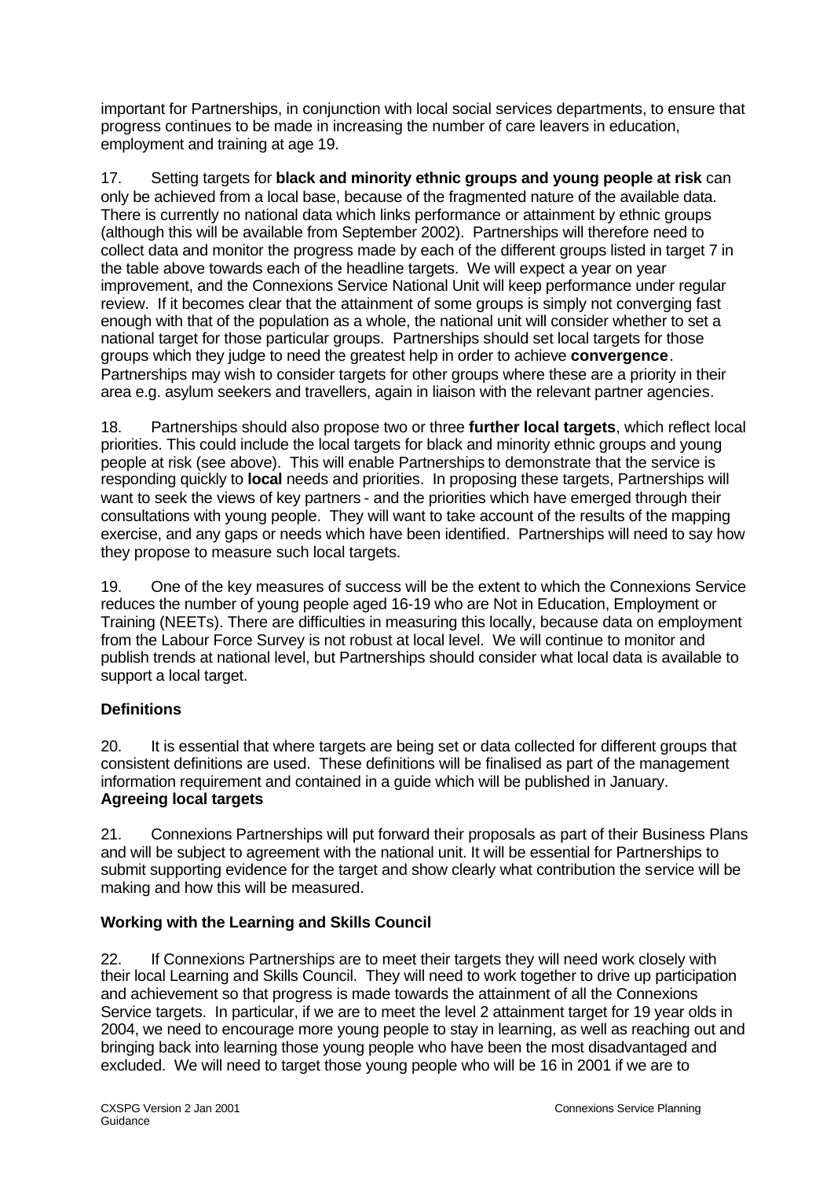important for Partnerships, in conjunction with local social services departments, to ensure that progress continues to be made in increasing the number of care leavers in education, employment and training at age 19.

17. Setting targets for **black and minority ethnic groups and young people at risk** can only be achieved from a local base, because of the fragmented nature of the available data. There is currently no national data which links performance or attainment by ethnic groups (although this will be available from September 2002). Partnerships will therefore need to collect data and monitor the progress made by each of the different groups listed in target 7 in the table above towards each of the headline targets. We will expect a year on year improvement, and the Connexions Service National Unit will keep performance under regular review. If it becomes clear that the attainment of some groups is simply not converging fast enough with that of the population as a whole, the national unit will consider whether to set a national target for those particular groups. Partnerships should set local targets for those groups which they judge to need the greatest help in order to achieve **convergence**. Partnerships may wish to consider targets for other groups where these are a priority in their area e.g. asylum seekers and travellers, again in liaison with the relevant partner agencies.

18. Partnerships should also propose two or three **further local targets**, which reflect local priorities. This could include the local targets for black and minority ethnic groups and young people at risk (see above). This will enable Partnerships to demonstrate that the service is responding quickly to **local** needs and priorities. In proposing these targets, Partnerships will want to seek the views of key partners - and the priorities which have emerged through their consultations with young people. They will want to take account of the results of the mapping exercise, and any gaps or needs which have been identified. Partnerships will need to say how they propose to measure such local targets.

19. One of the key measures of success will be the extent to which the Connexions Service reduces the number of young people aged 16-19 who are Not in Education, Employment or Training (NEETs). There are difficulties in measuring this locally, because data on employment from the Labour Force Survey is not robust at local level. We will continue to monitor and publish trends at national level, but Partnerships should consider what local data is available to support a local target.

### Definitions

20. It is essential that where targets are being set or data collected for different groups that consistent definitions are used. These definitions will be finalised as part of the management information requirement and contained in a guide which will be published in January.

### Agreeing local targets

21. Connexions Partnerships will put forward their proposals as part of their Business Plans and will be subject to agreement with the national unit. It will be essential for Partnerships to submit supporting evidence for the target and show clearly what contribution the service will be making and how this will be measured.

### Working with the Learning and Skills Council

22. If Connexions Partnerships are to meet their targets they will need work closely with their local Learning and Skills Council. They will need to work together to drive up participation and achievement so that progress is made towards the attainment of all the Connexions Service targets. In particular, if we are to meet the level 2 attainment target for 19 year olds in 2004, we need to encourage more young people to stay in learning, as well as reaching out and bringing back into learning those young people who have been the most disadvantaged and excluded. We will need to target those young people who will be 16 in 2001 if we are to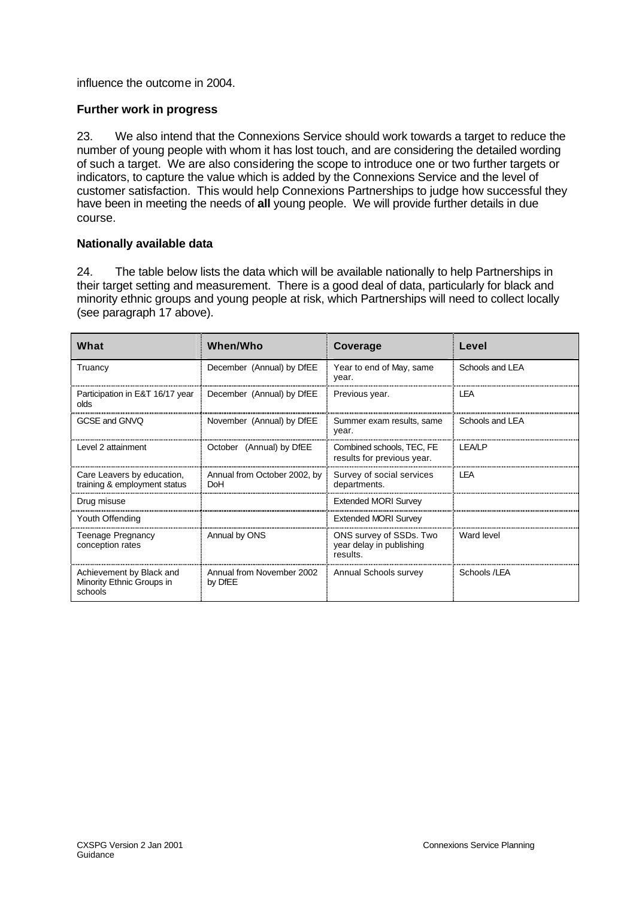influence the outcome in 2004.

**Further work in progress**

23. We also intend that the Connexions Service should work towards a target to reduce the number of young people with whom it has lost touch, and are considering the detailed wording of such a target. We are also considering the scope to introduce one or two further targets or indicators, to capture the value which is added by the Connexions Service and the level of customer satisfaction. This would help Connexions Partnerships to judge how successful they have been in meeting the needs of **all** young people. We will provide further details in due course.

**Nationally available data**

24. The table below lists the data which will be available nationally to help Partnerships in their target setting and measurement. There is a good deal of data, particularly for black and minority ethnic groups and young people at risk, which Partnerships will need to collect locally (see paragraph 17 above).

| What | When/Who | Coverage | Level |
|---|---|---|---|
| Truancy | December (Annual) by DfEE | Year to end of May, same year. | Schools and LEA |
| Participation in E&T 16/17 year olds | December (Annual) by DfEE | Previous year. | LEA |
| GCSE and GNVQ | November (Annual) by DfEE | Summer exam results, same year. | Schools and LEA |
| Level 2 attainment | October (Annual) by DfEE | Combined schools, TEC, FE results for previous year. | LEA/LP |
| Care Leavers by education, training & employment status | Annual from October 2002, by DoH | Survey of social services departments. | LEA |
| Drug misuse | | Extended MORI Survey | |
| Youth Offending | | Extended MORI Survey | |
| Teenage Pregnancy conception rates | Annual by ONS | ONS survey of SSDs. Two year delay in publishing results. | Ward level |
| Achievement by Black and Minority Ethnic Groups in schools | Annual from November 2002 by DfEE | Annual Schools survey | Schools /LEA |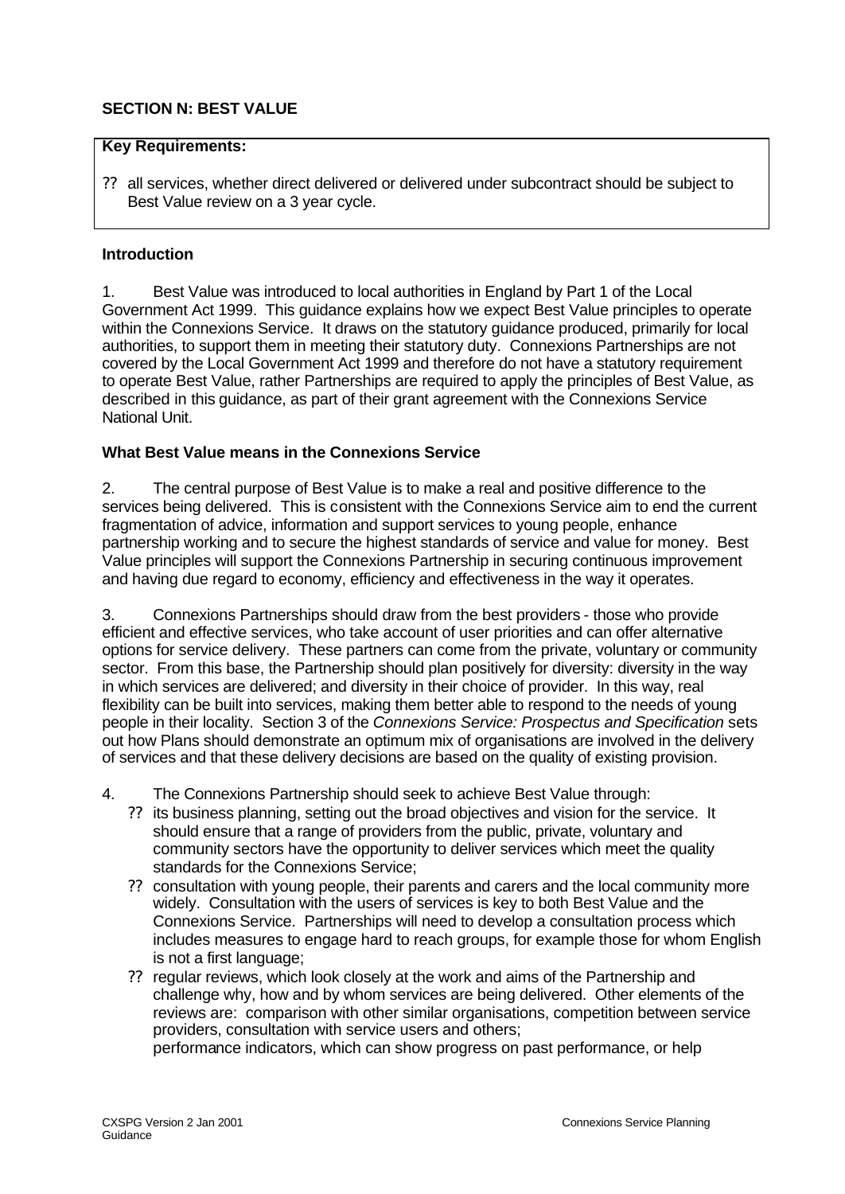## SECTION N: BEST VALUE

**Key Requirements:**

- all services, whether direct delivered or delivered under subcontract should be subject to Best Value review on a 3 year cycle.

### Introduction

1. Best Value was introduced to local authorities in England by Part 1 of the Local Government Act 1999. This guidance explains how we expect Best Value principles to operate within the Connexions Service. It draws on the statutory guidance produced, primarily for local authorities, to support them in meeting their statutory duty. Connexions Partnerships are not covered by the Local Government Act 1999 and therefore do not have a statutory requirement to operate Best Value, rather Partnerships are required to apply the principles of Best Value, as described in this guidance, as part of their grant agreement with the Connexions Service National Unit.

### What Best Value means in the Connexions Service

2. The central purpose of Best Value is to make a real and positive difference to the services being delivered. This is consistent with the Connexions Service aim to end the current fragmentation of advice, information and support services to young people, enhance partnership working and to secure the highest standards of service and value for money. Best Value principles will support the Connexions Partnership in securing continuous improvement and having due regard to economy, efficiency and effectiveness in the way it operates.

3. Connexions Partnerships should draw from the best providers - those who provide efficient and effective services, who take account of user priorities and can offer alternative options for service delivery. These partners can come from the private, voluntary or community sector. From this base, the Partnership should plan positively for diversity: diversity in the way in which services are delivered; and diversity in their choice of provider. In this way, real flexibility can be built into services, making them better able to respond to the needs of young people in their locality. Section 3 of the *Connexions Service: Prospectus and Specification* sets out how Plans should demonstrate an optimum mix of organisations are involved in the delivery of services and that these delivery decisions are based on the quality of existing provision.

4. The Connexions Partnership should seek to achieve Best Value through:
   - its business planning, setting out the broad objectives and vision for the service. It should ensure that a range of providers from the public, private, voluntary and community sectors have the opportunity to deliver services which meet the quality standards for the Connexions Service;
   - consultation with young people, their parents and carers and the local community more widely. Consultation with the users of services is key to both Best Value and the Connexions Service. Partnerships will need to develop a consultation process which includes measures to engage hard to reach groups, for example those for whom English is not a first language;
   - regular reviews, which look closely at the work and aims of the Partnership and challenge why, how and by whom services are being delivered. Other elements of the reviews are: comparison with other similar organisations, competition between service providers, consultation with service users and others;
   - performance indicators, which can show progress on past performance, or help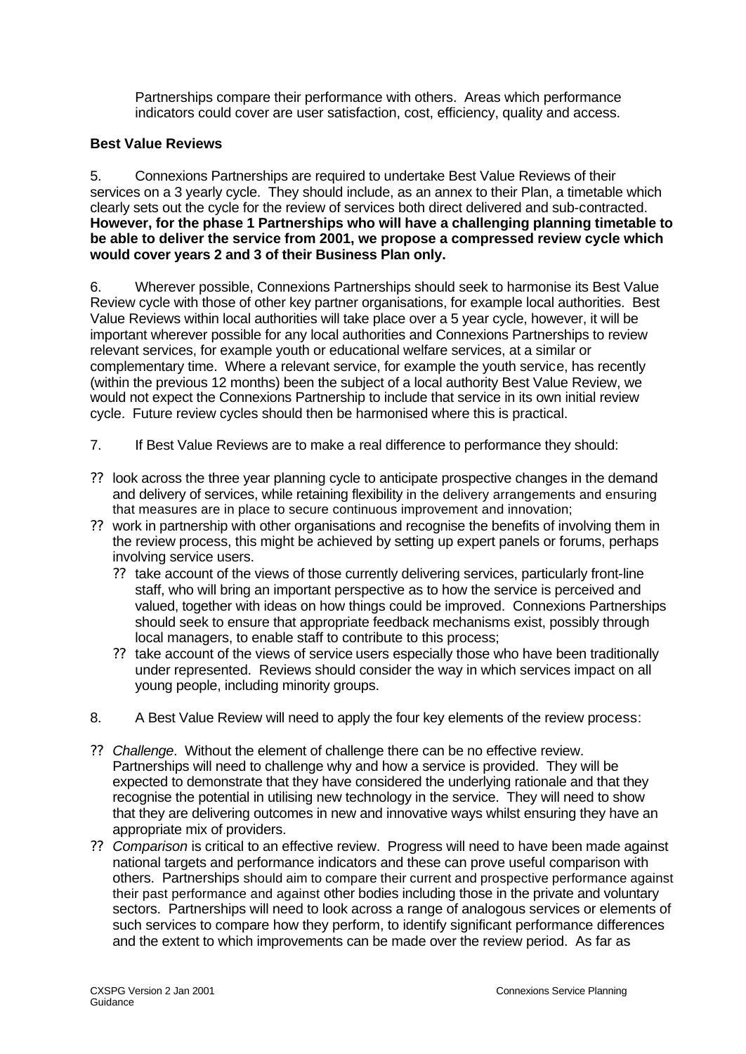Partnerships compare their performance with others. Areas which performance indicators could cover are user satisfaction, cost, efficiency, quality and access.

**Best Value Reviews**

5. Connexions Partnerships are required to undertake Best Value Reviews of their services on a 3 yearly cycle. They should include, as an annex to their Plan, a timetable which clearly sets out the cycle for the review of services both direct delivered and sub-contracted. **However, for the phase 1 Partnerships who will have a challenging planning timetable to be able to deliver the service from 2001, we propose a compressed review cycle which would cover years 2 and 3 of their Business Plan only.**

6. Wherever possible, Connexions Partnerships should seek to harmonise its Best Value Review cycle with those of other key partner organisations, for example local authorities. Best Value Reviews within local authorities will take place over a 5 year cycle, however, it will be important wherever possible for any local authorities and Connexions Partnerships to review relevant services, for example youth or educational welfare services, at a similar or complementary time. Where a relevant service, for example the youth service, has recently (within the previous 12 months) been the subject of a local authority Best Value Review, we would not expect the Connexions Partnership to include that service in its own initial review cycle. Future review cycles should then be harmonised where this is practical.

7. If Best Value Reviews are to make a real difference to performance they should:

- look across the three year planning cycle to anticipate prospective changes in the demand and delivery of services, while retaining flexibility in the delivery arrangements and ensuring that measures are in place to secure continuous improvement and innovation;
- work in partnership with other organisations and recognise the benefits of involving them in the review process, this might be achieved by setting up expert panels or forums, perhaps involving service users.
  - take account of the views of those currently delivering services, particularly front-line staff, who will bring an important perspective as to how the service is perceived and valued, together with ideas on how things could be improved. Connexions Partnerships should seek to ensure that appropriate feedback mechanisms exist, possibly through local managers, to enable staff to contribute to this process;
  - take account of the views of service users especially those who have been traditionally under represented. Reviews should consider the way in which services impact on all young people, including minority groups.

8. A Best Value Review will need to apply the four key elements of the review process:

- *Challenge*. Without the element of challenge there can be no effective review. Partnerships will need to challenge why and how a service is provided. They will be expected to demonstrate that they have considered the underlying rationale and that they recognise the potential in utilising new technology in the service. They will need to show that they are delivering outcomes in new and innovative ways whilst ensuring they have an appropriate mix of providers.
- *Comparison* is critical to an effective review. Progress will need to have been made against national targets and performance indicators and these can prove useful comparison with others. Partnerships should aim to compare their current and prospective performance against their past performance and against other bodies including those in the private and voluntary sectors. Partnerships will need to look across a range of analogous services or elements of such services to compare how they perform, to identify significant performance differences and the extent to which improvements can be made over the review period. As far as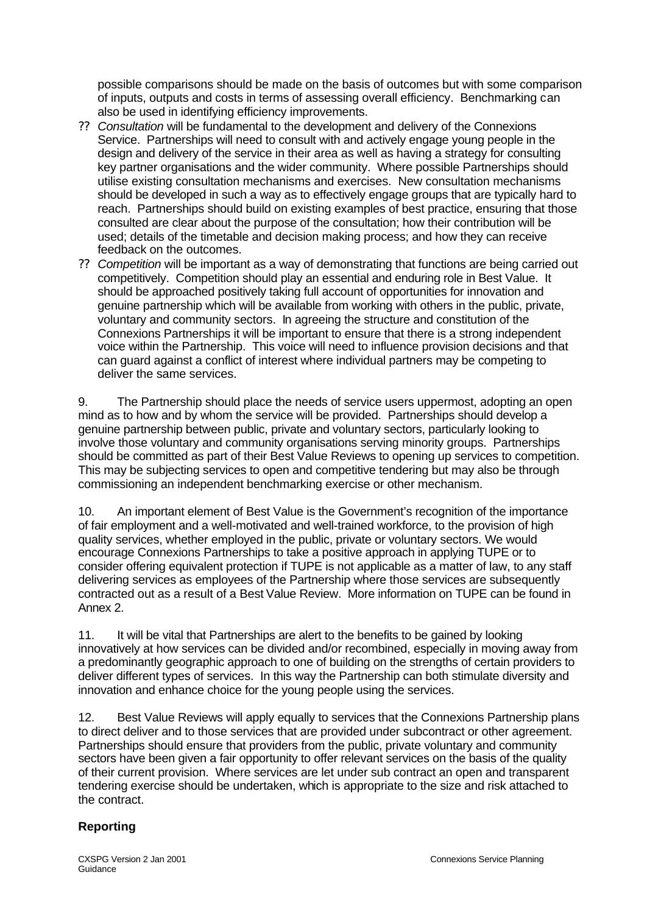possible comparisons should be made on the basis of outcomes but with some comparison of inputs, outputs and costs in terms of assessing overall efficiency. Benchmarking can also be used in identifying efficiency improvements.

- *Consultation* will be fundamental to the development and delivery of the Connexions Service. Partnerships will need to consult with and actively engage young people in the design and delivery of the service in their area as well as having a strategy for consulting key partner organisations and the wider community. Where possible Partnerships should utilise existing consultation mechanisms and exercises. New consultation mechanisms should be developed in such a way as to effectively engage groups that are typically hard to reach. Partnerships should build on existing examples of best practice, ensuring that those consulted are clear about the purpose of the consultation; how their contribution will be used; details of the timetable and decision making process; and how they can receive feedback on the outcomes.
- *Competition* will be important as a way of demonstrating that functions are being carried out competitively. Competition should play an essential and enduring role in Best Value. It should be approached positively taking full account of opportunities for innovation and genuine partnership which will be available from working with others in the public, private, voluntary and community sectors. In agreeing the structure and constitution of the Connexions Partnerships it will be important to ensure that there is a strong independent voice within the Partnership. This voice will need to influence provision decisions and that can guard against a conflict of interest where individual partners may be competing to deliver the same services.

9. The Partnership should place the needs of service users uppermost, adopting an open mind as to how and by whom the service will be provided. Partnerships should develop a genuine partnership between public, private and voluntary sectors, particularly looking to involve those voluntary and community organisations serving minority groups. Partnerships should be committed as part of their Best Value Reviews to opening up services to competition. This may be subjecting services to open and competitive tendering but may also be through commissioning an independent benchmarking exercise or other mechanism.

10. An important element of Best Value is the Government's recognition of the importance of fair employment and a well-motivated and well-trained workforce, to the provision of high quality services, whether employed in the public, private or voluntary sectors. We would encourage Connexions Partnerships to take a positive approach in applying TUPE or to consider offering equivalent protection if TUPE is not applicable as a matter of law, to any staff delivering services as employees of the Partnership where those services are subsequently contracted out as a result of a Best Value Review. More information on TUPE can be found in Annex 2.

11. It will be vital that Partnerships are alert to the benefits to be gained by looking innovatively at how services can be divided and/or recombined, especially in moving away from a predominantly geographic approach to one of building on the strengths of certain providers to deliver different types of services. In this way the Partnership can both stimulate diversity and innovation and enhance choice for the young people using the services.

12. Best Value Reviews will apply equally to services that the Connexions Partnership plans to direct deliver and to those services that are provided under subcontract or other agreement. Partnerships should ensure that providers from the public, private voluntary and community sectors have been given a fair opportunity to offer relevant services on the basis of the quality of their current provision. Where services are let under sub contract an open and transparent tendering exercise should be undertaken, which is appropriate to the size and risk attached to the contract.

## Reporting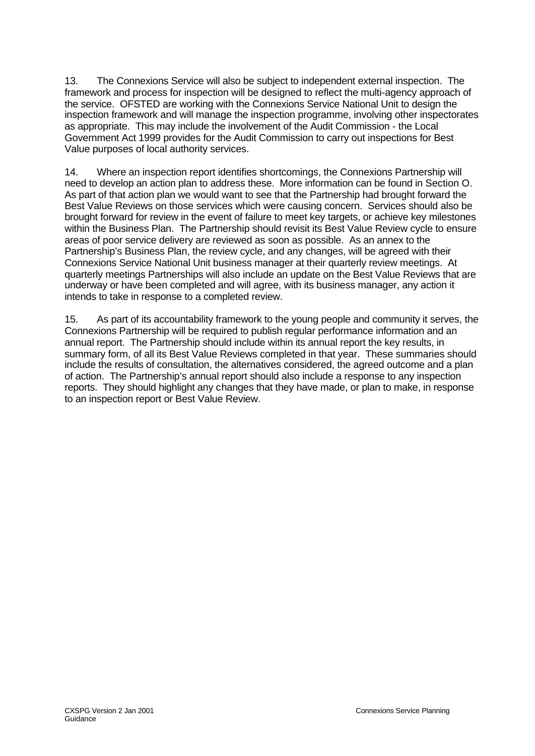13. The Connexions Service will also be subject to independent external inspection. The framework and process for inspection will be designed to reflect the multi-agency approach of the service. OFSTED are working with the Connexions Service National Unit to design the inspection framework and will manage the inspection programme, involving other inspectorates as appropriate. This may include the involvement of the Audit Commission - the Local Government Act 1999 provides for the Audit Commission to carry out inspections for Best Value purposes of local authority services.

14. Where an inspection report identifies shortcomings, the Connexions Partnership will need to develop an action plan to address these. More information can be found in Section O. As part of that action plan we would want to see that the Partnership had brought forward the Best Value Reviews on those services which were causing concern. Services should also be brought forward for review in the event of failure to meet key targets, or achieve key milestones within the Business Plan. The Partnership should revisit its Best Value Review cycle to ensure areas of poor service delivery are reviewed as soon as possible. As an annex to the Partnership's Business Plan, the review cycle, and any changes, will be agreed with their Connexions Service National Unit business manager at their quarterly review meetings. At quarterly meetings Partnerships will also include an update on the Best Value Reviews that are underway or have been completed and will agree, with its business manager, any action it intends to take in response to a completed review.

15. As part of its accountability framework to the young people and community it serves, the Connexions Partnership will be required to publish regular performance information and an annual report. The Partnership should include within its annual report the key results, in summary form, of all its Best Value Reviews completed in that year. These summaries should include the results of consultation, the alternatives considered, the agreed outcome and a plan of action. The Partnership's annual report should also include a response to any inspection reports. They should highlight any changes that they have made, or plan to make, in response to an inspection report or Best Value Review.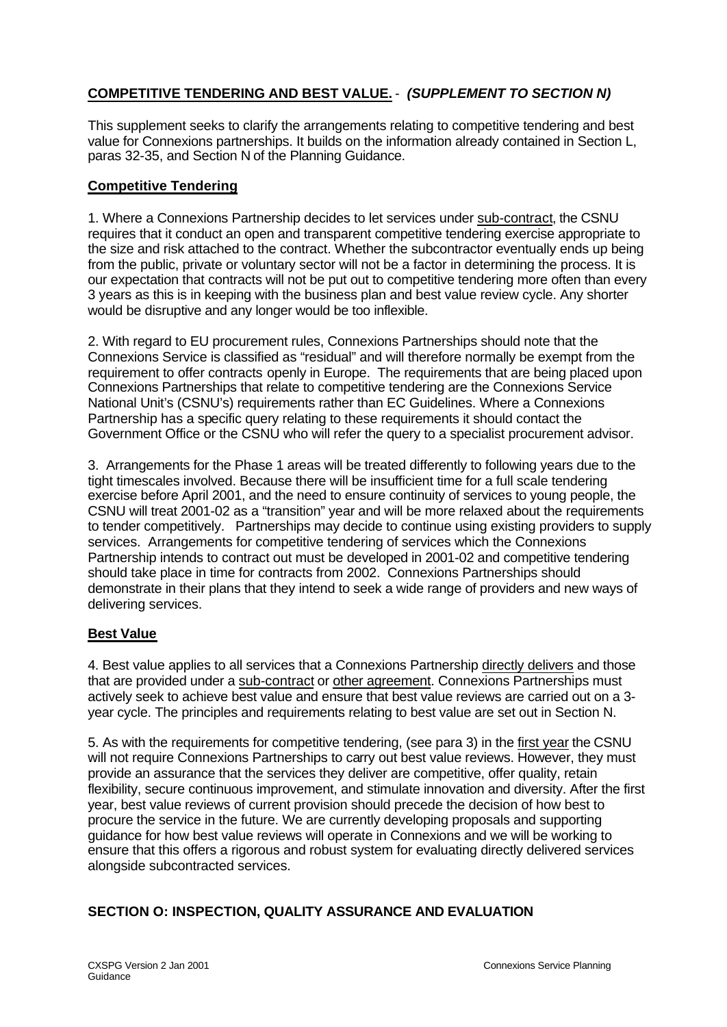## COMPETITIVE TENDERING AND BEST VALUE. - *(SUPPLEMENT TO SECTION N)*

This supplement seeks to clarify the arrangements relating to competitive tendering and best value for Connexions partnerships. It builds on the information already contained in Section L, paras 32-35, and Section N of the Planning Guidance.

### Competitive Tendering

1. Where a Connexions Partnership decides to let services under sub-contract, the CSNU requires that it conduct an open and transparent competitive tendering exercise appropriate to the size and risk attached to the contract. Whether the subcontractor eventually ends up being from the public, private or voluntary sector will not be a factor in determining the process. It is our expectation that contracts will not be put out to competitive tendering more often than every 3 years as this is in keeping with the business plan and best value review cycle. Any shorter would be disruptive and any longer would be too inflexible.

2. With regard to EU procurement rules, Connexions Partnerships should note that the Connexions Service is classified as "residual" and will therefore normally be exempt from the requirement to offer contracts openly in Europe. The requirements that are being placed upon Connexions Partnerships that relate to competitive tendering are the Connexions Service National Unit's (CSNU's) requirements rather than EC Guidelines. Where a Connexions Partnership has a specific query relating to these requirements it should contact the Government Office or the CSNU who will refer the query to a specialist procurement advisor.

3. Arrangements for the Phase 1 areas will be treated differently to following years due to the tight timescales involved. Because there will be insufficient time for a full scale tendering exercise before April 2001, and the need to ensure continuity of services to young people, the CSNU will treat 2001-02 as a "transition" year and will be more relaxed about the requirements to tender competitively. Partnerships may decide to continue using existing providers to supply services. Arrangements for competitive tendering of services which the Connexions Partnership intends to contract out must be developed in 2001-02 and competitive tendering should take place in time for contracts from 2002. Connexions Partnerships should demonstrate in their plans that they intend to seek a wide range of providers and new ways of delivering services.

### Best Value

4. Best value applies to all services that a Connexions Partnership directly delivers and those that are provided under a sub-contract or other agreement. Connexions Partnerships must actively seek to achieve best value and ensure that best value reviews are carried out on a 3-year cycle. The principles and requirements relating to best value are set out in Section N.

5. As with the requirements for competitive tendering, (see para 3) in the first year the CSNU will not require Connexions Partnerships to carry out best value reviews. However, they must provide an assurance that the services they deliver are competitive, offer quality, retain flexibility, secure continuous improvement, and stimulate innovation and diversity. After the first year, best value reviews of current provision should precede the decision of how best to procure the service in the future. We are currently developing proposals and supporting guidance for how best value reviews will operate in Connexions and we will be working to ensure that this offers a rigorous and robust system for evaluating directly delivered services alongside subcontracted services.

## SECTION O: INSPECTION, QUALITY ASSURANCE AND EVALUATION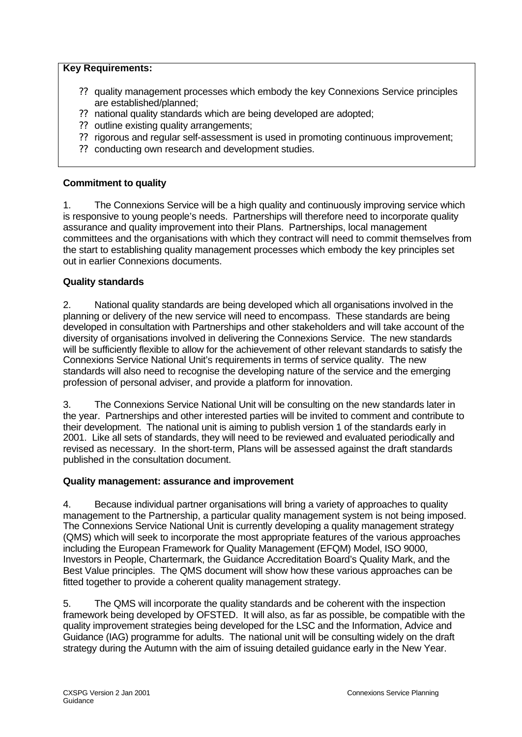**Key Requirements:**

- quality management processes which embody the key Connexions Service principles are established/planned;
- national quality standards which are being developed are adopted;
- outline existing quality arrangements;
- rigorous and regular self-assessment is used in promoting continuous improvement;
- conducting own research and development studies.

**Commitment to quality**

1. The Connexions Service will be a high quality and continuously improving service which is responsive to young people's needs. Partnerships will therefore need to incorporate quality assurance and quality improvement into their Plans. Partnerships, local management committees and the organisations with which they contract will need to commit themselves from the start to establishing quality management processes which embody the key principles set out in earlier Connexions documents.

**Quality standards**

2. National quality standards are being developed which all organisations involved in the planning or delivery of the new service will need to encompass. These standards are being developed in consultation with Partnerships and other stakeholders and will take account of the diversity of organisations involved in delivering the Connexions Service. The new standards will be sufficiently flexible to allow for the achievement of other relevant standards to satisfy the Connexions Service National Unit's requirements in terms of service quality. The new standards will also need to recognise the developing nature of the service and the emerging profession of personal adviser, and provide a platform for innovation.

3. The Connexions Service National Unit will be consulting on the new standards later in the year. Partnerships and other interested parties will be invited to comment and contribute to their development. The national unit is aiming to publish version 1 of the standards early in 2001. Like all sets of standards, they will need to be reviewed and evaluated periodically and revised as necessary. In the short-term, Plans will be assessed against the draft standards published in the consultation document.

**Quality management: assurance and improvement**

4. Because individual partner organisations will bring a variety of approaches to quality management to the Partnership, a particular quality management system is not being imposed. The Connexions Service National Unit is currently developing a quality management strategy (QMS) which will seek to incorporate the most appropriate features of the various approaches including the European Framework for Quality Management (EFQM) Model, ISO 9000, Investors in People, Chartermark, the Guidance Accreditation Board's Quality Mark, and the Best Value principles. The QMS document will show how these various approaches can be fitted together to provide a coherent quality management strategy.

5. The QMS will incorporate the quality standards and be coherent with the inspection framework being developed by OFSTED. It will also, as far as possible, be compatible with the quality improvement strategies being developed for the LSC and the Information, Advice and Guidance (IAG) programme for adults. The national unit will be consulting widely on the draft strategy during the Autumn with the aim of issuing detailed guidance early in the New Year.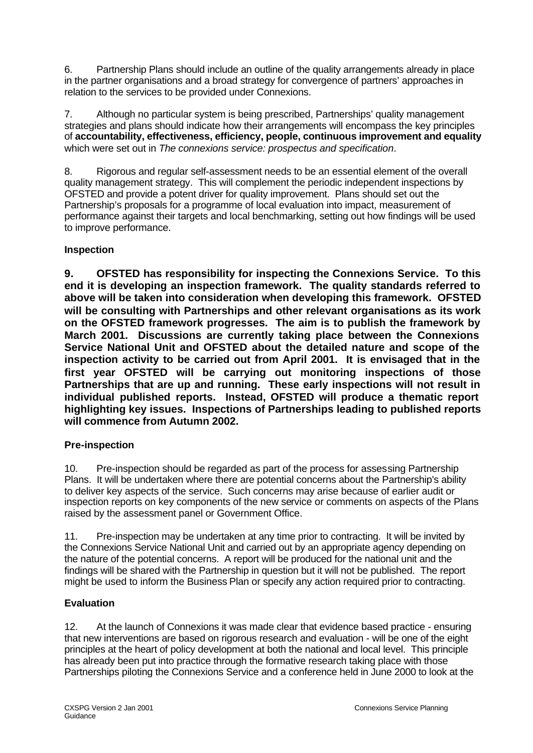6. Partnership Plans should include an outline of the quality arrangements already in place in the partner organisations and a broad strategy for convergence of partners' approaches in relation to the services to be provided under Connexions.

7. Although no particular system is being prescribed, Partnerships' quality management strategies and plans should indicate how their arrangements will encompass the key principles of **accountability, effectiveness, efficiency, people, continuous improvement and equality** which were set out in *The connexions service: prospectus and specification*.

8. Rigorous and regular self-assessment needs to be an essential element of the overall quality management strategy. This will complement the periodic independent inspections by OFSTED and provide a potent driver for quality improvement. Plans should set out the Partnership's proposals for a programme of local evaluation into impact, measurement of performance against their targets and local benchmarking, setting out how findings will be used to improve performance.

**Inspection**

**9. OFSTED has responsibility for inspecting the Connexions Service. To this end it is developing an inspection framework. The quality standards referred to above will be taken into consideration when developing this framework. OFSTED will be consulting with Partnerships and other relevant organisations as its work on the OFSTED framework progresses. The aim is to publish the framework by March 2001. Discussions are currently taking place between the Connexions Service National Unit and OFSTED about the detailed nature and scope of the inspection activity to be carried out from April 2001. It is envisaged that in the first year OFSTED will be carrying out monitoring inspections of those Partnerships that are up and running. These early inspections will not result in individual published reports. Instead, OFSTED will produce a thematic report highlighting key issues. Inspections of Partnerships leading to published reports will commence from Autumn 2002.**

**Pre-inspection**

10. Pre-inspection should be regarded as part of the process for assessing Partnership Plans. It will be undertaken where there are potential concerns about the Partnership's ability to deliver key aspects of the service. Such concerns may arise because of earlier audit or inspection reports on key components of the new service or comments on aspects of the Plans raised by the assessment panel or Government Office.

11. Pre-inspection may be undertaken at any time prior to contracting. It will be invited by the Connexions Service National Unit and carried out by an appropriate agency depending on the nature of the potential concerns. A report will be produced for the national unit and the findings will be shared with the Partnership in question but it will not be published. The report might be used to inform the Business Plan or specify any action required prior to contracting.

**Evaluation**

12. At the launch of Connexions it was made clear that evidence based practice - ensuring that new interventions are based on rigorous research and evaluation - will be one of the eight principles at the heart of policy development at both the national and local level. This principle has already been put into practice through the formative research taking place with those Partnerships piloting the Connexions Service and a conference held in June 2000 to look at the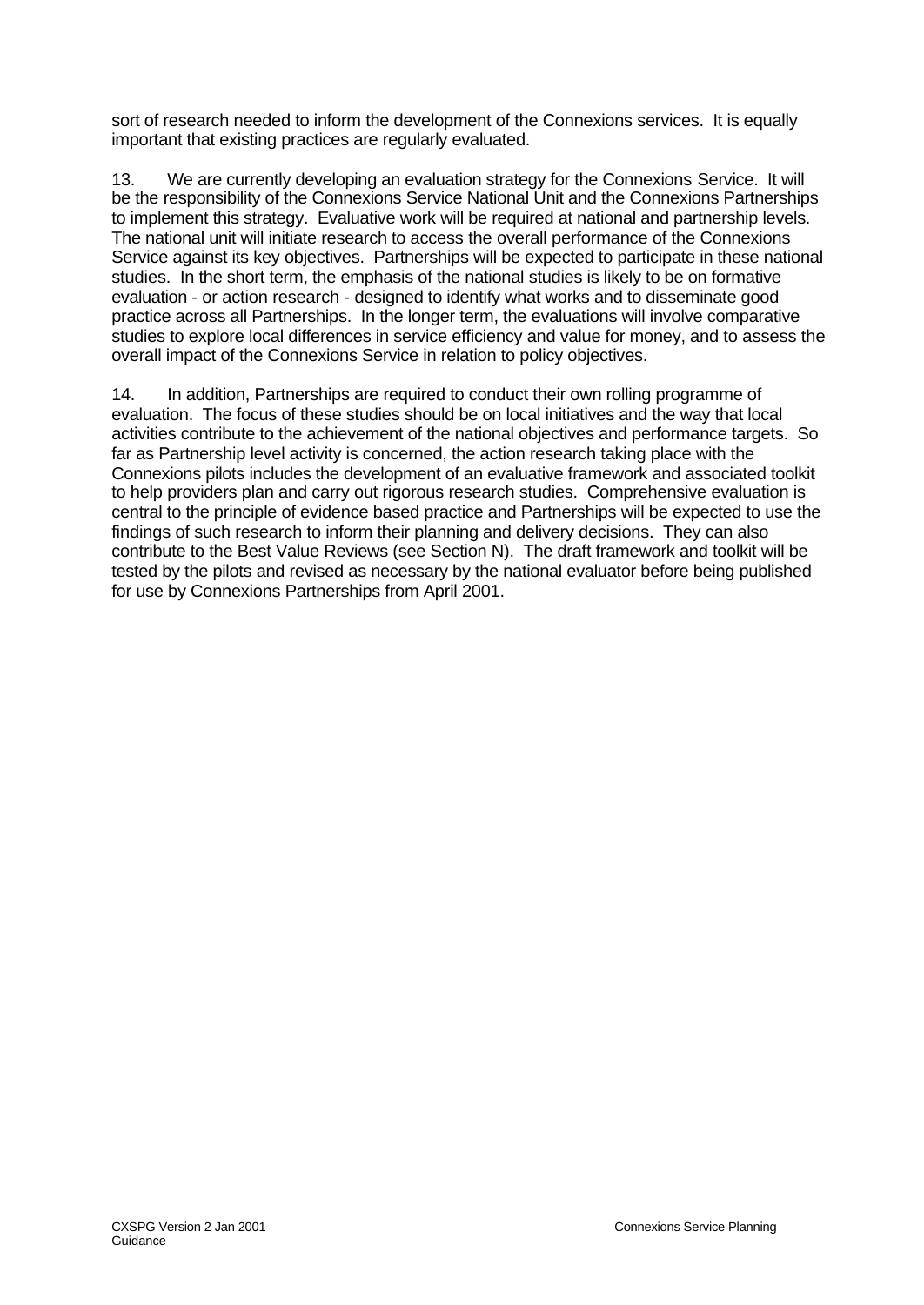sort of research needed to inform the development of the Connexions services. It is equally important that existing practices are regularly evaluated.

13. We are currently developing an evaluation strategy for the Connexions Service. It will be the responsibility of the Connexions Service National Unit and the Connexions Partnerships to implement this strategy. Evaluative work will be required at national and partnership levels. The national unit will initiate research to access the overall performance of the Connexions Service against its key objectives. Partnerships will be expected to participate in these national studies. In the short term, the emphasis of the national studies is likely to be on formative evaluation - or action research - designed to identify what works and to disseminate good practice across all Partnerships. In the longer term, the evaluations will involve comparative studies to explore local differences in service efficiency and value for money, and to assess the overall impact of the Connexions Service in relation to policy objectives.

14. In addition, Partnerships are required to conduct their own rolling programme of evaluation. The focus of these studies should be on local initiatives and the way that local activities contribute to the achievement of the national objectives and performance targets. So far as Partnership level activity is concerned, the action research taking place with the Connexions pilots includes the development of an evaluative framework and associated toolkit to help providers plan and carry out rigorous research studies. Comprehensive evaluation is central to the principle of evidence based practice and Partnerships will be expected to use the findings of such research to inform their planning and delivery decisions. They can also contribute to the Best Value Reviews (see Section N). The draft framework and toolkit will be tested by the pilots and revised as necessary by the national evaluator before being published for use by Connexions Partnerships from April 2001.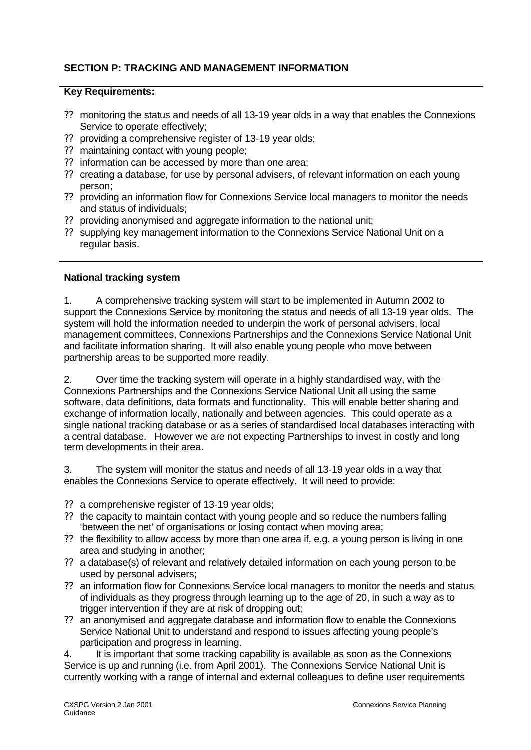## SECTION P: TRACKING AND MANAGEMENT INFORMATION

**Key Requirements:**

- monitoring the status and needs of all 13-19 year olds in a way that enables the Connexions Service to operate effectively;
- providing a comprehensive register of 13-19 year olds;
- maintaining contact with young people;
- information can be accessed by more than one area;
- creating a database, for use by personal advisers, of relevant information on each young person;
- providing an information flow for Connexions Service local managers to monitor the needs and status of individuals;
- providing anonymised and aggregate information to the national unit;
- supplying key management information to the Connexions Service National Unit on a regular basis.

### National tracking system

1. A comprehensive tracking system will start to be implemented in Autumn 2002 to support the Connexions Service by monitoring the status and needs of all 13-19 year olds. The system will hold the information needed to underpin the work of personal advisers, local management committees, Connexions Partnerships and the Connexions Service National Unit and facilitate information sharing. It will also enable young people who move between partnership areas to be supported more readily.

2. Over time the tracking system will operate in a highly standardised way, with the Connexions Partnerships and the Connexions Service National Unit all using the same software, data definitions, data formats and functionality. This will enable better sharing and exchange of information locally, nationally and between agencies. This could operate as a single national tracking database or as a series of standardised local databases interacting with a central database. However we are not expecting Partnerships to invest in costly and long term developments in their area.

3. The system will monitor the status and needs of all 13-19 year olds in a way that enables the Connexions Service to operate effectively. It will need to provide:

- a comprehensive register of 13-19 year olds;
- the capacity to maintain contact with young people and so reduce the numbers falling 'between the net' of organisations or losing contact when moving area;
- the flexibility to allow access by more than one area if, e.g. a young person is living in one area and studying in another;
- a database(s) of relevant and relatively detailed information on each young person to be used by personal advisers;
- an information flow for Connexions Service local managers to monitor the needs and status of individuals as they progress through learning up to the age of 20, in such a way as to trigger intervention if they are at risk of dropping out;
- an anonymised and aggregate database and information flow to enable the Connexions Service National Unit to understand and respond to issues affecting young people's participation and progress in learning.

4. It is important that some tracking capability is available as soon as the Connexions Service is up and running (i.e. from April 2001). The Connexions Service National Unit is currently working with a range of internal and external colleagues to define user requirements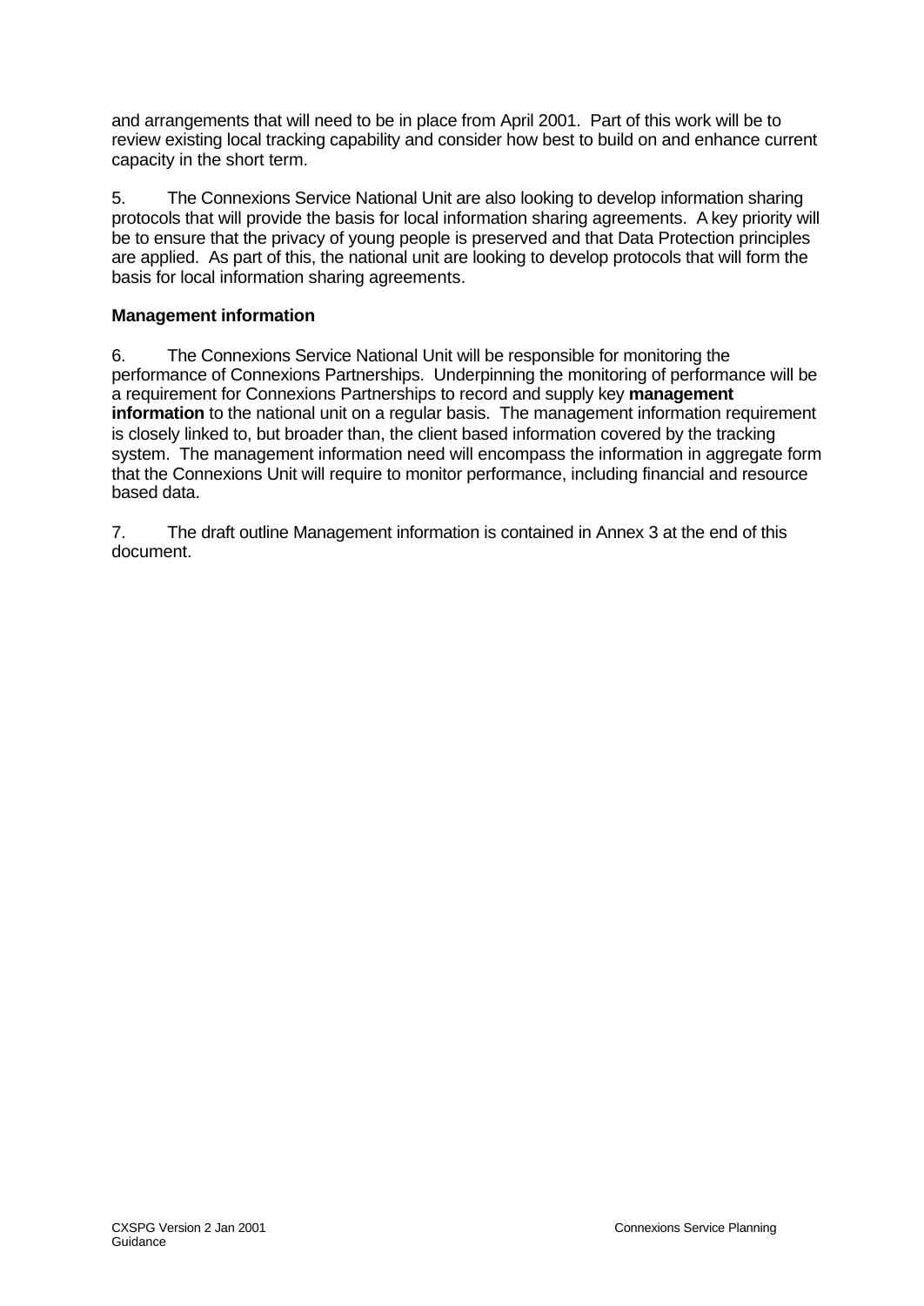and arrangements that will need to be in place from April 2001. Part of this work will be to review existing local tracking capability and consider how best to build on and enhance current capacity in the short term.

5. The Connexions Service National Unit are also looking to develop information sharing protocols that will provide the basis for local information sharing agreements. A key priority will be to ensure that the privacy of young people is preserved and that Data Protection principles are applied. As part of this, the national unit are looking to develop protocols that will form the basis for local information sharing agreements.

**Management information**

6. The Connexions Service National Unit will be responsible for monitoring the performance of Connexions Partnerships. Underpinning the monitoring of performance will be a requirement for Connexions Partnerships to record and supply key **management information** to the national unit on a regular basis. The management information requirement is closely linked to, but broader than, the client based information covered by the tracking system. The management information need will encompass the information in aggregate form that the Connexions Unit will require to monitor performance, including financial and resource based data.

7. The draft outline Management information is contained in Annex 3 at the end of this document.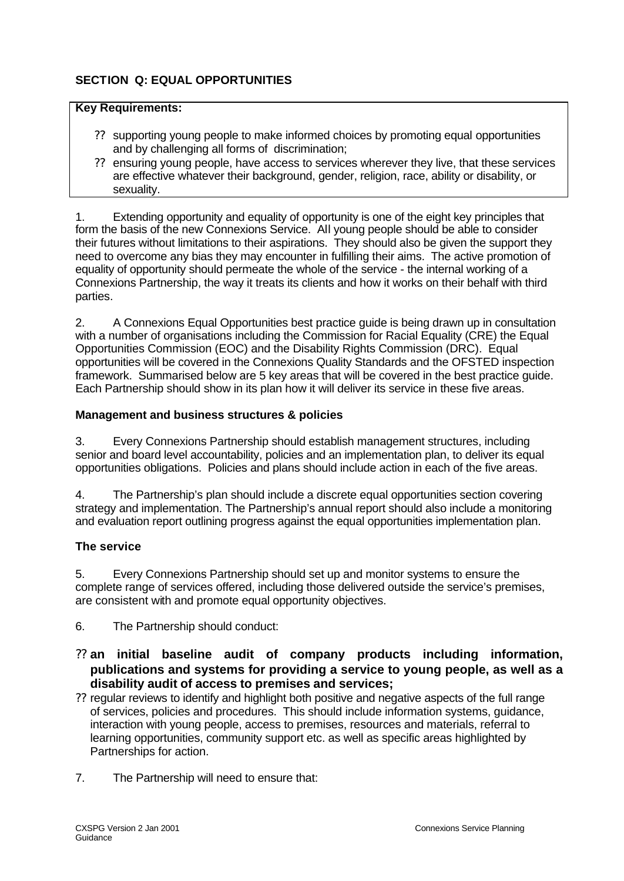**SECTION Q: EQUAL OPPORTUNITIES**

**Key Requirements:**

- supporting young people to make informed choices by promoting equal opportunities and by challenging all forms of discrimination;
- ensuring young people, have access to services wherever they live, that these services are effective whatever their background, gender, religion, race, ability or disability, or sexuality.

1. Extending opportunity and equality of opportunity is one of the eight key principles that form the basis of the new Connexions Service. All young people should be able to consider their futures without limitations to their aspirations. They should also be given the support they need to overcome any bias they may encounter in fulfilling their aims. The active promotion of equality of opportunity should permeate the whole of the service - the internal working of a Connexions Partnership, the way it treats its clients and how it works on their behalf with third parties.

2. A Connexions Equal Opportunities best practice guide is being drawn up in consultation with a number of organisations including the Commission for Racial Equality (CRE) the Equal Opportunities Commission (EOC) and the Disability Rights Commission (DRC). Equal opportunities will be covered in the Connexions Quality Standards and the OFSTED inspection framework. Summarised below are 5 key areas that will be covered in the best practice guide. Each Partnership should show in its plan how it will deliver its service in these five areas.

**Management and business structures & policies**

3. Every Connexions Partnership should establish management structures, including senior and board level accountability, policies and an implementation plan, to deliver its equal opportunities obligations. Policies and plans should include action in each of the five areas.

4. The Partnership's plan should include a discrete equal opportunities section covering strategy and implementation. The Partnership's annual report should also include a monitoring and evaluation report outlining progress against the equal opportunities implementation plan.

**The service**

5. Every Connexions Partnership should set up and monitor systems to ensure the complete range of services offered, including those delivered outside the service's premises, are consistent with and promote equal opportunity objectives.

6. The Partnership should conduct:

- **an initial baseline audit of company products including information, publications and systems for providing a service to young people, as well as a disability audit of access to premises and services;**
- regular reviews to identify and highlight both positive and negative aspects of the full range of services, policies and procedures. This should include information systems, guidance, interaction with young people, access to premises, resources and materials, referral to learning opportunities, community support etc. as well as specific areas highlighted by Partnerships for action.

7. The Partnership will need to ensure that: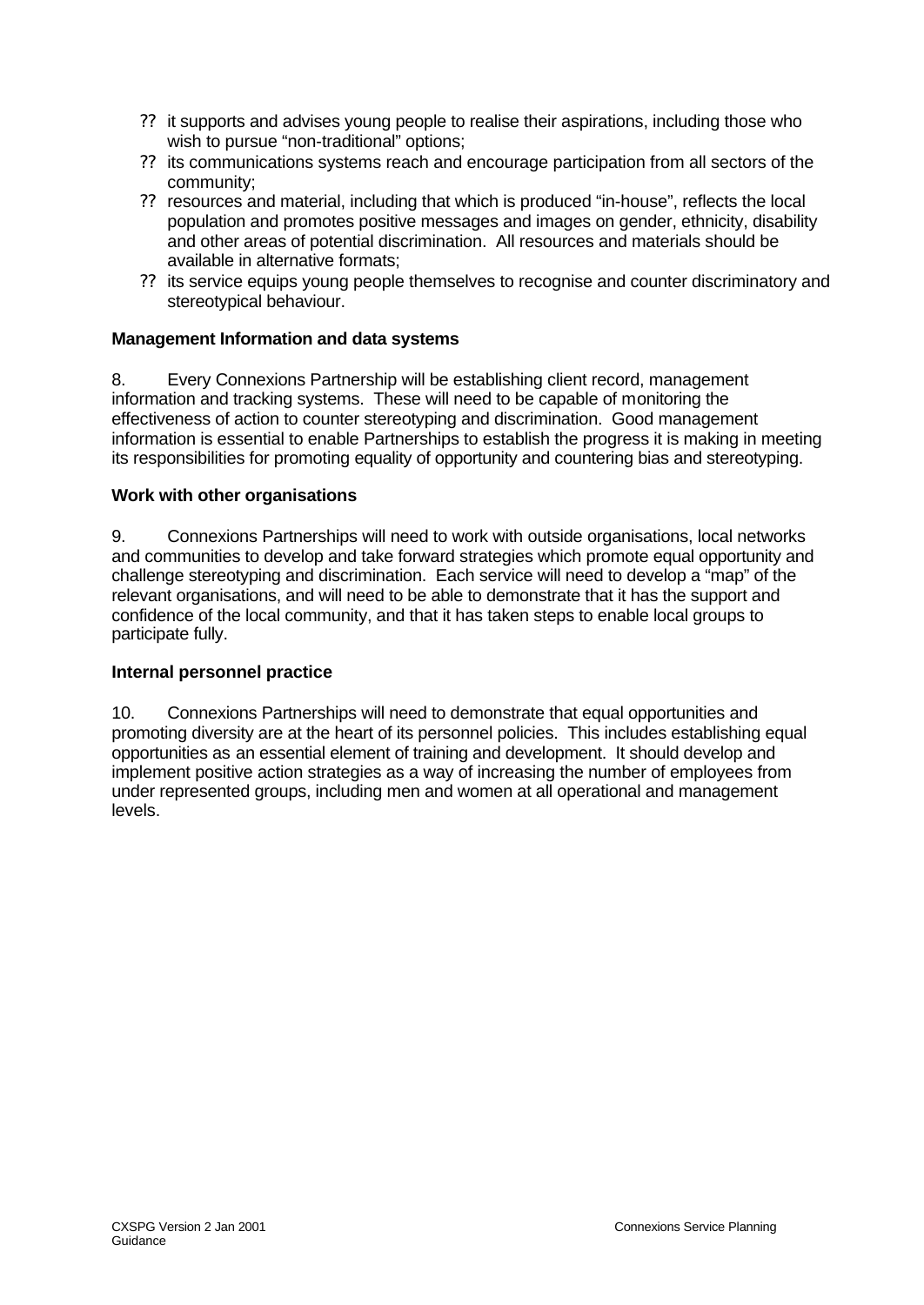- it supports and advises young people to realise their aspirations, including those who wish to pursue "non-traditional" options;
- its communications systems reach and encourage participation from all sectors of the community;
- resources and material, including that which is produced "in-house", reflects the local population and promotes positive messages and images on gender, ethnicity, disability and other areas of potential discrimination. All resources and materials should be available in alternative formats;
- its service equips young people themselves to recognise and counter discriminatory and stereotypical behaviour.

**Management Information and data systems**

8. Every Connexions Partnership will be establishing client record, management information and tracking systems. These will need to be capable of monitoring the effectiveness of action to counter stereotyping and discrimination. Good management information is essential to enable Partnerships to establish the progress it is making in meeting its responsibilities for promoting equality of opportunity and countering bias and stereotyping.

**Work with other organisations**

9. Connexions Partnerships will need to work with outside organisations, local networks and communities to develop and take forward strategies which promote equal opportunity and challenge stereotyping and discrimination. Each service will need to develop a "map" of the relevant organisations, and will need to be able to demonstrate that it has the support and confidence of the local community, and that it has taken steps to enable local groups to participate fully.

**Internal personnel practice**

10. Connexions Partnerships will need to demonstrate that equal opportunities and promoting diversity are at the heart of its personnel policies. This includes establishing equal opportunities as an essential element of training and development. It should develop and implement positive action strategies as a way of increasing the number of employees from under represented groups, including men and women at all operational and management levels.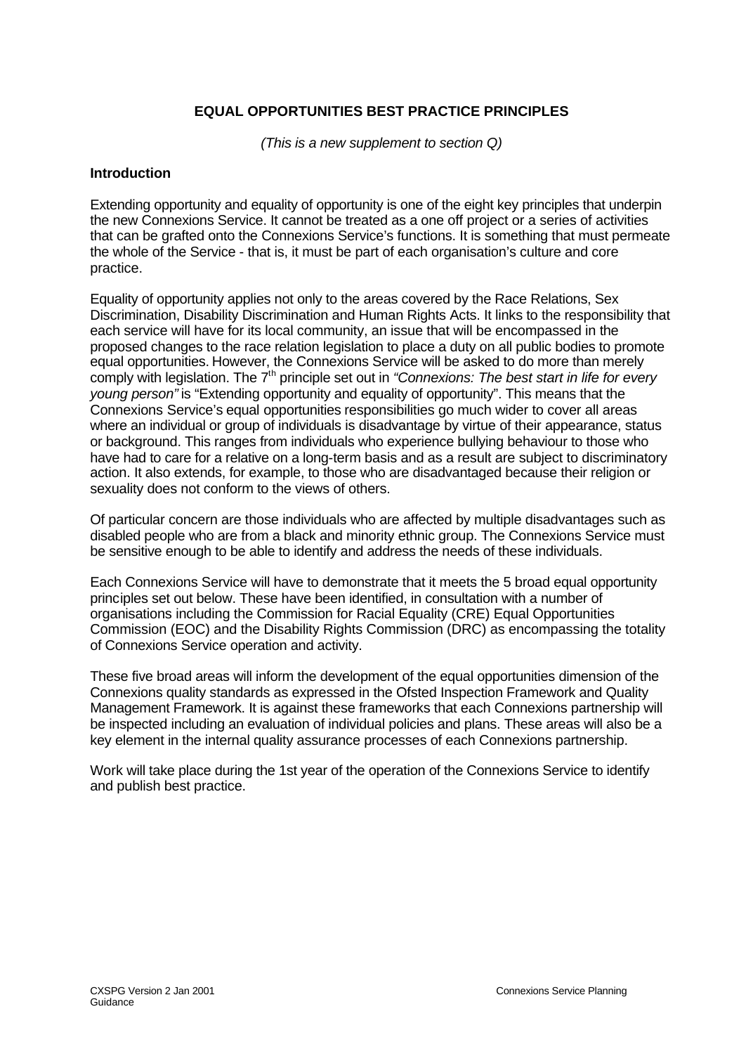## EQUAL OPPORTUNITIES BEST PRACTICE PRINCIPLES

*(This is a new supplement to section Q)*

### Introduction

Extending opportunity and equality of opportunity is one of the eight key principles that underpin the new Connexions Service. It cannot be treated as a one off project or a series of activities that can be grafted onto the Connexions Service's functions. It is something that must permeate the whole of the Service - that is, it must be part of each organisation's culture and core practice.

Equality of opportunity applies not only to the areas covered by the Race Relations, Sex Discrimination, Disability Discrimination and Human Rights Acts. It links to the responsibility that each service will have for its local community, an issue that will be encompassed in the proposed changes to the race relation legislation to place a duty on all public bodies to promote equal opportunities. However, the Connexions Service will be asked to do more than merely comply with legislation. The 7th principle set out in *"Connexions: The best start in life for every young person"* is "Extending opportunity and equality of opportunity". This means that the Connexions Service's equal opportunities responsibilities go much wider to cover all areas where an individual or group of individuals is disadvantage by virtue of their appearance, status or background. This ranges from individuals who experience bullying behaviour to those who have had to care for a relative on a long-term basis and as a result are subject to discriminatory action. It also extends, for example, to those who are disadvantaged because their religion or sexuality does not conform to the views of others.

Of particular concern are those individuals who are affected by multiple disadvantages such as disabled people who are from a black and minority ethnic group. The Connexions Service must be sensitive enough to be able to identify and address the needs of these individuals.

Each Connexions Service will have to demonstrate that it meets the 5 broad equal opportunity principles set out below. These have been identified, in consultation with a number of organisations including the Commission for Racial Equality (CRE) Equal Opportunities Commission (EOC) and the Disability Rights Commission (DRC) as encompassing the totality of Connexions Service operation and activity.

These five broad areas will inform the development of the equal opportunities dimension of the Connexions quality standards as expressed in the Ofsted Inspection Framework and Quality Management Framework. It is against these frameworks that each Connexions partnership will be inspected including an evaluation of individual policies and plans. These areas will also be a key element in the internal quality assurance processes of each Connexions partnership.

Work will take place during the 1st year of the operation of the Connexions Service to identify and publish best practice.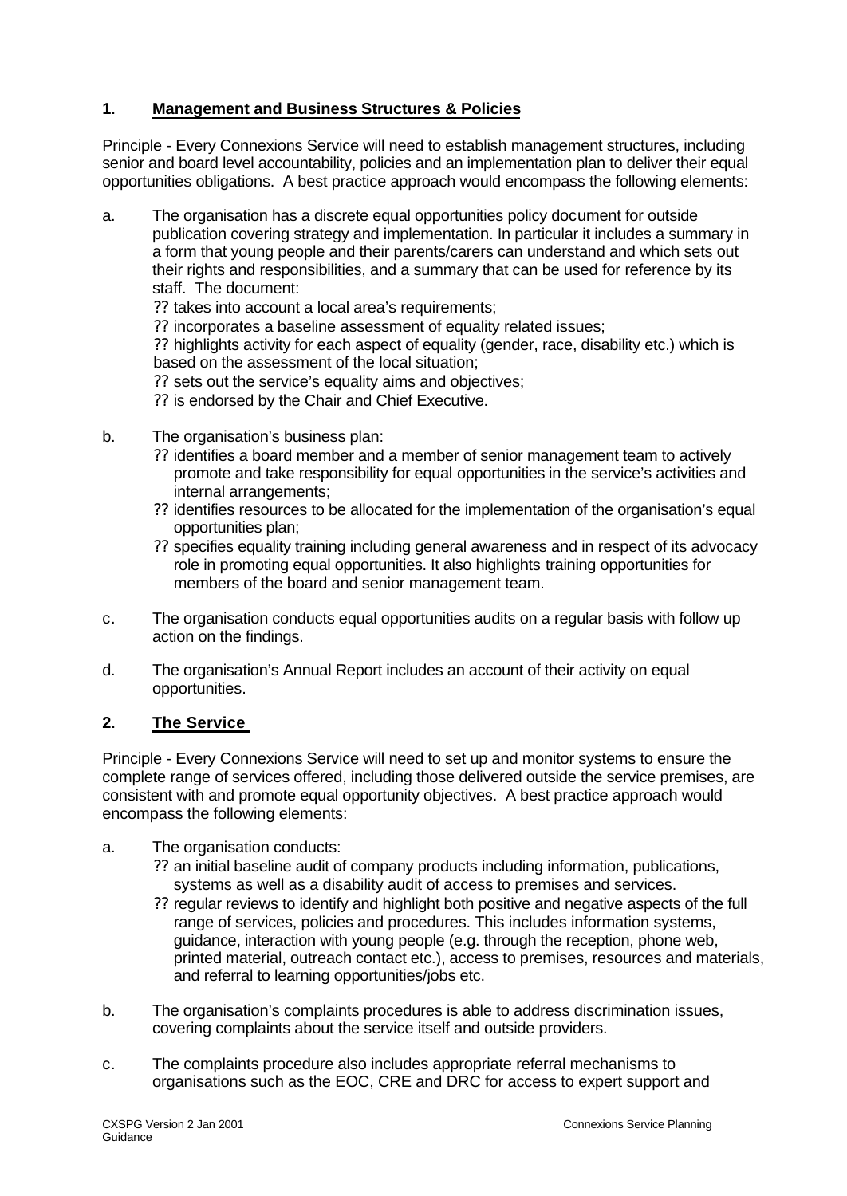## 1. Management and Business Structures & Policies

Principle - Every Connexions Service will need to establish management structures, including senior and board level accountability, policies and an implementation plan to deliver their equal opportunities obligations. A best practice approach would encompass the following elements:

a. The organisation has a discrete equal opportunities policy document for outside publication covering strategy and implementation. In particular it includes a summary in a form that young people and their parents/carers can understand and which sets out their rights and responsibilities, and a summary that can be used for reference by its staff. The document:
   - takes into account a local area's requirements;
   - incorporates a baseline assessment of equality related issues;
   - highlights activity for each aspect of equality (gender, race, disability etc.) which is based on the assessment of the local situation;
   - sets out the service's equality aims and objectives;
   - is endorsed by the Chair and Chief Executive.

b. The organisation's business plan:
   - identifies a board member and a member of senior management team to actively promote and take responsibility for equal opportunities in the service's activities and internal arrangements;
   - identifies resources to be allocated for the implementation of the organisation's equal opportunities plan;
   - specifies equality training including general awareness and in respect of its advocacy role in promoting equal opportunities. It also highlights training opportunities for members of the board and senior management team.

c. The organisation conducts equal opportunities audits on a regular basis with follow up action on the findings.

d. The organisation's Annual Report includes an account of their activity on equal opportunities.

## 2. The Service

Principle - Every Connexions Service will need to set up and monitor systems to ensure the complete range of services offered, including those delivered outside the service premises, are consistent with and promote equal opportunity objectives. A best practice approach would encompass the following elements:

a. The organisation conducts:
   - an initial baseline audit of company products including information, publications, systems as well as a disability audit of access to premises and services.
   - regular reviews to identify and highlight both positive and negative aspects of the full range of services, policies and procedures. This includes information systems, guidance, interaction with young people (e.g. through the reception, phone web, printed material, outreach contact etc.), access to premises, resources and materials, and referral to learning opportunities/jobs etc.

b. The organisation's complaints procedures is able to address discrimination issues, covering complaints about the service itself and outside providers.

c. The complaints procedure also includes appropriate referral mechanisms to organisations such as the EOC, CRE and DRC for access to expert support and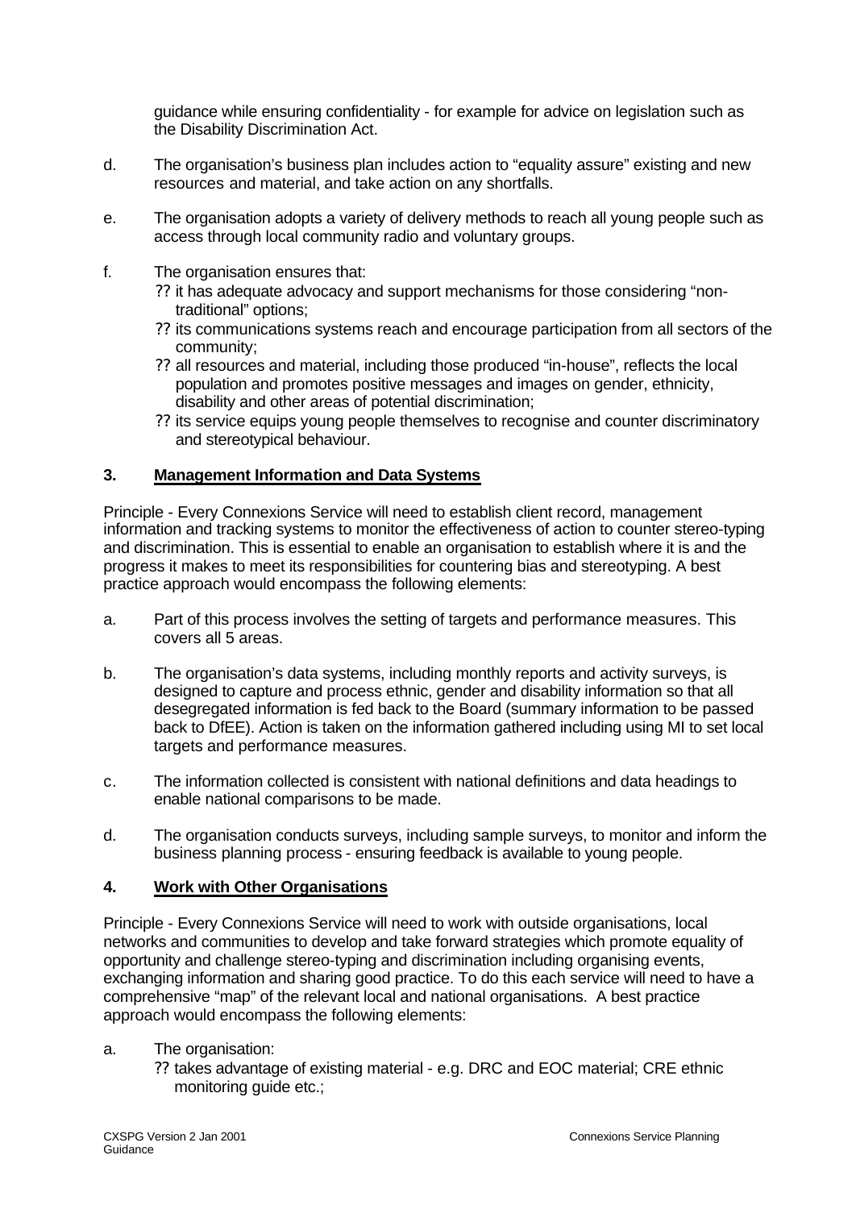guidance while ensuring confidentiality - for example for advice on legislation such as the Disability Discrimination Act.

d. The organisation's business plan includes action to "equality assure" existing and new resources and material, and take action on any shortfalls.

e. The organisation adopts a variety of delivery methods to reach all young people such as access through local community radio and voluntary groups.

f. The organisation ensures that:
   - ?? it has adequate advocacy and support mechanisms for those considering "non-traditional" options;
   - ?? its communications systems reach and encourage participation from all sectors of the community;
   - ?? all resources and material, including those produced "in-house", reflects the local population and promotes positive messages and images on gender, ethnicity, disability and other areas of potential discrimination;
   - ?? its service equips young people themselves to recognise and counter discriminatory and stereotypical behaviour.

### 3. Management Information and Data Systems

Principle - Every Connexions Service will need to establish client record, management information and tracking systems to monitor the effectiveness of action to counter stereo-typing and discrimination. This is essential to enable an organisation to establish where it is and the progress it makes to meet its responsibilities for countering bias and stereotyping. A best practice approach would encompass the following elements:

a. Part of this process involves the setting of targets and performance measures. This covers all 5 areas.

b. The organisation's data systems, including monthly reports and activity surveys, is designed to capture and process ethnic, gender and disability information so that all desegregated information is fed back to the Board (summary information to be passed back to DfEE). Action is taken on the information gathered including using MI to set local targets and performance measures.

c. The information collected is consistent with national definitions and data headings to enable national comparisons to be made.

d. The organisation conducts surveys, including sample surveys, to monitor and inform the business planning process - ensuring feedback is available to young people.

### 4. Work with Other Organisations

Principle - Every Connexions Service will need to work with outside organisations, local networks and communities to develop and take forward strategies which promote equality of opportunity and challenge stereo-typing and discrimination including organising events, exchanging information and sharing good practice. To do this each service will need to have a comprehensive "map" of the relevant local and national organisations. A best practice approach would encompass the following elements:

a. The organisation:
   - ?? takes advantage of existing material - e.g. DRC and EOC material; CRE ethnic monitoring guide etc.;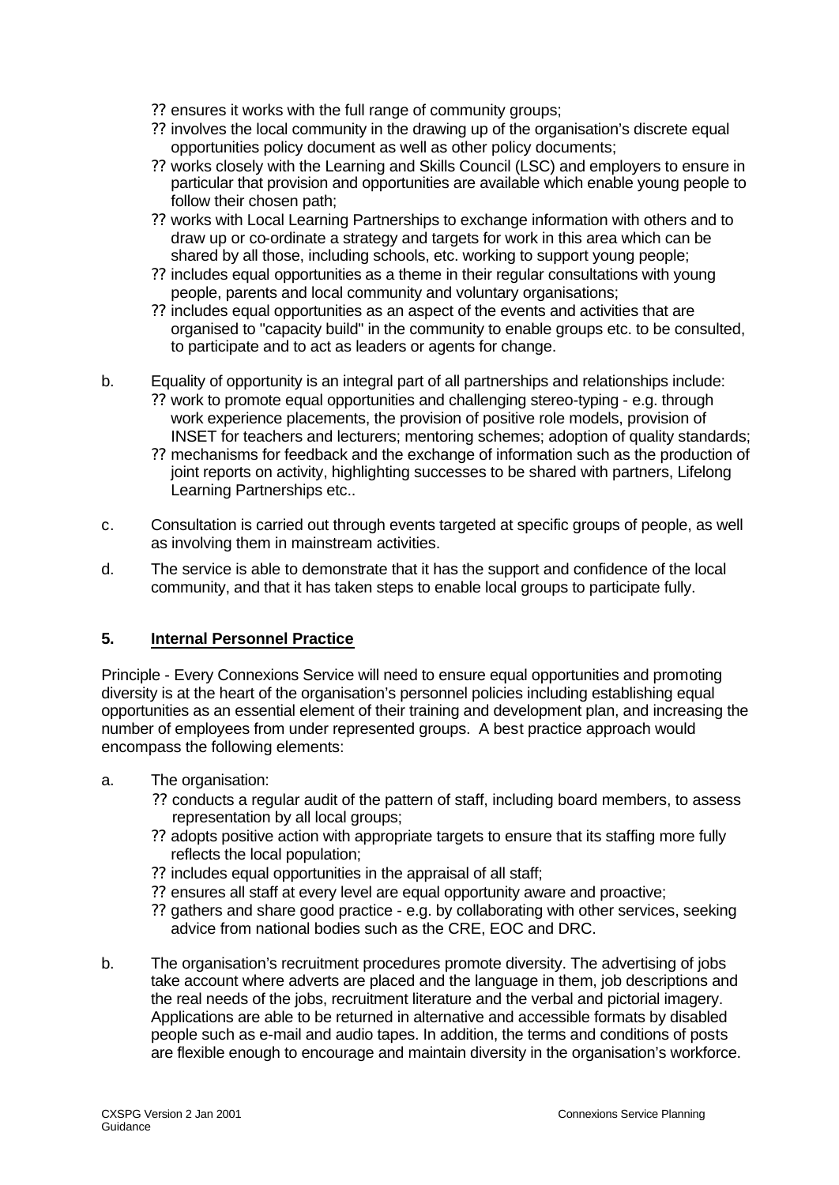- ensures it works with the full range of community groups;
- involves the local community in the drawing up of the organisation's discrete equal opportunities policy document as well as other policy documents;
- works closely with the Learning and Skills Council (LSC) and employers to ensure in particular that provision and opportunities are available which enable young people to follow their chosen path;
- works with Local Learning Partnerships to exchange information with others and to draw up or co-ordinate a strategy and targets for work in this area which can be shared by all those, including schools, etc. working to support young people;
- includes equal opportunities as a theme in their regular consultations with young people, parents and local community and voluntary organisations;
- includes equal opportunities as an aspect of the events and activities that are organised to "capacity build" in the community to enable groups etc. to be consulted, to participate and to act as leaders or agents for change.

b. Equality of opportunity is an integral part of all partnerships and relationships include:
   - work to promote equal opportunities and challenging stereo-typing - e.g. through work experience placements, the provision of positive role models, provision of INSET for teachers and lecturers; mentoring schemes; adoption of quality standards;
   - mechanisms for feedback and the exchange of information such as the production of joint reports on activity, highlighting successes to be shared with partners, Lifelong Learning Partnerships etc..

c. Consultation is carried out through events targeted at specific groups of people, as well as involving them in mainstream activities.

d. The service is able to demonstrate that it has the support and confidence of the local community, and that it has taken steps to enable local groups to participate fully.

## 5. Internal Personnel Practice

Principle - Every Connexions Service will need to ensure equal opportunities and promoting diversity is at the heart of the organisation's personnel policies including establishing equal opportunities as an essential element of their training and development plan, and increasing the number of employees from under represented groups. A best practice approach would encompass the following elements:

a. The organisation:
   - conducts a regular audit of the pattern of staff, including board members, to assess representation by all local groups;
   - adopts positive action with appropriate targets to ensure that its staffing more fully reflects the local population;
   - includes equal opportunities in the appraisal of all staff;
   - ensures all staff at every level are equal opportunity aware and proactive;
   - gathers and share good practice - e.g. by collaborating with other services, seeking advice from national bodies such as the CRE, EOC and DRC.

b. The organisation's recruitment procedures promote diversity. The advertising of jobs take account where adverts are placed and the language in them, job descriptions and the real needs of the jobs, recruitment literature and the verbal and pictorial imagery. Applications are able to be returned in alternative and accessible formats by disabled people such as e-mail and audio tapes. In addition, the terms and conditions of posts are flexible enough to encourage and maintain diversity in the organisation's workforce.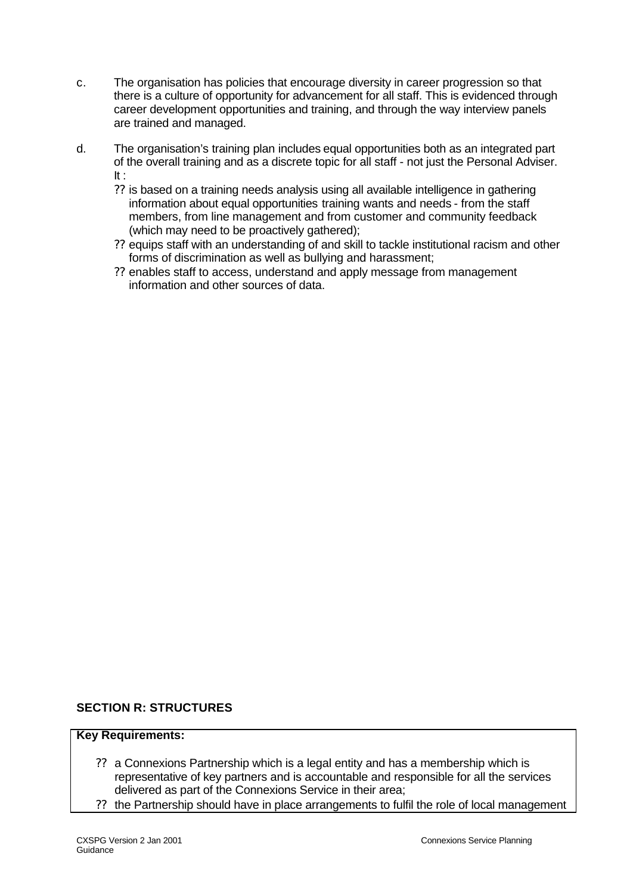c. The organisation has policies that encourage diversity in career progression so that there is a culture of opportunity for advancement for all staff. This is evidenced through career development opportunities and training, and through the way interview panels are trained and managed.

d. The organisation's training plan includes equal opportunities both as an integrated part of the overall training and as a discrete topic for all staff - not just the Personal Adviser. It :

   - is based on a training needs analysis using all available intelligence in gathering information about equal opportunities training wants and needs - from the staff members, from line management and from customer and community feedback (which may need to be proactively gathered);
   - equips staff with an understanding of and skill to tackle institutional racism and other forms of discrimination as well as bullying and harassment;
   - enables staff to access, understand and apply message from management information and other sources of data.

**SECTION R: STRUCTURES**

**Key Requirements:**

- a Connexions Partnership which is a legal entity and has a membership which is representative of key partners and is accountable and responsible for all the services delivered as part of the Connexions Service in their area;
- the Partnership should have in place arrangements to fulfil the role of local management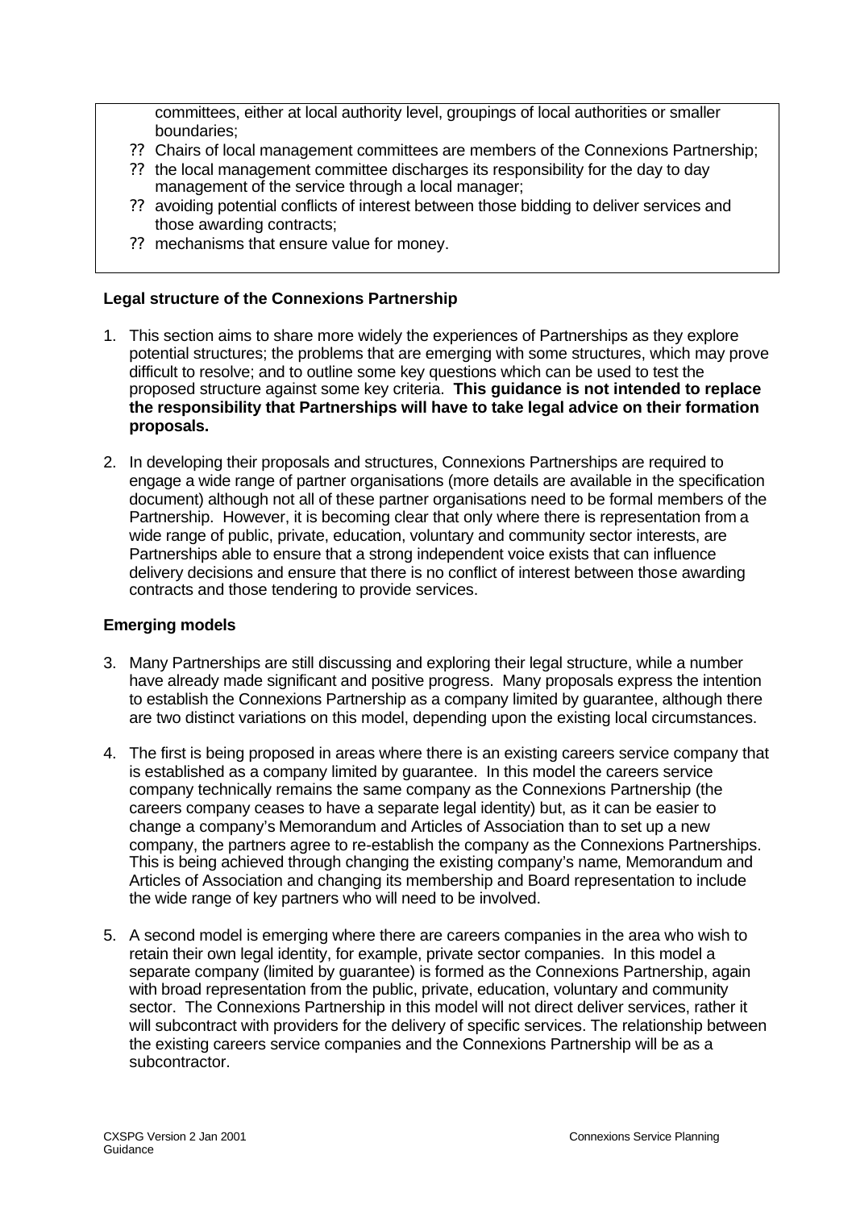committees, either at local authority level, groupings of local authorities or smaller boundaries;

- Chairs of local management committees are members of the Connexions Partnership;
- the local management committee discharges its responsibility for the day to day management of the service through a local manager;
- avoiding potential conflicts of interest between those bidding to deliver services and those awarding contracts;
- mechanisms that ensure value for money.

### Legal structure of the Connexions Partnership

1. This section aims to share more widely the experiences of Partnerships as they explore potential structures; the problems that are emerging with some structures, which may prove difficult to resolve; and to outline some key questions which can be used to test the proposed structure against some key criteria. **This guidance is not intended to replace the responsibility that Partnerships will have to take legal advice on their formation proposals.**

2. In developing their proposals and structures, Connexions Partnerships are required to engage a wide range of partner organisations (more details are available in the specification document) although not all of these partner organisations need to be formal members of the Partnership. However, it is becoming clear that only where there is representation from a wide range of public, private, education, voluntary and community sector interests, are Partnerships able to ensure that a strong independent voice exists that can influence delivery decisions and ensure that there is no conflict of interest between those awarding contracts and those tendering to provide services.

### Emerging models

3. Many Partnerships are still discussing and exploring their legal structure, while a number have already made significant and positive progress. Many proposals express the intention to establish the Connexions Partnership as a company limited by guarantee, although there are two distinct variations on this model, depending upon the existing local circumstances.

4. The first is being proposed in areas where there is an existing careers service company that is established as a company limited by guarantee. In this model the careers service company technically remains the same company as the Connexions Partnership (the careers company ceases to have a separate legal identity) but, as it can be easier to change a company's Memorandum and Articles of Association than to set up a new company, the partners agree to re-establish the company as the Connexions Partnerships. This is being achieved through changing the existing company's name, Memorandum and Articles of Association and changing its membership and Board representation to include the wide range of key partners who will need to be involved.

5. A second model is emerging where there are careers companies in the area who wish to retain their own legal identity, for example, private sector companies. In this model a separate company (limited by guarantee) is formed as the Connexions Partnership, again with broad representation from the public, private, education, voluntary and community sector. The Connexions Partnership in this model will not direct deliver services, rather it will subcontract with providers for the delivery of specific services. The relationship between the existing careers service companies and the Connexions Partnership will be as a subcontractor.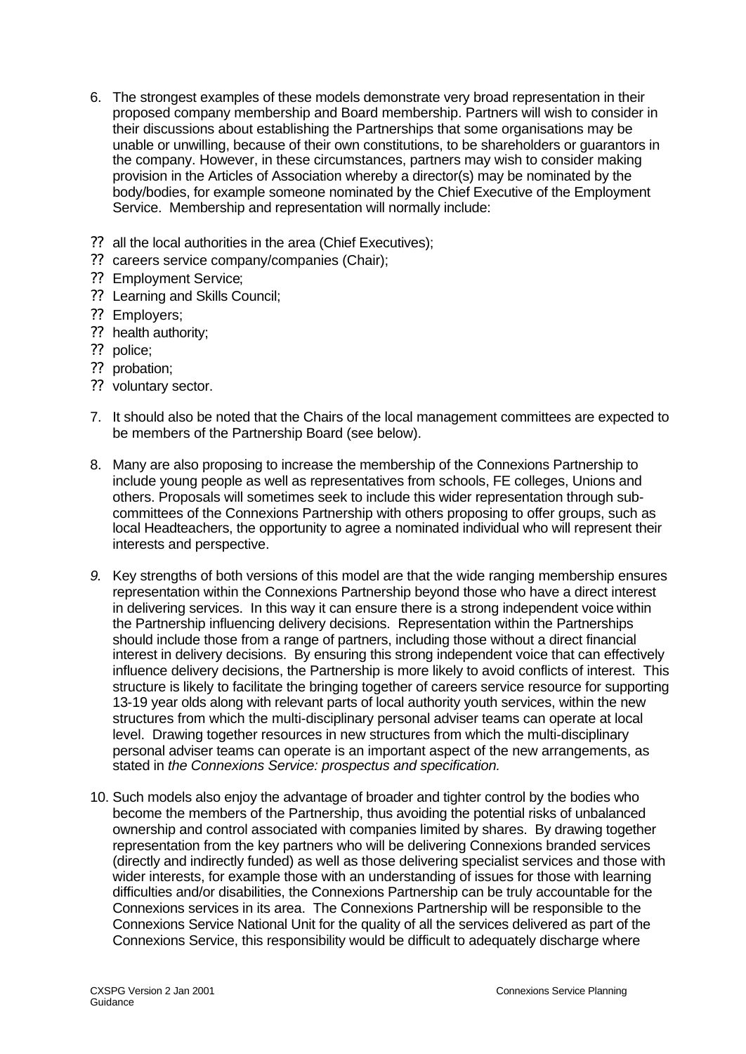6. The strongest examples of these models demonstrate very broad representation in their proposed company membership and Board membership. Partners will wish to consider in their discussions about establishing the Partnerships that some organisations may be unable or unwilling, because of their own constitutions, to be shareholders or guarantors in the company. However, in these circumstances, partners may wish to consider making provision in the Articles of Association whereby a director(s) may be nominated by the body/bodies, for example someone nominated by the Chief Executive of the Employment Service. Membership and representation will normally include:

- all the local authorities in the area (Chief Executives);
- careers service company/companies (Chair);
- Employment Service;
- Learning and Skills Council;
- Employers;
- health authority;
- police;
- probation;
- voluntary sector.

7. It should also be noted that the Chairs of the local management committees are expected to be members of the Partnership Board (see below).

8. Many are also proposing to increase the membership of the Connexions Partnership to include young people as well as representatives from schools, FE colleges, Unions and others. Proposals will sometimes seek to include this wider representation through sub-committees of the Connexions Partnership with others proposing to offer groups, such as local Headteachers, the opportunity to agree a nominated individual who will represent their interests and perspective.

9. Key strengths of both versions of this model are that the wide ranging membership ensures representation within the Connexions Partnership beyond those who have a direct interest in delivering services. In this way it can ensure there is a strong independent voice within the Partnership influencing delivery decisions. Representation within the Partnerships should include those from a range of partners, including those without a direct financial interest in delivery decisions. By ensuring this strong independent voice that can effectively influence delivery decisions, the Partnership is more likely to avoid conflicts of interest. This structure is likely to facilitate the bringing together of careers service resource for supporting 13-19 year olds along with relevant parts of local authority youth services, within the new structures from which the multi-disciplinary personal adviser teams can operate at local level. Drawing together resources in new structures from which the multi-disciplinary personal adviser teams can operate is an important aspect of the new arrangements, as stated in *the Connexions Service: prospectus and specification.*

10. Such models also enjoy the advantage of broader and tighter control by the bodies who become the members of the Partnership, thus avoiding the potential risks of unbalanced ownership and control associated with companies limited by shares. By drawing together representation from the key partners who will be delivering Connexions branded services (directly and indirectly funded) as well as those delivering specialist services and those with wider interests, for example those with an understanding of issues for those with learning difficulties and/or disabilities, the Connexions Partnership can be truly accountable for the Connexions services in its area. The Connexions Partnership will be responsible to the Connexions Service National Unit for the quality of all the services delivered as part of the Connexions Service, this responsibility would be difficult to adequately discharge where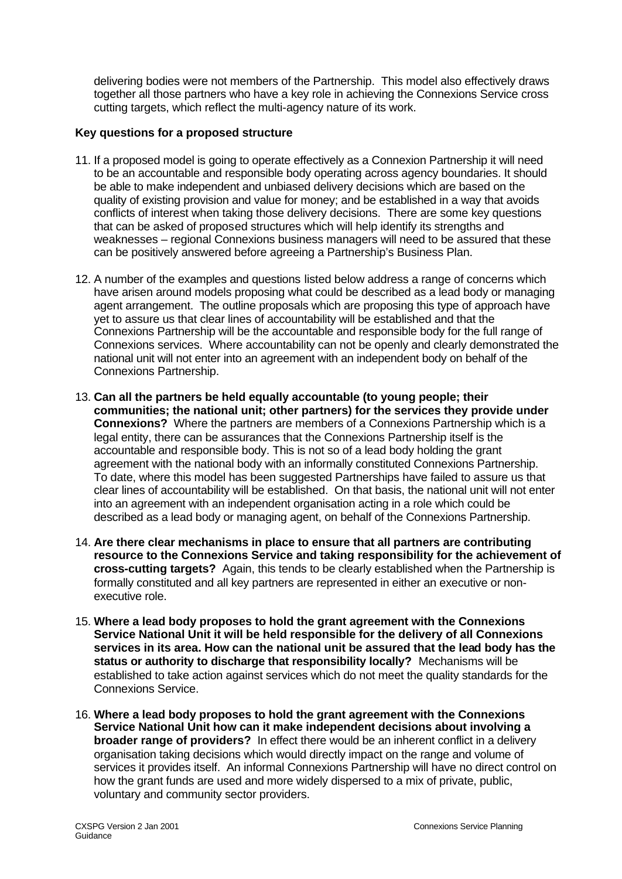delivering bodies were not members of the Partnership. This model also effectively draws together all those partners who have a key role in achieving the Connexions Service cross cutting targets, which reflect the multi-agency nature of its work.

**Key questions for a proposed structure**

11. If a proposed model is going to operate effectively as a Connexion Partnership it will need to be an accountable and responsible body operating across agency boundaries. It should be able to make independent and unbiased delivery decisions which are based on the quality of existing provision and value for money; and be established in a way that avoids conflicts of interest when taking those delivery decisions. There are some key questions that can be asked of proposed structures which will help identify its strengths and weaknesses – regional Connexions business managers will need to be assured that these can be positively answered before agreeing a Partnership's Business Plan.

12. A number of the examples and questions listed below address a range of concerns which have arisen around models proposing what could be described as a lead body or managing agent arrangement. The outline proposals which are proposing this type of approach have yet to assure us that clear lines of accountability will be established and that the Connexions Partnership will be the accountable and responsible body for the full range of Connexions services. Where accountability can not be openly and clearly demonstrated the national unit will not enter into an agreement with an independent body on behalf of the Connexions Partnership.

13. **Can all the partners be held equally accountable (to young people; their communities; the national unit; other partners) for the services they provide under Connexions?** Where the partners are members of a Connexions Partnership which is a legal entity, there can be assurances that the Connexions Partnership itself is the accountable and responsible body. This is not so of a lead body holding the grant agreement with the national body with an informally constituted Connexions Partnership. To date, where this model has been suggested Partnerships have failed to assure us that clear lines of accountability will be established. On that basis, the national unit will not enter into an agreement with an independent organisation acting in a role which could be described as a lead body or managing agent, on behalf of the Connexions Partnership.

14. **Are there clear mechanisms in place to ensure that all partners are contributing resource to the Connexions Service and taking responsibility for the achievement of cross-cutting targets?** Again, this tends to be clearly established when the Partnership is formally constituted and all key partners are represented in either an executive or non-executive role.

15. **Where a lead body proposes to hold the grant agreement with the Connexions Service National Unit it will be held responsible for the delivery of all Connexions services in its area. How can the national unit be assured that the lead body has the status or authority to discharge that responsibility locally?** Mechanisms will be established to take action against services which do not meet the quality standards for the Connexions Service.

16. **Where a lead body proposes to hold the grant agreement with the Connexions Service National Unit how can it make independent decisions about involving a broader range of providers?** In effect there would be an inherent conflict in a delivery organisation taking decisions which would directly impact on the range and volume of services it provides itself. An informal Connexions Partnership will have no direct control on how the grant funds are used and more widely dispersed to a mix of private, public, voluntary and community sector providers.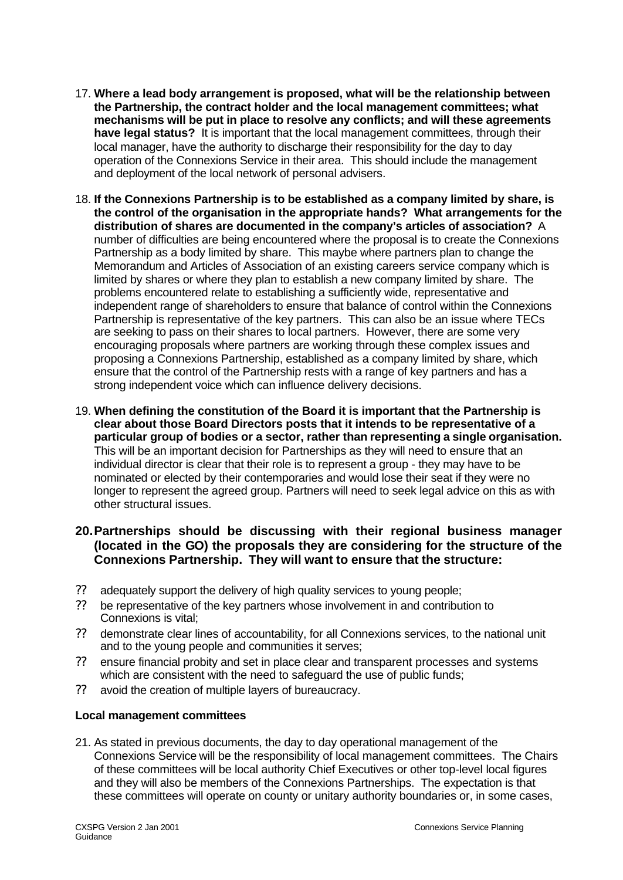17. **Where a lead body arrangement is proposed, what will be the relationship between the Partnership, the contract holder and the local management committees; what mechanisms will be put in place to resolve any conflicts; and will these agreements have legal status?** It is important that the local management committees, through their local manager, have the authority to discharge their responsibility for the day to day operation of the Connexions Service in their area. This should include the management and deployment of the local network of personal advisers.

18. **If the Connexions Partnership is to be established as a company limited by share, is the control of the organisation in the appropriate hands? What arrangements for the distribution of shares are documented in the company's articles of association?** A number of difficulties are being encountered where the proposal is to create the Connexions Partnership as a body limited by share. This maybe where partners plan to change the Memorandum and Articles of Association of an existing careers service company which is limited by shares or where they plan to establish a new company limited by share. The problems encountered relate to establishing a sufficiently wide, representative and independent range of shareholders to ensure that balance of control within the Connexions Partnership is representative of the key partners. This can also be an issue where TECs are seeking to pass on their shares to local partners. However, there are some very encouraging proposals where partners are working through these complex issues and proposing a Connexions Partnership, established as a company limited by share, which ensure that the control of the Partnership rests with a range of key partners and has a strong independent voice which can influence delivery decisions.

19. **When defining the constitution of the Board it is important that the Partnership is clear about those Board Directors posts that it intends to be representative of a particular group of bodies or a sector, rather than representing a single organisation.** This will be an important decision for Partnerships as they will need to ensure that an individual director is clear that their role is to represent a group - they may have to be nominated or elected by their contemporaries and would lose their seat if they were no longer to represent the agreed group. Partners will need to seek legal advice on this as with other structural issues.

20. **Partnerships should be discussing with their regional business manager (located in the GO) the proposals they are considering for the structure of the Connexions Partnership. They will want to ensure that the structure:**

- adequately support the delivery of high quality services to young people;
- be representative of the key partners whose involvement in and contribution to Connexions is vital;
- demonstrate clear lines of accountability, for all Connexions services, to the national unit and to the young people and communities it serves;
- ensure financial probity and set in place clear and transparent processes and systems which are consistent with the need to safeguard the use of public funds;
- avoid the creation of multiple layers of bureaucracy.

**Local management committees**

21. As stated in previous documents, the day to day operational management of the Connexions Service will be the responsibility of local management committees. The Chairs of these committees will be local authority Chief Executives or other top-level local figures and they will also be members of the Connexions Partnerships. The expectation is that these committees will operate on county or unitary authority boundaries or, in some cases,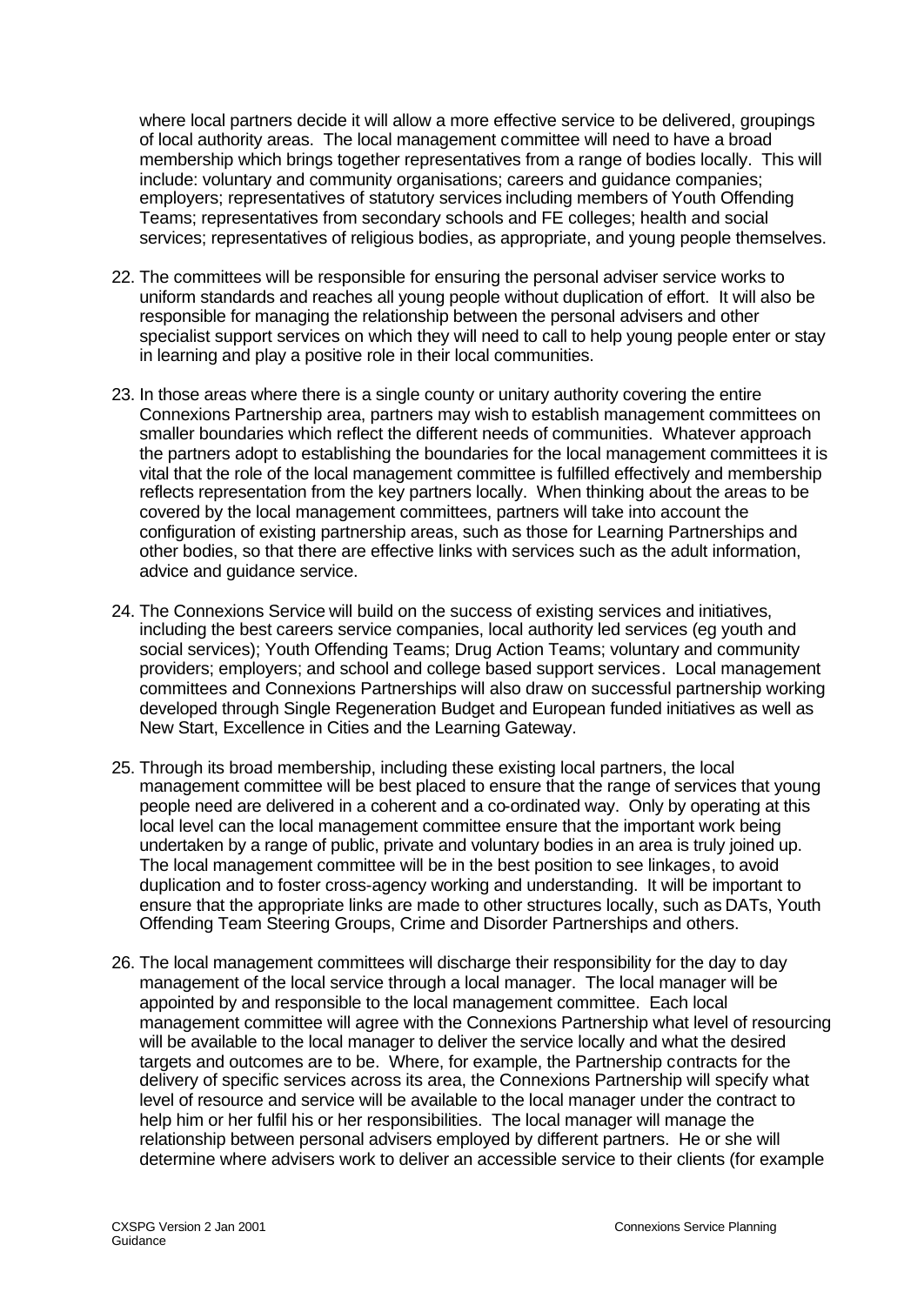where local partners decide it will allow a more effective service to be delivered, groupings of local authority areas. The local management committee will need to have a broad membership which brings together representatives from a range of bodies locally. This will include: voluntary and community organisations; careers and guidance companies; employers; representatives of statutory services including members of Youth Offending Teams; representatives from secondary schools and FE colleges; health and social services; representatives of religious bodies, as appropriate, and young people themselves.

22. The committees will be responsible for ensuring the personal adviser service works to uniform standards and reaches all young people without duplication of effort. It will also be responsible for managing the relationship between the personal advisers and other specialist support services on which they will need to call to help young people enter or stay in learning and play a positive role in their local communities.

23. In those areas where there is a single county or unitary authority covering the entire Connexions Partnership area, partners may wish to establish management committees on smaller boundaries which reflect the different needs of communities. Whatever approach the partners adopt to establishing the boundaries for the local management committees it is vital that the role of the local management committee is fulfilled effectively and membership reflects representation from the key partners locally. When thinking about the areas to be covered by the local management committees, partners will take into account the configuration of existing partnership areas, such as those for Learning Partnerships and other bodies, so that there are effective links with services such as the adult information, advice and guidance service.

24. The Connexions Service will build on the success of existing services and initiatives, including the best careers service companies, local authority led services (eg youth and social services); Youth Offending Teams; Drug Action Teams; voluntary and community providers; employers; and school and college based support services. Local management committees and Connexions Partnerships will also draw on successful partnership working developed through Single Regeneration Budget and European funded initiatives as well as New Start, Excellence in Cities and the Learning Gateway.

25. Through its broad membership, including these existing local partners, the local management committee will be best placed to ensure that the range of services that young people need are delivered in a coherent and a co-ordinated way. Only by operating at this local level can the local management committee ensure that the important work being undertaken by a range of public, private and voluntary bodies in an area is truly joined up. The local management committee will be in the best position to see linkages, to avoid duplication and to foster cross-agency working and understanding. It will be important to ensure that the appropriate links are made to other structures locally, such as DATs, Youth Offending Team Steering Groups, Crime and Disorder Partnerships and others.

26. The local management committees will discharge their responsibility for the day to day management of the local service through a local manager. The local manager will be appointed by and responsible to the local management committee. Each local management committee will agree with the Connexions Partnership what level of resourcing will be available to the local manager to deliver the service locally and what the desired targets and outcomes are to be. Where, for example, the Partnership contracts for the delivery of specific services across its area, the Connexions Partnership will specify what level of resource and service will be available to the local manager under the contract to help him or her fulfil his or her responsibilities. The local manager will manage the relationship between personal advisers employed by different partners. He or she will determine where advisers work to deliver an accessible service to their clients (for example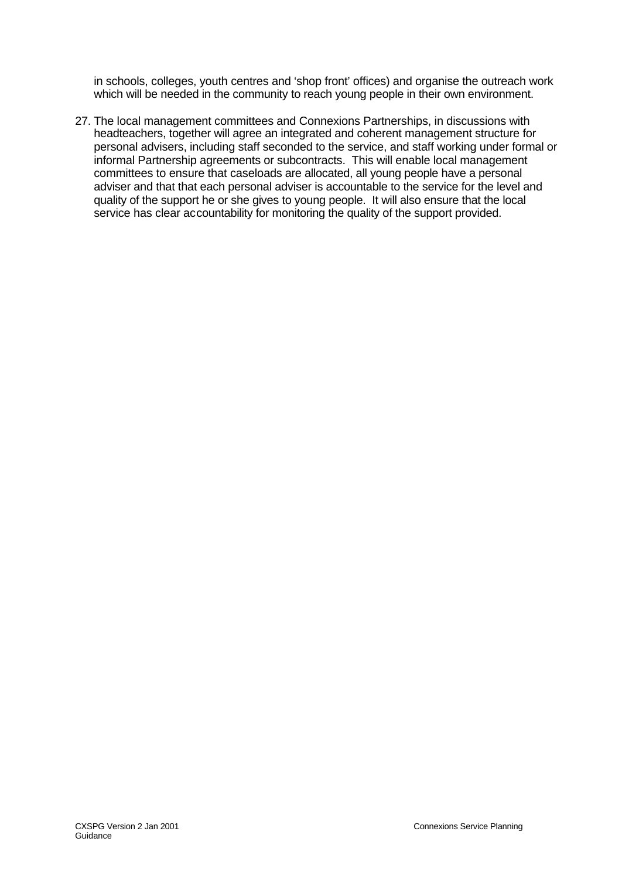in schools, colleges, youth centres and 'shop front' offices) and organise the outreach work which will be needed in the community to reach young people in their own environment.

27. The local management committees and Connexions Partnerships, in discussions with headteachers, together will agree an integrated and coherent management structure for personal advisers, including staff seconded to the service, and staff working under formal or informal Partnership agreements or subcontracts. This will enable local management committees to ensure that caseloads are allocated, all young people have a personal adviser and that that each personal adviser is accountable to the service for the level and quality of the support he or she gives to young people. It will also ensure that the local service has clear accountability for monitoring the quality of the support provided.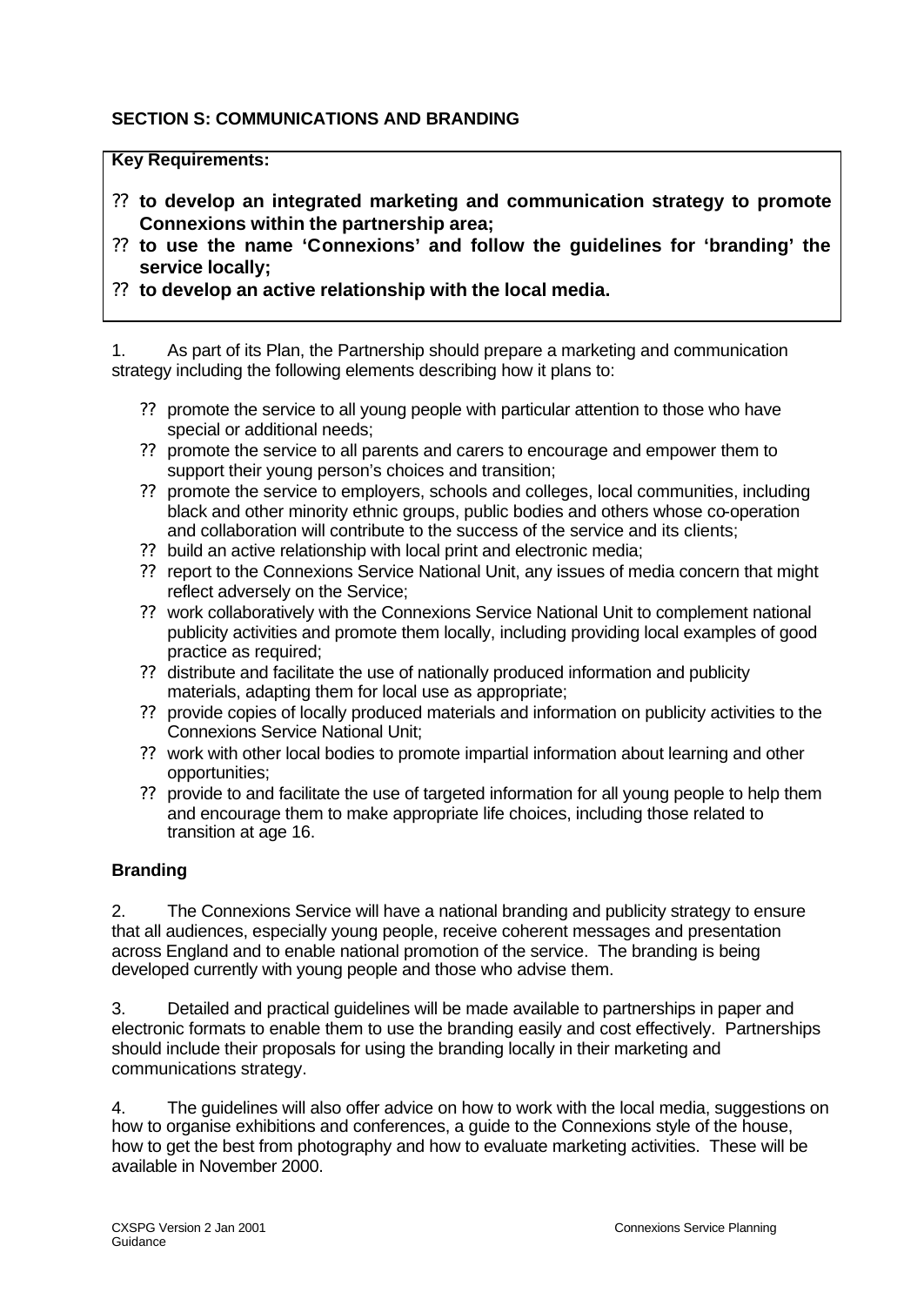### SECTION S: COMMUNICATIONS AND BRANDING

**Key Requirements:**

- **to develop an integrated marketing and communication strategy to promote Connexions within the partnership area;**
- **to use the name 'Connexions' and follow the guidelines for 'branding' the service locally;**
- **to develop an active relationship with the local media.**

1. As part of its Plan, the Partnership should prepare a marketing and communication strategy including the following elements describing how it plans to:

- promote the service to all young people with particular attention to those who have special or additional needs;
- promote the service to all parents and carers to encourage and empower them to support their young person's choices and transition;
- promote the service to employers, schools and colleges, local communities, including black and other minority ethnic groups, public bodies and others whose co-operation and collaboration will contribute to the success of the service and its clients;
- build an active relationship with local print and electronic media;
- report to the Connexions Service National Unit, any issues of media concern that might reflect adversely on the Service;
- work collaboratively with the Connexions Service National Unit to complement national publicity activities and promote them locally, including providing local examples of good practice as required;
- distribute and facilitate the use of nationally produced information and publicity materials, adapting them for local use as appropriate;
- provide copies of locally produced materials and information on publicity activities to the Connexions Service National Unit;
- work with other local bodies to promote impartial information about learning and other opportunities;
- provide to and facilitate the use of targeted information for all young people to help them and encourage them to make appropriate life choices, including those related to transition at age 16.

**Branding**

2. The Connexions Service will have a national branding and publicity strategy to ensure that all audiences, especially young people, receive coherent messages and presentation across England and to enable national promotion of the service. The branding is being developed currently with young people and those who advise them.

3. Detailed and practical guidelines will be made available to partnerships in paper and electronic formats to enable them to use the branding easily and cost effectively. Partnerships should include their proposals for using the branding locally in their marketing and communications strategy.

4. The guidelines will also offer advice on how to work with the local media, suggestions on how to organise exhibitions and conferences, a guide to the Connexions style of the house, how to get the best from photography and how to evaluate marketing activities. These will be available in November 2000.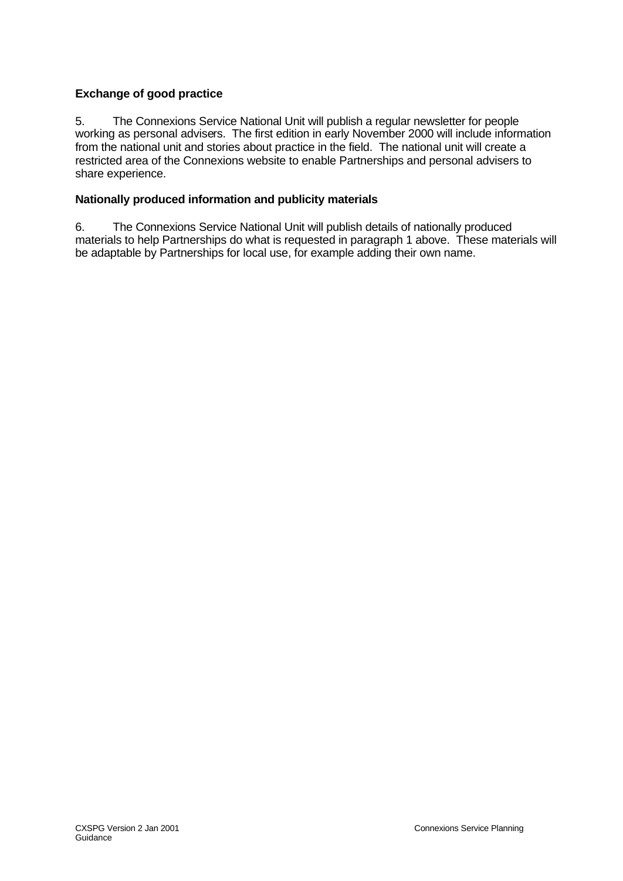**Exchange of good practice**

5. The Connexions Service National Unit will publish a regular newsletter for people working as personal advisers. The first edition in early November 2000 will include information from the national unit and stories about practice in the field. The national unit will create a restricted area of the Connexions website to enable Partnerships and personal advisers to share experience.

**Nationally produced information and publicity materials**

6. The Connexions Service National Unit will publish details of nationally produced materials to help Partnerships do what is requested in paragraph 1 above. These materials will be adaptable by Partnerships for local use, for example adding their own name.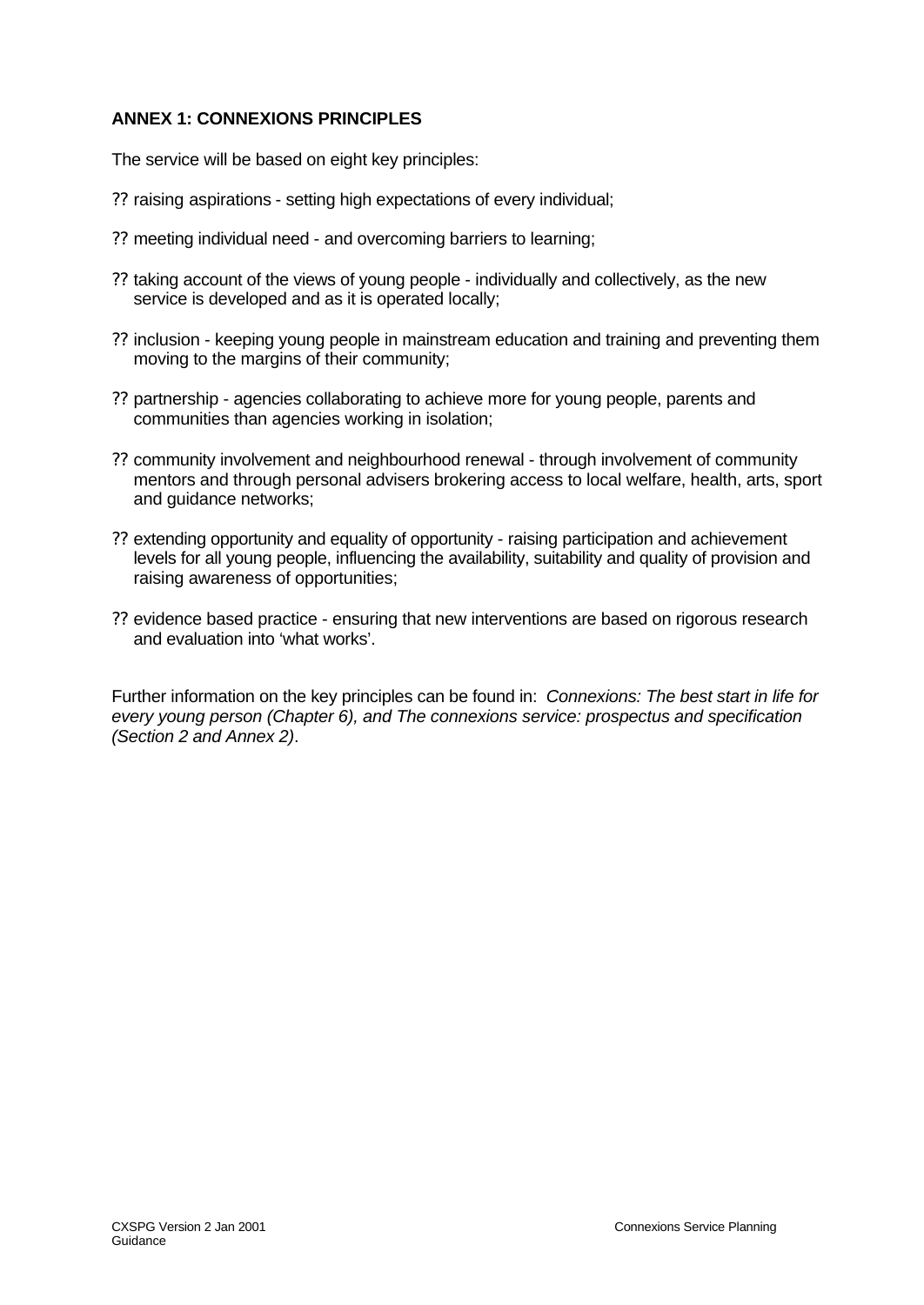**ANNEX 1: CONNEXIONS PRINCIPLES**

The service will be based on eight key principles:

- raising aspirations - setting high expectations of every individual;
- meeting individual need - and overcoming barriers to learning;
- taking account of the views of young people - individually and collectively, as the new service is developed and as it is operated locally;
- inclusion - keeping young people in mainstream education and training and preventing them moving to the margins of their community;
- partnership - agencies collaborating to achieve more for young people, parents and communities than agencies working in isolation;
- community involvement and neighbourhood renewal - through involvement of community mentors and through personal advisers brokering access to local welfare, health, arts, sport and guidance networks;
- extending opportunity and equality of opportunity - raising participation and achievement levels for all young people, influencing the availability, suitability and quality of provision and raising awareness of opportunities;
- evidence based practice - ensuring that new interventions are based on rigorous research and evaluation into 'what works'.

Further information on the key principles can be found in: *Connexions: The best start in life for every young person (Chapter 6), and The connexions service: prospectus and specification (Section 2 and Annex 2)*.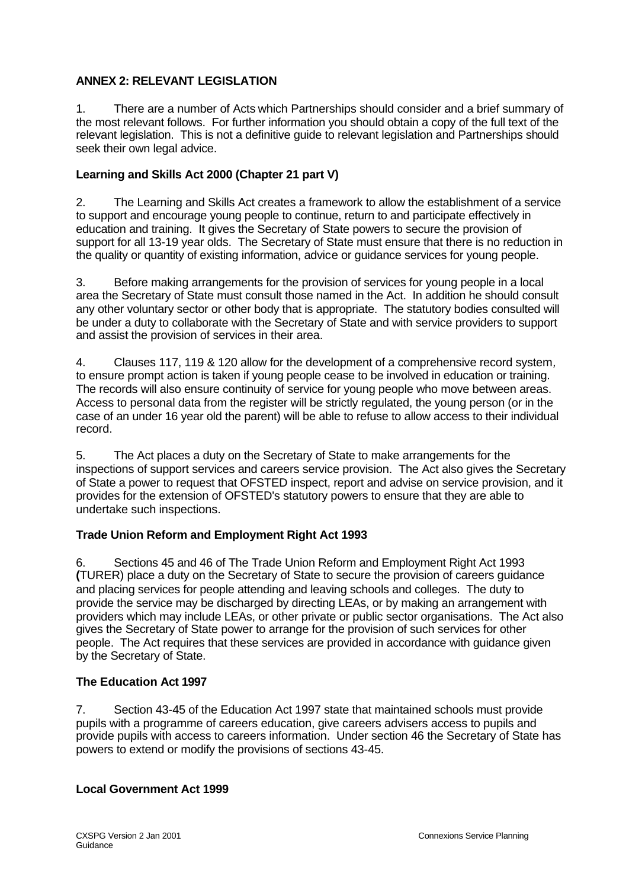## ANNEX 2: RELEVANT LEGISLATION

1. There are a number of Acts which Partnerships should consider and a brief summary of the most relevant follows. For further information you should obtain a copy of the full text of the relevant legislation. This is not a definitive guide to relevant legislation and Partnerships should seek their own legal advice.

### Learning and Skills Act 2000 (Chapter 21 part V)

2. The Learning and Skills Act creates a framework to allow the establishment of a service to support and encourage young people to continue, return to and participate effectively in education and training. It gives the Secretary of State powers to secure the provision of support for all 13-19 year olds. The Secretary of State must ensure that there is no reduction in the quality or quantity of existing information, advice or guidance services for young people.

3. Before making arrangements for the provision of services for young people in a local area the Secretary of State must consult those named in the Act. In addition he should consult any other voluntary sector or other body that is appropriate. The statutory bodies consulted will be under a duty to collaborate with the Secretary of State and with service providers to support and assist the provision of services in their area.

4. Clauses 117, 119 & 120 allow for the development of a comprehensive record system, to ensure prompt action is taken if young people cease to be involved in education or training. The records will also ensure continuity of service for young people who move between areas. Access to personal data from the register will be strictly regulated, the young person (or in the case of an under 16 year old the parent) will be able to refuse to allow access to their individual record.

5. The Act places a duty on the Secretary of State to make arrangements for the inspections of support services and careers service provision. The Act also gives the Secretary of State a power to request that OFSTED inspect, report and advise on service provision, and it provides for the extension of OFSTED's statutory powers to ensure that they are able to undertake such inspections.

### Trade Union Reform and Employment Right Act 1993

6. Sections 45 and 46 of The Trade Union Reform and Employment Right Act 1993 (TURER) place a duty on the Secretary of State to secure the provision of careers guidance and placing services for people attending and leaving schools and colleges. The duty to provide the service may be discharged by directing LEAs, or by making an arrangement with providers which may include LEAs, or other private or public sector organisations. The Act also gives the Secretary of State power to arrange for the provision of such services for other people. The Act requires that these services are provided in accordance with guidance given by the Secretary of State.

### The Education Act 1997

7. Section 43-45 of the Education Act 1997 state that maintained schools must provide pupils with a programme of careers education, give careers advisers access to pupils and provide pupils with access to careers information. Under section 46 the Secretary of State has powers to extend or modify the provisions of sections 43-45.

### Local Government Act 1999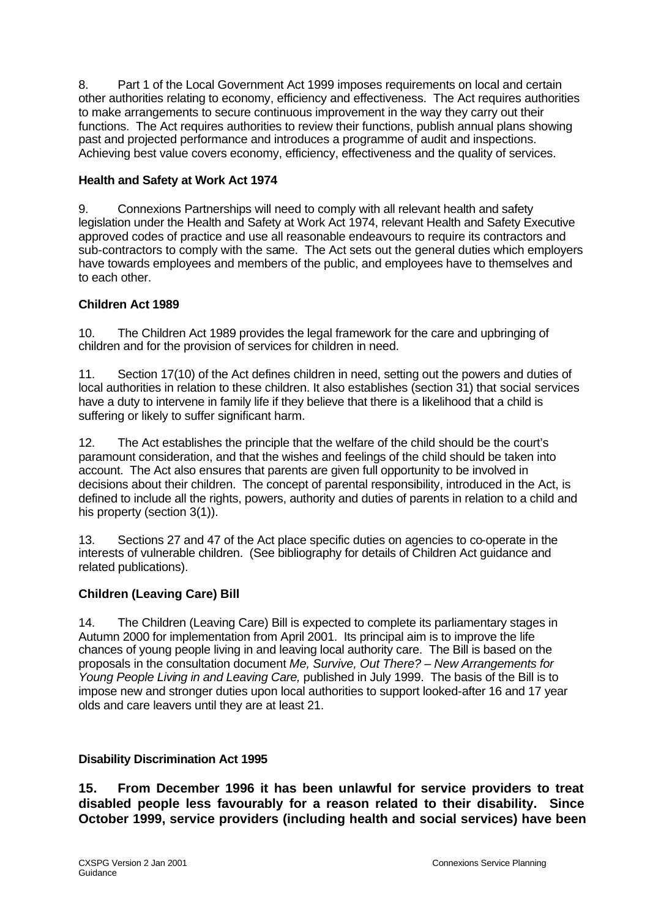8. Part 1 of the Local Government Act 1999 imposes requirements on local and certain other authorities relating to economy, efficiency and effectiveness. The Act requires authorities to make arrangements to secure continuous improvement in the way they carry out their functions. The Act requires authorities to review their functions, publish annual plans showing past and projected performance and introduces a programme of audit and inspections. Achieving best value covers economy, efficiency, effectiveness and the quality of services.

**Health and Safety at Work Act 1974**

9. Connexions Partnerships will need to comply with all relevant health and safety legislation under the Health and Safety at Work Act 1974, relevant Health and Safety Executive approved codes of practice and use all reasonable endeavours to require its contractors and sub-contractors to comply with the same. The Act sets out the general duties which employers have towards employees and members of the public, and employees have to themselves and to each other.

**Children Act 1989**

10. The Children Act 1989 provides the legal framework for the care and upbringing of children and for the provision of services for children in need.

11. Section 17(10) of the Act defines children in need, setting out the powers and duties of local authorities in relation to these children. It also establishes (section 31) that social services have a duty to intervene in family life if they believe that there is a likelihood that a child is suffering or likely to suffer significant harm.

12. The Act establishes the principle that the welfare of the child should be the court's paramount consideration, and that the wishes and feelings of the child should be taken into account. The Act also ensures that parents are given full opportunity to be involved in decisions about their children. The concept of parental responsibility, introduced in the Act, is defined to include all the rights, powers, authority and duties of parents in relation to a child and his property (section 3(1)).

13. Sections 27 and 47 of the Act place specific duties on agencies to co-operate in the interests of vulnerable children. (See bibliography for details of Children Act guidance and related publications).

**Children (Leaving Care) Bill**

14. The Children (Leaving Care) Bill is expected to complete its parliamentary stages in Autumn 2000 for implementation from April 2001. Its principal aim is to improve the life chances of young people living in and leaving local authority care. The Bill is based on the proposals in the consultation document *Me, Survive, Out There? – New Arrangements for Young People Living in and Leaving Care,* published in July 1999. The basis of the Bill is to impose new and stronger duties upon local authorities to support looked-after 16 and 17 year olds and care leavers until they are at least 21.

**Disability Discrimination Act 1995**

**15. From December 1996 it has been unlawful for service providers to treat disabled people less favourably for a reason related to their disability. Since October 1999, service providers (including health and social services) have been**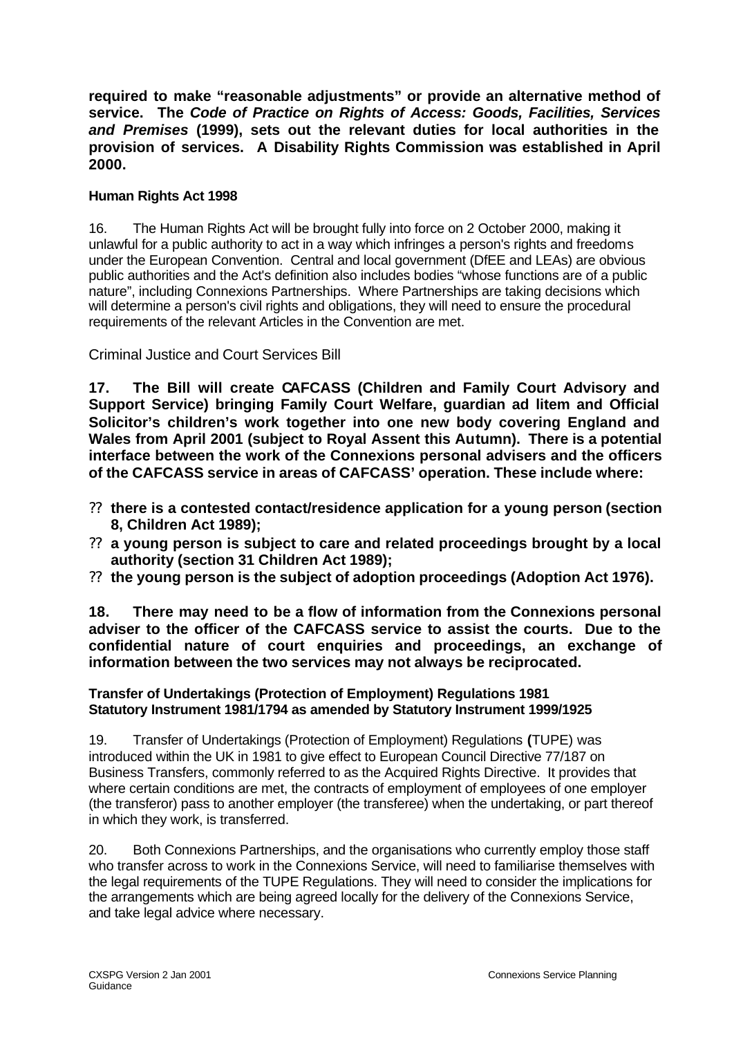**required to make "reasonable adjustments" or provide an alternative method of service. The *Code of Practice on Rights of Access: Goods, Facilities, Services and Premises* (1999), sets out the relevant duties for local authorities in the provision of services. A Disability Rights Commission was established in April 2000.**

**Human Rights Act 1998**

16. The Human Rights Act will be brought fully into force on 2 October 2000, making it unlawful for a public authority to act in a way which infringes a person's rights and freedoms under the European Convention. Central and local government (DfEE and LEAs) are obvious public authorities and the Act's definition also includes bodies "whose functions are of a public nature", including Connexions Partnerships. Where Partnerships are taking decisions which will determine a person's civil rights and obligations, they will need to ensure the procedural requirements of the relevant Articles in the Convention are met.

Criminal Justice and Court Services Bill

**17. The Bill will create CAFCASS (Children and Family Court Advisory and Support Service) bringing Family Court Welfare, guardian ad litem and Official Solicitor's children's work together into one new body covering England and Wales from April 2001 (subject to Royal Assent this Autumn). There is a potential interface between the work of the Connexions personal advisers and the officers of the CAFCASS service in areas of CAFCASS' operation. These include where:**

- **there is a contested contact/residence application for a young person (section 8, Children Act 1989);**
- **a young person is subject to care and related proceedings brought by a local authority (section 31 Children Act 1989);**
- **the young person is the subject of adoption proceedings (Adoption Act 1976).**

**18. There may need to be a flow of information from the Connexions personal adviser to the officer of the CAFCASS service to assist the courts. Due to the confidential nature of court enquiries and proceedings, an exchange of information between the two services may not always be reciprocated.**

**Transfer of Undertakings (Protection of Employment) Regulations 1981**
**Statutory Instrument 1981/1794 as amended by Statutory Instrument 1999/1925**

19. Transfer of Undertakings (Protection of Employment) Regulations **(**TUPE) was introduced within the UK in 1981 to give effect to European Council Directive 77/187 on Business Transfers, commonly referred to as the Acquired Rights Directive. It provides that where certain conditions are met, the contracts of employment of employees of one employer (the transferor) pass to another employer (the transferee) when the undertaking, or part thereof in which they work, is transferred.

20. Both Connexions Partnerships, and the organisations who currently employ those staff who transfer across to work in the Connexions Service, will need to familiarise themselves with the legal requirements of the TUPE Regulations. They will need to consider the implications for the arrangements which are being agreed locally for the delivery of the Connexions Service, and take legal advice where necessary.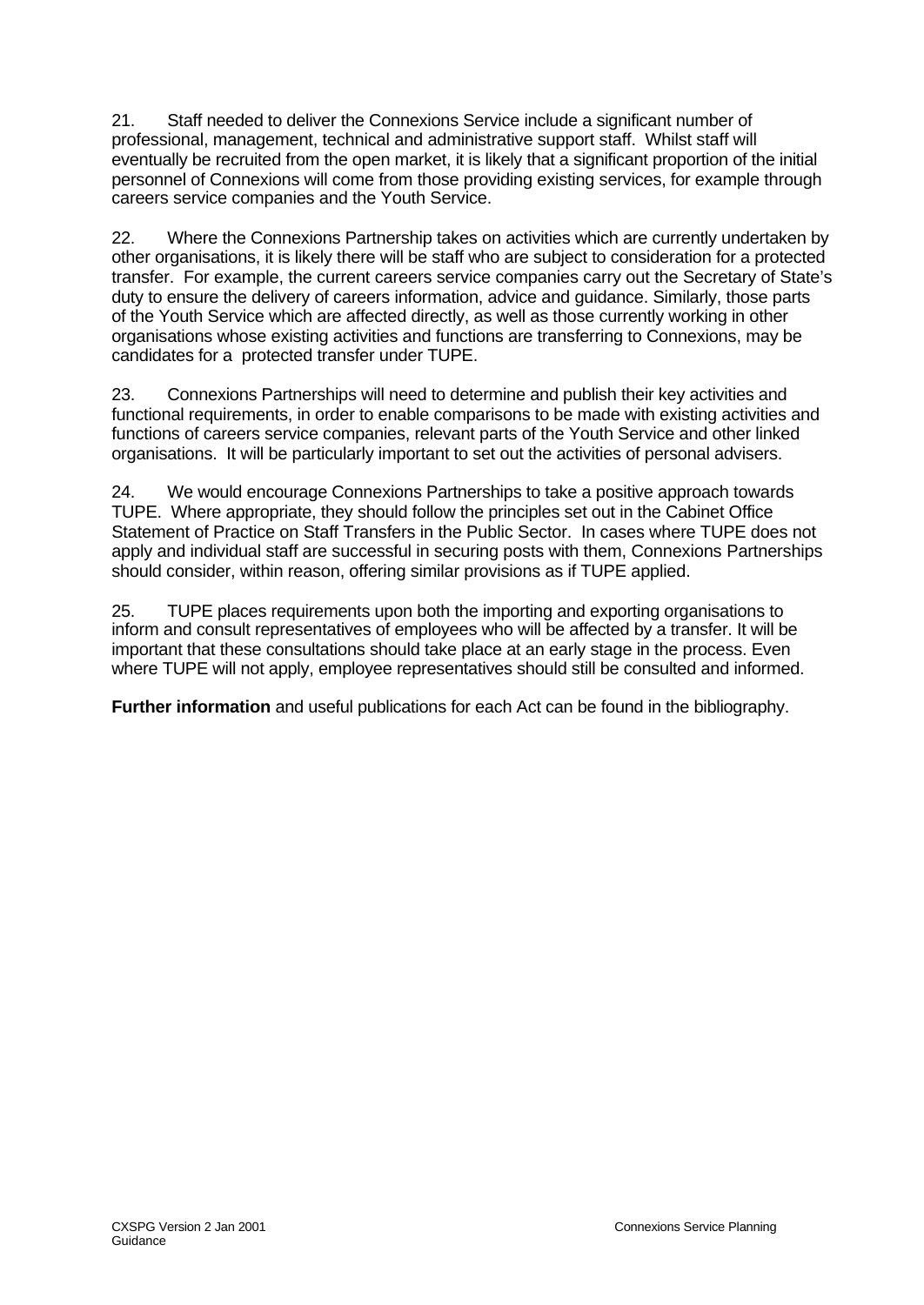21. Staff needed to deliver the Connexions Service include a significant number of professional, management, technical and administrative support staff. Whilst staff will eventually be recruited from the open market, it is likely that a significant proportion of the initial personnel of Connexions will come from those providing existing services, for example through careers service companies and the Youth Service.

22. Where the Connexions Partnership takes on activities which are currently undertaken by other organisations, it is likely there will be staff who are subject to consideration for a protected transfer. For example, the current careers service companies carry out the Secretary of State's duty to ensure the delivery of careers information, advice and guidance. Similarly, those parts of the Youth Service which are affected directly, as well as those currently working in other organisations whose existing activities and functions are transferring to Connexions, may be candidates for a protected transfer under TUPE.

23. Connexions Partnerships will need to determine and publish their key activities and functional requirements, in order to enable comparisons to be made with existing activities and functions of careers service companies, relevant parts of the Youth Service and other linked organisations. It will be particularly important to set out the activities of personal advisers.

24. We would encourage Connexions Partnerships to take a positive approach towards TUPE. Where appropriate, they should follow the principles set out in the Cabinet Office Statement of Practice on Staff Transfers in the Public Sector. In cases where TUPE does not apply and individual staff are successful in securing posts with them, Connexions Partnerships should consider, within reason, offering similar provisions as if TUPE applied.

25. TUPE places requirements upon both the importing and exporting organisations to inform and consult representatives of employees who will be affected by a transfer. It will be important that these consultations should take place at an early stage in the process. Even where TUPE will not apply, employee representatives should still be consulted and informed.

**Further information** and useful publications for each Act can be found in the bibliography.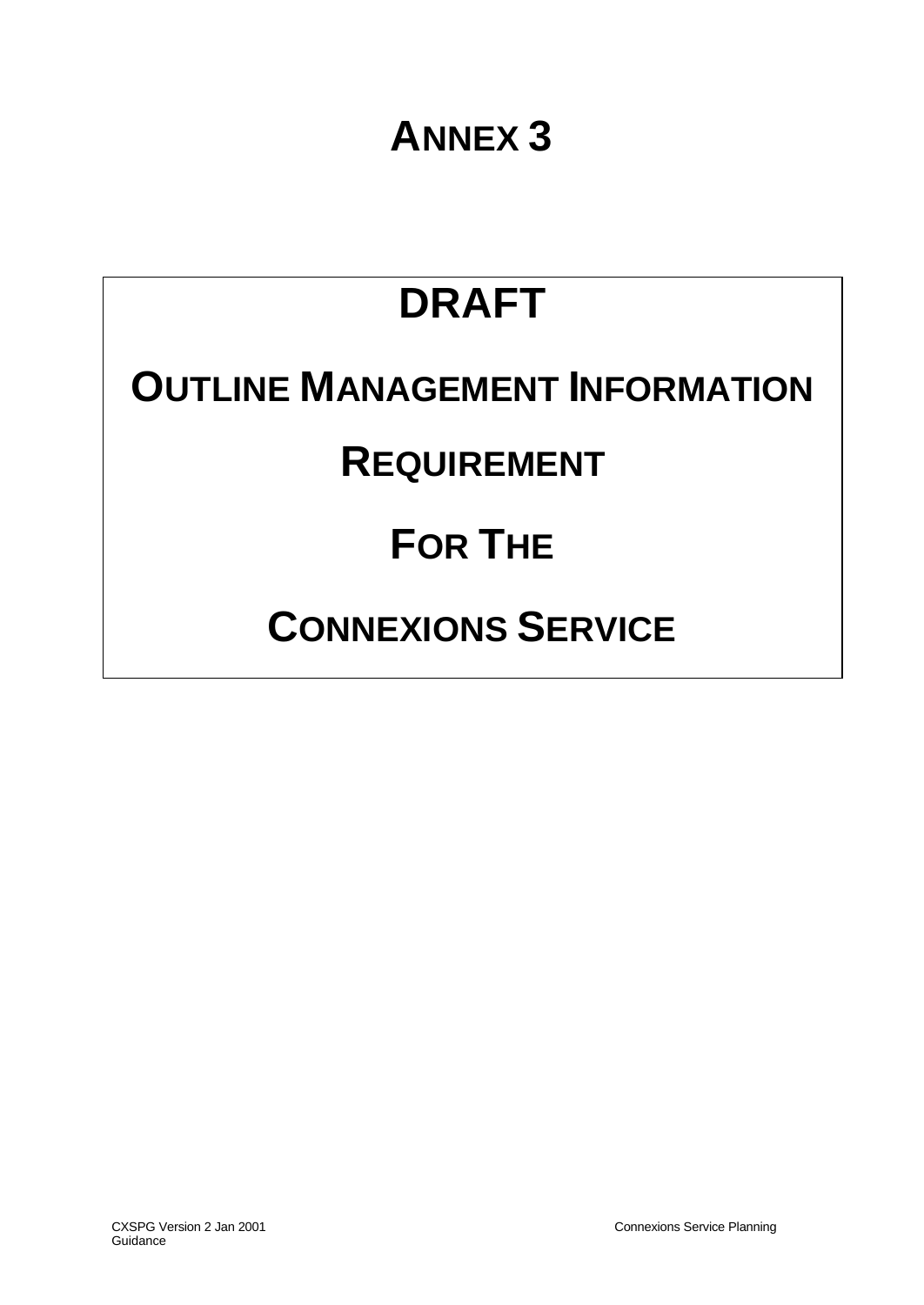# ANNEX 3

# DRAFT

# OUTLINE MANAGEMENT INFORMATION REQUIREMENT FOR THE CONNEXIONS SERVICE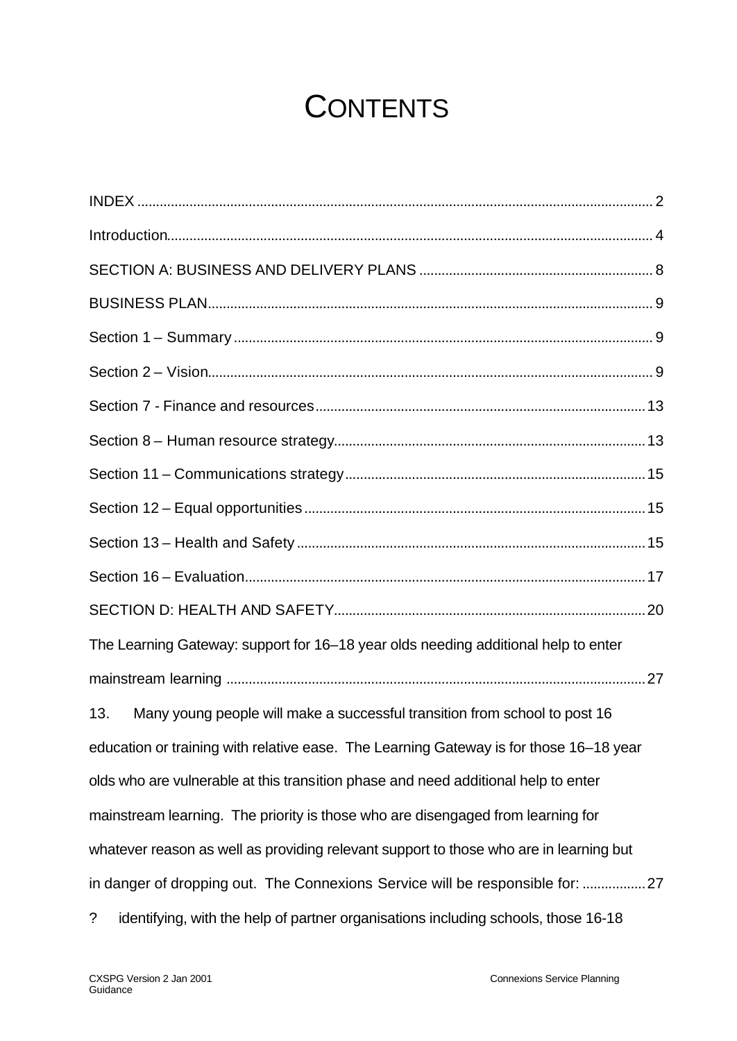# CONTENTS

INDEX ........................................................................................................................ 2

Introduction................................................................................................................. 4

SECTION A: BUSINESS AND DELIVERY PLANS .............................................................. 8

BUSINESS PLAN...................................................................................................... 9

Section 1 – Summary ............................................................................................... 9

Section 2 – Vision...................................................................................................... 9

Section 7 - Finance and resources ....................................................................... 13

Section 8 – Human resource strategy.................................................................. 13

Section 11 – Communications strategy ............................................................... 15

Section 12 – Equal opportunities .......................................................................... 15

Section 13 – Health and Safety ............................................................................ 15

Section 16 – Evaluation.......................................................................................... 17

SECTION D: HEALTH AND SAFETY.................................................................. 20

The Learning Gateway: support for 16–18 year olds needing additional help to enter mainstream learning ............................................................................................... 27

13. Many young people will make a successful transition from school to post 16 education or training with relative ease. The Learning Gateway is for those 16–18 year olds who are vulnerable at this transition phase and need additional help to enter mainstream learning. The priority is those who are disengaged from learning for whatever reason as well as providing relevant support to those who are in learning but in danger of dropping out. The Connexions Service will be responsible for: ................. 27

? identifying, with the help of partner organisations including schools, those 16-18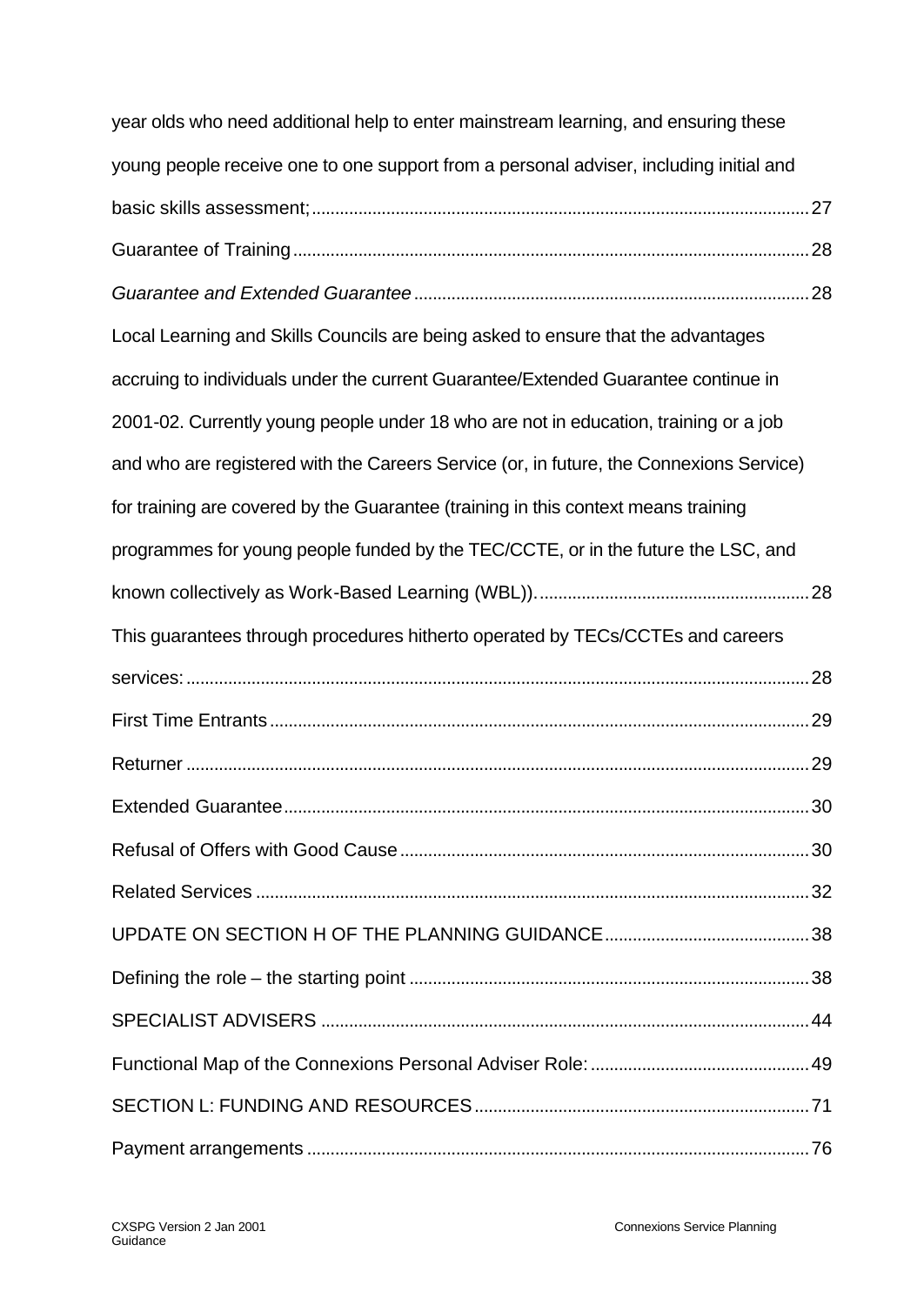year olds who need additional help to enter mainstream learning, and ensuring these young people receive one to one support from a personal adviser, including initial and basic skills assessment; ..... 27

Guarantee of Training ..... 28

*Guarantee and Extended Guarantee* ..... 28

Local Learning and Skills Councils are being asked to ensure that the advantages accruing to individuals under the current Guarantee/Extended Guarantee continue in 2001-02. Currently young people under 18 who are not in education, training or a job and who are registered with the Careers Service (or, in future, the Connexions Service) for training are covered by the Guarantee (training in this context means training programmes for young people funded by the TEC/CCTE, or in the future the LSC, and known collectively as Work-Based Learning (WBL)). ..... 28

This guarantees through procedures hitherto operated by TECs/CCTEs and careers services: ..... 28

First Time Entrants ..... 29

Returner ..... 29

Extended Guarantee ..... 30

Refusal of Offers with Good Cause ..... 30

Related Services ..... 32

UPDATE ON SECTION H OF THE PLANNING GUIDANCE ..... 38

Defining the role – the starting point ..... 38

SPECIALIST ADVISERS ..... 44

Functional Map of the Connexions Personal Adviser Role: ..... 49

SECTION L: FUNDING AND RESOURCES ..... 71

Payment arrangements ..... 76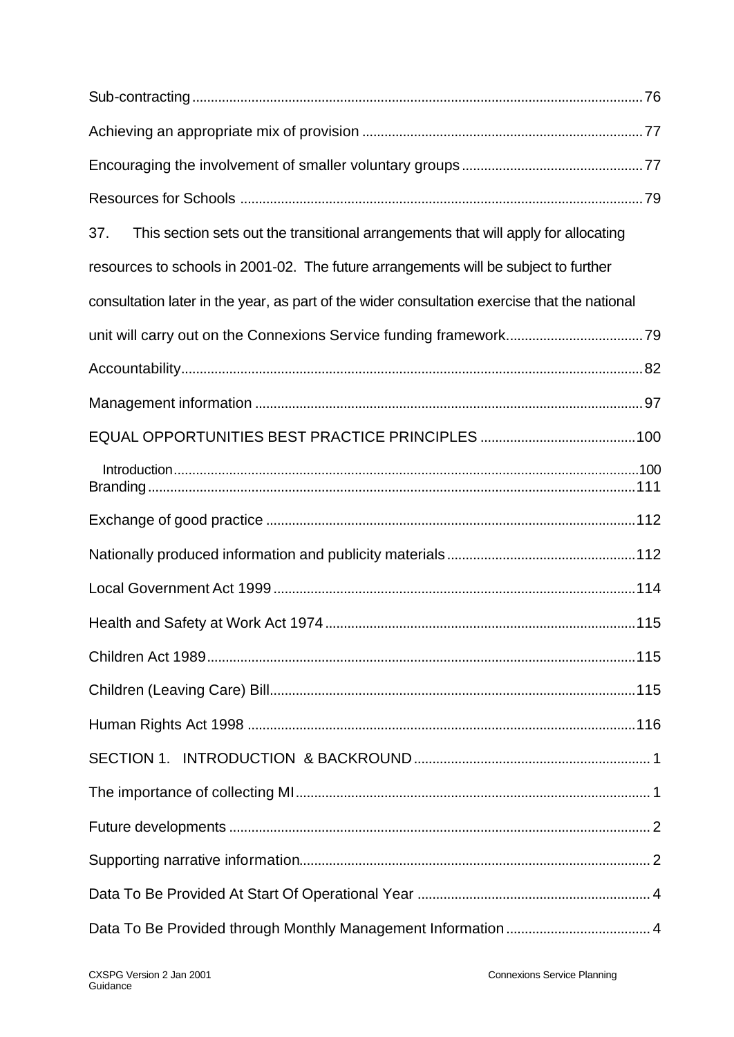Sub-contracting.........................................................................................................76

Achieving an appropriate mix of provision ...........................................................................77

Encouraging the involvement of smaller voluntary groups................................................77

Resources for Schools ...........................................................................................................79

37. This section sets out the transitional arrangements that will apply for allocating resources to schools in 2001-02. The future arrangements will be subject to further consultation later in the year, as part of the wider consultation exercise that the national unit will carry out on the Connexions Service funding framework....................................79

Accountability..........................................................................................................................82

Management information .......................................................................................................97

EQUAL OPPORTUNITIES BEST PRACTICE PRINCIPLES ..........................................100

Introduction............................................................................................................................100

Branding..................................................................................................................................111

Exchange of good practice ..................................................................................................112

Nationally produced information and publicity materials..................................................112

Local Government Act 1999................................................................................................114

Health and Safety at Work Act 1974..................................................................................115

Children Act 1989..................................................................................................................115

Children (Leaving Care) Bill.................................................................................................115

Human Rights Act 1998 .......................................................................................................116

SECTION 1. INTRODUCTION & BACKROUND.................................................................1

The importance of collecting MI..............................................................................................1

Future developments ................................................................................................................2

Supporting narrative information.............................................................................................2

Data To Be Provided At Start Of Operational Year ..............................................................4

Data To Be Provided through Monthly Management Information......................................4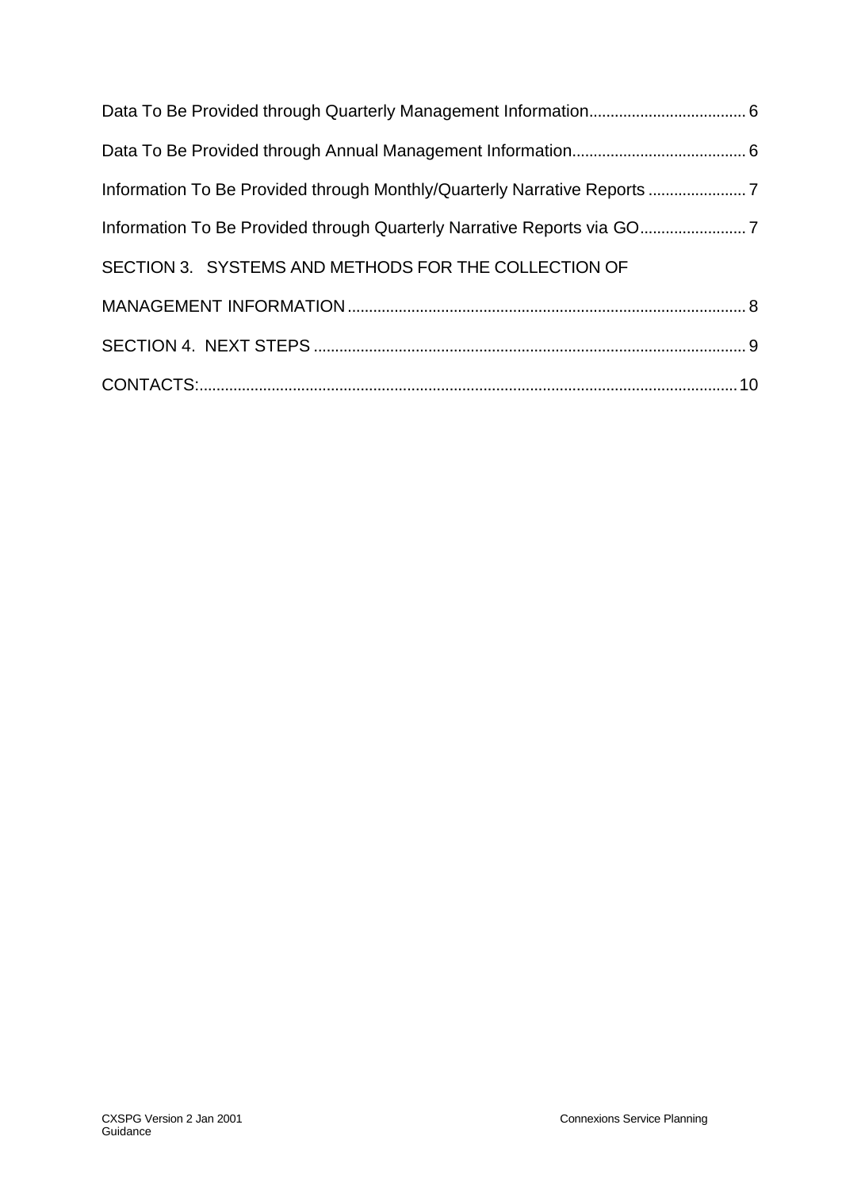Data To Be Provided through Quarterly Management Information.................................... 6

Data To Be Provided through Annual Management Information......................................... 6

Information To Be Provided through Monthly/Quarterly Narrative Reports ....................... 7

Information To Be Provided through Quarterly Narrative Reports via GO......................... 7

SECTION 3. SYSTEMS AND METHODS FOR THE COLLECTION OF MANAGEMENT INFORMATION ............................................................................................ 8

SECTION 4. NEXT STEPS .................................................................................................... 9

CONTACTS:............................................................................................................................ 10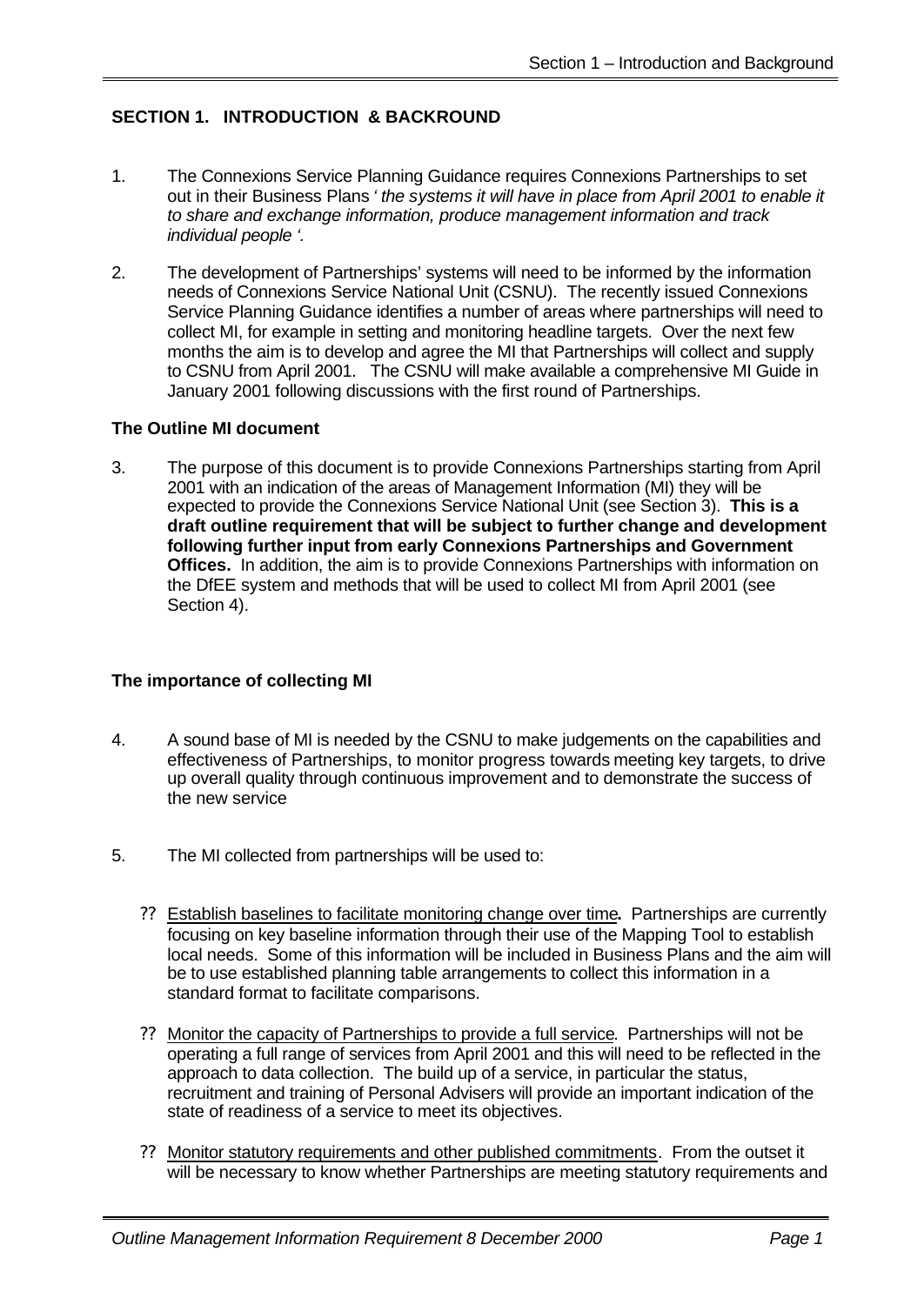## SECTION 1. INTRODUCTION & BACKROUND

1. The Connexions Service Planning Guidance requires Connexions Partnerships to set out in their Business Plans *' the systems it will have in place from April 2001 to enable it to share and exchange information, produce management information and track individual people '.*

2. The development of Partnerships' systems will need to be informed by the information needs of Connexions Service National Unit (CSNU). The recently issued Connexions Service Planning Guidance identifies a number of areas where partnerships will need to collect MI, for example in setting and monitoring headline targets. Over the next few months the aim is to develop and agree the MI that Partnerships will collect and supply to CSNU from April 2001. The CSNU will make available a comprehensive MI Guide in January 2001 following discussions with the first round of Partnerships.

### The Outline MI document

3. The purpose of this document is to provide Connexions Partnerships starting from April 2001 with an indication of the areas of Management Information (MI) they will be expected to provide the Connexions Service National Unit (see Section 3). **This is a draft outline requirement that will be subject to further change and development following further input from early Connexions Partnerships and Government Offices.** In addition, the aim is to provide Connexions Partnerships with information on the DfEE system and methods that will be used to collect MI from April 2001 (see Section 4).

### The importance of collecting MI

4. A sound base of MI is needed by the CSNU to make judgements on the capabilities and effectiveness of Partnerships, to monitor progress towards meeting key targets, to drive up overall quality through continuous improvement and to demonstrate the success of the new service

5. The MI collected from partnerships will be used to:

   ?? Establish baselines to facilitate monitoring change over time**.** Partnerships are currently focusing on key baseline information through their use of the Mapping Tool to establish local needs. Some of this information will be included in Business Plans and the aim will be to use established planning table arrangements to collect this information in a standard format to facilitate comparisons.

   ?? Monitor the capacity of Partnerships to provide a full service. Partnerships will not be operating a full range of services from April 2001 and this will need to be reflected in the approach to data collection. The build up of a service, in particular the status, recruitment and training of Personal Advisers will provide an important indication of the state of readiness of a service to meet its objectives.

   ?? Monitor statutory requirements and other published commitments. From the outset it will be necessary to know whether Partnerships are meeting statutory requirements and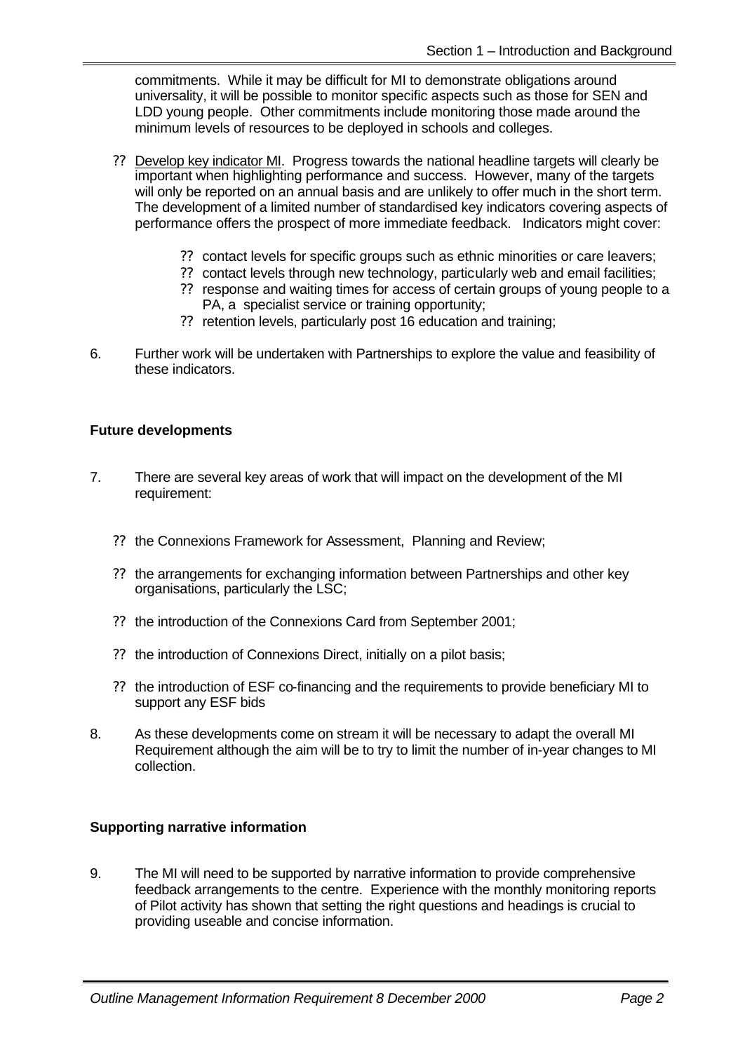commitments. While it may be difficult for MI to demonstrate obligations around universality, it will be possible to monitor specific aspects such as those for SEN and LDD young people. Other commitments include monitoring those made around the minimum levels of resources to be deployed in schools and colleges.

- Develop key indicator MI. Progress towards the national headline targets will clearly be important when highlighting performance and success. However, many of the targets will only be reported on an annual basis and are unlikely to offer much in the short term. The development of a limited number of standardised key indicators covering aspects of performance offers the prospect of more immediate feedback. Indicators might cover:
    - contact levels for specific groups such as ethnic minorities or care leavers;
    - contact levels through new technology, particularly web and email facilities;
    - response and waiting times for access of certain groups of young people to a PA, a specialist service or training opportunity;
    - retention levels, particularly post 16 education and training;

6. Further work will be undertaken with Partnerships to explore the value and feasibility of these indicators.

**Future developments**

7. There are several key areas of work that will impact on the development of the MI requirement:

    - the Connexions Framework for Assessment, Planning and Review;
    - the arrangements for exchanging information between Partnerships and other key organisations, particularly the LSC;
    - the introduction of the Connexions Card from September 2001;
    - the introduction of Connexions Direct, initially on a pilot basis;
    - the introduction of ESF co-financing and the requirements to provide beneficiary MI to support any ESF bids

8. As these developments come on stream it will be necessary to adapt the overall MI Requirement although the aim will be to try to limit the number of in-year changes to MI collection.

**Supporting narrative information**

9. The MI will need to be supported by narrative information to provide comprehensive feedback arrangements to the centre. Experience with the monthly monitoring reports of Pilot activity has shown that setting the right questions and headings is crucial to providing useable and concise information.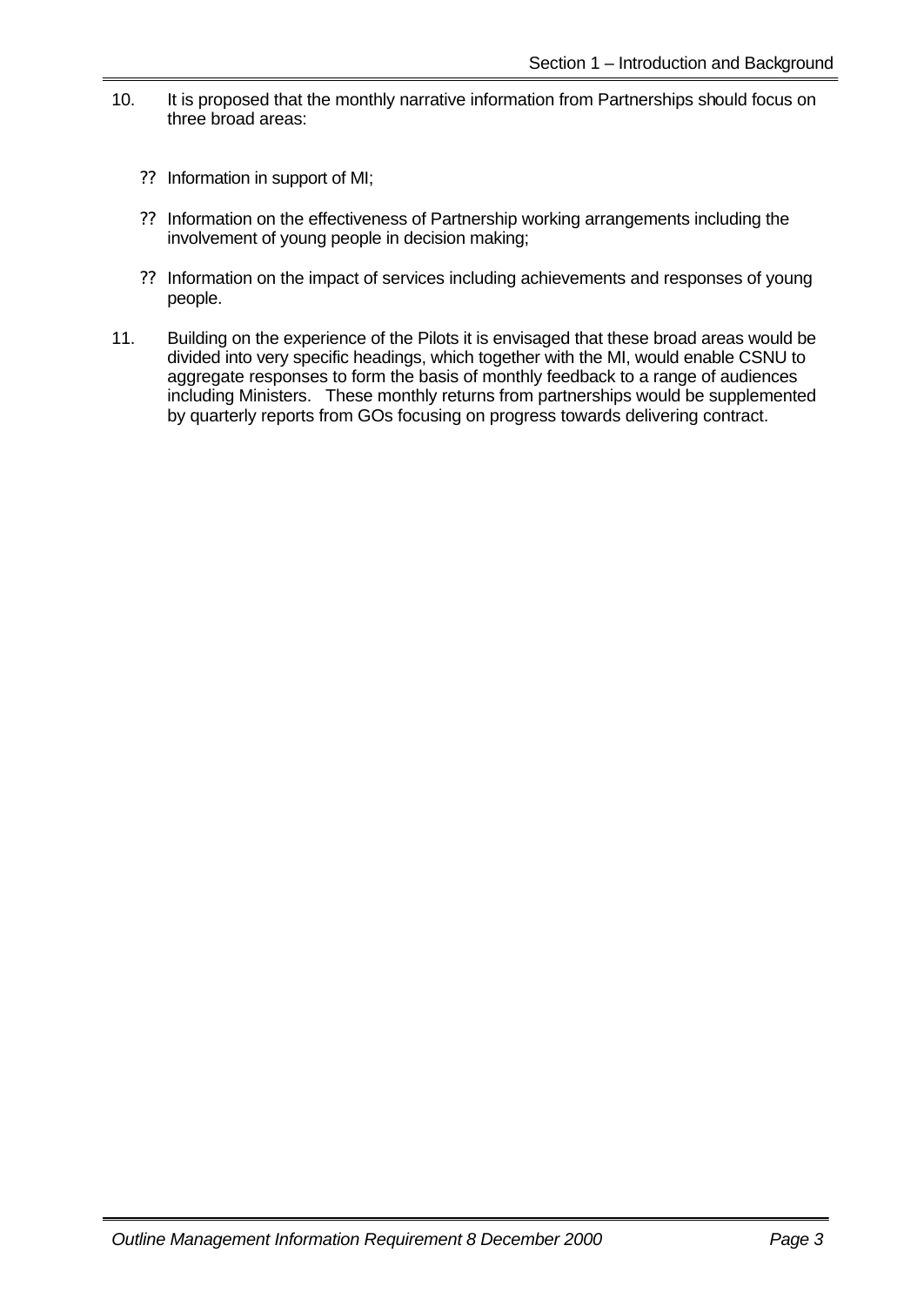10. It is proposed that the monthly narrative information from Partnerships should focus on three broad areas:

    - Information in support of MI;
    - Information on the effectiveness of Partnership working arrangements including the involvement of young people in decision making;
    - Information on the impact of services including achievements and responses of young people.

11. Building on the experience of the Pilots it is envisaged that these broad areas would be divided into very specific headings, which together with the MI, would enable CSNU to aggregate responses to form the basis of monthly feedback to a range of audiences including Ministers. These monthly returns from partnerships would be supplemented by quarterly reports from GOs focusing on progress towards delivering contract.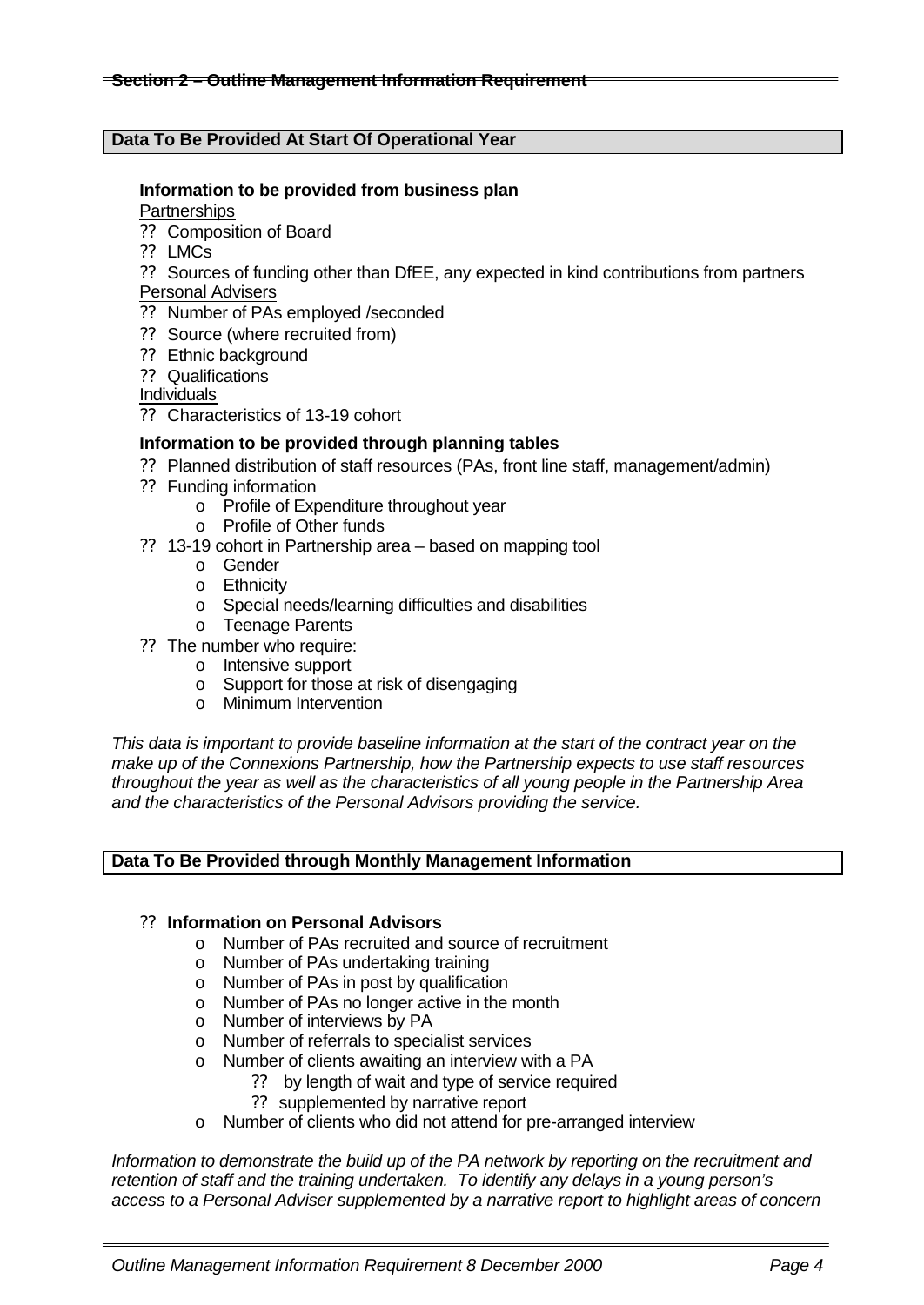## Section 2 – Outline Management Information Requirement

### Data To Be Provided At Start Of Operational Year

**Information to be provided from business plan**

Partnerships

- Composition of Board
- LMCs
- Sources of funding other than DfEE, any expected in kind contributions from partners

Personal Advisers

- Number of PAs employed /seconded
- Source (where recruited from)
- Ethnic background
- Qualifications

Individuals

- Characteristics of 13-19 cohort

**Information to be provided through planning tables**

- Planned distribution of staff resources (PAs, front line staff, management/admin)
- Funding information
  - Profile of Expenditure throughout year
  - Profile of Other funds
- 13-19 cohort in Partnership area – based on mapping tool
  - Gender
  - Ethnicity
  - Special needs/learning difficulties and disabilities
  - Teenage Parents
- The number who require:
  - Intensive support
  - Support for those at risk of disengaging
  - Minimum Intervention

*This data is important to provide baseline information at the start of the contract year on the make up of the Connexions Partnership, how the Partnership expects to use staff resources throughout the year as well as the characteristics of all young people in the Partnership Area and the characteristics of the Personal Advisors providing the service.*

### Data To Be Provided through Monthly Management Information

- **Information on Personal Advisors**
  - Number of PAs recruited and source of recruitment
  - Number of PAs undertaking training
  - Number of PAs in post by qualification
  - Number of PAs no longer active in the month
  - Number of interviews by PA
  - Number of referrals to specialist services
  - Number of clients awaiting an interview with a PA
    - by length of wait and type of service required
    - supplemented by narrative report
  - Number of clients who did not attend for pre-arranged interview

*Information to demonstrate the build up of the PA network by reporting on the recruitment and retention of staff and the training undertaken. To identify any delays in a young person's access to a Personal Adviser supplemented by a narrative report to highlight areas of concern*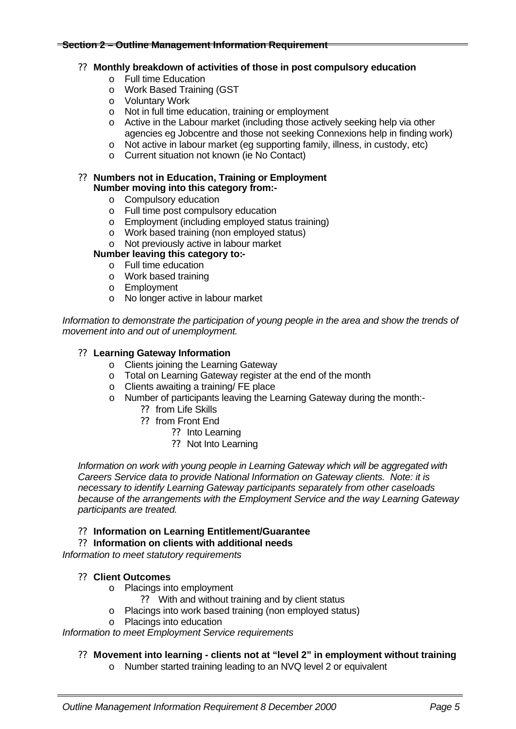## Section 2 – Outline Management Information Requirement

- **Monthly breakdown of activities of those in post compulsory education**
  - Full time Education
  - Work Based Training (GST
  - Voluntary Work
  - Not in full time education, training or employment
  - Active in the Labour market (including those actively seeking help via other agencies eg Jobcentre and those not seeking Connexions help in finding work)
  - Not active in labour market (eg supporting family, illness, in custody, etc)
  - Current situation not known (ie No Contact)

- **Numbers not in Education, Training or Employment**
  **Number moving into this category from:-**
  - Compulsory education
  - Full time post compulsory education
  - Employment (including employed status training)
  - Work based training (non employed status)
  - Not previously active in labour market

  **Number leaving this category to:-**
  - Full time education
  - Work based training
  - Employment
  - No longer active in labour market

*Information to demonstrate the participation of young people in the area and show the trends of movement into and out of unemployment.*

- **Learning Gateway Information**
  - Clients joining the Learning Gateway
  - Total on Learning Gateway register at the end of the month
  - Clients awaiting a training/ FE place
  - Number of participants leaving the Learning Gateway during the month:-
    - from Life Skills
    - from Front End
      - Into Learning
      - Not Into Learning

  *Information on work with young people in Learning Gateway which will be aggregated with Careers Service data to provide National Information on Gateway clients. Note: it is necessary to identify Learning Gateway participants separately from other caseloads because of the arrangements with the Employment Service and the way Learning Gateway participants are treated.*

- **Information on Learning Entitlement/Guarantee**
- **Information on clients with additional needs**

*Information to meet statutory requirements*

- **Client Outcomes**
  - Placings into employment
    - With and without training and by client status
  - Placings into work based training (non employed status)
  - Placings into education

*Information to meet Employment Service requirements*

- **Movement into learning - clients not at "level 2" in employment without training**
  - Number started training leading to an NVQ level 2 or equivalent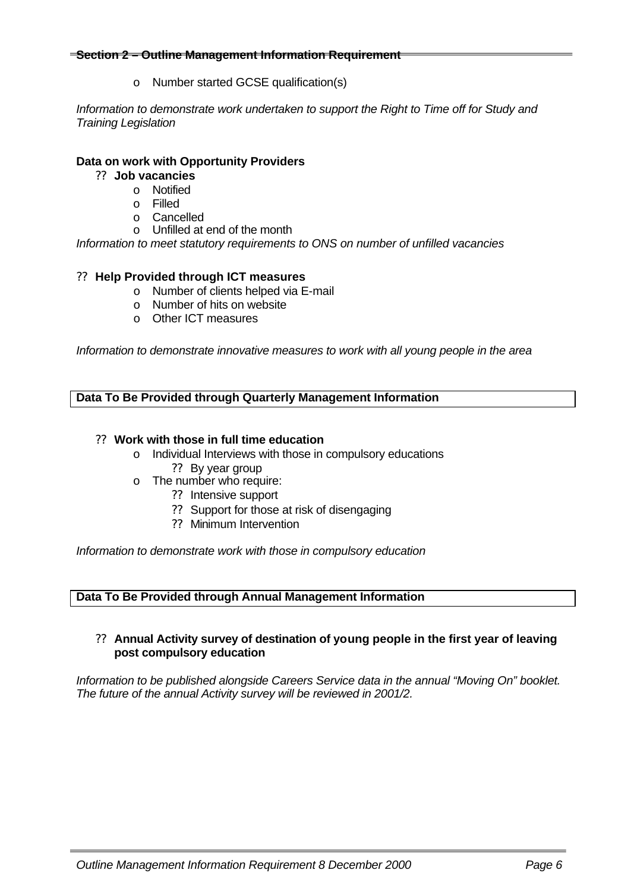- Number started GCSE qualification(s)

*Information to demonstrate work undertaken to support the Right to Time off for Study and Training Legislation*

**Data on work with Opportunity Providers**

- **Job vacancies**
  - Notified
  - Filled
  - Cancelled
  - Unfilled at end of the month

*Information to meet statutory requirements to ONS on number of unfilled vacancies*

- **Help Provided through ICT measures**
  - Number of clients helped via E-mail
  - Number of hits on website
  - Other ICT measures

*Information to demonstrate innovative measures to work with all young people in the area*

**Data To Be Provided through Quarterly Management Information**

- **Work with those in full time education**
  - Individual Interviews with those in compulsory educations
    - By year group
  - The number who require:
    - Intensive support
    - Support for those at risk of disengaging
    - Minimum Intervention

*Information to demonstrate work with those in compulsory education*

**Data To Be Provided through Annual Management Information**

- **Annual Activity survey of destination of young people in the first year of leaving post compulsory education**

*Information to be published alongside Careers Service data in the annual "Moving On" booklet. The future of the annual Activity survey will be reviewed in 2001/2.*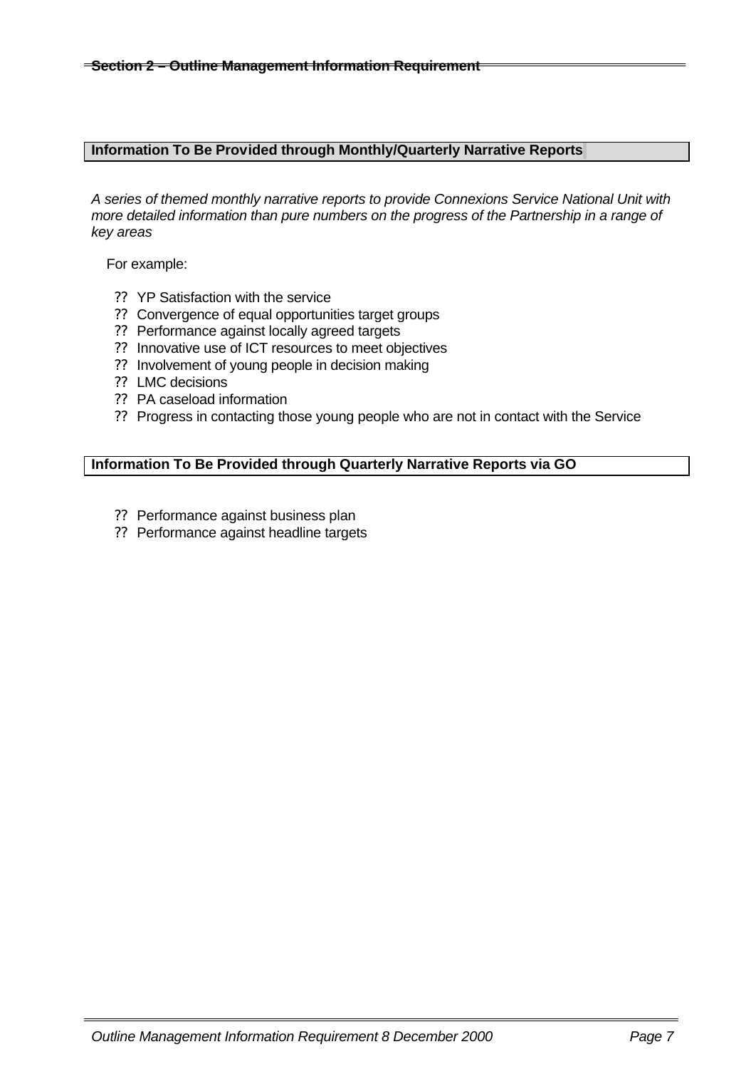## Information To Be Provided through Monthly/Quarterly Narrative Reports

*A series of themed monthly narrative reports to provide Connexions Service National Unit with more detailed information than pure numbers on the progress of the Partnership in a range of key areas*

For example:

- YP Satisfaction with the service
- Convergence of equal opportunities target groups
- Performance against locally agreed targets
- Innovative use of ICT resources to meet objectives
- Involvement of young people in decision making
- LMC decisions
- PA caseload information
- Progress in contacting those young people who are not in contact with the Service

## Information To Be Provided through Quarterly Narrative Reports via GO

- Performance against business plan
- Performance against headline targets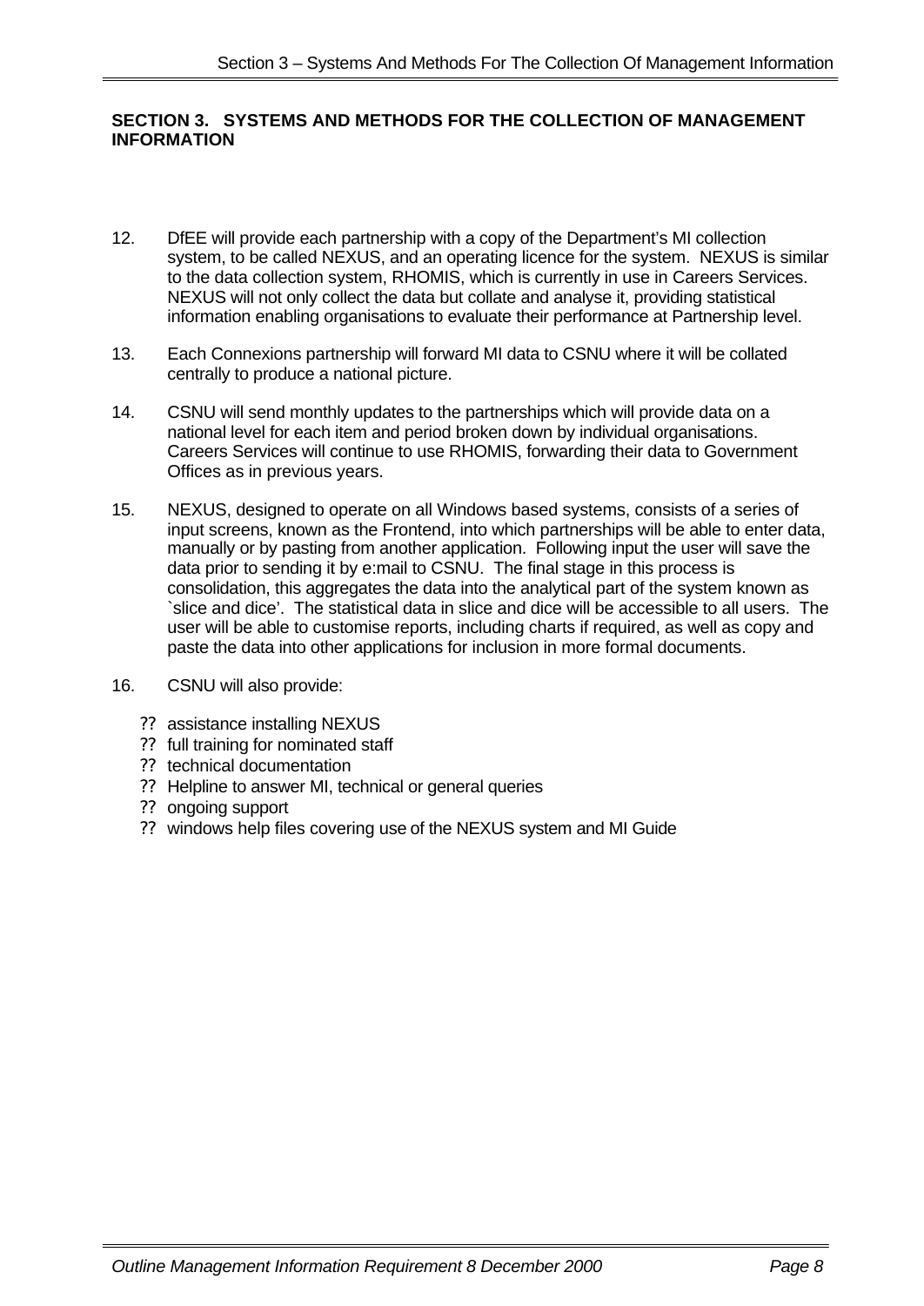## SECTION 3. SYSTEMS AND METHODS FOR THE COLLECTION OF MANAGEMENT INFORMATION

12. DfEE will provide each partnership with a copy of the Department's MI collection system, to be called NEXUS, and an operating licence for the system. NEXUS is similar to the data collection system, RHOMIS, which is currently in use in Careers Services. NEXUS will not only collect the data but collate and analyse it, providing statistical information enabling organisations to evaluate their performance at Partnership level.

13. Each Connexions partnership will forward MI data to CSNU where it will be collated centrally to produce a national picture.

14. CSNU will send monthly updates to the partnerships which will provide data on a national level for each item and period broken down by individual organisations. Careers Services will continue to use RHOMIS, forwarding their data to Government Offices as in previous years.

15. NEXUS, designed to operate on all Windows based systems, consists of a series of input screens, known as the Frontend, into which partnerships will be able to enter data, manually or by pasting from another application. Following input the user will save the data prior to sending it by e:mail to CSNU. The final stage in this process is consolidation, this aggregates the data into the analytical part of the system known as `slice and dice'. The statistical data in slice and dice will be accessible to all users. The user will be able to customise reports, including charts if required, as well as copy and paste the data into other applications for inclusion in more formal documents.

16. CSNU will also provide:

- assistance installing NEXUS
- full training for nominated staff
- technical documentation
- Helpline to answer MI, technical or general queries
- ongoing support
- windows help files covering use of the NEXUS system and MI Guide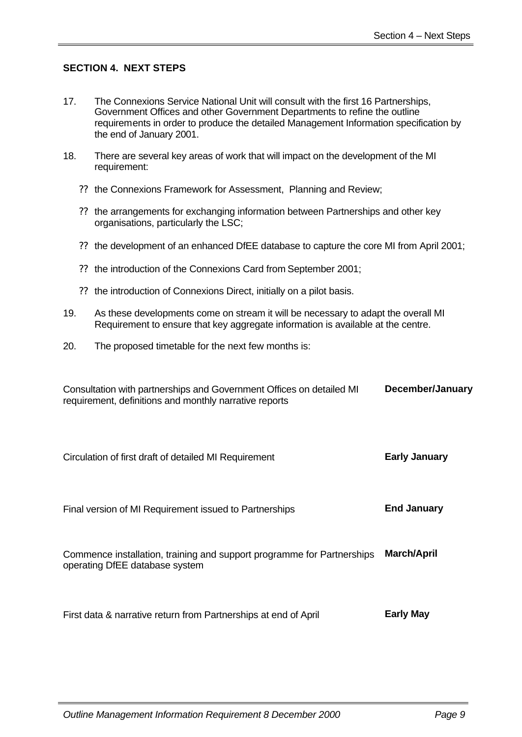## SECTION 4. NEXT STEPS

17. The Connexions Service National Unit will consult with the first 16 Partnerships, Government Offices and other Government Departments to refine the outline requirements in order to produce the detailed Management Information specification by the end of January 2001.

18. There are several key areas of work that will impact on the development of the MI requirement:

    - the Connexions Framework for Assessment, Planning and Review;
    - the arrangements for exchanging information between Partnerships and other key organisations, particularly the LSC;
    - the development of an enhanced DfEE database to capture the core MI from April 2001;
    - the introduction of the Connexions Card from September 2001;
    - the introduction of Connexions Direct, initially on a pilot basis.

19. As these developments come on stream it will be necessary to adapt the overall MI Requirement to ensure that key aggregate information is available at the centre.

20. The proposed timetable for the next few months is:

| | |
|---|---|
| Consultation with partnerships and Government Offices on detailed MI requirement, definitions and monthly narrative reports | **December/January** |
| Circulation of first draft of detailed MI Requirement | **Early January** |
| Final version of MI Requirement issued to Partnerships | **End January** |
| Commence installation, training and support programme for Partnerships operating DfEE database system | **March/April** |
| First data & narrative return from Partnerships at end of April | **Early May** |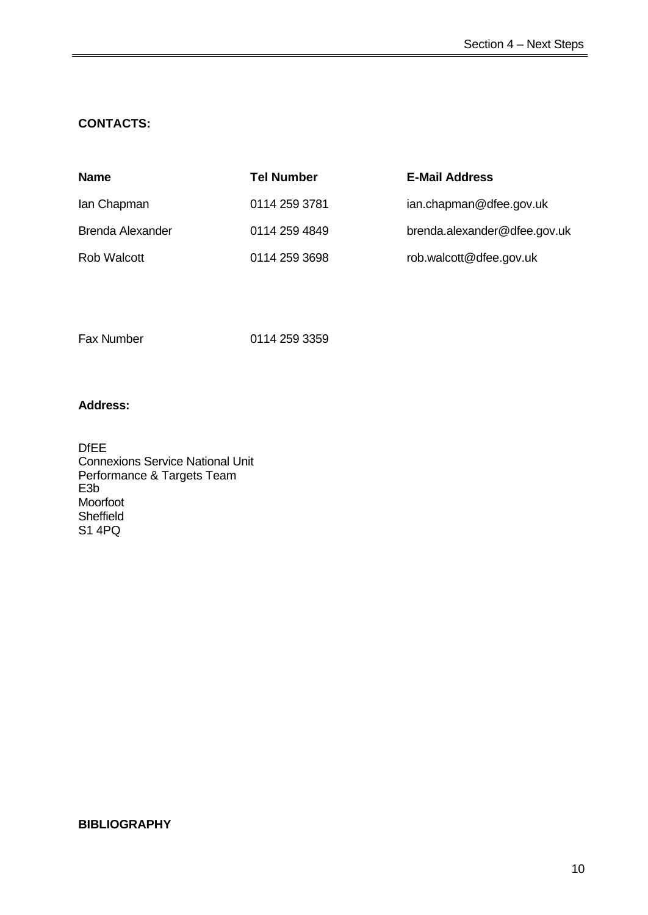**CONTACTS:**

| Name | Tel Number | E-Mail Address |
|---|---|---|
| Ian Chapman | 0114 259 3781 | ian.chapman@dfee.gov.uk |
| Brenda Alexander | 0114 259 4849 | brenda.alexander@dfee.gov.uk |
| Rob Walcott | 0114 259 3698 | rob.walcott@dfee.gov.uk |

Fax Number 0114 259 3359

**Address:**

DfEE
Connexions Service National Unit
Performance & Targets Team
E3b
Moorfoot
Sheffield
S1 4PQ

**BIBLIOGRAPHY**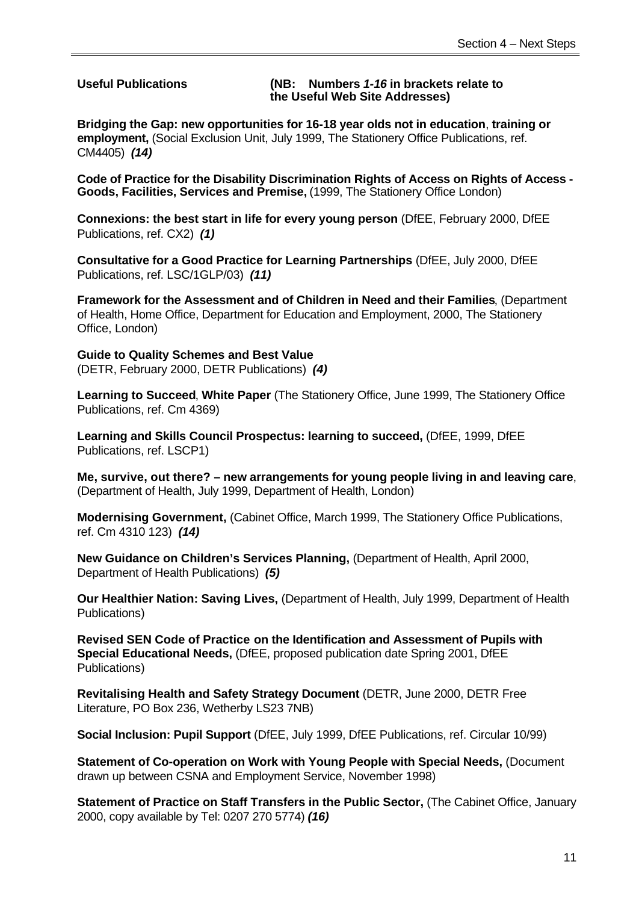**Useful Publications** **(NB: Numbers *1-16* in brackets relate to the Useful Web Site Addresses)**

**Bridging the Gap: new opportunities for 16-18 year olds not in education**, **training or employment,** (Social Exclusion Unit, July 1999, The Stationery Office Publications, ref. CM4405) ***(14)***

**Code of Practice for the Disability Discrimination Rights of Access on Rights of Access - Goods, Facilities, Services and Premise,** (1999, The Stationery Office London)

**Connexions: the best start in life for every young person** (DfEE, February 2000, DfEE Publications, ref. CX2) ***(1)***

**Consultative for a Good Practice for Learning Partnerships** (DfEE, July 2000, DfEE Publications, ref. LSC/1GLP/03) ***(11)***

**Framework for the Assessment and of Children in Need and their Families**, (Department of Health, Home Office, Department for Education and Employment, 2000, The Stationery Office, London)

**Guide to Quality Schemes and Best Value**
(DETR, February 2000, DETR Publications) ***(4)***

**Learning to Succeed**, **White Paper** (The Stationery Office, June 1999, The Stationery Office Publications, ref. Cm 4369)

**Learning and Skills Council Prospectus: learning to succeed,** (DfEE, 1999, DfEE Publications, ref. LSCP1)

**Me, survive, out there? – new arrangements for young people living in and leaving care**, (Department of Health, July 1999, Department of Health, London)

**Modernising Government,** (Cabinet Office, March 1999, The Stationery Office Publications, ref. Cm 4310 123) ***(14)***

**New Guidance on Children's Services Planning,** (Department of Health, April 2000, Department of Health Publications) ***(5)***

**Our Healthier Nation: Saving Lives,** (Department of Health, July 1999, Department of Health Publications)

**Revised SEN Code of Practice on the Identification and Assessment of Pupils with Special Educational Needs,** (DfEE, proposed publication date Spring 2001, DfEE Publications)

**Revitalising Health and Safety Strategy Document** (DETR, June 2000, DETR Free Literature, PO Box 236, Wetherby LS23 7NB)

**Social Inclusion: Pupil Support** (DfEE, July 1999, DfEE Publications, ref. Circular 10/99)

**Statement of Co-operation on Work with Young People with Special Needs,** (Document drawn up between CSNA and Employment Service, November 1998)

**Statement of Practice on Staff Transfers in the Public Sector,** (The Cabinet Office, January 2000, copy available by Tel: 0207 270 5774) ***(16)***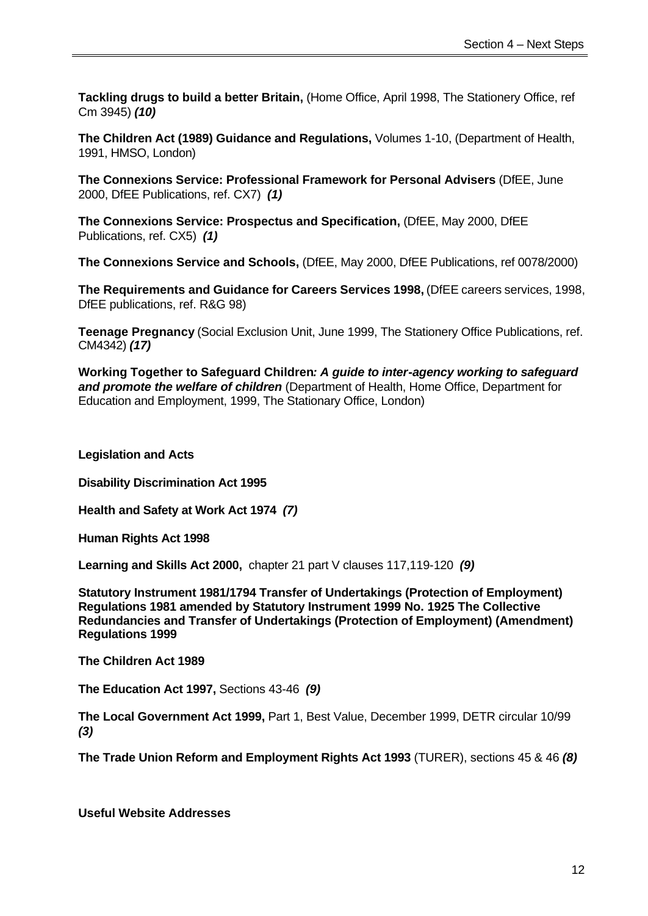**Tackling drugs to build a better Britain,** (Home Office, April 1998, The Stationery Office, ref Cm 3945) ***(10)***

**The Children Act (1989) Guidance and Regulations,** Volumes 1-10, (Department of Health, 1991, HMSO, London)

**The Connexions Service: Professional Framework for Personal Advisers** (DfEE, June 2000, DfEE Publications, ref. CX7) ***(1)***

**The Connexions Service: Prospectus and Specification,** (DfEE, May 2000, DfEE Publications, ref. CX5) ***(1)***

**The Connexions Service and Schools,** (DfEE, May 2000, DfEE Publications, ref 0078/2000)

**The Requirements and Guidance for Careers Services 1998,** (DfEE careers services, 1998, DfEE publications, ref. R&G 98)

**Teenage Pregnancy** (Social Exclusion Unit, June 1999, The Stationery Office Publications, ref. CM4342) ***(17)***

**Working Together to Safeguard Children*: A guide to inter-agency working to safeguard and promote the welfare of children*** (Department of Health, Home Office, Department for Education and Employment, 1999, The Stationary Office, London)

**Legislation and Acts**

**Disability Discrimination Act 1995**

**Health and Safety at Work Act 1974** ***(7)***

**Human Rights Act 1998**

**Learning and Skills Act 2000,** chapter 21 part V clauses 117,119-120 ***(9)***

**Statutory Instrument 1981/1794 Transfer of Undertakings (Protection of Employment) Regulations 1981 amended by Statutory Instrument 1999 No. 1925 The Collective Redundancies and Transfer of Undertakings (Protection of Employment) (Amendment) Regulations 1999**

**The Children Act 1989**

**The Education Act 1997,** Sections 43-46 ***(9)***

**The Local Government Act 1999,** Part 1, Best Value, December 1999, DETR circular 10/99 ***(3)***

**The Trade Union Reform and Employment Rights Act 1993** (TURER), sections 45 & 46 ***(8)***

**Useful Website Addresses**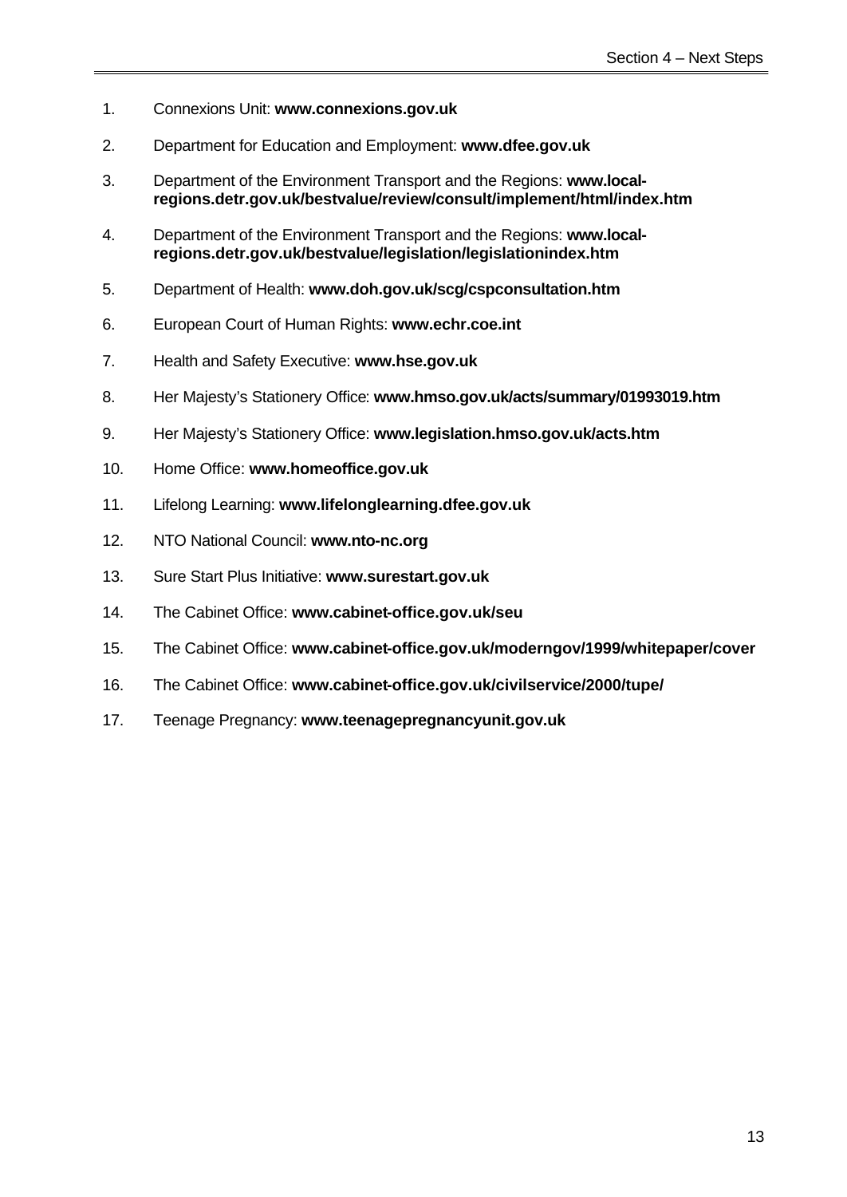1. Connexions Unit: **www.connexions.gov.uk**
2. Department for Education and Employment: **www.dfee.gov.uk**
3. Department of the Environment Transport and the Regions: **www.local-regions.detr.gov.uk/bestvalue/review/consult/implement/html/index.htm**
4. Department of the Environment Transport and the Regions: **www.local-regions.detr.gov.uk/bestvalue/legislation/legislationindex.htm**
5. Department of Health: **www.doh.gov.uk/scg/cspconsultation.htm**
6. European Court of Human Rights: **www.echr.coe.int**
7. Health and Safety Executive: **www.hse.gov.uk**
8. Her Majesty's Stationery Office: **www.hmso.gov.uk/acts/summary/01993019.htm**
9. Her Majesty's Stationery Office: **www.legislation.hmso.gov.uk/acts.htm**
10. Home Office: **www.homeoffice.gov.uk**
11. Lifelong Learning: **www.lifelonglearning.dfee.gov.uk**
12. NTO National Council: **www.nto-nc.org**
13. Sure Start Plus Initiative: **www.surestart.gov.uk**
14. The Cabinet Office: **www.cabinet-office.gov.uk/seu**
15. The Cabinet Office: **www.cabinet-office.gov.uk/moderngov/1999/whitepaper/cover**
16. The Cabinet Office: **www.cabinet-office.gov.uk/civilservice/2000/tupe/**
17. Teenage Pregnancy: **www.teenagepregnancyunit.gov.uk**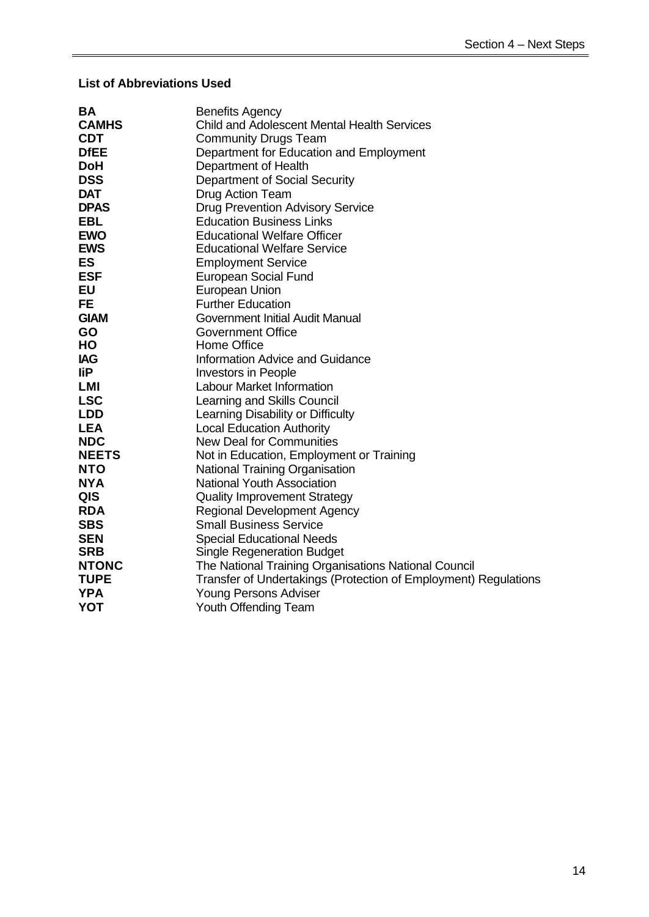**List of Abbreviations Used**

| | |
|---|---|
| **BA** | Benefits Agency |
| **CAMHS** | Child and Adolescent Mental Health Services |
| **CDT** | Community Drugs Team |
| **DfEE** | Department for Education and Employment |
| **DoH** | Department of Health |
| **DSS** | Department of Social Security |
| **DAT** | Drug Action Team |
| **DPAS** | Drug Prevention Advisory Service |
| **EBL** | Education Business Links |
| **EWO** | Educational Welfare Officer |
| **EWS** | Educational Welfare Service |
| **ES** | Employment Service |
| **ESF** | European Social Fund |
| **EU** | European Union |
| **FE** | Further Education |
| **GIAM** | Government Initial Audit Manual |
| **GO** | Government Office |
| **HO** | Home Office |
| **IAG** | Information Advice and Guidance |
| **IiP** | Investors in People |
| **LMI** | Labour Market Information |
| **LSC** | Learning and Skills Council |
| **LDD** | Learning Disability or Difficulty |
| **LEA** | Local Education Authority |
| **NDC** | New Deal for Communities |
| **NEETS** | Not in Education, Employment or Training |
| **NTO** | National Training Organisation |
| **NYA** | National Youth Association |
| **QIS** | Quality Improvement Strategy |
| **RDA** | Regional Development Agency |
| **SBS** | Small Business Service |
| **SEN** | Special Educational Needs |
| **SRB** | Single Regeneration Budget |
| **NTONC** | The National Training Organisations National Council |
| **TUPE** | Transfer of Undertakings (Protection of Employment) Regulations |
| **YPA** | Young Persons Adviser |
| **YOT** | Youth Offending Team |